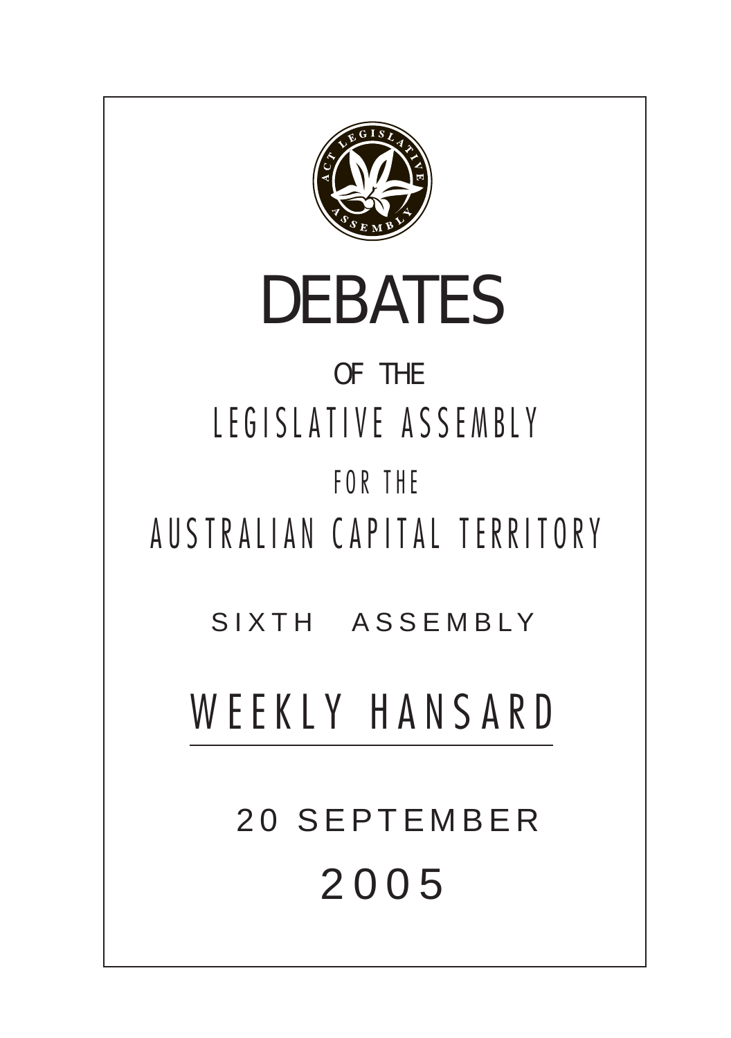# DEBATES

OF THE

LEGISLATIVE ASSEMBLY

FOR THE

AUSTRALIAN CAPITAL TERRITORY

SIXTH ASSEMBLY

## WEEKLY HANSARD

20 SEPTEMBER

2005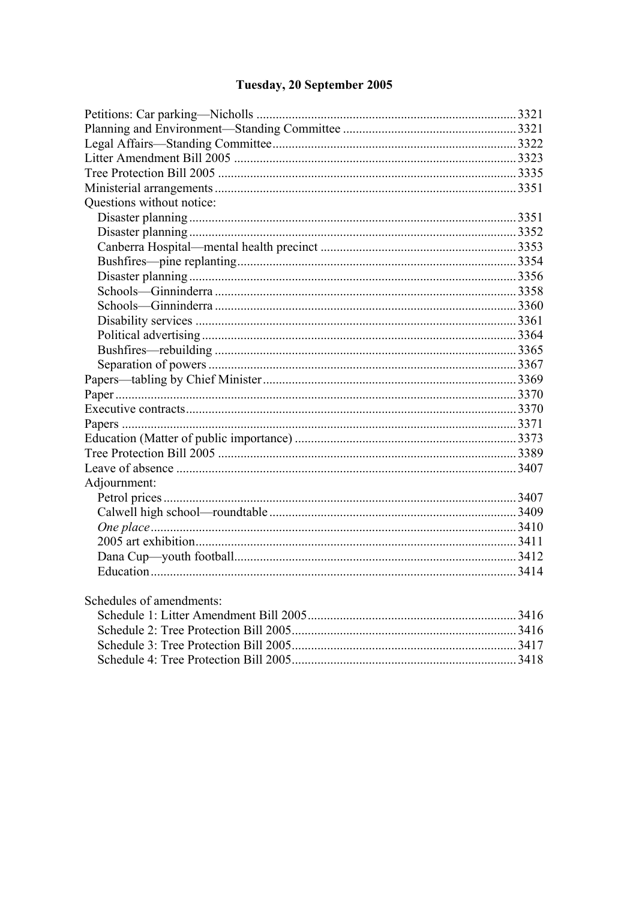# Tuesday, 20 September 2005

Petitions: Car parking—Nicholls ........ 3321
Planning and Environment—Standing Committee ........ 3321
Legal Affairs—Standing Committee ........ 3322
Litter Amendment Bill 2005 ........ 3323
Tree Protection Bill 2005 ........ 3335
Ministerial arrangements ........ 3351
Questions without notice:
- Disaster planning ........ 3351
- Disaster planning ........ 3352
- Canberra Hospital—mental health precinct ........ 3353
- Bushfires—pine replanting ........ 3354
- Disaster planning ........ 3356
- Schools—Ginninderra ........ 3358
- Schools—Ginninderra ........ 3360
- Disability services ........ 3361
- Political advertising ........ 3364
- Bushfires—rebuilding ........ 3365
- Separation of powers ........ 3367

Papers—tabling by Chief Minister ........ 3369
Paper ........ 3370
Executive contracts ........ 3370
Papers ........ 3371
Education (Matter of public importance) ........ 3373
Tree Protection Bill 2005 ........ 3389
Leave of absence ........ 3407
Adjournment:
- Petrol prices ........ 3407
- Calwell high school—roundtable ........ 3409
- *One place* ........ 3410
- 2005 art exhibition ........ 3411
- Dana Cup—youth football ........ 3412
- Education ........ 3414

Schedules of amendments:
- Schedule 1: Litter Amendment Bill 2005 ........ 3416
- Schedule 2: Tree Protection Bill 2005 ........ 3416
- Schedule 3: Tree Protection Bill 2005 ........ 3417
- Schedule 4: Tree Protection Bill 2005 ........ 3418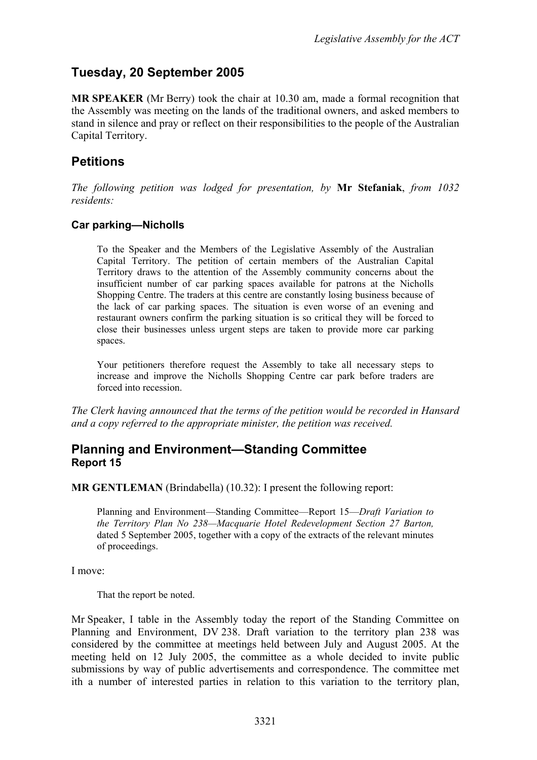## Tuesday, 20 September 2005

**MR SPEAKER** (Mr Berry) took the chair at 10.30 am, made a formal recognition that the Assembly was meeting on the lands of the traditional owners, and asked members to stand in silence and pray or reflect on their responsibilities to the people of the Australian Capital Territory.

## Petitions

*The following petition was lodged for presentation, by* **Mr Stefaniak**, *from 1032 residents:*

### Car parking—Nicholls

> To the Speaker and the Members of the Legislative Assembly of the Australian Capital Territory. The petition of certain members of the Australian Capital Territory draws to the attention of the Assembly community concerns about the insufficient number of car parking spaces available for patrons at the Nicholls Shopping Centre. The traders at this centre are constantly losing business because of the lack of car parking spaces. The situation is even worse of an evening and restaurant owners confirm the parking situation is so critical they will be forced to close their businesses unless urgent steps are taken to provide more car parking spaces.
>
> Your petitioners therefore request the Assembly to take all necessary steps to increase and improve the Nicholls Shopping Centre car park before traders are forced into recession.

*The Clerk having announced that the terms of the petition would be recorded in Hansard and a copy referred to the appropriate minister, the petition was received.*

## Planning and Environment—Standing Committee
### Report 15

**MR GENTLEMAN** (Brindabella) (10.32): I present the following report:

> Planning and Environment—Standing Committee—Report 15—*Draft Variation to the Territory Plan No 238—Macquarie Hotel Redevelopment Section 27 Barton,* dated 5 September 2005, together with a copy of the extracts of the relevant minutes of proceedings.

I move:

> That the report be noted.

Mr Speaker, I table in the Assembly today the report of the Standing Committee on Planning and Environment, DV 238. Draft variation to the territory plan 238 was considered by the committee at meetings held between July and August 2005. At the meeting held on 12 July 2005, the committee as a whole decided to invite public submissions by way of public advertisements and correspondence. The committee met ith a number of interested parties in relation to this variation to the territory plan,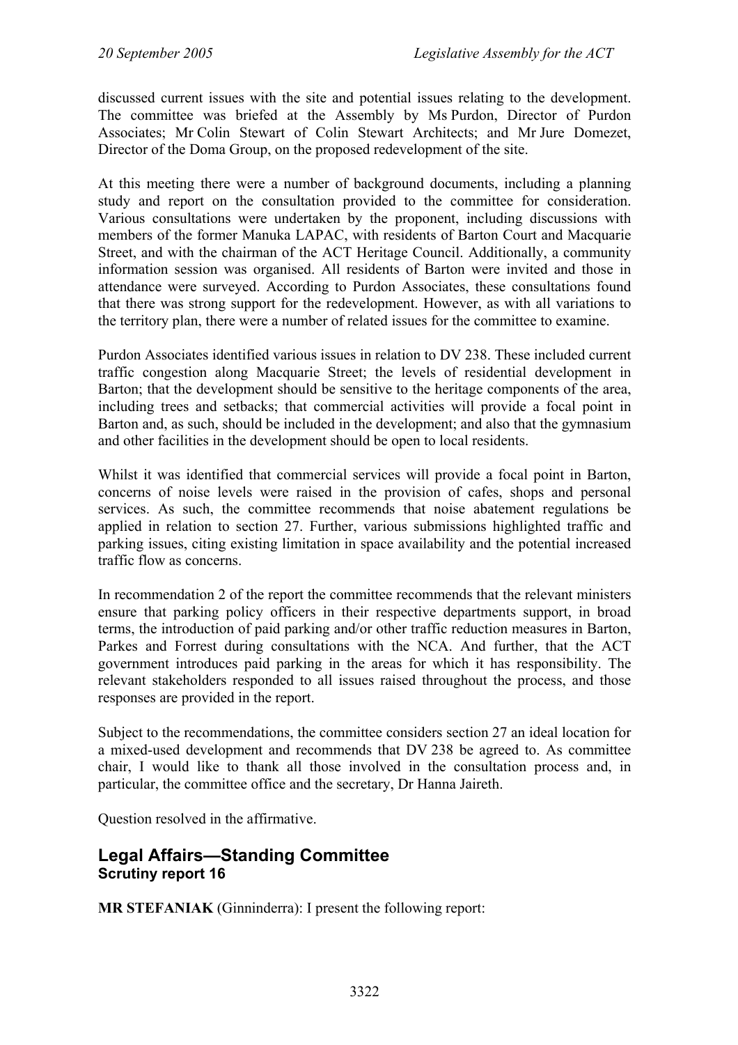discussed current issues with the site and potential issues relating to the development. The committee was briefed at the Assembly by Ms Purdon, Director of Purdon Associates; Mr Colin Stewart of Colin Stewart Architects; and Mr Jure Domezet, Director of the Doma Group, on the proposed redevelopment of the site.

At this meeting there were a number of background documents, including a planning study and report on the consultation provided to the committee for consideration. Various consultations were undertaken by the proponent, including discussions with members of the former Manuka LAPAC, with residents of Barton Court and Macquarie Street, and with the chairman of the ACT Heritage Council. Additionally, a community information session was organised. All residents of Barton were invited and those in attendance were surveyed. According to Purdon Associates, these consultations found that there was strong support for the redevelopment. However, as with all variations to the territory plan, there were a number of related issues for the committee to examine.

Purdon Associates identified various issues in relation to DV 238. These included current traffic congestion along Macquarie Street; the levels of residential development in Barton; that the development should be sensitive to the heritage components of the area, including trees and setbacks; that commercial activities will provide a focal point in Barton and, as such, should be included in the development; and also that the gymnasium and other facilities in the development should be open to local residents.

Whilst it was identified that commercial services will provide a focal point in Barton, concerns of noise levels were raised in the provision of cafes, shops and personal services. As such, the committee recommends that noise abatement regulations be applied in relation to section 27. Further, various submissions highlighted traffic and parking issues, citing existing limitation in space availability and the potential increased traffic flow as concerns.

In recommendation 2 of the report the committee recommends that the relevant ministers ensure that parking policy officers in their respective departments support, in broad terms, the introduction of paid parking and/or other traffic reduction measures in Barton, Parkes and Forrest during consultations with the NCA. And further, that the ACT government introduces paid parking in the areas for which it has responsibility. The relevant stakeholders responded to all issues raised throughout the process, and those responses are provided in the report.

Subject to the recommendations, the committee considers section 27 an ideal location for a mixed-used development and recommends that DV 238 be agreed to. As committee chair, I would like to thank all those involved in the consultation process and, in particular, the committee office and the secretary, Dr Hanna Jaireth.

Question resolved in the affirmative.

## Legal Affairs—Standing Committee
### Scrutiny report 16

**MR STEFANIAK** (Ginninderra): I present the following report: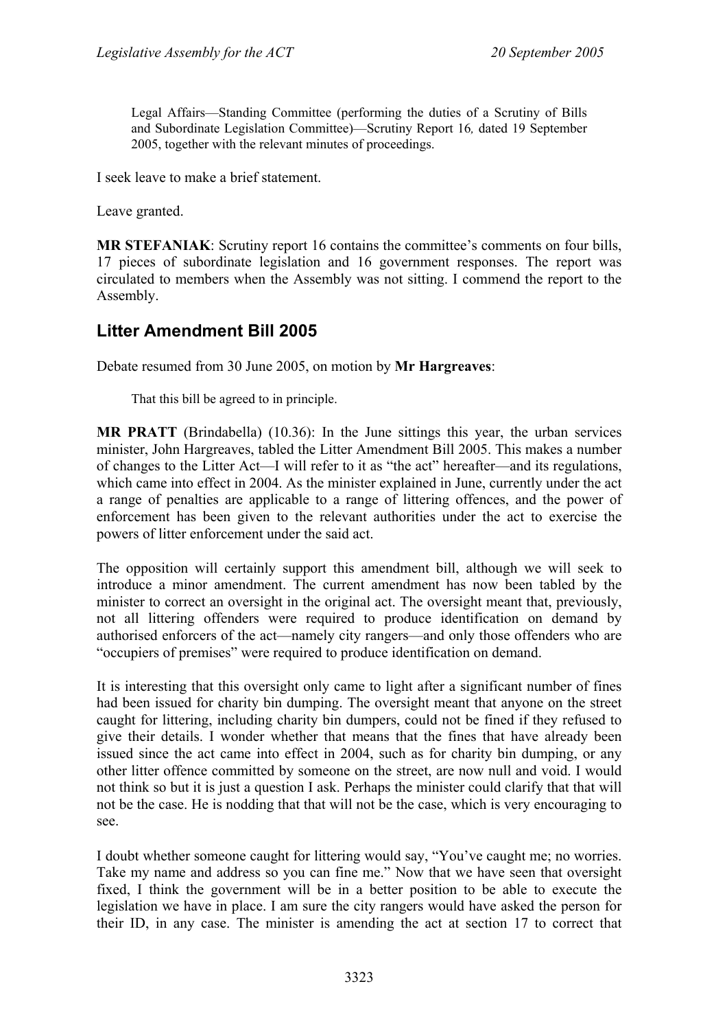Legal Affairs—Standing Committee (performing the duties of a Scrutiny of Bills and Subordinate Legislation Committee)—Scrutiny Report 16*,* dated 19 September 2005, together with the relevant minutes of proceedings.

I seek leave to make a brief statement.

Leave granted.

**MR STEFANIAK**: Scrutiny report 16 contains the committee's comments on four bills, 17 pieces of subordinate legislation and 16 government responses. The report was circulated to members when the Assembly was not sitting. I commend the report to the Assembly.

## Litter Amendment Bill 2005

Debate resumed from 30 June 2005, on motion by **Mr Hargreaves**:

That this bill be agreed to in principle.

**MR PRATT** (Brindabella) (10.36): In the June sittings this year, the urban services minister, John Hargreaves, tabled the Litter Amendment Bill 2005. This makes a number of changes to the Litter Act—I will refer to it as "the act" hereafter—and its regulations, which came into effect in 2004. As the minister explained in June, currently under the act a range of penalties are applicable to a range of littering offences, and the power of enforcement has been given to the relevant authorities under the act to exercise the powers of litter enforcement under the said act.

The opposition will certainly support this amendment bill, although we will seek to introduce a minor amendment. The current amendment has now been tabled by the minister to correct an oversight in the original act. The oversight meant that, previously, not all littering offenders were required to produce identification on demand by authorised enforcers of the act—namely city rangers—and only those offenders who are "occupiers of premises" were required to produce identification on demand.

It is interesting that this oversight only came to light after a significant number of fines had been issued for charity bin dumping. The oversight meant that anyone on the street caught for littering, including charity bin dumpers, could not be fined if they refused to give their details. I wonder whether that means that the fines that have already been issued since the act came into effect in 2004, such as for charity bin dumping, or any other litter offence committed by someone on the street, are now null and void. I would not think so but it is just a question I ask. Perhaps the minister could clarify that that will not be the case. He is nodding that that will not be the case, which is very encouraging to see.

I doubt whether someone caught for littering would say, "You've caught me; no worries. Take my name and address so you can fine me." Now that we have seen that oversight fixed, I think the government will be in a better position to be able to execute the legislation we have in place. I am sure the city rangers would have asked the person for their ID, in any case. The minister is amending the act at section 17 to correct that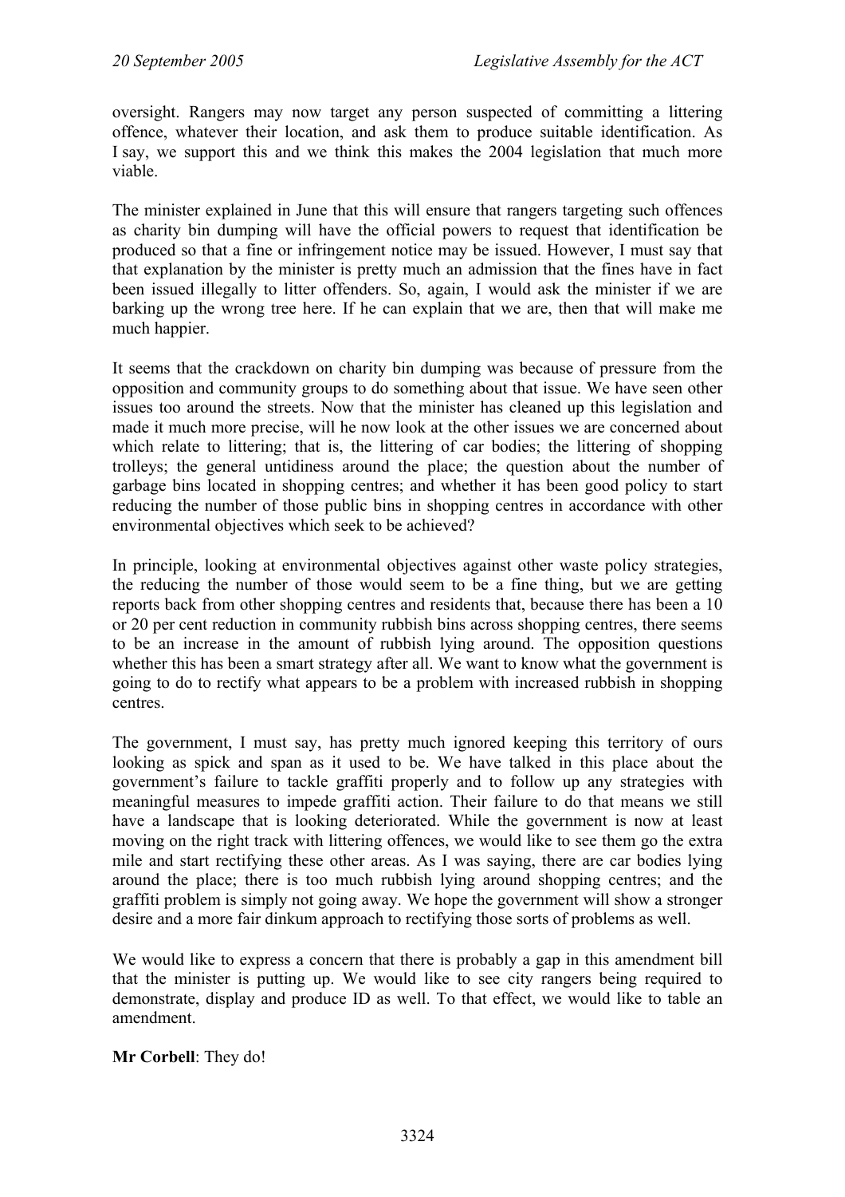oversight. Rangers may now target any person suspected of committing a littering offence, whatever their location, and ask them to produce suitable identification. As I say, we support this and we think this makes the 2004 legislation that much more viable.

The minister explained in June that this will ensure that rangers targeting such offences as charity bin dumping will have the official powers to request that identification be produced so that a fine or infringement notice may be issued. However, I must say that that explanation by the minister is pretty much an admission that the fines have in fact been issued illegally to litter offenders. So, again, I would ask the minister if we are barking up the wrong tree here. If he can explain that we are, then that will make me much happier.

It seems that the crackdown on charity bin dumping was because of pressure from the opposition and community groups to do something about that issue. We have seen other issues too around the streets. Now that the minister has cleaned up this legislation and made it much more precise, will he now look at the other issues we are concerned about which relate to littering; that is, the littering of car bodies; the littering of shopping trolleys; the general untidiness around the place; the question about the number of garbage bins located in shopping centres; and whether it has been good policy to start reducing the number of those public bins in shopping centres in accordance with other environmental objectives which seek to be achieved?

In principle, looking at environmental objectives against other waste policy strategies, the reducing the number of those would seem to be a fine thing, but we are getting reports back from other shopping centres and residents that, because there has been a 10 or 20 per cent reduction in community rubbish bins across shopping centres, there seems to be an increase in the amount of rubbish lying around. The opposition questions whether this has been a smart strategy after all. We want to know what the government is going to do to rectify what appears to be a problem with increased rubbish in shopping centres.

The government, I must say, has pretty much ignored keeping this territory of ours looking as spick and span as it used to be. We have talked in this place about the government's failure to tackle graffiti properly and to follow up any strategies with meaningful measures to impede graffiti action. Their failure to do that means we still have a landscape that is looking deteriorated. While the government is now at least moving on the right track with littering offences, we would like to see them go the extra mile and start rectifying these other areas. As I was saying, there are car bodies lying around the place; there is too much rubbish lying around shopping centres; and the graffiti problem is simply not going away. We hope the government will show a stronger desire and a more fair dinkum approach to rectifying those sorts of problems as well.

We would like to express a concern that there is probably a gap in this amendment bill that the minister is putting up. We would like to see city rangers being required to demonstrate, display and produce ID as well. To that effect, we would like to table an amendment.

**Mr Corbell**: They do!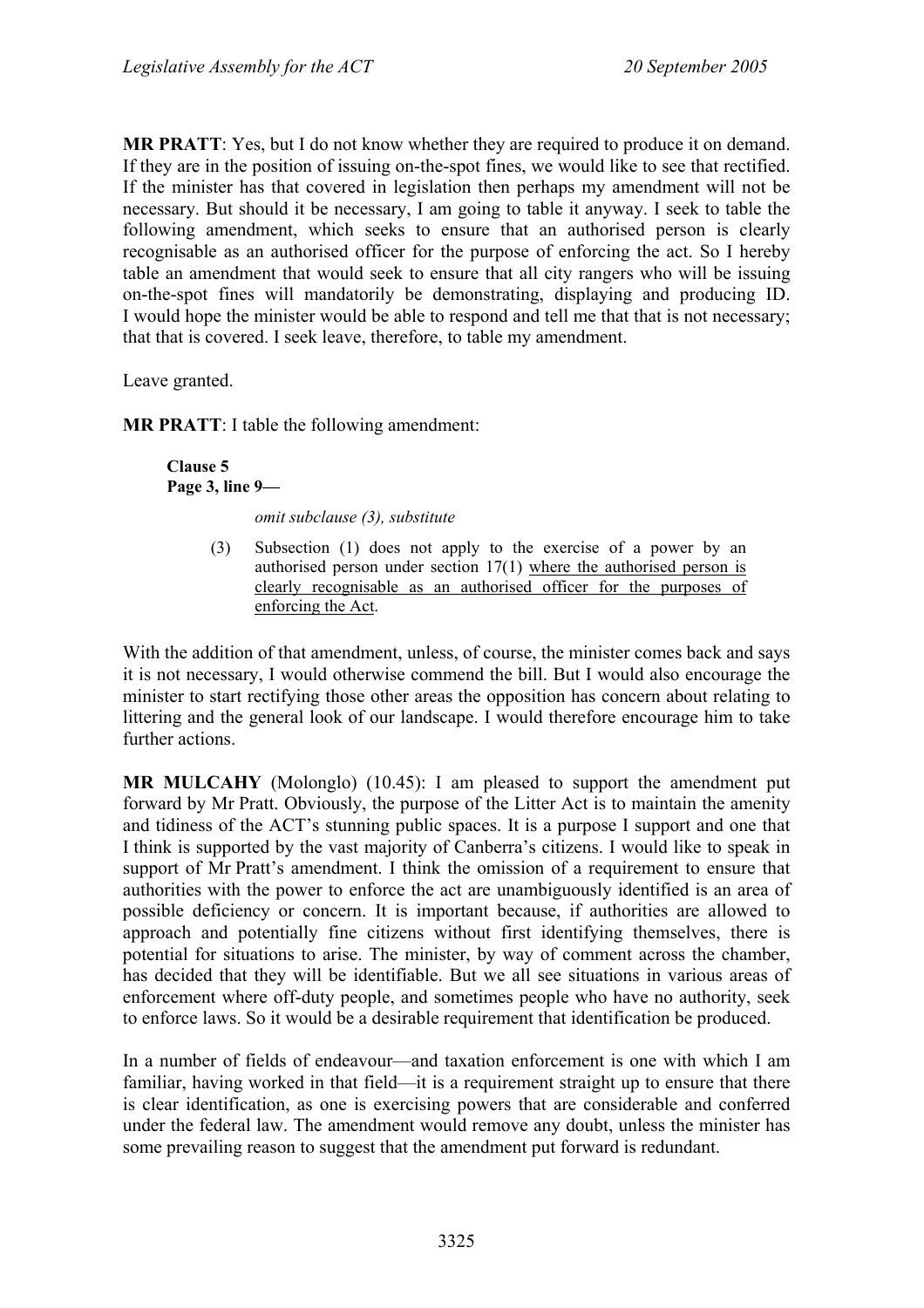**MR PRATT**: Yes, but I do not know whether they are required to produce it on demand. If they are in the position of issuing on-the-spot fines, we would like to see that rectified. If the minister has that covered in legislation then perhaps my amendment will not be necessary. But should it be necessary, I am going to table it anyway. I seek to table the following amendment, which seeks to ensure that an authorised person is clearly recognisable as an authorised officer for the purpose of enforcing the act. So I hereby table an amendment that would seek to ensure that all city rangers who will be issuing on-the-spot fines will mandatorily be demonstrating, displaying and producing ID. I would hope the minister would be able to respond and tell me that that is not necessary; that that is covered. I seek leave, therefore, to table my amendment.

Leave granted.

**MR PRATT**: I table the following amendment:

> **Clause 5**
> **Page 3, line 9—**
>
> *omit subclause (3), substitute*
>
> (3) Subsection (1) does not apply to the exercise of a power by an authorised person under section 17(1) <u>where the authorised person is clearly recognisable as an authorised officer for the purposes of enforcing the Act</u>.

With the addition of that amendment, unless, of course, the minister comes back and says it is not necessary, I would otherwise commend the bill. But I would also encourage the minister to start rectifying those other areas the opposition has concern about relating to littering and the general look of our landscape. I would therefore encourage him to take further actions.

**MR MULCAHY** (Molonglo) (10.45): I am pleased to support the amendment put forward by Mr Pratt. Obviously, the purpose of the Litter Act is to maintain the amenity and tidiness of the ACT's stunning public spaces. It is a purpose I support and one that I think is supported by the vast majority of Canberra's citizens. I would like to speak in support of Mr Pratt's amendment. I think the omission of a requirement to ensure that authorities with the power to enforce the act are unambiguously identified is an area of possible deficiency or concern. It is important because, if authorities are allowed to approach and potentially fine citizens without first identifying themselves, there is potential for situations to arise. The minister, by way of comment across the chamber, has decided that they will be identifiable. But we all see situations in various areas of enforcement where off-duty people, and sometimes people who have no authority, seek to enforce laws. So it would be a desirable requirement that identification be produced.

In a number of fields of endeavour—and taxation enforcement is one with which I am familiar, having worked in that field—it is a requirement straight up to ensure that there is clear identification, as one is exercising powers that are considerable and conferred under the federal law. The amendment would remove any doubt, unless the minister has some prevailing reason to suggest that the amendment put forward is redundant.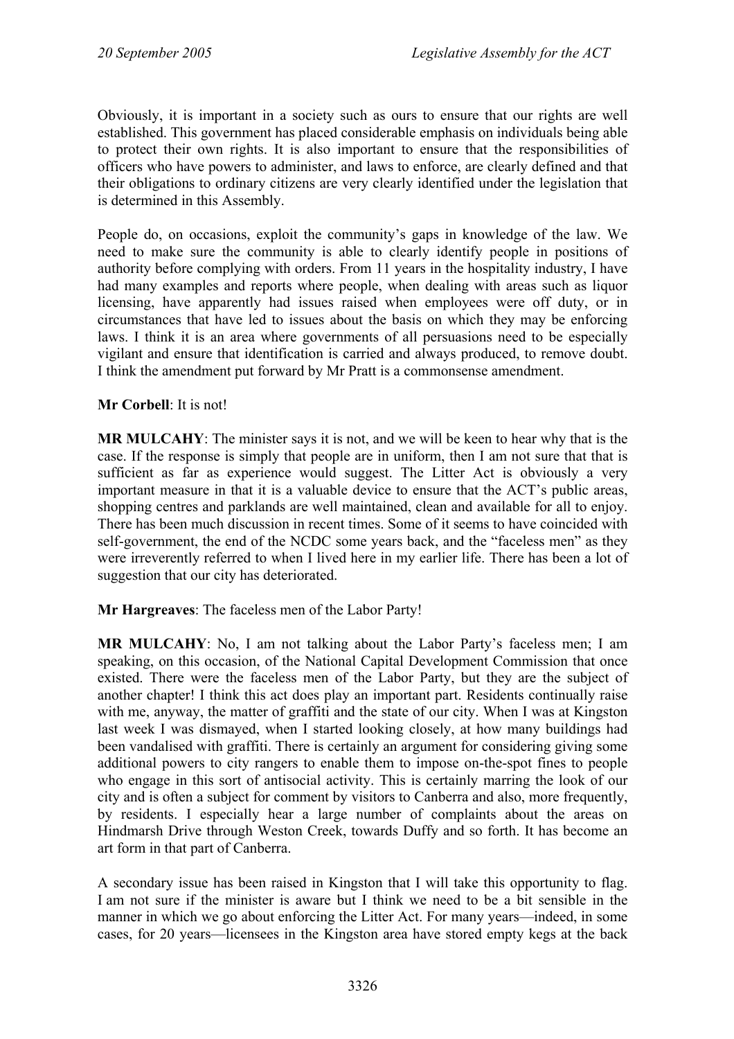Obviously, it is important in a society such as ours to ensure that our rights are well established. This government has placed considerable emphasis on individuals being able to protect their own rights. It is also important to ensure that the responsibilities of officers who have powers to administer, and laws to enforce, are clearly defined and that their obligations to ordinary citizens are very clearly identified under the legislation that is determined in this Assembly.

People do, on occasions, exploit the community's gaps in knowledge of the law. We need to make sure the community is able to clearly identify people in positions of authority before complying with orders. From 11 years in the hospitality industry, I have had many examples and reports where people, when dealing with areas such as liquor licensing, have apparently had issues raised when employees were off duty, or in circumstances that have led to issues about the basis on which they may be enforcing laws. I think it is an area where governments of all persuasions need to be especially vigilant and ensure that identification is carried and always produced, to remove doubt. I think the amendment put forward by Mr Pratt is a commonsense amendment.

**Mr Corbell**: It is not!

**MR MULCAHY**: The minister says it is not, and we will be keen to hear why that is the case. If the response is simply that people are in uniform, then I am not sure that that is sufficient as far as experience would suggest. The Litter Act is obviously a very important measure in that it is a valuable device to ensure that the ACT's public areas, shopping centres and parklands are well maintained, clean and available for all to enjoy. There has been much discussion in recent times. Some of it seems to have coincided with self-government, the end of the NCDC some years back, and the "faceless men" as they were irreverently referred to when I lived here in my earlier life. There has been a lot of suggestion that our city has deteriorated.

**Mr Hargreaves**: The faceless men of the Labor Party!

**MR MULCAHY**: No, I am not talking about the Labor Party's faceless men; I am speaking, on this occasion, of the National Capital Development Commission that once existed. There were the faceless men of the Labor Party, but they are the subject of another chapter! I think this act does play an important part. Residents continually raise with me, anyway, the matter of graffiti and the state of our city. When I was at Kingston last week I was dismayed, when I started looking closely, at how many buildings had been vandalised with graffiti. There is certainly an argument for considering giving some additional powers to city rangers to enable them to impose on-the-spot fines to people who engage in this sort of antisocial activity. This is certainly marring the look of our city and is often a subject for comment by visitors to Canberra and also, more frequently, by residents. I especially hear a large number of complaints about the areas on Hindmarsh Drive through Weston Creek, towards Duffy and so forth. It has become an art form in that part of Canberra.

A secondary issue has been raised in Kingston that I will take this opportunity to flag. I am not sure if the minister is aware but I think we need to be a bit sensible in the manner in which we go about enforcing the Litter Act. For many years—indeed, in some cases, for 20 years—licensees in the Kingston area have stored empty kegs at the back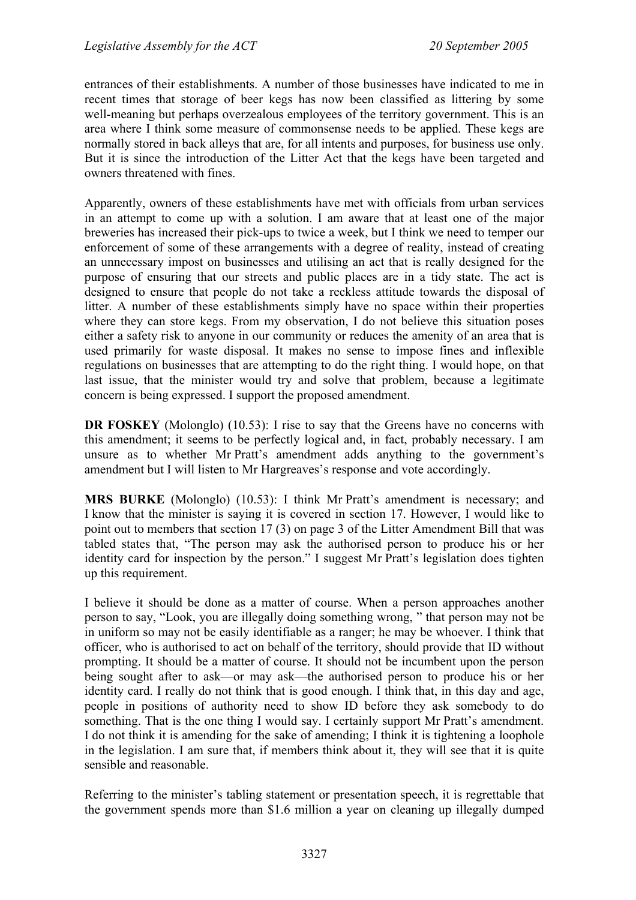entrances of their establishments. A number of those businesses have indicated to me in recent times that storage of beer kegs has now been classified as littering by some well-meaning but perhaps overzealous employees of the territory government. This is an area where I think some measure of commonsense needs to be applied. These kegs are normally stored in back alleys that are, for all intents and purposes, for business use only. But it is since the introduction of the Litter Act that the kegs have been targeted and owners threatened with fines.

Apparently, owners of these establishments have met with officials from urban services in an attempt to come up with a solution. I am aware that at least one of the major breweries has increased their pick-ups to twice a week, but I think we need to temper our enforcement of some of these arrangements with a degree of reality, instead of creating an unnecessary impost on businesses and utilising an act that is really designed for the purpose of ensuring that our streets and public places are in a tidy state. The act is designed to ensure that people do not take a reckless attitude towards the disposal of litter. A number of these establishments simply have no space within their properties where they can store kegs. From my observation, I do not believe this situation poses either a safety risk to anyone in our community or reduces the amenity of an area that is used primarily for waste disposal. It makes no sense to impose fines and inflexible regulations on businesses that are attempting to do the right thing. I would hope, on that last issue, that the minister would try and solve that problem, because a legitimate concern is being expressed. I support the proposed amendment.

**DR FOSKEY** (Molonglo) (10.53): I rise to say that the Greens have no concerns with this amendment; it seems to be perfectly logical and, in fact, probably necessary. I am unsure as to whether Mr Pratt's amendment adds anything to the government's amendment but I will listen to Mr Hargreaves's response and vote accordingly.

**MRS BURKE** (Molonglo) (10.53): I think Mr Pratt's amendment is necessary; and I know that the minister is saying it is covered in section 17. However, I would like to point out to members that section 17 (3) on page 3 of the Litter Amendment Bill that was tabled states that, "The person may ask the authorised person to produce his or her identity card for inspection by the person." I suggest Mr Pratt's legislation does tighten up this requirement.

I believe it should be done as a matter of course. When a person approaches another person to say, "Look, you are illegally doing something wrong, " that person may not be in uniform so may not be easily identifiable as a ranger; he may be whoever. I think that officer, who is authorised to act on behalf of the territory, should provide that ID without prompting. It should be a matter of course. It should not be incumbent upon the person being sought after to ask—or may ask—the authorised person to produce his or her identity card. I really do not think that is good enough. I think that, in this day and age, people in positions of authority need to show ID before they ask somebody to do something. That is the one thing I would say. I certainly support Mr Pratt's amendment. I do not think it is amending for the sake of amending; I think it is tightening a loophole in the legislation. I am sure that, if members think about it, they will see that it is quite sensible and reasonable.

Referring to the minister's tabling statement or presentation speech, it is regrettable that the government spends more than $1.6 million a year on cleaning up illegally dumped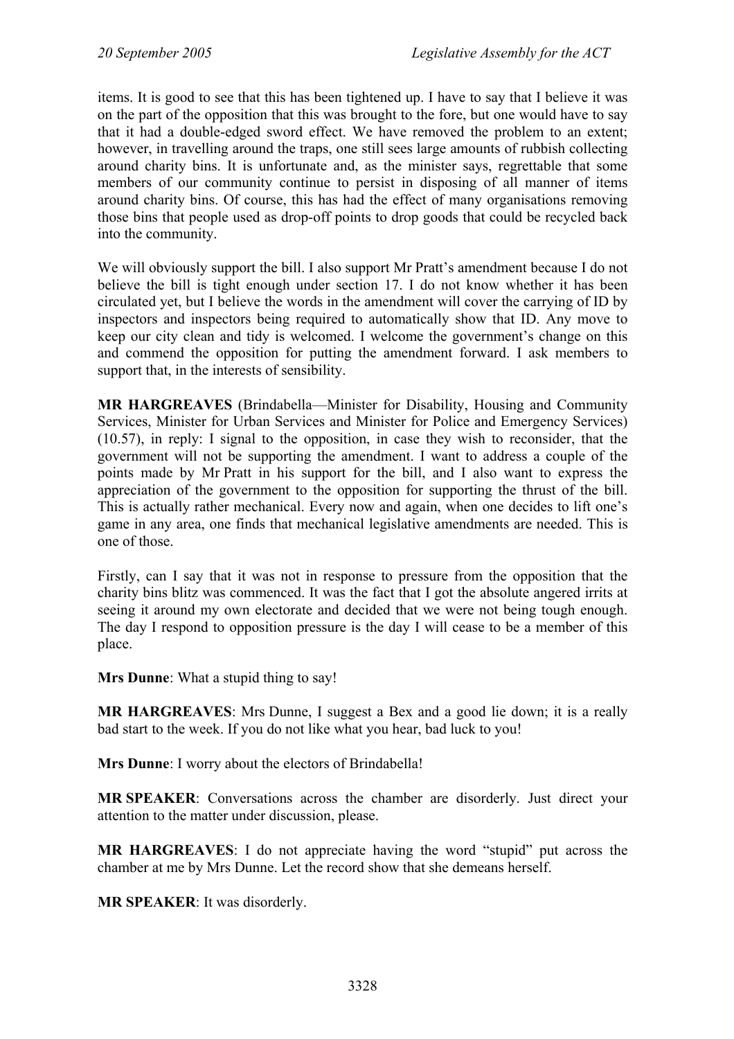items. It is good to see that this has been tightened up. I have to say that I believe it was on the part of the opposition that this was brought to the fore, but one would have to say that it had a double-edged sword effect. We have removed the problem to an extent; however, in travelling around the traps, one still sees large amounts of rubbish collecting around charity bins. It is unfortunate and, as the minister says, regrettable that some members of our community continue to persist in disposing of all manner of items around charity bins. Of course, this has had the effect of many organisations removing those bins that people used as drop-off points to drop goods that could be recycled back into the community.

We will obviously support the bill. I also support Mr Pratt's amendment because I do not believe the bill is tight enough under section 17. I do not know whether it has been circulated yet, but I believe the words in the amendment will cover the carrying of ID by inspectors and inspectors being required to automatically show that ID. Any move to keep our city clean and tidy is welcomed. I welcome the government's change on this and commend the opposition for putting the amendment forward. I ask members to support that, in the interests of sensibility.

**MR HARGREAVES** (Brindabella—Minister for Disability, Housing and Community Services, Minister for Urban Services and Minister for Police and Emergency Services) (10.57), in reply: I signal to the opposition, in case they wish to reconsider, that the government will not be supporting the amendment. I want to address a couple of the points made by Mr Pratt in his support for the bill, and I also want to express the appreciation of the government to the opposition for supporting the thrust of the bill. This is actually rather mechanical. Every now and again, when one decides to lift one's game in any area, one finds that mechanical legislative amendments are needed. This is one of those.

Firstly, can I say that it was not in response to pressure from the opposition that the charity bins blitz was commenced. It was the fact that I got the absolute angered irrits at seeing it around my own electorate and decided that we were not being tough enough. The day I respond to opposition pressure is the day I will cease to be a member of this place.

**Mrs Dunne**: What a stupid thing to say!

**MR HARGREAVES**: Mrs Dunne, I suggest a Bex and a good lie down; it is a really bad start to the week. If you do not like what you hear, bad luck to you!

**Mrs Dunne**: I worry about the electors of Brindabella!

**MR SPEAKER**: Conversations across the chamber are disorderly. Just direct your attention to the matter under discussion, please.

**MR HARGREAVES**: I do not appreciate having the word "stupid" put across the chamber at me by Mrs Dunne. Let the record show that she demeans herself.

**MR SPEAKER**: It was disorderly.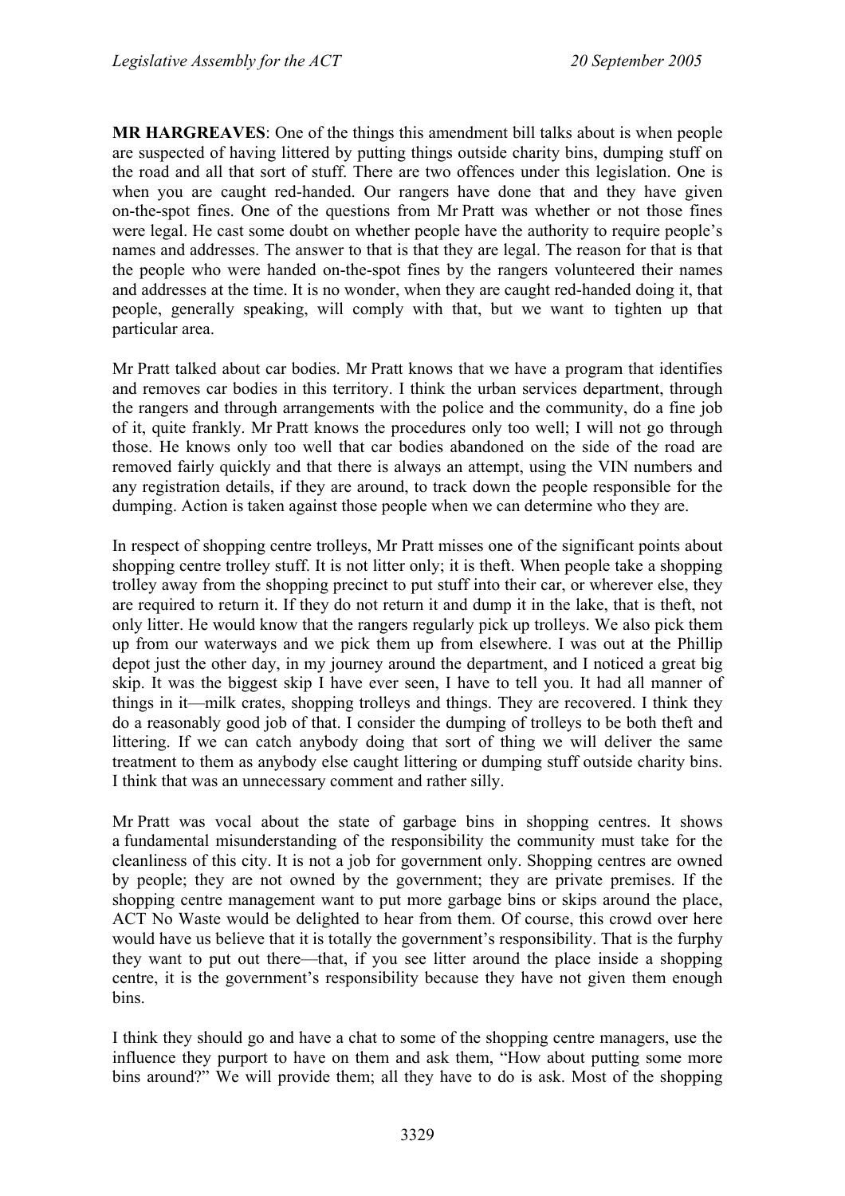**MR HARGREAVES**: One of the things this amendment bill talks about is when people are suspected of having littered by putting things outside charity bins, dumping stuff on the road and all that sort of stuff. There are two offences under this legislation. One is when you are caught red-handed. Our rangers have done that and they have given on-the-spot fines. One of the questions from Mr Pratt was whether or not those fines were legal. He cast some doubt on whether people have the authority to require people's names and addresses. The answer to that is that they are legal. The reason for that is that the people who were handed on-the-spot fines by the rangers volunteered their names and addresses at the time. It is no wonder, when they are caught red-handed doing it, that people, generally speaking, will comply with that, but we want to tighten up that particular area.

Mr Pratt talked about car bodies. Mr Pratt knows that we have a program that identifies and removes car bodies in this territory. I think the urban services department, through the rangers and through arrangements with the police and the community, do a fine job of it, quite frankly. Mr Pratt knows the procedures only too well; I will not go through those. He knows only too well that car bodies abandoned on the side of the road are removed fairly quickly and that there is always an attempt, using the VIN numbers and any registration details, if they are around, to track down the people responsible for the dumping. Action is taken against those people when we can determine who they are.

In respect of shopping centre trolleys, Mr Pratt misses one of the significant points about shopping centre trolley stuff. It is not litter only; it is theft. When people take a shopping trolley away from the shopping precinct to put stuff into their car, or wherever else, they are required to return it. If they do not return it and dump it in the lake, that is theft, not only litter. He would know that the rangers regularly pick up trolleys. We also pick them up from our waterways and we pick them up from elsewhere. I was out at the Phillip depot just the other day, in my journey around the department, and I noticed a great big skip. It was the biggest skip I have ever seen, I have to tell you. It had all manner of things in it—milk crates, shopping trolleys and things. They are recovered. I think they do a reasonably good job of that. I consider the dumping of trolleys to be both theft and littering. If we can catch anybody doing that sort of thing we will deliver the same treatment to them as anybody else caught littering or dumping stuff outside charity bins. I think that was an unnecessary comment and rather silly.

Mr Pratt was vocal about the state of garbage bins in shopping centres. It shows a fundamental misunderstanding of the responsibility the community must take for the cleanliness of this city. It is not a job for government only. Shopping centres are owned by people; they are not owned by the government; they are private premises. If the shopping centre management want to put more garbage bins or skips around the place, ACT No Waste would be delighted to hear from them. Of course, this crowd over here would have us believe that it is totally the government's responsibility. That is the furphy they want to put out there—that, if you see litter around the place inside a shopping centre, it is the government's responsibility because they have not given them enough bins.

I think they should go and have a chat to some of the shopping centre managers, use the influence they purport to have on them and ask them, "How about putting some more bins around?" We will provide them; all they have to do is ask. Most of the shopping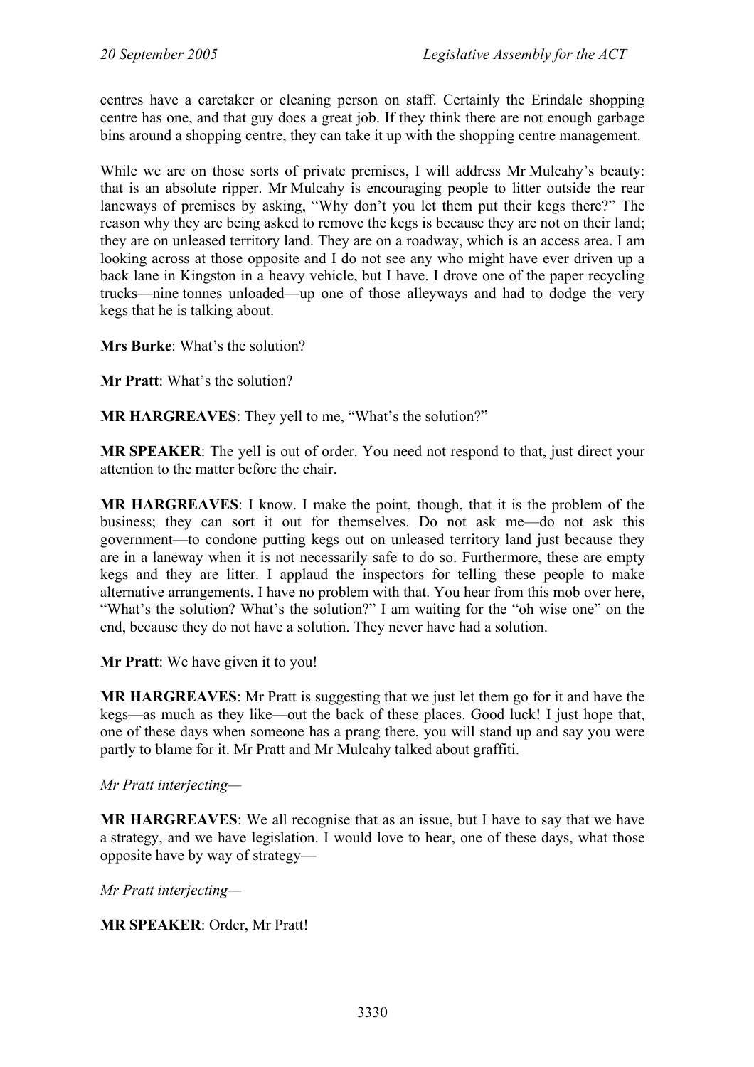centres have a caretaker or cleaning person on staff. Certainly the Erindale shopping centre has one, and that guy does a great job. If they think there are not enough garbage bins around a shopping centre, they can take it up with the shopping centre management.

While we are on those sorts of private premises, I will address Mr Mulcahy's beauty: that is an absolute ripper. Mr Mulcahy is encouraging people to litter outside the rear laneways of premises by asking, "Why don't you let them put their kegs there?" The reason why they are being asked to remove the kegs is because they are not on their land; they are on unleased territory land. They are on a roadway, which is an access area. I am looking across at those opposite and I do not see any who might have ever driven up a back lane in Kingston in a heavy vehicle, but I have. I drove one of the paper recycling trucks—nine tonnes unloaded—up one of those alleyways and had to dodge the very kegs that he is talking about.

**Mrs Burke**: What's the solution?

**Mr Pratt**: What's the solution?

**MR HARGREAVES**: They yell to me, "What's the solution?"

**MR SPEAKER**: The yell is out of order. You need not respond to that, just direct your attention to the matter before the chair.

**MR HARGREAVES**: I know. I make the point, though, that it is the problem of the business; they can sort it out for themselves. Do not ask me—do not ask this government—to condone putting kegs out on unleased territory land just because they are in a laneway when it is not necessarily safe to do so. Furthermore, these are empty kegs and they are litter. I applaud the inspectors for telling these people to make alternative arrangements. I have no problem with that. You hear from this mob over here, "What's the solution? What's the solution?" I am waiting for the "oh wise one" on the end, because they do not have a solution. They never have had a solution.

**Mr Pratt**: We have given it to you!

**MR HARGREAVES**: Mr Pratt is suggesting that we just let them go for it and have the kegs—as much as they like—out the back of these places. Good luck! I just hope that, one of these days when someone has a prang there, you will stand up and say you were partly to blame for it. Mr Pratt and Mr Mulcahy talked about graffiti.

*Mr Pratt interjecting—*

**MR HARGREAVES**: We all recognise that as an issue, but I have to say that we have a strategy, and we have legislation. I would love to hear, one of these days, what those opposite have by way of strategy—

*Mr Pratt interjecting—*

**MR SPEAKER**: Order, Mr Pratt!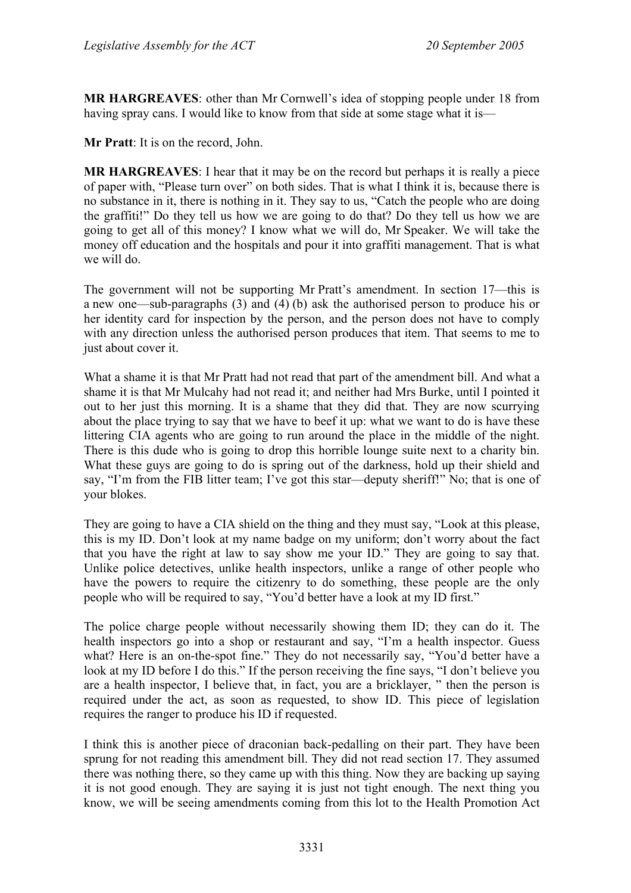**MR HARGREAVES**: other than Mr Cornwell's idea of stopping people under 18 from having spray cans. I would like to know from that side at some stage what it is—

**Mr Pratt**: It is on the record, John.

**MR HARGREAVES**: I hear that it may be on the record but perhaps it is really a piece of paper with, "Please turn over" on both sides. That is what I think it is, because there is no substance in it, there is nothing in it. They say to us, "Catch the people who are doing the graffiti!" Do they tell us how we are going to do that? Do they tell us how we are going to get all of this money? I know what we will do, Mr Speaker. We will take the money off education and the hospitals and pour it into graffiti management. That is what we will do.

The government will not be supporting Mr Pratt's amendment. In section 17—this is a new one—sub-paragraphs (3) and (4) (b) ask the authorised person to produce his or her identity card for inspection by the person, and the person does not have to comply with any direction unless the authorised person produces that item. That seems to me to just about cover it.

What a shame it is that Mr Pratt had not read that part of the amendment bill. And what a shame it is that Mr Mulcahy had not read it; and neither had Mrs Burke, until I pointed it out to her just this morning. It is a shame that they did that. They are now scurrying about the place trying to say that we have to beef it up: what we want to do is have these littering CIA agents who are going to run around the place in the middle of the night. There is this dude who is going to drop this horrible lounge suite next to a charity bin. What these guys are going to do is spring out of the darkness, hold up their shield and say, "I'm from the FIB litter team; I've got this star—deputy sheriff!" No; that is one of your blokes.

They are going to have a CIA shield on the thing and they must say, "Look at this please, this is my ID. Don't look at my name badge on my uniform; don't worry about the fact that you have the right at law to say show me your ID." They are going to say that. Unlike police detectives, unlike health inspectors, unlike a range of other people who have the powers to require the citizenry to do something, these people are the only people who will be required to say, "You'd better have a look at my ID first."

The police charge people without necessarily showing them ID; they can do it. The health inspectors go into a shop or restaurant and say, "I'm a health inspector. Guess what? Here is an on-the-spot fine." They do not necessarily say, "You'd better have a look at my ID before I do this." If the person receiving the fine says, "I don't believe you are a health inspector, I believe that, in fact, you are a bricklayer, " then the person is required under the act, as soon as requested, to show ID. This piece of legislation requires the ranger to produce his ID if requested.

I think this is another piece of draconian back-pedalling on their part. They have been sprung for not reading this amendment bill. They did not read section 17. They assumed there was nothing there, so they came up with this thing. Now they are backing up saying it is not good enough. They are saying it is just not tight enough. The next thing you know, we will be seeing amendments coming from this lot to the Health Promotion Act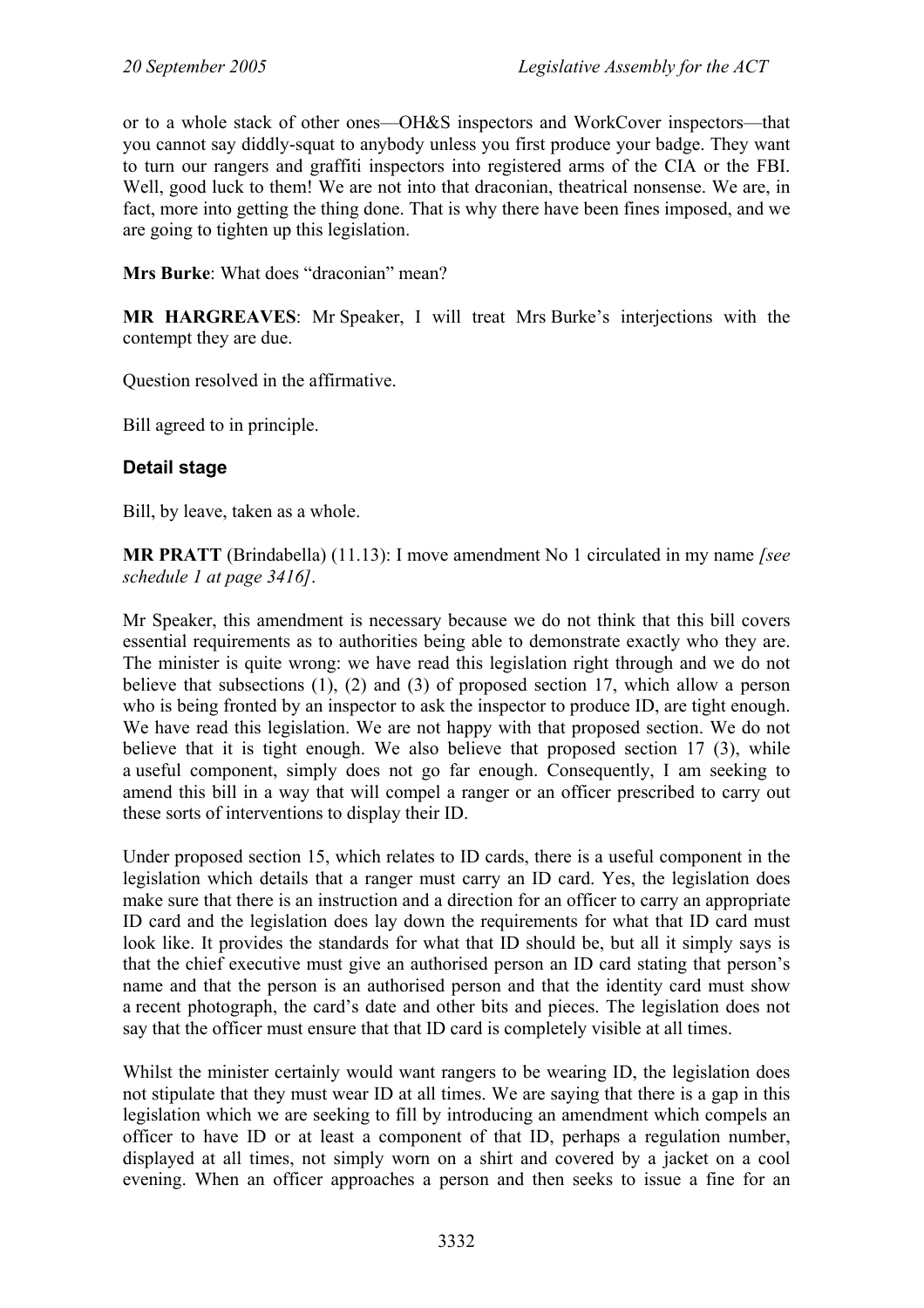or to a whole stack of other ones—OH&S inspectors and WorkCover inspectors—that you cannot say diddly-squat to anybody unless you first produce your badge. They want to turn our rangers and graffiti inspectors into registered arms of the CIA or the FBI. Well, good luck to them! We are not into that draconian, theatrical nonsense. We are, in fact, more into getting the thing done. That is why there have been fines imposed, and we are going to tighten up this legislation.

**Mrs Burke**: What does "draconian" mean?

**MR HARGREAVES**: Mr Speaker, I will treat Mrs Burke's interjections with the contempt they are due.

Question resolved in the affirmative.

Bill agreed to in principle.

### Detail stage

Bill, by leave, taken as a whole.

**MR PRATT** (Brindabella) (11.13): I move amendment No 1 circulated in my name *[see schedule 1 at page 3416]*.

Mr Speaker, this amendment is necessary because we do not think that this bill covers essential requirements as to authorities being able to demonstrate exactly who they are. The minister is quite wrong: we have read this legislation right through and we do not believe that subsections (1), (2) and (3) of proposed section 17, which allow a person who is being fronted by an inspector to ask the inspector to produce ID, are tight enough. We have read this legislation. We are not happy with that proposed section. We do not believe that it is tight enough. We also believe that proposed section 17 (3), while a useful component, simply does not go far enough. Consequently, I am seeking to amend this bill in a way that will compel a ranger or an officer prescribed to carry out these sorts of interventions to display their ID.

Under proposed section 15, which relates to ID cards, there is a useful component in the legislation which details that a ranger must carry an ID card. Yes, the legislation does make sure that there is an instruction and a direction for an officer to carry an appropriate ID card and the legislation does lay down the requirements for what that ID card must look like. It provides the standards for what that ID should be, but all it simply says is that the chief executive must give an authorised person an ID card stating that person's name and that the person is an authorised person and that the identity card must show a recent photograph, the card's date and other bits and pieces. The legislation does not say that the officer must ensure that that ID card is completely visible at all times.

Whilst the minister certainly would want rangers to be wearing ID, the legislation does not stipulate that they must wear ID at all times. We are saying that there is a gap in this legislation which we are seeking to fill by introducing an amendment which compels an officer to have ID or at least a component of that ID, perhaps a regulation number, displayed at all times, not simply worn on a shirt and covered by a jacket on a cool evening. When an officer approaches a person and then seeks to issue a fine for an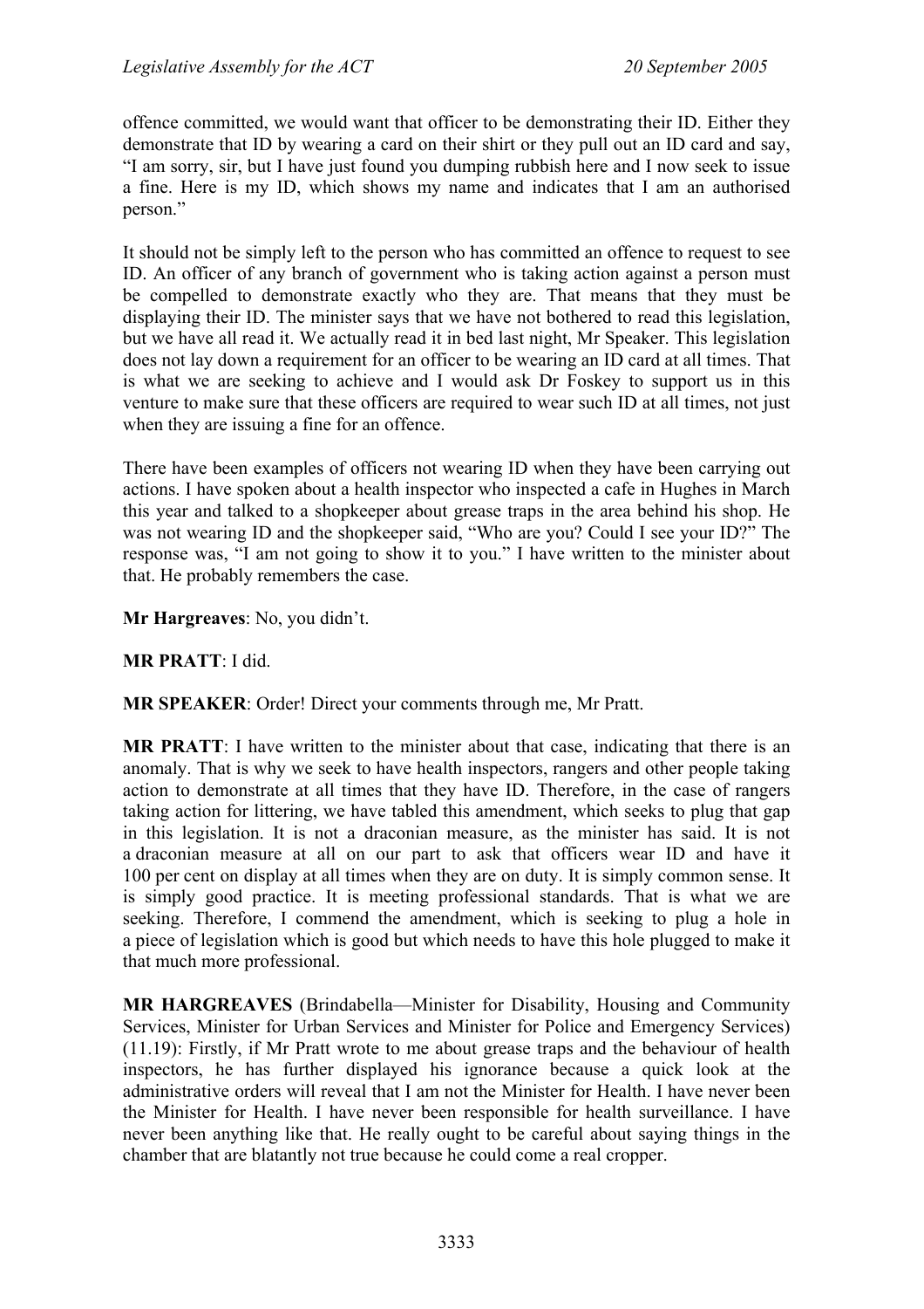offence committed, we would want that officer to be demonstrating their ID. Either they demonstrate that ID by wearing a card on their shirt or they pull out an ID card and say, "I am sorry, sir, but I have just found you dumping rubbish here and I now seek to issue a fine. Here is my ID, which shows my name and indicates that I am an authorised person."

It should not be simply left to the person who has committed an offence to request to see ID. An officer of any branch of government who is taking action against a person must be compelled to demonstrate exactly who they are. That means that they must be displaying their ID. The minister says that we have not bothered to read this legislation, but we have all read it. We actually read it in bed last night, Mr Speaker. This legislation does not lay down a requirement for an officer to be wearing an ID card at all times. That is what we are seeking to achieve and I would ask Dr Foskey to support us in this venture to make sure that these officers are required to wear such ID at all times, not just when they are issuing a fine for an offence.

There have been examples of officers not wearing ID when they have been carrying out actions. I have spoken about a health inspector who inspected a cafe in Hughes in March this year and talked to a shopkeeper about grease traps in the area behind his shop. He was not wearing ID and the shopkeeper said, "Who are you? Could I see your ID?" The response was, "I am not going to show it to you." I have written to the minister about that. He probably remembers the case.

**Mr Hargreaves**: No, you didn't.

**MR PRATT**: I did.

**MR SPEAKER**: Order! Direct your comments through me, Mr Pratt.

**MR PRATT**: I have written to the minister about that case, indicating that there is an anomaly. That is why we seek to have health inspectors, rangers and other people taking action to demonstrate at all times that they have ID. Therefore, in the case of rangers taking action for littering, we have tabled this amendment, which seeks to plug that gap in this legislation. It is not a draconian measure, as the minister has said. It is not a draconian measure at all on our part to ask that officers wear ID and have it 100 per cent on display at all times when they are on duty. It is simply common sense. It is simply good practice. It is meeting professional standards. That is what we are seeking. Therefore, I commend the amendment, which is seeking to plug a hole in a piece of legislation which is good but which needs to have this hole plugged to make it that much more professional.

**MR HARGREAVES** (Brindabella—Minister for Disability, Housing and Community Services, Minister for Urban Services and Minister for Police and Emergency Services) (11.19): Firstly, if Mr Pratt wrote to me about grease traps and the behaviour of health inspectors, he has further displayed his ignorance because a quick look at the administrative orders will reveal that I am not the Minister for Health. I have never been the Minister for Health. I have never been responsible for health surveillance. I have never been anything like that. He really ought to be careful about saying things in the chamber that are blatantly not true because he could come a real cropper.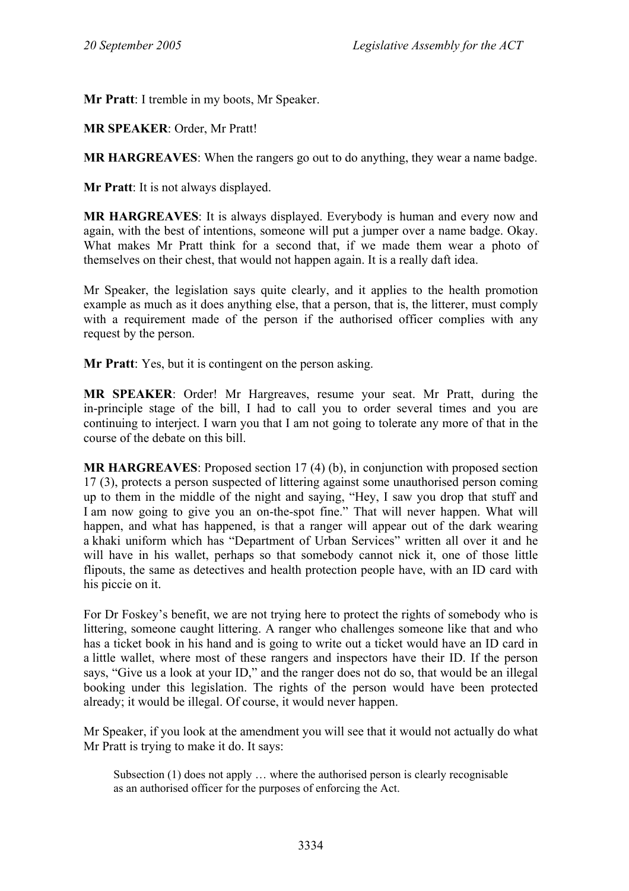**Mr Pratt**: I tremble in my boots, Mr Speaker.

**MR SPEAKER**: Order, Mr Pratt!

**MR HARGREAVES**: When the rangers go out to do anything, they wear a name badge.

**Mr Pratt**: It is not always displayed.

**MR HARGREAVES**: It is always displayed. Everybody is human and every now and again, with the best of intentions, someone will put a jumper over a name badge. Okay. What makes Mr Pratt think for a second that, if we made them wear a photo of themselves on their chest, that would not happen again. It is a really daft idea.

Mr Speaker, the legislation says quite clearly, and it applies to the health promotion example as much as it does anything else, that a person, that is, the litterer, must comply with a requirement made of the person if the authorised officer complies with any request by the person.

**Mr Pratt**: Yes, but it is contingent on the person asking.

**MR SPEAKER**: Order! Mr Hargreaves, resume your seat. Mr Pratt, during the in-principle stage of the bill, I had to call you to order several times and you are continuing to interject. I warn you that I am not going to tolerate any more of that in the course of the debate on this bill.

**MR HARGREAVES**: Proposed section 17 (4) (b), in conjunction with proposed section 17 (3), protects a person suspected of littering against some unauthorised person coming up to them in the middle of the night and saying, "Hey, I saw you drop that stuff and I am now going to give you an on-the-spot fine." That will never happen. What will happen, and what has happened, is that a ranger will appear out of the dark wearing a khaki uniform which has "Department of Urban Services" written all over it and he will have in his wallet, perhaps so that somebody cannot nick it, one of those little flipouts, the same as detectives and health protection people have, with an ID card with his piccie on it.

For Dr Foskey's benefit, we are not trying here to protect the rights of somebody who is littering, someone caught littering. A ranger who challenges someone like that and who has a ticket book in his hand and is going to write out a ticket would have an ID card in a little wallet, where most of these rangers and inspectors have their ID. If the person says, "Give us a look at your ID," and the ranger does not do so, that would be an illegal booking under this legislation. The rights of the person would have been protected already; it would be illegal. Of course, it would never happen.

Mr Speaker, if you look at the amendment you will see that it would not actually do what Mr Pratt is trying to make it do. It says:

> Subsection (1) does not apply … where the authorised person is clearly recognisable as an authorised officer for the purposes of enforcing the Act.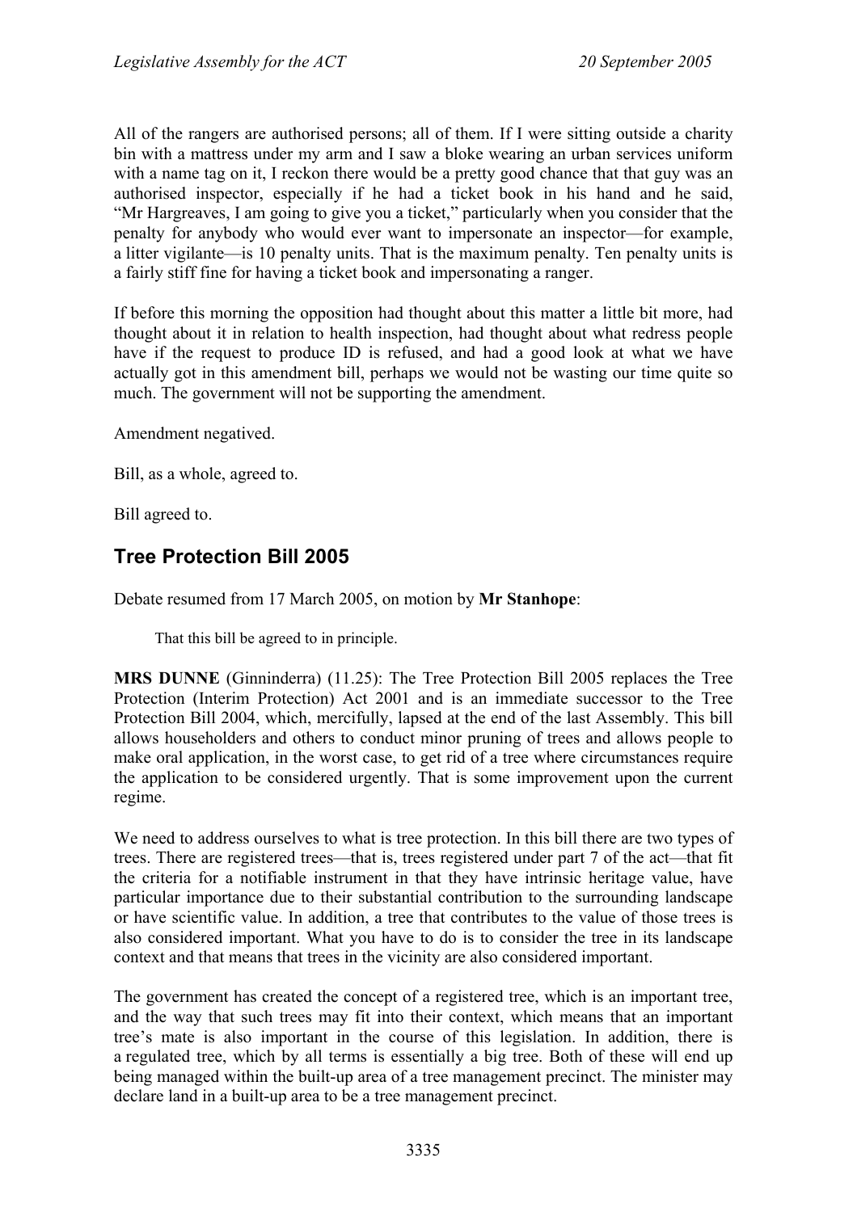All of the rangers are authorised persons; all of them. If I were sitting outside a charity bin with a mattress under my arm and I saw a bloke wearing an urban services uniform with a name tag on it, I reckon there would be a pretty good chance that that guy was an authorised inspector, especially if he had a ticket book in his hand and he said, "Mr Hargreaves, I am going to give you a ticket," particularly when you consider that the penalty for anybody who would ever want to impersonate an inspector—for example, a litter vigilante—is 10 penalty units. That is the maximum penalty. Ten penalty units is a fairly stiff fine for having a ticket book and impersonating a ranger.

If before this morning the opposition had thought about this matter a little bit more, had thought about it in relation to health inspection, had thought about what redress people have if the request to produce ID is refused, and had a good look at what we have actually got in this amendment bill, perhaps we would not be wasting our time quite so much. The government will not be supporting the amendment.

Amendment negatived.

Bill, as a whole, agreed to.

Bill agreed to.

## Tree Protection Bill 2005

Debate resumed from 17 March 2005, on motion by **Mr Stanhope**:

> That this bill be agreed to in principle.

**MRS DUNNE** (Ginninderra) (11.25): The Tree Protection Bill 2005 replaces the Tree Protection (Interim Protection) Act 2001 and is an immediate successor to the Tree Protection Bill 2004, which, mercifully, lapsed at the end of the last Assembly. This bill allows householders and others to conduct minor pruning of trees and allows people to make oral application, in the worst case, to get rid of a tree where circumstances require the application to be considered urgently. That is some improvement upon the current regime.

We need to address ourselves to what is tree protection. In this bill there are two types of trees. There are registered trees—that is, trees registered under part 7 of the act—that fit the criteria for a notifiable instrument in that they have intrinsic heritage value, have particular importance due to their substantial contribution to the surrounding landscape or have scientific value. In addition, a tree that contributes to the value of those trees is also considered important. What you have to do is to consider the tree in its landscape context and that means that trees in the vicinity are also considered important.

The government has created the concept of a registered tree, which is an important tree, and the way that such trees may fit into their context, which means that an important tree's mate is also important in the course of this legislation. In addition, there is a regulated tree, which by all terms is essentially a big tree. Both of these will end up being managed within the built-up area of a tree management precinct. The minister may declare land in a built-up area to be a tree management precinct.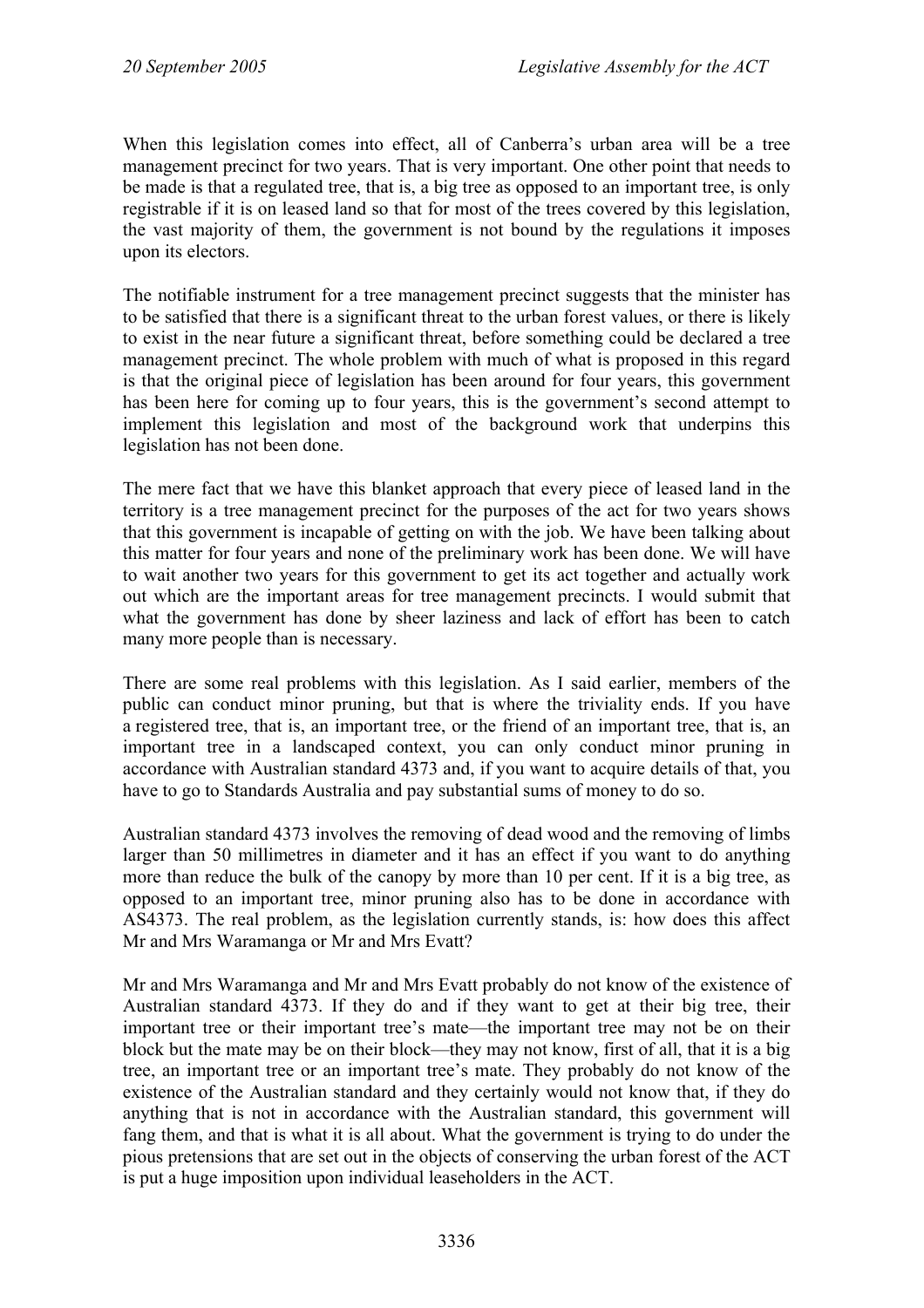When this legislation comes into effect, all of Canberra's urban area will be a tree management precinct for two years. That is very important. One other point that needs to be made is that a regulated tree, that is, a big tree as opposed to an important tree, is only registrable if it is on leased land so that for most of the trees covered by this legislation, the vast majority of them, the government is not bound by the regulations it imposes upon its electors.

The notifiable instrument for a tree management precinct suggests that the minister has to be satisfied that there is a significant threat to the urban forest values, or there is likely to exist in the near future a significant threat, before something could be declared a tree management precinct. The whole problem with much of what is proposed in this regard is that the original piece of legislation has been around for four years, this government has been here for coming up to four years, this is the government's second attempt to implement this legislation and most of the background work that underpins this legislation has not been done.

The mere fact that we have this blanket approach that every piece of leased land in the territory is a tree management precinct for the purposes of the act for two years shows that this government is incapable of getting on with the job. We have been talking about this matter for four years and none of the preliminary work has been done. We will have to wait another two years for this government to get its act together and actually work out which are the important areas for tree management precincts. I would submit that what the government has done by sheer laziness and lack of effort has been to catch many more people than is necessary.

There are some real problems with this legislation. As I said earlier, members of the public can conduct minor pruning, but that is where the triviality ends. If you have a registered tree, that is, an important tree, or the friend of an important tree, that is, an important tree in a landscaped context, you can only conduct minor pruning in accordance with Australian standard 4373 and, if you want to acquire details of that, you have to go to Standards Australia and pay substantial sums of money to do so.

Australian standard 4373 involves the removing of dead wood and the removing of limbs larger than 50 millimetres in diameter and it has an effect if you want to do anything more than reduce the bulk of the canopy by more than 10 per cent. If it is a big tree, as opposed to an important tree, minor pruning also has to be done in accordance with AS4373. The real problem, as the legislation currently stands, is: how does this affect Mr and Mrs Waramanga or Mr and Mrs Evatt?

Mr and Mrs Waramanga and Mr and Mrs Evatt probably do not know of the existence of Australian standard 4373. If they do and if they want to get at their big tree, their important tree or their important tree's mate—the important tree may not be on their block but the mate may be on their block—they may not know, first of all, that it is a big tree, an important tree or an important tree's mate. They probably do not know of the existence of the Australian standard and they certainly would not know that, if they do anything that is not in accordance with the Australian standard, this government will fang them, and that is what it is all about. What the government is trying to do under the pious pretensions that are set out in the objects of conserving the urban forest of the ACT is put a huge imposition upon individual leaseholders in the ACT.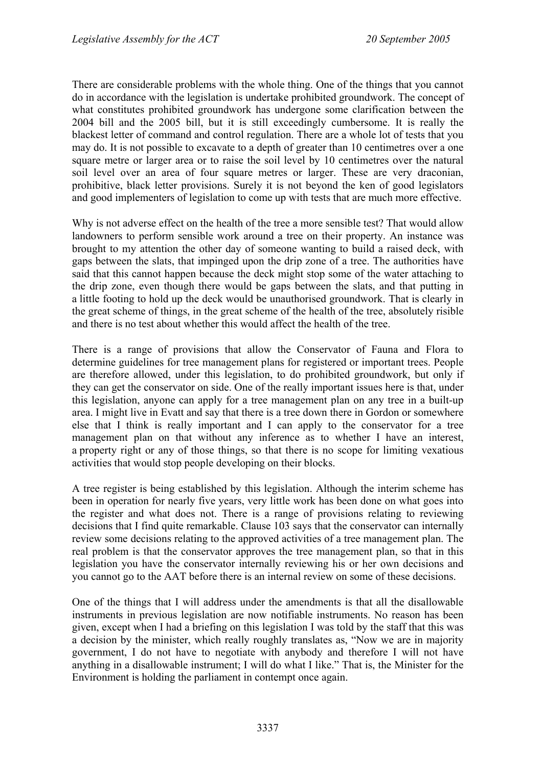There are considerable problems with the whole thing. One of the things that you cannot do in accordance with the legislation is undertake prohibited groundwork. The concept of what constitutes prohibited groundwork has undergone some clarification between the 2004 bill and the 2005 bill, but it is still exceedingly cumbersome. It is really the blackest letter of command and control regulation. There are a whole lot of tests that you may do. It is not possible to excavate to a depth of greater than 10 centimetres over a one square metre or larger area or to raise the soil level by 10 centimetres over the natural soil level over an area of four square metres or larger. These are very draconian, prohibitive, black letter provisions. Surely it is not beyond the ken of good legislators and good implementers of legislation to come up with tests that are much more effective.

Why is not adverse effect on the health of the tree a more sensible test? That would allow landowners to perform sensible work around a tree on their property. An instance was brought to my attention the other day of someone wanting to build a raised deck, with gaps between the slats, that impinged upon the drip zone of a tree. The authorities have said that this cannot happen because the deck might stop some of the water attaching to the drip zone, even though there would be gaps between the slats, and that putting in a little footing to hold up the deck would be unauthorised groundwork. That is clearly in the great scheme of things, in the great scheme of the health of the tree, absolutely risible and there is no test about whether this would affect the health of the tree.

There is a range of provisions that allow the Conservator of Fauna and Flora to determine guidelines for tree management plans for registered or important trees. People are therefore allowed, under this legislation, to do prohibited groundwork, but only if they can get the conservator on side. One of the really important issues here is that, under this legislation, anyone can apply for a tree management plan on any tree in a built-up area. I might live in Evatt and say that there is a tree down there in Gordon or somewhere else that I think is really important and I can apply to the conservator for a tree management plan on that without any inference as to whether I have an interest, a property right or any of those things, so that there is no scope for limiting vexatious activities that would stop people developing on their blocks.

A tree register is being established by this legislation. Although the interim scheme has been in operation for nearly five years, very little work has been done on what goes into the register and what does not. There is a range of provisions relating to reviewing decisions that I find quite remarkable. Clause 103 says that the conservator can internally review some decisions relating to the approved activities of a tree management plan. The real problem is that the conservator approves the tree management plan, so that in this legislation you have the conservator internally reviewing his or her own decisions and you cannot go to the AAT before there is an internal review on some of these decisions.

One of the things that I will address under the amendments is that all the disallowable instruments in previous legislation are now notifiable instruments. No reason has been given, except when I had a briefing on this legislation I was told by the staff that this was a decision by the minister, which really roughly translates as, "Now we are in majority government, I do not have to negotiate with anybody and therefore I will not have anything in a disallowable instrument; I will do what I like." That is, the Minister for the Environment is holding the parliament in contempt once again.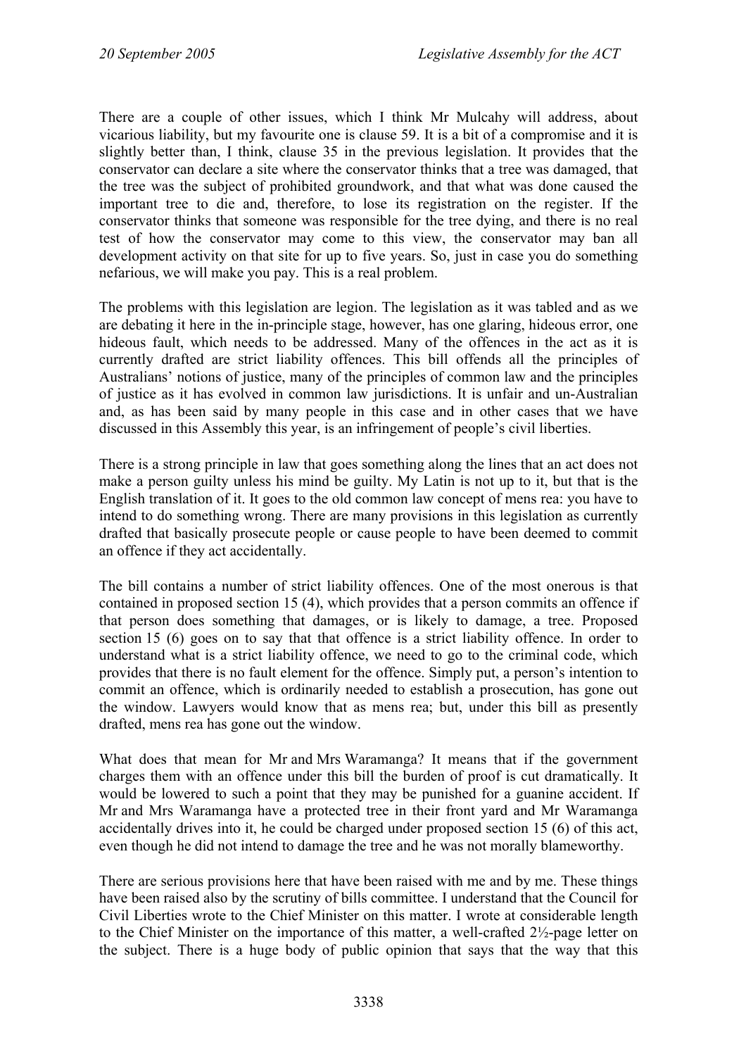There are a couple of other issues, which I think Mr Mulcahy will address, about vicarious liability, but my favourite one is clause 59. It is a bit of a compromise and it is slightly better than, I think, clause 35 in the previous legislation. It provides that the conservator can declare a site where the conservator thinks that a tree was damaged, that the tree was the subject of prohibited groundwork, and that what was done caused the important tree to die and, therefore, to lose its registration on the register. If the conservator thinks that someone was responsible for the tree dying, and there is no real test of how the conservator may come to this view, the conservator may ban all development activity on that site for up to five years. So, just in case you do something nefarious, we will make you pay. This is a real problem.

The problems with this legislation are legion. The legislation as it was tabled and as we are debating it here in the in-principle stage, however, has one glaring, hideous error, one hideous fault, which needs to be addressed. Many of the offences in the act as it is currently drafted are strict liability offences. This bill offends all the principles of Australians' notions of justice, many of the principles of common law and the principles of justice as it has evolved in common law jurisdictions. It is unfair and un-Australian and, as has been said by many people in this case and in other cases that we have discussed in this Assembly this year, is an infringement of people's civil liberties.

There is a strong principle in law that goes something along the lines that an act does not make a person guilty unless his mind be guilty. My Latin is not up to it, but that is the English translation of it. It goes to the old common law concept of mens rea: you have to intend to do something wrong. There are many provisions in this legislation as currently drafted that basically prosecute people or cause people to have been deemed to commit an offence if they act accidentally.

The bill contains a number of strict liability offences. One of the most onerous is that contained in proposed section 15 (4), which provides that a person commits an offence if that person does something that damages, or is likely to damage, a tree. Proposed section 15 (6) goes on to say that that offence is a strict liability offence. In order to understand what is a strict liability offence, we need to go to the criminal code, which provides that there is no fault element for the offence. Simply put, a person's intention to commit an offence, which is ordinarily needed to establish a prosecution, has gone out the window. Lawyers would know that as mens rea; but, under this bill as presently drafted, mens rea has gone out the window.

What does that mean for Mr and Mrs Waramanga? It means that if the government charges them with an offence under this bill the burden of proof is cut dramatically. It would be lowered to such a point that they may be punished for a guanine accident. If Mr and Mrs Waramanga have a protected tree in their front yard and Mr Waramanga accidentally drives into it, he could be charged under proposed section 15 (6) of this act, even though he did not intend to damage the tree and he was not morally blameworthy.

There are serious provisions here that have been raised with me and by me. These things have been raised also by the scrutiny of bills committee. I understand that the Council for Civil Liberties wrote to the Chief Minister on this matter. I wrote at considerable length to the Chief Minister on the importance of this matter, a well-crafted 2½-page letter on the subject. There is a huge body of public opinion that says that the way that this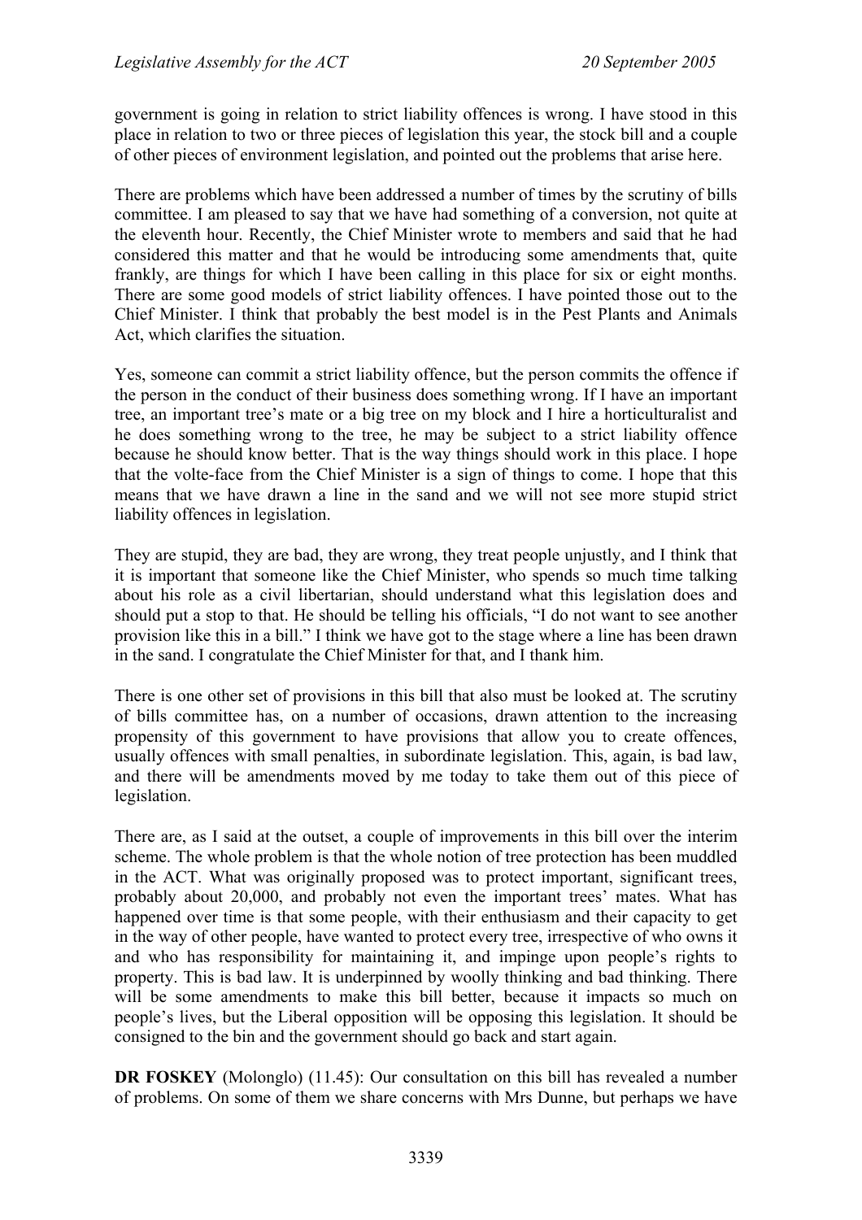government is going in relation to strict liability offences is wrong. I have stood in this place in relation to two or three pieces of legislation this year, the stock bill and a couple of other pieces of environment legislation, and pointed out the problems that arise here.

There are problems which have been addressed a number of times by the scrutiny of bills committee. I am pleased to say that we have had something of a conversion, not quite at the eleventh hour. Recently, the Chief Minister wrote to members and said that he had considered this matter and that he would be introducing some amendments that, quite frankly, are things for which I have been calling in this place for six or eight months. There are some good models of strict liability offences. I have pointed those out to the Chief Minister. I think that probably the best model is in the Pest Plants and Animals Act, which clarifies the situation.

Yes, someone can commit a strict liability offence, but the person commits the offence if the person in the conduct of their business does something wrong. If I have an important tree, an important tree's mate or a big tree on my block and I hire a horticulturalist and he does something wrong to the tree, he may be subject to a strict liability offence because he should know better. That is the way things should work in this place. I hope that the volte-face from the Chief Minister is a sign of things to come. I hope that this means that we have drawn a line in the sand and we will not see more stupid strict liability offences in legislation.

They are stupid, they are bad, they are wrong, they treat people unjustly, and I think that it is important that someone like the Chief Minister, who spends so much time talking about his role as a civil libertarian, should understand what this legislation does and should put a stop to that. He should be telling his officials, "I do not want to see another provision like this in a bill." I think we have got to the stage where a line has been drawn in the sand. I congratulate the Chief Minister for that, and I thank him.

There is one other set of provisions in this bill that also must be looked at. The scrutiny of bills committee has, on a number of occasions, drawn attention to the increasing propensity of this government to have provisions that allow you to create offences, usually offences with small penalties, in subordinate legislation. This, again, is bad law, and there will be amendments moved by me today to take them out of this piece of legislation.

There are, as I said at the outset, a couple of improvements in this bill over the interim scheme. The whole problem is that the whole notion of tree protection has been muddled in the ACT. What was originally proposed was to protect important, significant trees, probably about 20,000, and probably not even the important trees' mates. What has happened over time is that some people, with their enthusiasm and their capacity to get in the way of other people, have wanted to protect every tree, irrespective of who owns it and who has responsibility for maintaining it, and impinge upon people's rights to property. This is bad law. It is underpinned by woolly thinking and bad thinking. There will be some amendments to make this bill better, because it impacts so much on people's lives, but the Liberal opposition will be opposing this legislation. It should be consigned to the bin and the government should go back and start again.

**DR FOSKEY** (Molonglo) (11.45): Our consultation on this bill has revealed a number of problems. On some of them we share concerns with Mrs Dunne, but perhaps we have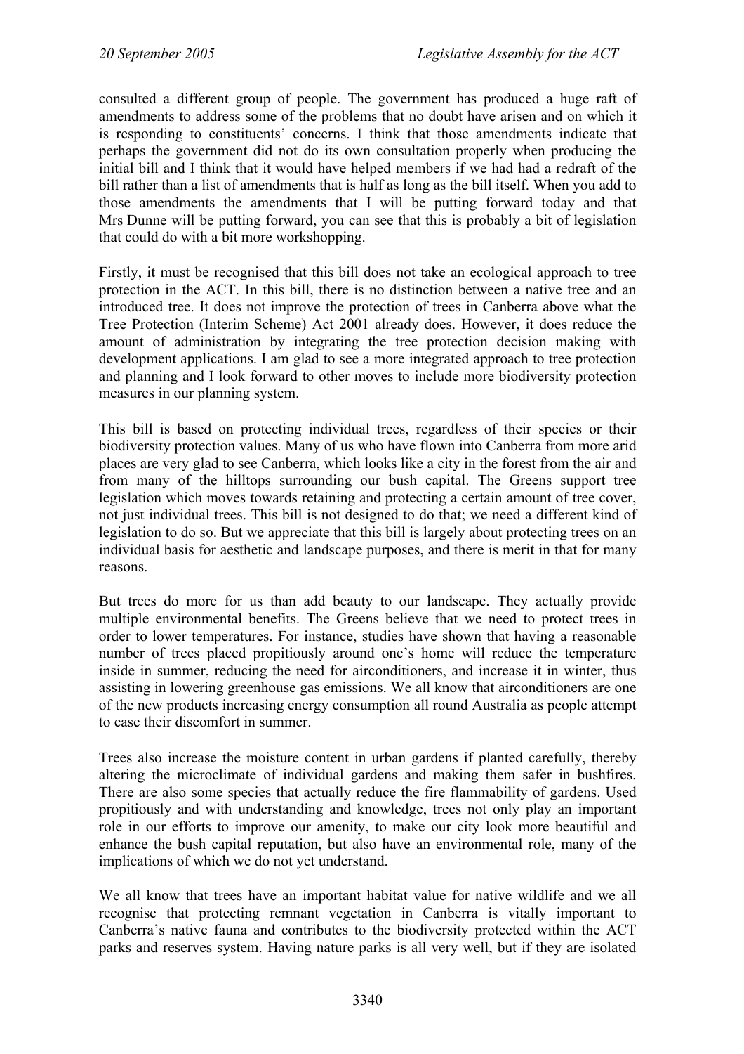consulted a different group of people. The government has produced a huge raft of amendments to address some of the problems that no doubt have arisen and on which it is responding to constituents' concerns. I think that those amendments indicate that perhaps the government did not do its own consultation properly when producing the initial bill and I think that it would have helped members if we had had a redraft of the bill rather than a list of amendments that is half as long as the bill itself. When you add to those amendments the amendments that I will be putting forward today and that Mrs Dunne will be putting forward, you can see that this is probably a bit of legislation that could do with a bit more workshopping.

Firstly, it must be recognised that this bill does not take an ecological approach to tree protection in the ACT. In this bill, there is no distinction between a native tree and an introduced tree. It does not improve the protection of trees in Canberra above what the Tree Protection (Interim Scheme) Act 2001 already does. However, it does reduce the amount of administration by integrating the tree protection decision making with development applications. I am glad to see a more integrated approach to tree protection and planning and I look forward to other moves to include more biodiversity protection measures in our planning system.

This bill is based on protecting individual trees, regardless of their species or their biodiversity protection values. Many of us who have flown into Canberra from more arid places are very glad to see Canberra, which looks like a city in the forest from the air and from many of the hilltops surrounding our bush capital. The Greens support tree legislation which moves towards retaining and protecting a certain amount of tree cover, not just individual trees. This bill is not designed to do that; we need a different kind of legislation to do so. But we appreciate that this bill is largely about protecting trees on an individual basis for aesthetic and landscape purposes, and there is merit in that for many reasons.

But trees do more for us than add beauty to our landscape. They actually provide multiple environmental benefits. The Greens believe that we need to protect trees in order to lower temperatures. For instance, studies have shown that having a reasonable number of trees placed propitiously around one's home will reduce the temperature inside in summer, reducing the need for airconditioners, and increase it in winter, thus assisting in lowering greenhouse gas emissions. We all know that airconditioners are one of the new products increasing energy consumption all round Australia as people attempt to ease their discomfort in summer.

Trees also increase the moisture content in urban gardens if planted carefully, thereby altering the microclimate of individual gardens and making them safer in bushfires. There are also some species that actually reduce the fire flammability of gardens. Used propitiously and with understanding and knowledge, trees not only play an important role in our efforts to improve our amenity, to make our city look more beautiful and enhance the bush capital reputation, but also have an environmental role, many of the implications of which we do not yet understand.

We all know that trees have an important habitat value for native wildlife and we all recognise that protecting remnant vegetation in Canberra is vitally important to Canberra's native fauna and contributes to the biodiversity protected within the ACT parks and reserves system. Having nature parks is all very well, but if they are isolated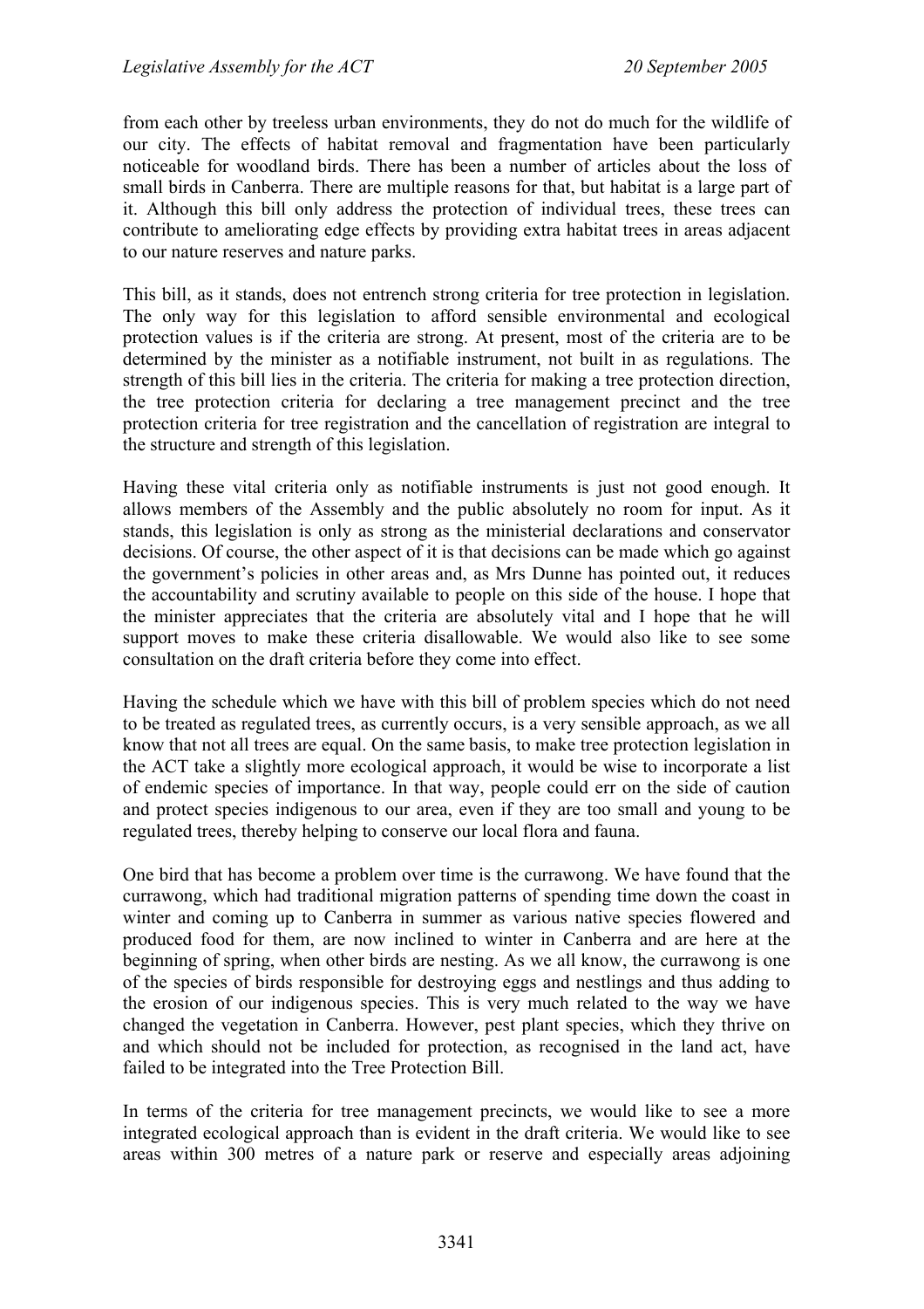from each other by treeless urban environments, they do not do much for the wildlife of our city. The effects of habitat removal and fragmentation have been particularly noticeable for woodland birds. There has been a number of articles about the loss of small birds in Canberra. There are multiple reasons for that, but habitat is a large part of it. Although this bill only address the protection of individual trees, these trees can contribute to ameliorating edge effects by providing extra habitat trees in areas adjacent to our nature reserves and nature parks.

This bill, as it stands, does not entrench strong criteria for tree protection in legislation. The only way for this legislation to afford sensible environmental and ecological protection values is if the criteria are strong. At present, most of the criteria are to be determined by the minister as a notifiable instrument, not built in as regulations. The strength of this bill lies in the criteria. The criteria for making a tree protection direction, the tree protection criteria for declaring a tree management precinct and the tree protection criteria for tree registration and the cancellation of registration are integral to the structure and strength of this legislation.

Having these vital criteria only as notifiable instruments is just not good enough. It allows members of the Assembly and the public absolutely no room for input. As it stands, this legislation is only as strong as the ministerial declarations and conservator decisions. Of course, the other aspect of it is that decisions can be made which go against the government's policies in other areas and, as Mrs Dunne has pointed out, it reduces the accountability and scrutiny available to people on this side of the house. I hope that the minister appreciates that the criteria are absolutely vital and I hope that he will support moves to make these criteria disallowable. We would also like to see some consultation on the draft criteria before they come into effect.

Having the schedule which we have with this bill of problem species which do not need to be treated as regulated trees, as currently occurs, is a very sensible approach, as we all know that not all trees are equal. On the same basis, to make tree protection legislation in the ACT take a slightly more ecological approach, it would be wise to incorporate a list of endemic species of importance. In that way, people could err on the side of caution and protect species indigenous to our area, even if they are too small and young to be regulated trees, thereby helping to conserve our local flora and fauna.

One bird that has become a problem over time is the currawong. We have found that the currawong, which had traditional migration patterns of spending time down the coast in winter and coming up to Canberra in summer as various native species flowered and produced food for them, are now inclined to winter in Canberra and are here at the beginning of spring, when other birds are nesting. As we all know, the currawong is one of the species of birds responsible for destroying eggs and nestlings and thus adding to the erosion of our indigenous species. This is very much related to the way we have changed the vegetation in Canberra. However, pest plant species, which they thrive on and which should not be included for protection, as recognised in the land act, have failed to be integrated into the Tree Protection Bill.

In terms of the criteria for tree management precincts, we would like to see a more integrated ecological approach than is evident in the draft criteria. We would like to see areas within 300 metres of a nature park or reserve and especially areas adjoining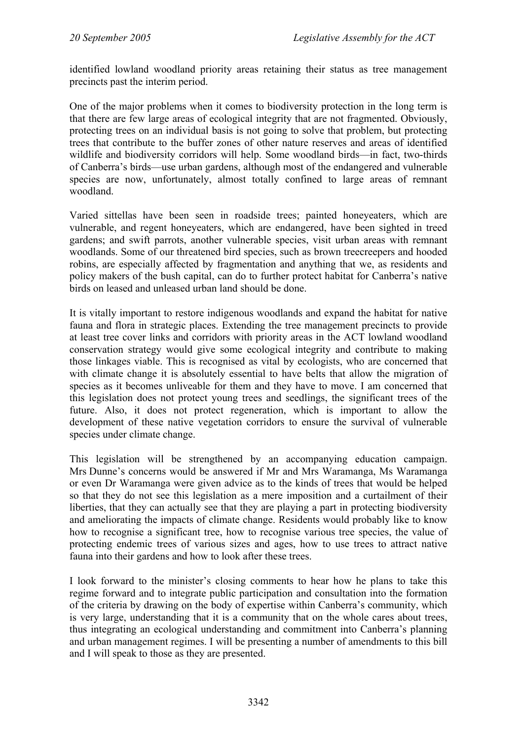identified lowland woodland priority areas retaining their status as tree management precincts past the interim period.

One of the major problems when it comes to biodiversity protection in the long term is that there are few large areas of ecological integrity that are not fragmented. Obviously, protecting trees on an individual basis is not going to solve that problem, but protecting trees that contribute to the buffer zones of other nature reserves and areas of identified wildlife and biodiversity corridors will help. Some woodland birds—in fact, two-thirds of Canberra's birds—use urban gardens, although most of the endangered and vulnerable species are now, unfortunately, almost totally confined to large areas of remnant woodland.

Varied sittellas have been seen in roadside trees; painted honeyeaters, which are vulnerable, and regent honeyeaters, which are endangered, have been sighted in treed gardens; and swift parrots, another vulnerable species, visit urban areas with remnant woodlands. Some of our threatened bird species, such as brown treecreepers and hooded robins, are especially affected by fragmentation and anything that we, as residents and policy makers of the bush capital, can do to further protect habitat for Canberra's native birds on leased and unleased urban land should be done.

It is vitally important to restore indigenous woodlands and expand the habitat for native fauna and flora in strategic places. Extending the tree management precincts to provide at least tree cover links and corridors with priority areas in the ACT lowland woodland conservation strategy would give some ecological integrity and contribute to making those linkages viable. This is recognised as vital by ecologists, who are concerned that with climate change it is absolutely essential to have belts that allow the migration of species as it becomes unliveable for them and they have to move. I am concerned that this legislation does not protect young trees and seedlings, the significant trees of the future. Also, it does not protect regeneration, which is important to allow the development of these native vegetation corridors to ensure the survival of vulnerable species under climate change.

This legislation will be strengthened by an accompanying education campaign. Mrs Dunne's concerns would be answered if Mr and Mrs Waramanga, Ms Waramanga or even Dr Waramanga were given advice as to the kinds of trees that would be helped so that they do not see this legislation as a mere imposition and a curtailment of their liberties, that they can actually see that they are playing a part in protecting biodiversity and ameliorating the impacts of climate change. Residents would probably like to know how to recognise a significant tree, how to recognise various tree species, the value of protecting endemic trees of various sizes and ages, how to use trees to attract native fauna into their gardens and how to look after these trees.

I look forward to the minister's closing comments to hear how he plans to take this regime forward and to integrate public participation and consultation into the formation of the criteria by drawing on the body of expertise within Canberra's community, which is very large, understanding that it is a community that on the whole cares about trees, thus integrating an ecological understanding and commitment into Canberra's planning and urban management regimes. I will be presenting a number of amendments to this bill and I will speak to those as they are presented.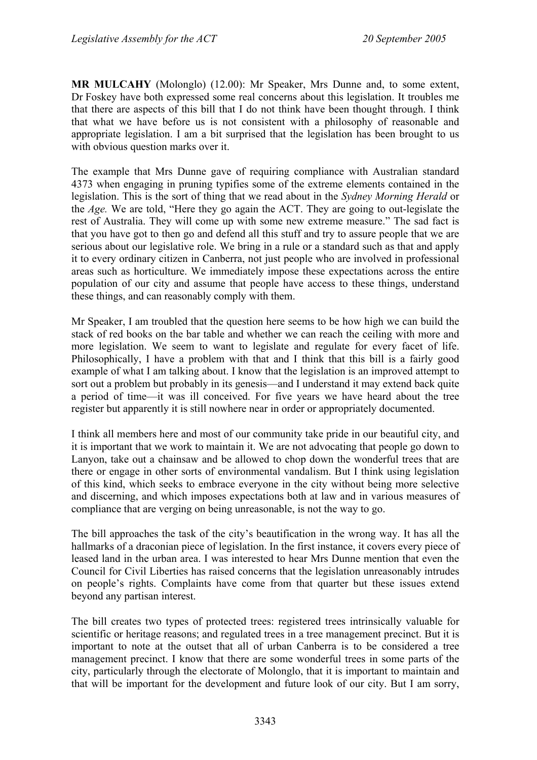**MR MULCAHY** (Molonglo) (12.00): Mr Speaker, Mrs Dunne and, to some extent, Dr Foskey have both expressed some real concerns about this legislation. It troubles me that there are aspects of this bill that I do not think have been thought through. I think that what we have before us is not consistent with a philosophy of reasonable and appropriate legislation. I am a bit surprised that the legislation has been brought to us with obvious question marks over it.

The example that Mrs Dunne gave of requiring compliance with Australian standard 4373 when engaging in pruning typifies some of the extreme elements contained in the legislation. This is the sort of thing that we read about in the *Sydney Morning Herald* or the *Age.* We are told, "Here they go again the ACT. They are going to out-legislate the rest of Australia. They will come up with some new extreme measure." The sad fact is that you have got to then go and defend all this stuff and try to assure people that we are serious about our legislative role. We bring in a rule or a standard such as that and apply it to every ordinary citizen in Canberra, not just people who are involved in professional areas such as horticulture. We immediately impose these expectations across the entire population of our city and assume that people have access to these things, understand these things, and can reasonably comply with them.

Mr Speaker, I am troubled that the question here seems to be how high we can build the stack of red books on the bar table and whether we can reach the ceiling with more and more legislation. We seem to want to legislate and regulate for every facet of life. Philosophically, I have a problem with that and I think that this bill is a fairly good example of what I am talking about. I know that the legislation is an improved attempt to sort out a problem but probably in its genesis—and I understand it may extend back quite a period of time—it was ill conceived. For five years we have heard about the tree register but apparently it is still nowhere near in order or appropriately documented.

I think all members here and most of our community take pride in our beautiful city, and it is important that we work to maintain it. We are not advocating that people go down to Lanyon, take out a chainsaw and be allowed to chop down the wonderful trees that are there or engage in other sorts of environmental vandalism. But I think using legislation of this kind, which seeks to embrace everyone in the city without being more selective and discerning, and which imposes expectations both at law and in various measures of compliance that are verging on being unreasonable, is not the way to go.

The bill approaches the task of the city's beautification in the wrong way. It has all the hallmarks of a draconian piece of legislation. In the first instance, it covers every piece of leased land in the urban area. I was interested to hear Mrs Dunne mention that even the Council for Civil Liberties has raised concerns that the legislation unreasonably intrudes on people's rights. Complaints have come from that quarter but these issues extend beyond any partisan interest.

The bill creates two types of protected trees: registered trees intrinsically valuable for scientific or heritage reasons; and regulated trees in a tree management precinct. But it is important to note at the outset that all of urban Canberra is to be considered a tree management precinct. I know that there are some wonderful trees in some parts of the city, particularly through the electorate of Molonglo, that it is important to maintain and that will be important for the development and future look of our city. But I am sorry,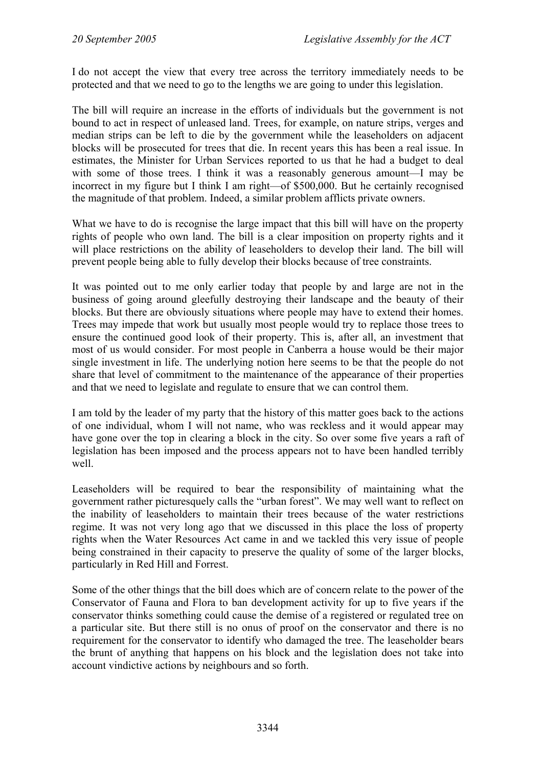I do not accept the view that every tree across the territory immediately needs to be protected and that we need to go to the lengths we are going to under this legislation.

The bill will require an increase in the efforts of individuals but the government is not bound to act in respect of unleased land. Trees, for example, on nature strips, verges and median strips can be left to die by the government while the leaseholders on adjacent blocks will be prosecuted for trees that die. In recent years this has been a real issue. In estimates, the Minister for Urban Services reported to us that he had a budget to deal with some of those trees. I think it was a reasonably generous amount—I may be incorrect in my figure but I think I am right—of $500,000. But he certainly recognised the magnitude of that problem. Indeed, a similar problem afflicts private owners.

What we have to do is recognise the large impact that this bill will have on the property rights of people who own land. The bill is a clear imposition on property rights and it will place restrictions on the ability of leaseholders to develop their land. The bill will prevent people being able to fully develop their blocks because of tree constraints.

It was pointed out to me only earlier today that people by and large are not in the business of going around gleefully destroying their landscape and the beauty of their blocks. But there are obviously situations where people may have to extend their homes. Trees may impede that work but usually most people would try to replace those trees to ensure the continued good look of their property. This is, after all, an investment that most of us would consider. For most people in Canberra a house would be their major single investment in life. The underlying notion here seems to be that the people do not share that level of commitment to the maintenance of the appearance of their properties and that we need to legislate and regulate to ensure that we can control them.

I am told by the leader of my party that the history of this matter goes back to the actions of one individual, whom I will not name, who was reckless and it would appear may have gone over the top in clearing a block in the city. So over some five years a raft of legislation has been imposed and the process appears not to have been handled terribly well.

Leaseholders will be required to bear the responsibility of maintaining what the government rather picturesquely calls the "urban forest". We may well want to reflect on the inability of leaseholders to maintain their trees because of the water restrictions regime. It was not very long ago that we discussed in this place the loss of property rights when the Water Resources Act came in and we tackled this very issue of people being constrained in their capacity to preserve the quality of some of the larger blocks, particularly in Red Hill and Forrest.

Some of the other things that the bill does which are of concern relate to the power of the Conservator of Fauna and Flora to ban development activity for up to five years if the conservator thinks something could cause the demise of a registered or regulated tree on a particular site. But there still is no onus of proof on the conservator and there is no requirement for the conservator to identify who damaged the tree. The leaseholder bears the brunt of anything that happens on his block and the legislation does not take into account vindictive actions by neighbours and so forth.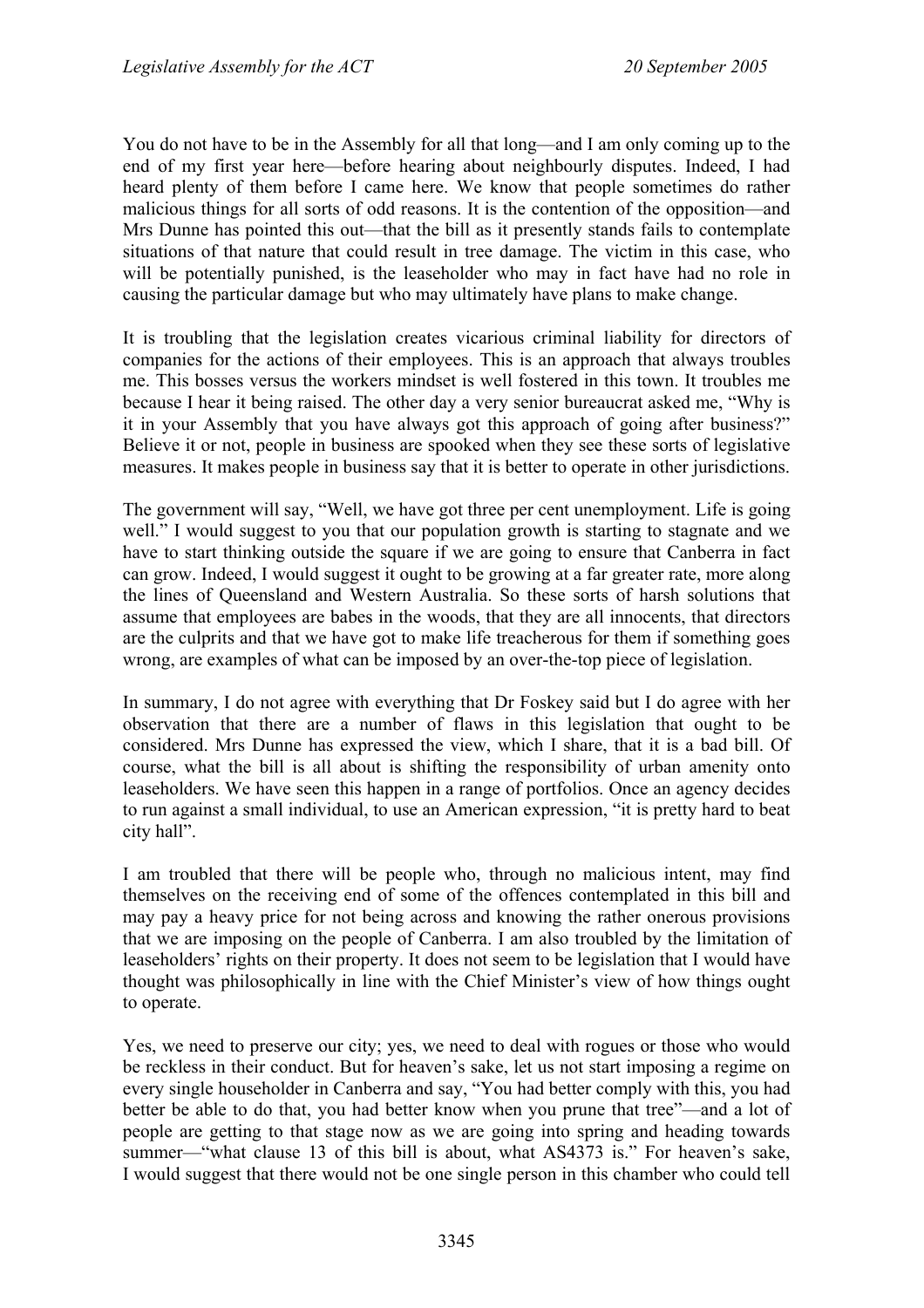You do not have to be in the Assembly for all that long—and I am only coming up to the end of my first year here—before hearing about neighbourly disputes. Indeed, I had heard plenty of them before I came here. We know that people sometimes do rather malicious things for all sorts of odd reasons. It is the contention of the opposition—and Mrs Dunne has pointed this out—that the bill as it presently stands fails to contemplate situations of that nature that could result in tree damage. The victim in this case, who will be potentially punished, is the leaseholder who may in fact have had no role in causing the particular damage but who may ultimately have plans to make change.

It is troubling that the legislation creates vicarious criminal liability for directors of companies for the actions of their employees. This is an approach that always troubles me. This bosses versus the workers mindset is well fostered in this town. It troubles me because I hear it being raised. The other day a very senior bureaucrat asked me, "Why is it in your Assembly that you have always got this approach of going after business?" Believe it or not, people in business are spooked when they see these sorts of legislative measures. It makes people in business say that it is better to operate in other jurisdictions.

The government will say, "Well, we have got three per cent unemployment. Life is going well." I would suggest to you that our population growth is starting to stagnate and we have to start thinking outside the square if we are going to ensure that Canberra in fact can grow. Indeed, I would suggest it ought to be growing at a far greater rate, more along the lines of Queensland and Western Australia. So these sorts of harsh solutions that assume that employees are babes in the woods, that they are all innocents, that directors are the culprits and that we have got to make life treacherous for them if something goes wrong, are examples of what can be imposed by an over-the-top piece of legislation.

In summary, I do not agree with everything that Dr Foskey said but I do agree with her observation that there are a number of flaws in this legislation that ought to be considered. Mrs Dunne has expressed the view, which I share, that it is a bad bill. Of course, what the bill is all about is shifting the responsibility of urban amenity onto leaseholders. We have seen this happen in a range of portfolios. Once an agency decides to run against a small individual, to use an American expression, "it is pretty hard to beat city hall".

I am troubled that there will be people who, through no malicious intent, may find themselves on the receiving end of some of the offences contemplated in this bill and may pay a heavy price for not being across and knowing the rather onerous provisions that we are imposing on the people of Canberra. I am also troubled by the limitation of leaseholders' rights on their property. It does not seem to be legislation that I would have thought was philosophically in line with the Chief Minister's view of how things ought to operate.

Yes, we need to preserve our city; yes, we need to deal with rogues or those who would be reckless in their conduct. But for heaven's sake, let us not start imposing a regime on every single householder in Canberra and say, "You had better comply with this, you had better be able to do that, you had better know when you prune that tree"—and a lot of people are getting to that stage now as we are going into spring and heading towards summer—"what clause 13 of this bill is about, what AS4373 is." For heaven's sake, I would suggest that there would not be one single person in this chamber who could tell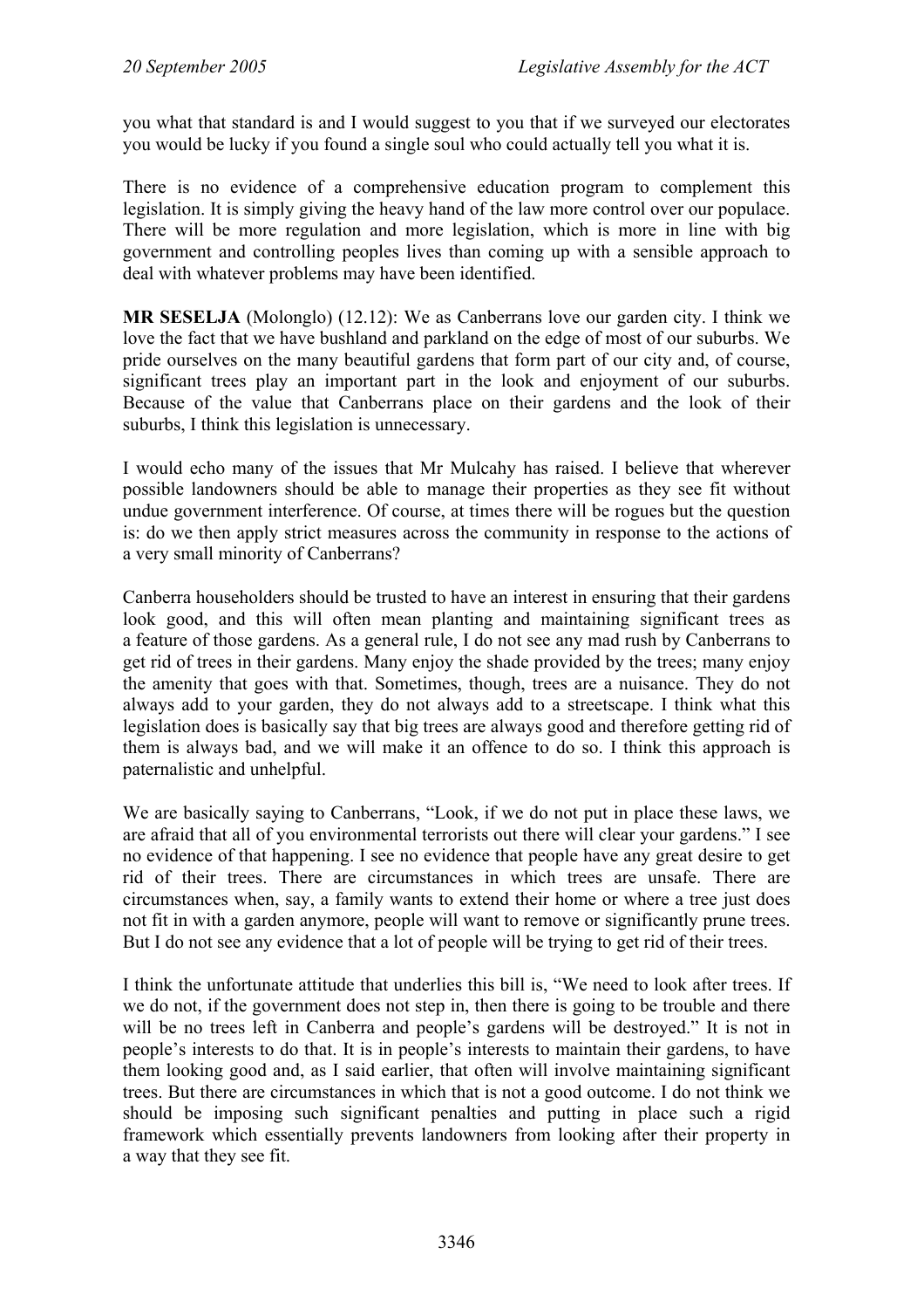you what that standard is and I would suggest to you that if we surveyed our electorates you would be lucky if you found a single soul who could actually tell you what it is.

There is no evidence of a comprehensive education program to complement this legislation. It is simply giving the heavy hand of the law more control over our populace. There will be more regulation and more legislation, which is more in line with big government and controlling peoples lives than coming up with a sensible approach to deal with whatever problems may have been identified.

**MR SESELJA** (Molonglo) (12.12): We as Canberrans love our garden city. I think we love the fact that we have bushland and parkland on the edge of most of our suburbs. We pride ourselves on the many beautiful gardens that form part of our city and, of course, significant trees play an important part in the look and enjoyment of our suburbs. Because of the value that Canberrans place on their gardens and the look of their suburbs, I think this legislation is unnecessary.

I would echo many of the issues that Mr Mulcahy has raised. I believe that wherever possible landowners should be able to manage their properties as they see fit without undue government interference. Of course, at times there will be rogues but the question is: do we then apply strict measures across the community in response to the actions of a very small minority of Canberrans?

Canberra householders should be trusted to have an interest in ensuring that their gardens look good, and this will often mean planting and maintaining significant trees as a feature of those gardens. As a general rule, I do not see any mad rush by Canberrans to get rid of trees in their gardens. Many enjoy the shade provided by the trees; many enjoy the amenity that goes with that. Sometimes, though, trees are a nuisance. They do not always add to your garden, they do not always add to a streetscape. I think what this legislation does is basically say that big trees are always good and therefore getting rid of them is always bad, and we will make it an offence to do so. I think this approach is paternalistic and unhelpful.

We are basically saying to Canberrans, "Look, if we do not put in place these laws, we are afraid that all of you environmental terrorists out there will clear your gardens." I see no evidence of that happening. I see no evidence that people have any great desire to get rid of their trees. There are circumstances in which trees are unsafe. There are circumstances when, say, a family wants to extend their home or where a tree just does not fit in with a garden anymore, people will want to remove or significantly prune trees. But I do not see any evidence that a lot of people will be trying to get rid of their trees.

I think the unfortunate attitude that underlies this bill is, "We need to look after trees. If we do not, if the government does not step in, then there is going to be trouble and there will be no trees left in Canberra and people's gardens will be destroyed." It is not in people's interests to do that. It is in people's interests to maintain their gardens, to have them looking good and, as I said earlier, that often will involve maintaining significant trees. But there are circumstances in which that is not a good outcome. I do not think we should be imposing such significant penalties and putting in place such a rigid framework which essentially prevents landowners from looking after their property in a way that they see fit.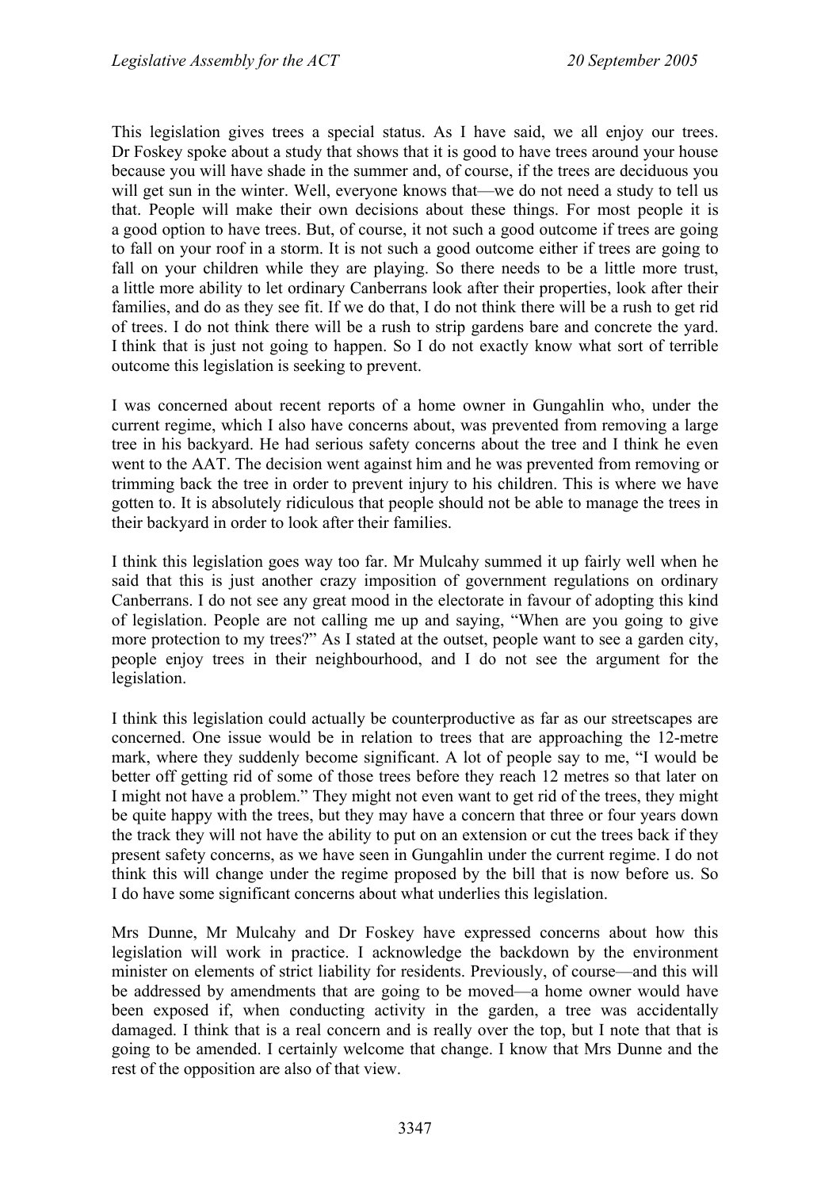This legislation gives trees a special status. As I have said, we all enjoy our trees. Dr Foskey spoke about a study that shows that it is good to have trees around your house because you will have shade in the summer and, of course, if the trees are deciduous you will get sun in the winter. Well, everyone knows that—we do not need a study to tell us that. People will make their own decisions about these things. For most people it is a good option to have trees. But, of course, it not such a good outcome if trees are going to fall on your roof in a storm. It is not such a good outcome either if trees are going to fall on your children while they are playing. So there needs to be a little more trust, a little more ability to let ordinary Canberrans look after their properties, look after their families, and do as they see fit. If we do that, I do not think there will be a rush to get rid of trees. I do not think there will be a rush to strip gardens bare and concrete the yard. I think that is just not going to happen. So I do not exactly know what sort of terrible outcome this legislation is seeking to prevent.

I was concerned about recent reports of a home owner in Gungahlin who, under the current regime, which I also have concerns about, was prevented from removing a large tree in his backyard. He had serious safety concerns about the tree and I think he even went to the AAT. The decision went against him and he was prevented from removing or trimming back the tree in order to prevent injury to his children. This is where we have gotten to. It is absolutely ridiculous that people should not be able to manage the trees in their backyard in order to look after their families.

I think this legislation goes way too far. Mr Mulcahy summed it up fairly well when he said that this is just another crazy imposition of government regulations on ordinary Canberrans. I do not see any great mood in the electorate in favour of adopting this kind of legislation. People are not calling me up and saying, "When are you going to give more protection to my trees?" As I stated at the outset, people want to see a garden city, people enjoy trees in their neighbourhood, and I do not see the argument for the legislation.

I think this legislation could actually be counterproductive as far as our streetscapes are concerned. One issue would be in relation to trees that are approaching the 12-metre mark, where they suddenly become significant. A lot of people say to me, "I would be better off getting rid of some of those trees before they reach 12 metres so that later on I might not have a problem." They might not even want to get rid of the trees, they might be quite happy with the trees, but they may have a concern that three or four years down the track they will not have the ability to put on an extension or cut the trees back if they present safety concerns, as we have seen in Gungahlin under the current regime. I do not think this will change under the regime proposed by the bill that is now before us. So I do have some significant concerns about what underlies this legislation.

Mrs Dunne, Mr Mulcahy and Dr Foskey have expressed concerns about how this legislation will work in practice. I acknowledge the backdown by the environment minister on elements of strict liability for residents. Previously, of course—and this will be addressed by amendments that are going to be moved—a home owner would have been exposed if, when conducting activity in the garden, a tree was accidentally damaged. I think that is a real concern and is really over the top, but I note that that is going to be amended. I certainly welcome that change. I know that Mrs Dunne and the rest of the opposition are also of that view.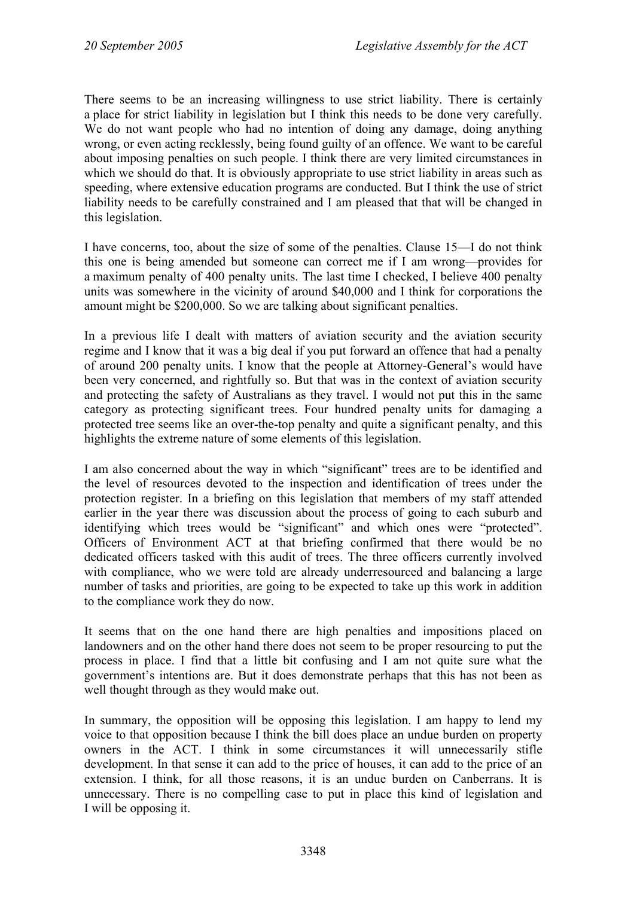There seems to be an increasing willingness to use strict liability. There is certainly a place for strict liability in legislation but I think this needs to be done very carefully. We do not want people who had no intention of doing any damage, doing anything wrong, or even acting recklessly, being found guilty of an offence. We want to be careful about imposing penalties on such people. I think there are very limited circumstances in which we should do that. It is obviously appropriate to use strict liability in areas such as speeding, where extensive education programs are conducted. But I think the use of strict liability needs to be carefully constrained and I am pleased that that will be changed in this legislation.

I have concerns, too, about the size of some of the penalties. Clause 15—I do not think this one is being amended but someone can correct me if I am wrong—provides for a maximum penalty of 400 penalty units. The last time I checked, I believe 400 penalty units was somewhere in the vicinity of around $40,000 and I think for corporations the amount might be $200,000. So we are talking about significant penalties.

In a previous life I dealt with matters of aviation security and the aviation security regime and I know that it was a big deal if you put forward an offence that had a penalty of around 200 penalty units. I know that the people at Attorney-General's would have been very concerned, and rightfully so. But that was in the context of aviation security and protecting the safety of Australians as they travel. I would not put this in the same category as protecting significant trees. Four hundred penalty units for damaging a protected tree seems like an over-the-top penalty and quite a significant penalty, and this highlights the extreme nature of some elements of this legislation.

I am also concerned about the way in which "significant" trees are to be identified and the level of resources devoted to the inspection and identification of trees under the protection register. In a briefing on this legislation that members of my staff attended earlier in the year there was discussion about the process of going to each suburb and identifying which trees would be "significant" and which ones were "protected". Officers of Environment ACT at that briefing confirmed that there would be no dedicated officers tasked with this audit of trees. The three officers currently involved with compliance, who we were told are already underresourced and balancing a large number of tasks and priorities, are going to be expected to take up this work in addition to the compliance work they do now.

It seems that on the one hand there are high penalties and impositions placed on landowners and on the other hand there does not seem to be proper resourcing to put the process in place. I find that a little bit confusing and I am not quite sure what the government's intentions are. But it does demonstrate perhaps that this has not been as well thought through as they would make out.

In summary, the opposition will be opposing this legislation. I am happy to lend my voice to that opposition because I think the bill does place an undue burden on property owners in the ACT. I think in some circumstances it will unnecessarily stifle development. In that sense it can add to the price of houses, it can add to the price of an extension. I think, for all those reasons, it is an undue burden on Canberrans. It is unnecessary. There is no compelling case to put in place this kind of legislation and I will be opposing it.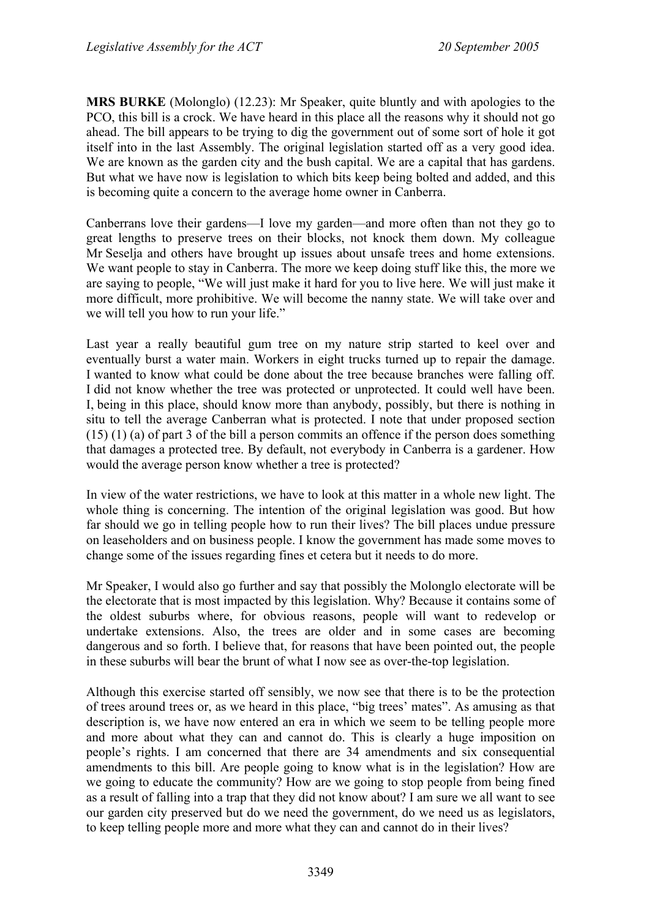**MRS BURKE** (Molonglo) (12.23): Mr Speaker, quite bluntly and with apologies to the PCO, this bill is a crock. We have heard in this place all the reasons why it should not go ahead. The bill appears to be trying to dig the government out of some sort of hole it got itself into in the last Assembly. The original legislation started off as a very good idea. We are known as the garden city and the bush capital. We are a capital that has gardens. But what we have now is legislation to which bits keep being bolted and added, and this is becoming quite a concern to the average home owner in Canberra.

Canberrans love their gardens—I love my garden—and more often than not they go to great lengths to preserve trees on their blocks, not knock them down. My colleague Mr Seselja and others have brought up issues about unsafe trees and home extensions. We want people to stay in Canberra. The more we keep doing stuff like this, the more we are saying to people, "We will just make it hard for you to live here. We will just make it more difficult, more prohibitive. We will become the nanny state. We will take over and we will tell you how to run your life."

Last year a really beautiful gum tree on my nature strip started to keel over and eventually burst a water main. Workers in eight trucks turned up to repair the damage. I wanted to know what could be done about the tree because branches were falling off. I did not know whether the tree was protected or unprotected. It could well have been. I, being in this place, should know more than anybody, possibly, but there is nothing in situ to tell the average Canberran what is protected. I note that under proposed section (15) (1) (a) of part 3 of the bill a person commits an offence if the person does something that damages a protected tree. By default, not everybody in Canberra is a gardener. How would the average person know whether a tree is protected?

In view of the water restrictions, we have to look at this matter in a whole new light. The whole thing is concerning. The intention of the original legislation was good. But how far should we go in telling people how to run their lives? The bill places undue pressure on leaseholders and on business people. I know the government has made some moves to change some of the issues regarding fines et cetera but it needs to do more.

Mr Speaker, I would also go further and say that possibly the Molonglo electorate will be the electorate that is most impacted by this legislation. Why? Because it contains some of the oldest suburbs where, for obvious reasons, people will want to redevelop or undertake extensions. Also, the trees are older and in some cases are becoming dangerous and so forth. I believe that, for reasons that have been pointed out, the people in these suburbs will bear the brunt of what I now see as over-the-top legislation.

Although this exercise started off sensibly, we now see that there is to be the protection of trees around trees or, as we heard in this place, "big trees' mates". As amusing as that description is, we have now entered an era in which we seem to be telling people more and more about what they can and cannot do. This is clearly a huge imposition on people's rights. I am concerned that there are 34 amendments and six consequential amendments to this bill. Are people going to know what is in the legislation? How are we going to educate the community? How are we going to stop people from being fined as a result of falling into a trap that they did not know about? I am sure we all want to see our garden city preserved but do we need the government, do we need us as legislators, to keep telling people more and more what they can and cannot do in their lives?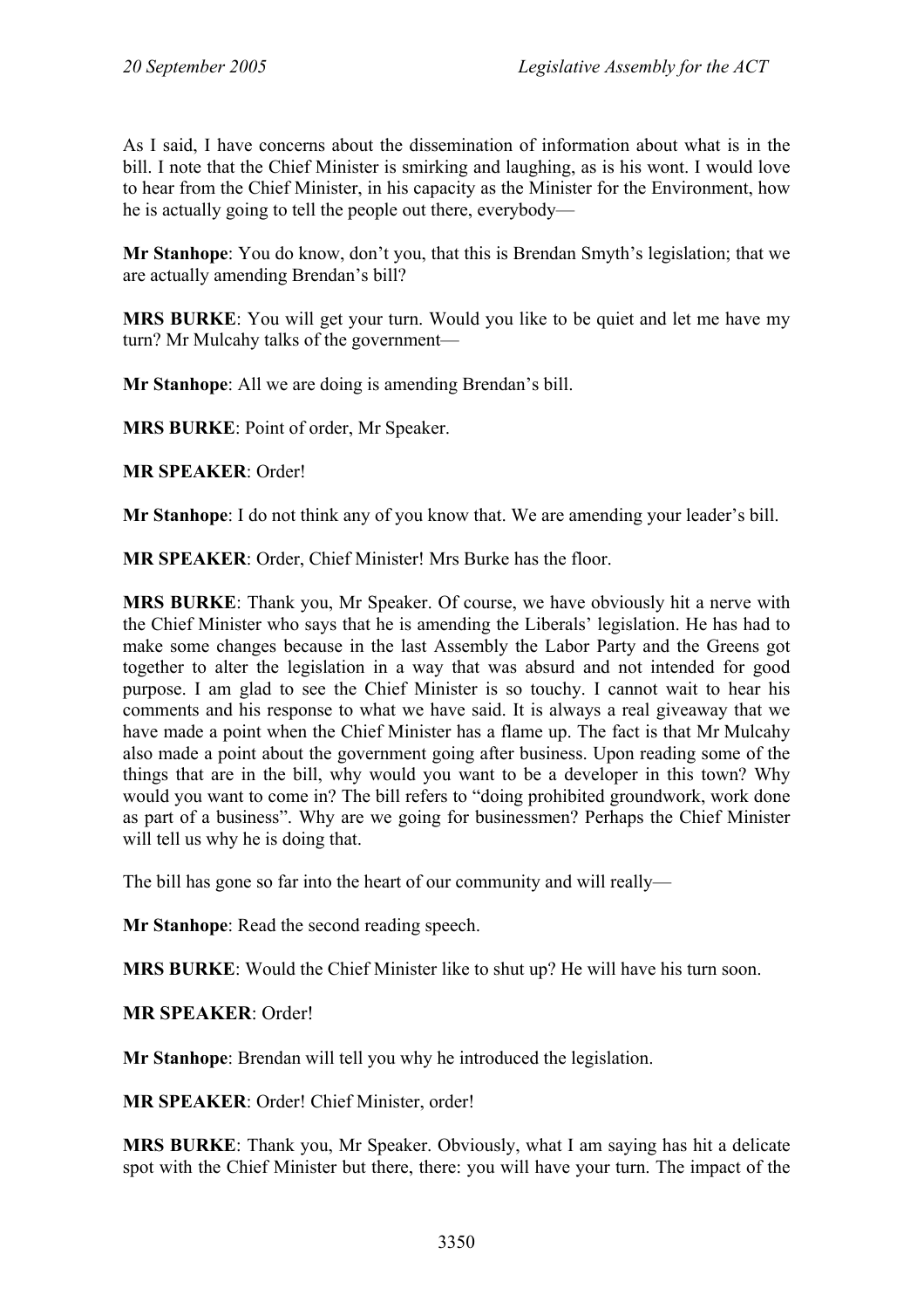As I said, I have concerns about the dissemination of information about what is in the bill. I note that the Chief Minister is smirking and laughing, as is his wont. I would love to hear from the Chief Minister, in his capacity as the Minister for the Environment, how he is actually going to tell the people out there, everybody—

**Mr Stanhope**: You do know, don't you, that this is Brendan Smyth's legislation; that we are actually amending Brendan's bill?

**MRS BURKE**: You will get your turn. Would you like to be quiet and let me have my turn? Mr Mulcahy talks of the government—

**Mr Stanhope**: All we are doing is amending Brendan's bill.

**MRS BURKE**: Point of order, Mr Speaker.

**MR SPEAKER**: Order!

**Mr Stanhope**: I do not think any of you know that. We are amending your leader's bill.

**MR SPEAKER**: Order, Chief Minister! Mrs Burke has the floor.

**MRS BURKE**: Thank you, Mr Speaker. Of course, we have obviously hit a nerve with the Chief Minister who says that he is amending the Liberals' legislation. He has had to make some changes because in the last Assembly the Labor Party and the Greens got together to alter the legislation in a way that was absurd and not intended for good purpose. I am glad to see the Chief Minister is so touchy. I cannot wait to hear his comments and his response to what we have said. It is always a real giveaway that we have made a point when the Chief Minister has a flame up. The fact is that Mr Mulcahy also made a point about the government going after business. Upon reading some of the things that are in the bill, why would you want to be a developer in this town? Why would you want to come in? The bill refers to "doing prohibited groundwork, work done as part of a business". Why are we going for businessmen? Perhaps the Chief Minister will tell us why he is doing that.

The bill has gone so far into the heart of our community and will really—

**Mr Stanhope**: Read the second reading speech.

**MRS BURKE**: Would the Chief Minister like to shut up? He will have his turn soon.

**MR SPEAKER**: Order!

**Mr Stanhope**: Brendan will tell you why he introduced the legislation.

**MR SPEAKER**: Order! Chief Minister, order!

**MRS BURKE**: Thank you, Mr Speaker. Obviously, what I am saying has hit a delicate spot with the Chief Minister but there, there: you will have your turn. The impact of the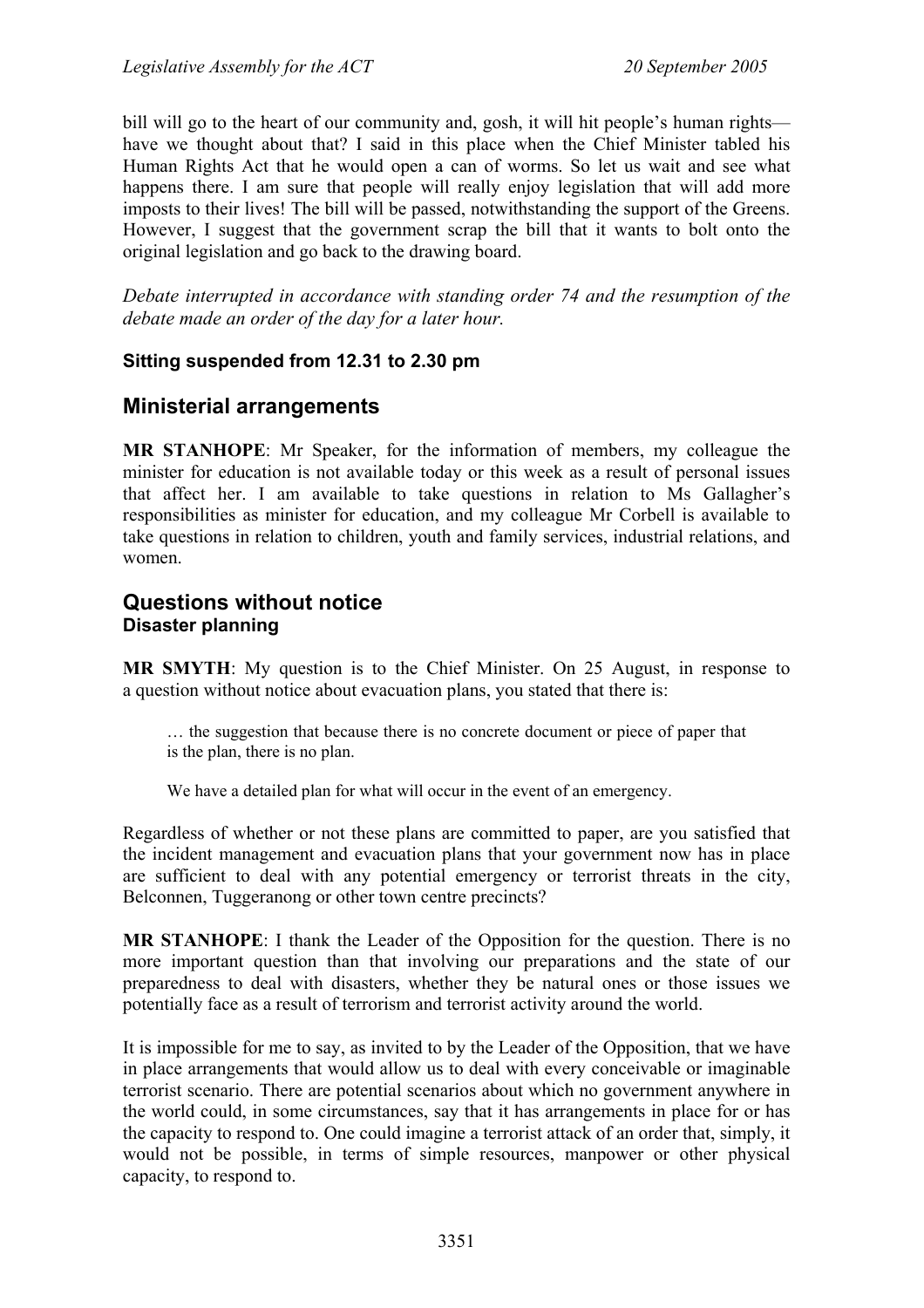bill will go to the heart of our community and, gosh, it will hit people's human rights—have we thought about that? I said in this place when the Chief Minister tabled his Human Rights Act that he would open a can of worms. So let us wait and see what happens there. I am sure that people will really enjoy legislation that will add more imposts to their lives! The bill will be passed, notwithstanding the support of the Greens. However, I suggest that the government scrap the bill that it wants to bolt onto the original legislation and go back to the drawing board.

*Debate interrupted in accordance with standing order 74 and the resumption of the debate made an order of the day for a later hour.*

**Sitting suspended from 12.31 to 2.30 pm**

## Ministerial arrangements

**MR STANHOPE**: Mr Speaker, for the information of members, my colleague the minister for education is not available today or this week as a result of personal issues that affect her. I am available to take questions in relation to Ms Gallagher's responsibilities as minister for education, and my colleague Mr Corbell is available to take questions in relation to children, youth and family services, industrial relations, and women.

## Questions without notice
### Disaster planning

**MR SMYTH**: My question is to the Chief Minister. On 25 August, in response to a question without notice about evacuation plans, you stated that there is:

> … the suggestion that because there is no concrete document or piece of paper that is the plan, there is no plan.
>
> We have a detailed plan for what will occur in the event of an emergency.

Regardless of whether or not these plans are committed to paper, are you satisfied that the incident management and evacuation plans that your government now has in place are sufficient to deal with any potential emergency or terrorist threats in the city, Belconnen, Tuggeranong or other town centre precincts?

**MR STANHOPE**: I thank the Leader of the Opposition for the question. There is no more important question than that involving our preparations and the state of our preparedness to deal with disasters, whether they be natural ones or those issues we potentially face as a result of terrorism and terrorist activity around the world.

It is impossible for me to say, as invited to by the Leader of the Opposition, that we have in place arrangements that would allow us to deal with every conceivable or imaginable terrorist scenario. There are potential scenarios about which no government anywhere in the world could, in some circumstances, say that it has arrangements in place for or has the capacity to respond to. One could imagine a terrorist attack of an order that, simply, it would not be possible, in terms of simple resources, manpower or other physical capacity, to respond to.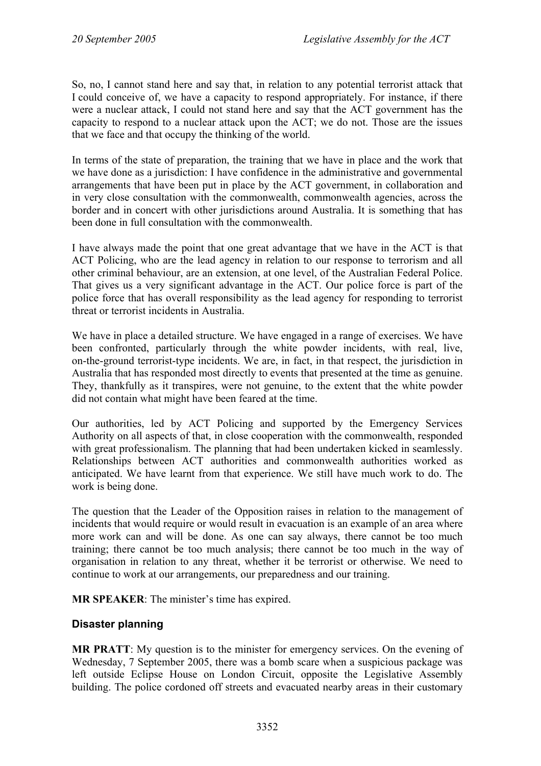So, no, I cannot stand here and say that, in relation to any potential terrorist attack that I could conceive of, we have a capacity to respond appropriately. For instance, if there were a nuclear attack, I could not stand here and say that the ACT government has the capacity to respond to a nuclear attack upon the ACT; we do not. Those are the issues that we face and that occupy the thinking of the world.

In terms of the state of preparation, the training that we have in place and the work that we have done as a jurisdiction: I have confidence in the administrative and governmental arrangements that have been put in place by the ACT government, in collaboration and in very close consultation with the commonwealth, commonwealth agencies, across the border and in concert with other jurisdictions around Australia. It is something that has been done in full consultation with the commonwealth.

I have always made the point that one great advantage that we have in the ACT is that ACT Policing, who are the lead agency in relation to our response to terrorism and all other criminal behaviour, are an extension, at one level, of the Australian Federal Police. That gives us a very significant advantage in the ACT. Our police force is part of the police force that has overall responsibility as the lead agency for responding to terrorist threat or terrorist incidents in Australia.

We have in place a detailed structure. We have engaged in a range of exercises. We have been confronted, particularly through the white powder incidents, with real, live, on-the-ground terrorist-type incidents. We are, in fact, in that respect, the jurisdiction in Australia that has responded most directly to events that presented at the time as genuine. They, thankfully as it transpires, were not genuine, to the extent that the white powder did not contain what might have been feared at the time.

Our authorities, led by ACT Policing and supported by the Emergency Services Authority on all aspects of that, in close cooperation with the commonwealth, responded with great professionalism. The planning that had been undertaken kicked in seamlessly. Relationships between ACT authorities and commonwealth authorities worked as anticipated. We have learnt from that experience. We still have much work to do. The work is being done.

The question that the Leader of the Opposition raises in relation to the management of incidents that would require or would result in evacuation is an example of an area where more work can and will be done. As one can say always, there cannot be too much training; there cannot be too much analysis; there cannot be too much in the way of organisation in relation to any threat, whether it be terrorist or otherwise. We need to continue to work at our arrangements, our preparedness and our training.

**MR SPEAKER**: The minister's time has expired.

## Disaster planning

**MR PRATT**: My question is to the minister for emergency services. On the evening of Wednesday, 7 September 2005, there was a bomb scare when a suspicious package was left outside Eclipse House on London Circuit, opposite the Legislative Assembly building. The police cordoned off streets and evacuated nearby areas in their customary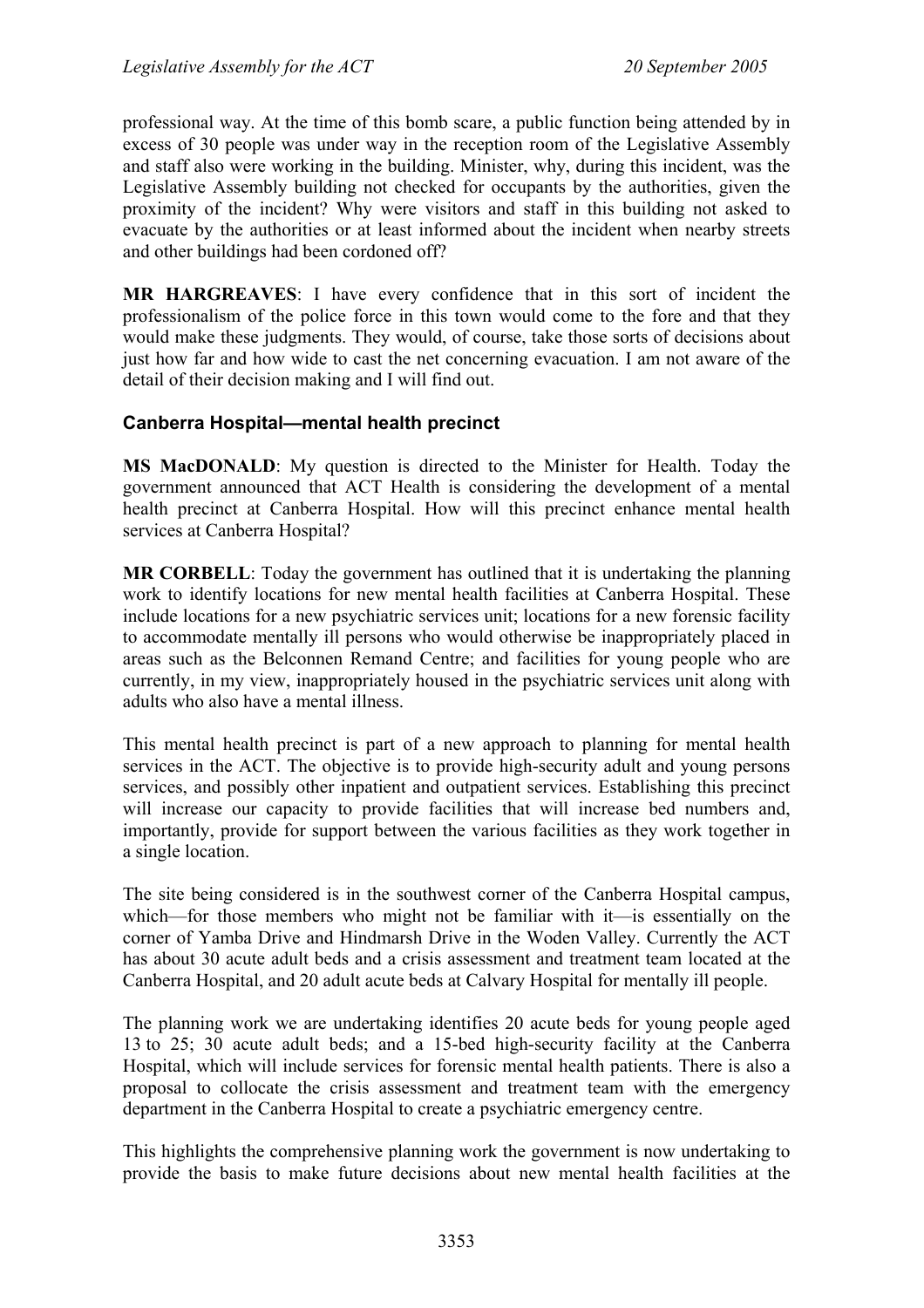professional way. At the time of this bomb scare, a public function being attended by in excess of 30 people was under way in the reception room of the Legislative Assembly and staff also were working in the building. Minister, why, during this incident, was the Legislative Assembly building not checked for occupants by the authorities, given the proximity of the incident? Why were visitors and staff in this building not asked to evacuate by the authorities or at least informed about the incident when nearby streets and other buildings had been cordoned off?

**MR HARGREAVES**: I have every confidence that in this sort of incident the professionalism of the police force in this town would come to the fore and that they would make these judgments. They would, of course, take those sorts of decisions about just how far and how wide to cast the net concerning evacuation. I am not aware of the detail of their decision making and I will find out.

### Canberra Hospital—mental health precinct

**MS MacDONALD**: My question is directed to the Minister for Health. Today the government announced that ACT Health is considering the development of a mental health precinct at Canberra Hospital. How will this precinct enhance mental health services at Canberra Hospital?

**MR CORBELL**: Today the government has outlined that it is undertaking the planning work to identify locations for new mental health facilities at Canberra Hospital. These include locations for a new psychiatric services unit; locations for a new forensic facility to accommodate mentally ill persons who would otherwise be inappropriately placed in areas such as the Belconnen Remand Centre; and facilities for young people who are currently, in my view, inappropriately housed in the psychiatric services unit along with adults who also have a mental illness.

This mental health precinct is part of a new approach to planning for mental health services in the ACT. The objective is to provide high-security adult and young persons services, and possibly other inpatient and outpatient services. Establishing this precinct will increase our capacity to provide facilities that will increase bed numbers and, importantly, provide for support between the various facilities as they work together in a single location.

The site being considered is in the southwest corner of the Canberra Hospital campus, which—for those members who might not be familiar with it—is essentially on the corner of Yamba Drive and Hindmarsh Drive in the Woden Valley. Currently the ACT has about 30 acute adult beds and a crisis assessment and treatment team located at the Canberra Hospital, and 20 adult acute beds at Calvary Hospital for mentally ill people.

The planning work we are undertaking identifies 20 acute beds for young people aged 13 to 25; 30 acute adult beds; and a 15-bed high-security facility at the Canberra Hospital, which will include services for forensic mental health patients. There is also a proposal to collocate the crisis assessment and treatment team with the emergency department in the Canberra Hospital to create a psychiatric emergency centre.

This highlights the comprehensive planning work the government is now undertaking to provide the basis to make future decisions about new mental health facilities at the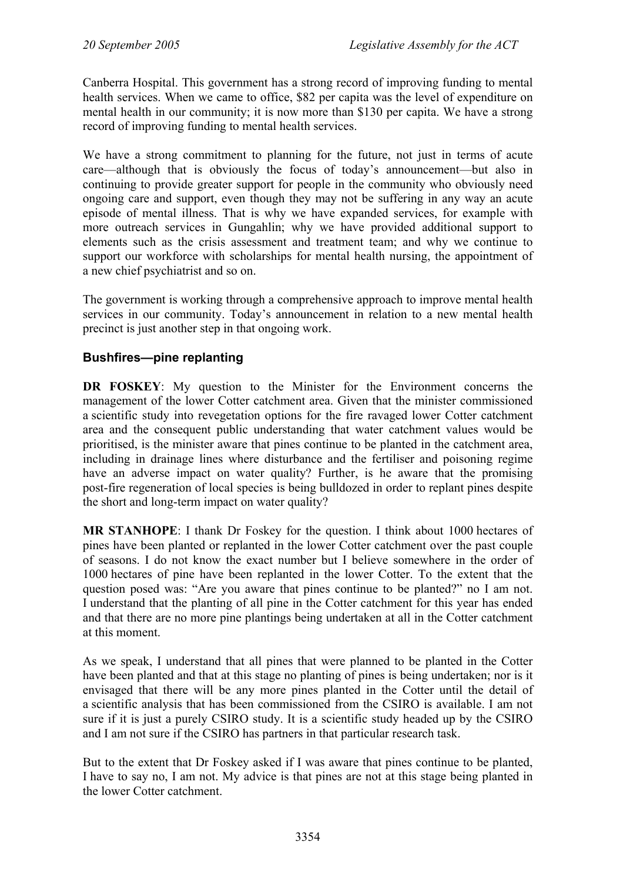Canberra Hospital. This government has a strong record of improving funding to mental health services. When we came to office, $82 per capita was the level of expenditure on mental health in our community; it is now more than $130 per capita. We have a strong record of improving funding to mental health services.

We have a strong commitment to planning for the future, not just in terms of acute care—although that is obviously the focus of today's announcement—but also in continuing to provide greater support for people in the community who obviously need ongoing care and support, even though they may not be suffering in any way an acute episode of mental illness. That is why we have expanded services, for example with more outreach services in Gungahlin; why we have provided additional support to elements such as the crisis assessment and treatment team; and why we continue to support our workforce with scholarships for mental health nursing, the appointment of a new chief psychiatrist and so on.

The government is working through a comprehensive approach to improve mental health services in our community. Today's announcement in relation to a new mental health precinct is just another step in that ongoing work.

### Bushfires—pine replanting

**DR FOSKEY**: My question to the Minister for the Environment concerns the management of the lower Cotter catchment area. Given that the minister commissioned a scientific study into revegetation options for the fire ravaged lower Cotter catchment area and the consequent public understanding that water catchment values would be prioritised, is the minister aware that pines continue to be planted in the catchment area, including in drainage lines where disturbance and the fertiliser and poisoning regime have an adverse impact on water quality? Further, is he aware that the promising post-fire regeneration of local species is being bulldozed in order to replant pines despite the short and long-term impact on water quality?

**MR STANHOPE**: I thank Dr Foskey for the question. I think about 1000 hectares of pines have been planted or replanted in the lower Cotter catchment over the past couple of seasons. I do not know the exact number but I believe somewhere in the order of 1000 hectares of pine have been replanted in the lower Cotter. To the extent that the question posed was: "Are you aware that pines continue to be planted?" no I am not. I understand that the planting of all pine in the Cotter catchment for this year has ended and that there are no more pine plantings being undertaken at all in the Cotter catchment at this moment.

As we speak, I understand that all pines that were planned to be planted in the Cotter have been planted and that at this stage no planting of pines is being undertaken; nor is it envisaged that there will be any more pines planted in the Cotter until the detail of a scientific analysis that has been commissioned from the CSIRO is available. I am not sure if it is just a purely CSIRO study. It is a scientific study headed up by the CSIRO and I am not sure if the CSIRO has partners in that particular research task.

But to the extent that Dr Foskey asked if I was aware that pines continue to be planted, I have to say no, I am not. My advice is that pines are not at this stage being planted in the lower Cotter catchment.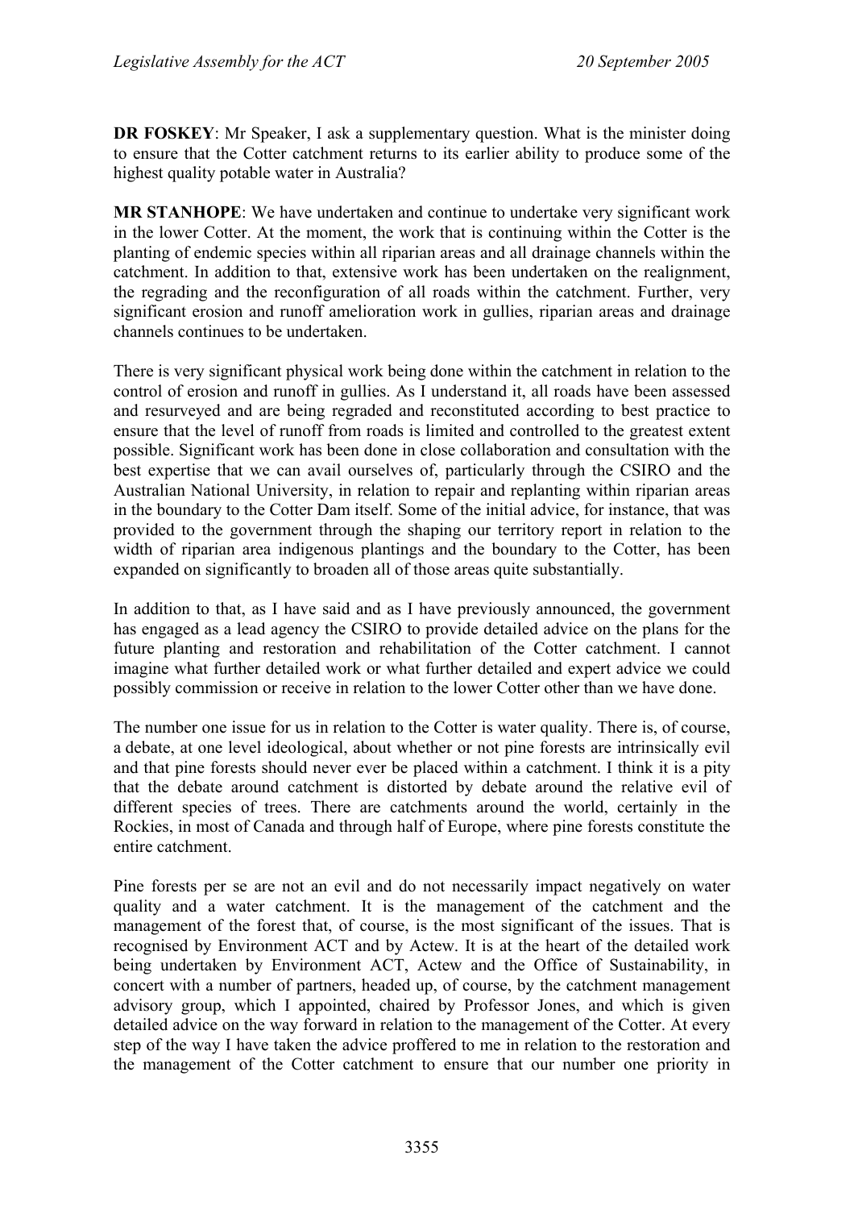**DR FOSKEY**: Mr Speaker, I ask a supplementary question. What is the minister doing to ensure that the Cotter catchment returns to its earlier ability to produce some of the highest quality potable water in Australia?

**MR STANHOPE**: We have undertaken and continue to undertake very significant work in the lower Cotter. At the moment, the work that is continuing within the Cotter is the planting of endemic species within all riparian areas and all drainage channels within the catchment. In addition to that, extensive work has been undertaken on the realignment, the regrading and the reconfiguration of all roads within the catchment. Further, very significant erosion and runoff amelioration work in gullies, riparian areas and drainage channels continues to be undertaken.

There is very significant physical work being done within the catchment in relation to the control of erosion and runoff in gullies. As I understand it, all roads have been assessed and resurveyed and are being regraded and reconstituted according to best practice to ensure that the level of runoff from roads is limited and controlled to the greatest extent possible. Significant work has been done in close collaboration and consultation with the best expertise that we can avail ourselves of, particularly through the CSIRO and the Australian National University, in relation to repair and replanting within riparian areas in the boundary to the Cotter Dam itself. Some of the initial advice, for instance, that was provided to the government through the shaping our territory report in relation to the width of riparian area indigenous plantings and the boundary to the Cotter, has been expanded on significantly to broaden all of those areas quite substantially.

In addition to that, as I have said and as I have previously announced, the government has engaged as a lead agency the CSIRO to provide detailed advice on the plans for the future planting and restoration and rehabilitation of the Cotter catchment. I cannot imagine what further detailed work or what further detailed and expert advice we could possibly commission or receive in relation to the lower Cotter other than we have done.

The number one issue for us in relation to the Cotter is water quality. There is, of course, a debate, at one level ideological, about whether or not pine forests are intrinsically evil and that pine forests should never ever be placed within a catchment. I think it is a pity that the debate around catchment is distorted by debate around the relative evil of different species of trees. There are catchments around the world, certainly in the Rockies, in most of Canada and through half of Europe, where pine forests constitute the entire catchment.

Pine forests per se are not an evil and do not necessarily impact negatively on water quality and a water catchment. It is the management of the catchment and the management of the forest that, of course, is the most significant of the issues. That is recognised by Environment ACT and by Actew. It is at the heart of the detailed work being undertaken by Environment ACT, Actew and the Office of Sustainability, in concert with a number of partners, headed up, of course, by the catchment management advisory group, which I appointed, chaired by Professor Jones, and which is given detailed advice on the way forward in relation to the management of the Cotter. At every step of the way I have taken the advice proffered to me in relation to the restoration and the management of the Cotter catchment to ensure that our number one priority in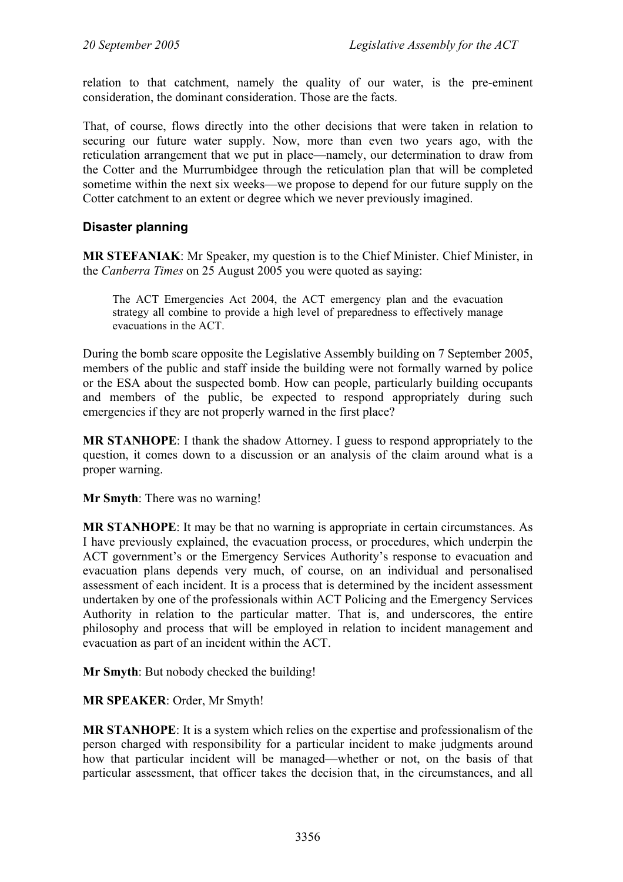relation to that catchment, namely the quality of our water, is the pre-eminent consideration, the dominant consideration. Those are the facts.

That, of course, flows directly into the other decisions that were taken in relation to securing our future water supply. Now, more than even two years ago, with the reticulation arrangement that we put in place—namely, our determination to draw from the Cotter and the Murrumbidgee through the reticulation plan that will be completed sometime within the next six weeks—we propose to depend for our future supply on the Cotter catchment to an extent or degree which we never previously imagined.

### Disaster planning

**MR STEFANIAK**: Mr Speaker, my question is to the Chief Minister. Chief Minister, in the *Canberra Times* on 25 August 2005 you were quoted as saying:

> The ACT Emergencies Act 2004, the ACT emergency plan and the evacuation strategy all combine to provide a high level of preparedness to effectively manage evacuations in the ACT.

During the bomb scare opposite the Legislative Assembly building on 7 September 2005, members of the public and staff inside the building were not formally warned by police or the ESA about the suspected bomb. How can people, particularly building occupants and members of the public, be expected to respond appropriately during such emergencies if they are not properly warned in the first place?

**MR STANHOPE**: I thank the shadow Attorney. I guess to respond appropriately to the question, it comes down to a discussion or an analysis of the claim around what is a proper warning.

**Mr Smyth**: There was no warning!

**MR STANHOPE**: It may be that no warning is appropriate in certain circumstances. As I have previously explained, the evacuation process, or procedures, which underpin the ACT government's or the Emergency Services Authority's response to evacuation and evacuation plans depends very much, of course, on an individual and personalised assessment of each incident. It is a process that is determined by the incident assessment undertaken by one of the professionals within ACT Policing and the Emergency Services Authority in relation to the particular matter. That is, and underscores, the entire philosophy and process that will be employed in relation to incident management and evacuation as part of an incident within the ACT.

**Mr Smyth**: But nobody checked the building!

**MR SPEAKER**: Order, Mr Smyth!

**MR STANHOPE**: It is a system which relies on the expertise and professionalism of the person charged with responsibility for a particular incident to make judgments around how that particular incident will be managed—whether or not, on the basis of that particular assessment, that officer takes the decision that, in the circumstances, and all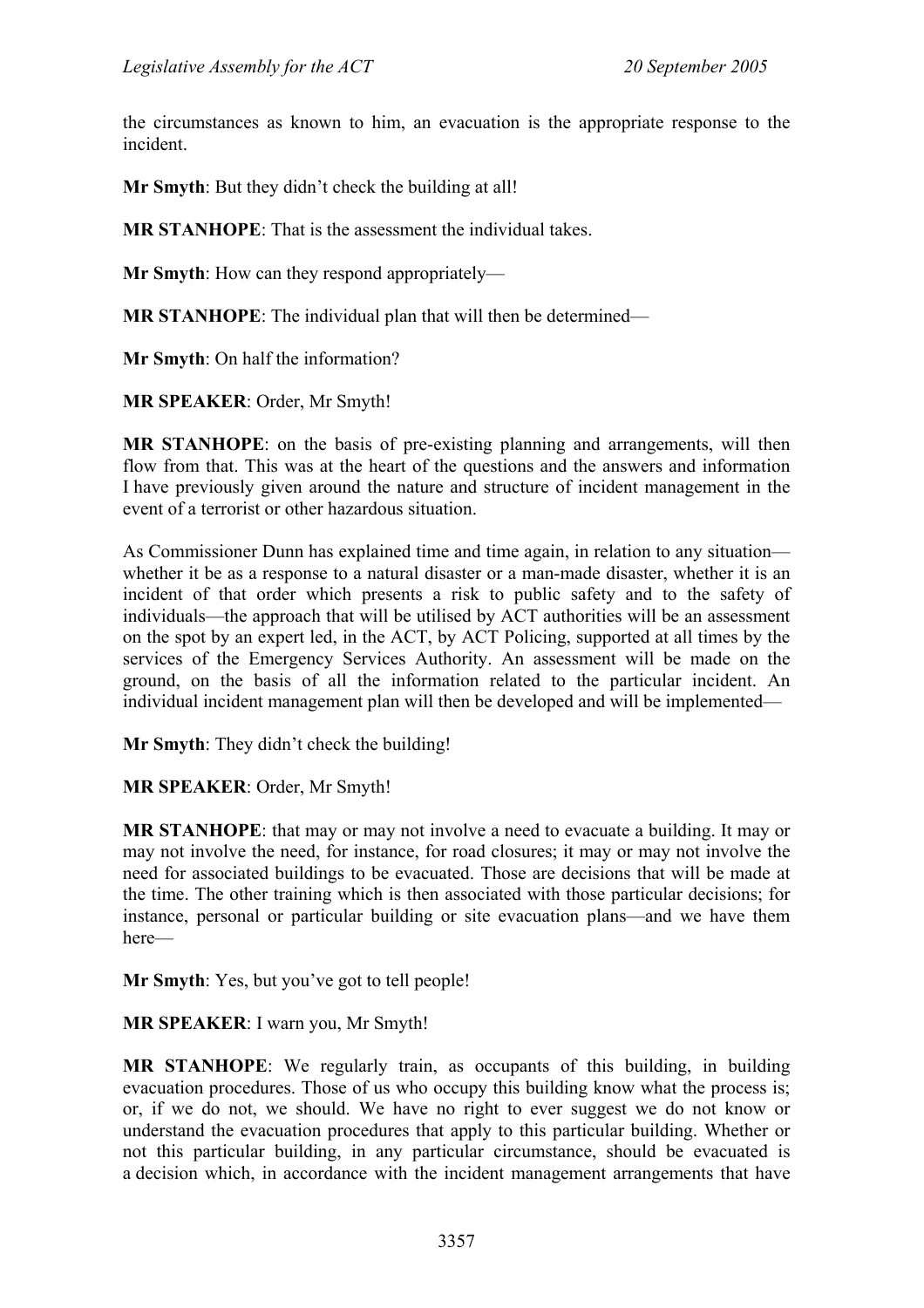the circumstances as known to him, an evacuation is the appropriate response to the incident.

**Mr Smyth**: But they didn't check the building at all!

**MR STANHOPE**: That is the assessment the individual takes.

**Mr Smyth**: How can they respond appropriately—

**MR STANHOPE**: The individual plan that will then be determined—

**Mr Smyth**: On half the information?

**MR SPEAKER**: Order, Mr Smyth!

**MR STANHOPE**: on the basis of pre-existing planning and arrangements, will then flow from that. This was at the heart of the questions and the answers and information I have previously given around the nature and structure of incident management in the event of a terrorist or other hazardous situation.

As Commissioner Dunn has explained time and time again, in relation to any situation—whether it be as a response to a natural disaster or a man-made disaster, whether it is an incident of that order which presents a risk to public safety and to the safety of individuals—the approach that will be utilised by ACT authorities will be an assessment on the spot by an expert led, in the ACT, by ACT Policing, supported at all times by the services of the Emergency Services Authority. An assessment will be made on the ground, on the basis of all the information related to the particular incident. An individual incident management plan will then be developed and will be implemented—

**Mr Smyth**: They didn't check the building!

**MR SPEAKER**: Order, Mr Smyth!

**MR STANHOPE**: that may or may not involve a need to evacuate a building. It may or may not involve the need, for instance, for road closures; it may or may not involve the need for associated buildings to be evacuated. Those are decisions that will be made at the time. The other training which is then associated with those particular decisions; for instance, personal or particular building or site evacuation plans—and we have them here—

**Mr Smyth**: Yes, but you've got to tell people!

**MR SPEAKER**: I warn you, Mr Smyth!

**MR STANHOPE**: We regularly train, as occupants of this building, in building evacuation procedures. Those of us who occupy this building know what the process is; or, if we do not, we should. We have no right to ever suggest we do not know or understand the evacuation procedures that apply to this particular building. Whether or not this particular building, in any particular circumstance, should be evacuated is a decision which, in accordance with the incident management arrangements that have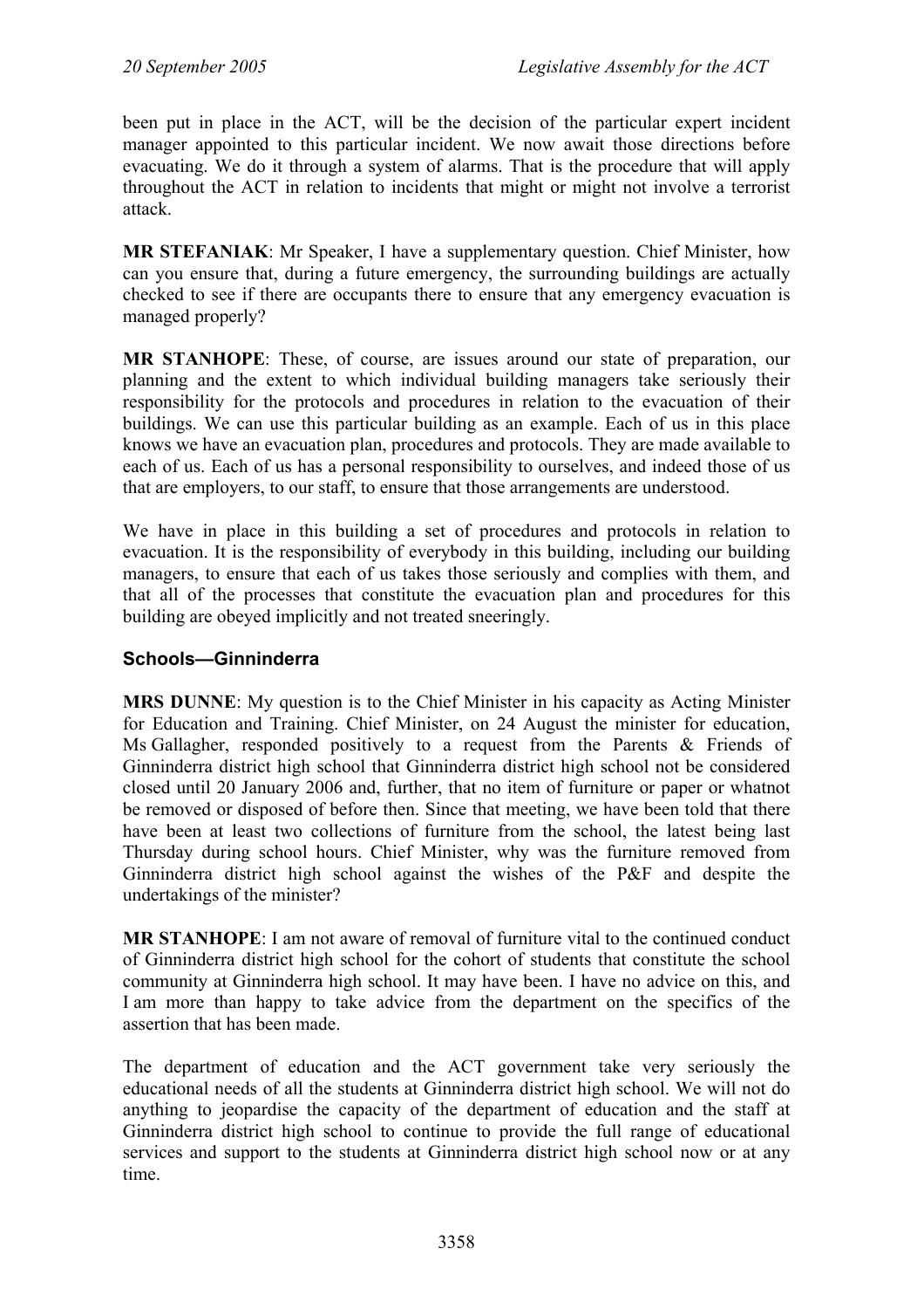been put in place in the ACT, will be the decision of the particular expert incident manager appointed to this particular incident. We now await those directions before evacuating. We do it through a system of alarms. That is the procedure that will apply throughout the ACT in relation to incidents that might or might not involve a terrorist attack.

**MR STEFANIAK**: Mr Speaker, I have a supplementary question. Chief Minister, how can you ensure that, during a future emergency, the surrounding buildings are actually checked to see if there are occupants there to ensure that any emergency evacuation is managed properly?

**MR STANHOPE**: These, of course, are issues around our state of preparation, our planning and the extent to which individual building managers take seriously their responsibility for the protocols and procedures in relation to the evacuation of their buildings. We can use this particular building as an example. Each of us in this place knows we have an evacuation plan, procedures and protocols. They are made available to each of us. Each of us has a personal responsibility to ourselves, and indeed those of us that are employers, to our staff, to ensure that those arrangements are understood.

We have in place in this building a set of procedures and protocols in relation to evacuation. It is the responsibility of everybody in this building, including our building managers, to ensure that each of us takes those seriously and complies with them, and that all of the processes that constitute the evacuation plan and procedures for this building are obeyed implicitly and not treated sneeringly.

### Schools—Ginninderra

**MRS DUNNE**: My question is to the Chief Minister in his capacity as Acting Minister for Education and Training. Chief Minister, on 24 August the minister for education, Ms Gallagher, responded positively to a request from the Parents & Friends of Ginninderra district high school that Ginninderra district high school not be considered closed until 20 January 2006 and, further, that no item of furniture or paper or whatnot be removed or disposed of before then. Since that meeting, we have been told that there have been at least two collections of furniture from the school, the latest being last Thursday during school hours. Chief Minister, why was the furniture removed from Ginninderra district high school against the wishes of the P&F and despite the undertakings of the minister?

**MR STANHOPE**: I am not aware of removal of furniture vital to the continued conduct of Ginninderra district high school for the cohort of students that constitute the school community at Ginninderra high school. It may have been. I have no advice on this, and I am more than happy to take advice from the department on the specifics of the assertion that has been made.

The department of education and the ACT government take very seriously the educational needs of all the students at Ginninderra district high school. We will not do anything to jeopardise the capacity of the department of education and the staff at Ginninderra district high school to continue to provide the full range of educational services and support to the students at Ginninderra district high school now or at any time.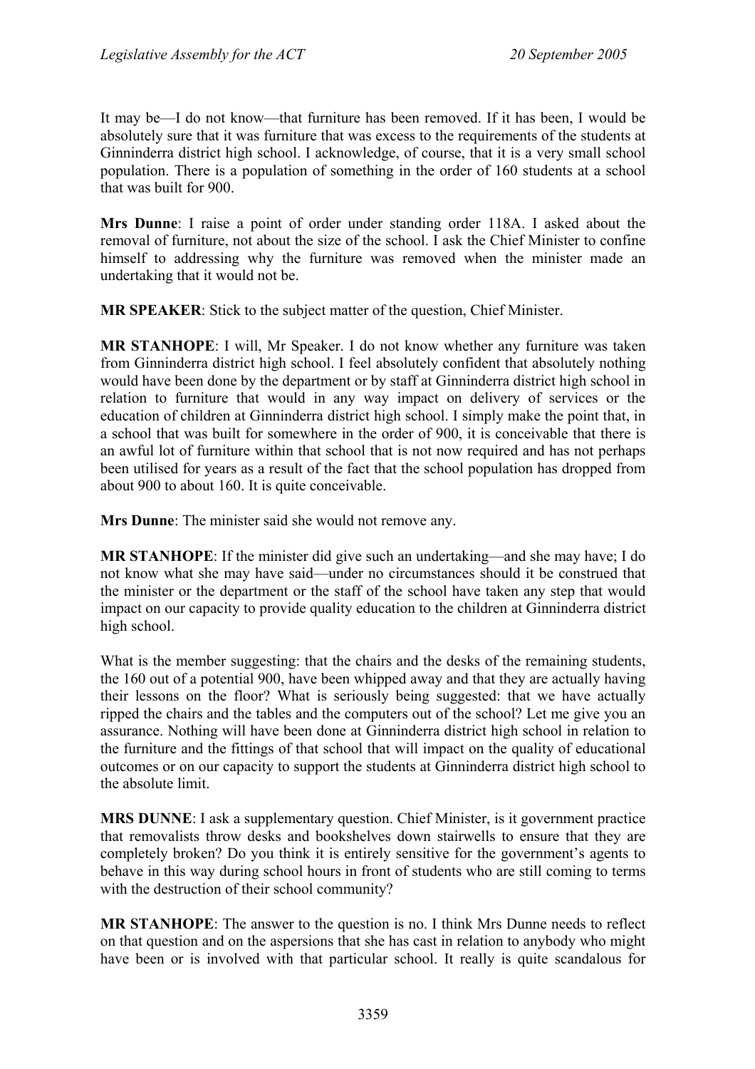It may be—I do not know—that furniture has been removed. If it has been, I would be absolutely sure that it was furniture that was excess to the requirements of the students at Ginninderra district high school. I acknowledge, of course, that it is a very small school population. There is a population of something in the order of 160 students at a school that was built for 900.

**Mrs Dunne**: I raise a point of order under standing order 118A. I asked about the removal of furniture, not about the size of the school. I ask the Chief Minister to confine himself to addressing why the furniture was removed when the minister made an undertaking that it would not be.

**MR SPEAKER**: Stick to the subject matter of the question, Chief Minister.

**MR STANHOPE**: I will, Mr Speaker. I do not know whether any furniture was taken from Ginninderra district high school. I feel absolutely confident that absolutely nothing would have been done by the department or by staff at Ginninderra district high school in relation to furniture that would in any way impact on delivery of services or the education of children at Ginninderra district high school. I simply make the point that, in a school that was built for somewhere in the order of 900, it is conceivable that there is an awful lot of furniture within that school that is not now required and has not perhaps been utilised for years as a result of the fact that the school population has dropped from about 900 to about 160. It is quite conceivable.

**Mrs Dunne**: The minister said she would not remove any.

**MR STANHOPE**: If the minister did give such an undertaking—and she may have; I do not know what she may have said—under no circumstances should it be construed that the minister or the department or the staff of the school have taken any step that would impact on our capacity to provide quality education to the children at Ginninderra district high school.

What is the member suggesting: that the chairs and the desks of the remaining students, the 160 out of a potential 900, have been whipped away and that they are actually having their lessons on the floor? What is seriously being suggested: that we have actually ripped the chairs and the tables and the computers out of the school? Let me give you an assurance. Nothing will have been done at Ginninderra district high school in relation to the furniture and the fittings of that school that will impact on the quality of educational outcomes or on our capacity to support the students at Ginninderra district high school to the absolute limit.

**MRS DUNNE**: I ask a supplementary question. Chief Minister, is it government practice that removalists throw desks and bookshelves down stairwells to ensure that they are completely broken? Do you think it is entirely sensitive for the government's agents to behave in this way during school hours in front of students who are still coming to terms with the destruction of their school community?

**MR STANHOPE**: The answer to the question is no. I think Mrs Dunne needs to reflect on that question and on the aspersions that she has cast in relation to anybody who might have been or is involved with that particular school. It really is quite scandalous for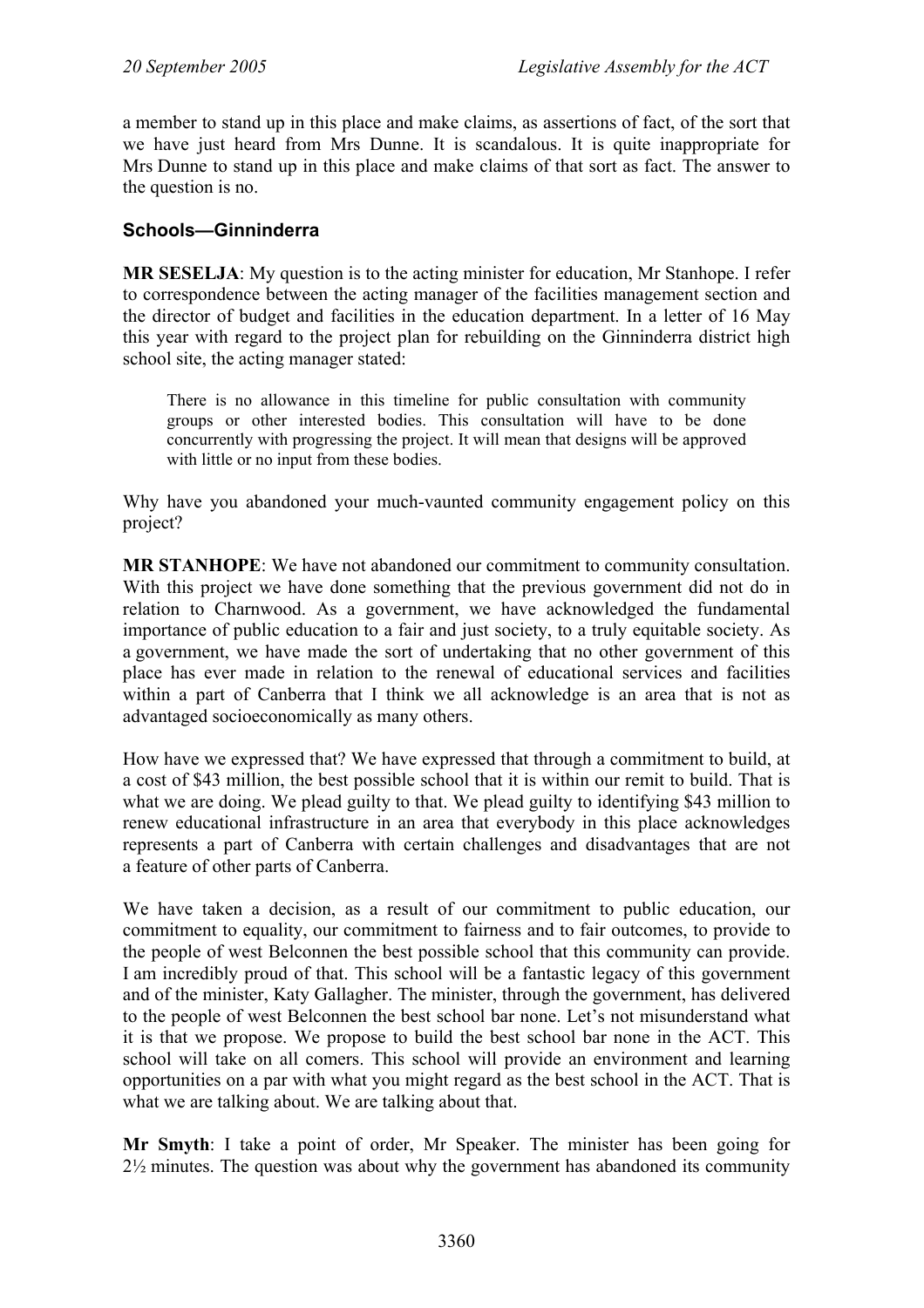a member to stand up in this place and make claims, as assertions of fact, of the sort that we have just heard from Mrs Dunne. It is scandalous. It is quite inappropriate for Mrs Dunne to stand up in this place and make claims of that sort as fact. The answer to the question is no.

### Schools—Ginninderra

**MR SESELJA**: My question is to the acting minister for education, Mr Stanhope. I refer to correspondence between the acting manager of the facilities management section and the director of budget and facilities in the education department. In a letter of 16 May this year with regard to the project plan for rebuilding on the Ginninderra district high school site, the acting manager stated:

> There is no allowance in this timeline for public consultation with community groups or other interested bodies. This consultation will have to be done concurrently with progressing the project. It will mean that designs will be approved with little or no input from these bodies.

Why have you abandoned your much-vaunted community engagement policy on this project?

**MR STANHOPE**: We have not abandoned our commitment to community consultation. With this project we have done something that the previous government did not do in relation to Charnwood. As a government, we have acknowledged the fundamental importance of public education to a fair and just society, to a truly equitable society. As a government, we have made the sort of undertaking that no other government of this place has ever made in relation to the renewal of educational services and facilities within a part of Canberra that I think we all acknowledge is an area that is not as advantaged socioeconomically as many others.

How have we expressed that? We have expressed that through a commitment to build, at a cost of $43 million, the best possible school that it is within our remit to build. That is what we are doing. We plead guilty to that. We plead guilty to identifying $43 million to renew educational infrastructure in an area that everybody in this place acknowledges represents a part of Canberra with certain challenges and disadvantages that are not a feature of other parts of Canberra.

We have taken a decision, as a result of our commitment to public education, our commitment to equality, our commitment to fairness and to fair outcomes, to provide to the people of west Belconnen the best possible school that this community can provide. I am incredibly proud of that. This school will be a fantastic legacy of this government and of the minister, Katy Gallagher. The minister, through the government, has delivered to the people of west Belconnen the best school bar none. Let's not misunderstand what it is that we propose. We propose to build the best school bar none in the ACT. This school will take on all comers. This school will provide an environment and learning opportunities on a par with what you might regard as the best school in the ACT. That is what we are talking about. We are talking about that.

**Mr Smyth**: I take a point of order, Mr Speaker. The minister has been going for 2½ minutes. The question was about why the government has abandoned its community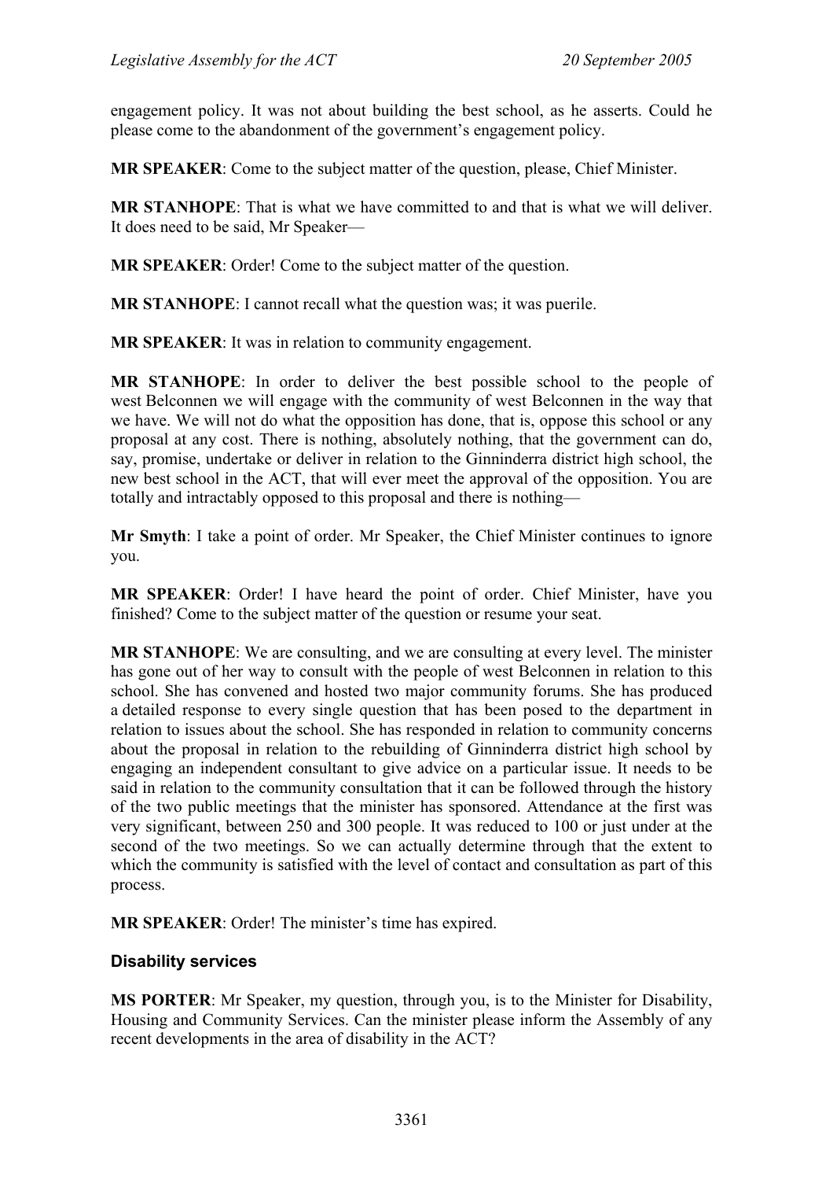engagement policy. It was not about building the best school, as he asserts. Could he please come to the abandonment of the government's engagement policy.

**MR SPEAKER**: Come to the subject matter of the question, please, Chief Minister.

**MR STANHOPE**: That is what we have committed to and that is what we will deliver. It does need to be said, Mr Speaker—

**MR SPEAKER**: Order! Come to the subject matter of the question.

**MR STANHOPE**: I cannot recall what the question was; it was puerile.

**MR SPEAKER**: It was in relation to community engagement.

**MR STANHOPE**: In order to deliver the best possible school to the people of west Belconnen we will engage with the community of west Belconnen in the way that we have. We will not do what the opposition has done, that is, oppose this school or any proposal at any cost. There is nothing, absolutely nothing, that the government can do, say, promise, undertake or deliver in relation to the Ginninderra district high school, the new best school in the ACT, that will ever meet the approval of the opposition. You are totally and intractably opposed to this proposal and there is nothing—

**Mr Smyth**: I take a point of order. Mr Speaker, the Chief Minister continues to ignore you.

**MR SPEAKER**: Order! I have heard the point of order. Chief Minister, have you finished? Come to the subject matter of the question or resume your seat.

**MR STANHOPE**: We are consulting, and we are consulting at every level. The minister has gone out of her way to consult with the people of west Belconnen in relation to this school. She has convened and hosted two major community forums. She has produced a detailed response to every single question that has been posed to the department in relation to issues about the school. She has responded in relation to community concerns about the proposal in relation to the rebuilding of Ginninderra district high school by engaging an independent consultant to give advice on a particular issue. It needs to be said in relation to the community consultation that it can be followed through the history of the two public meetings that the minister has sponsored. Attendance at the first was very significant, between 250 and 300 people. It was reduced to 100 or just under at the second of the two meetings. So we can actually determine through that the extent to which the community is satisfied with the level of contact and consultation as part of this process.

**MR SPEAKER**: Order! The minister's time has expired.

### Disability services

**MS PORTER**: Mr Speaker, my question, through you, is to the Minister for Disability, Housing and Community Services. Can the minister please inform the Assembly of any recent developments in the area of disability in the ACT?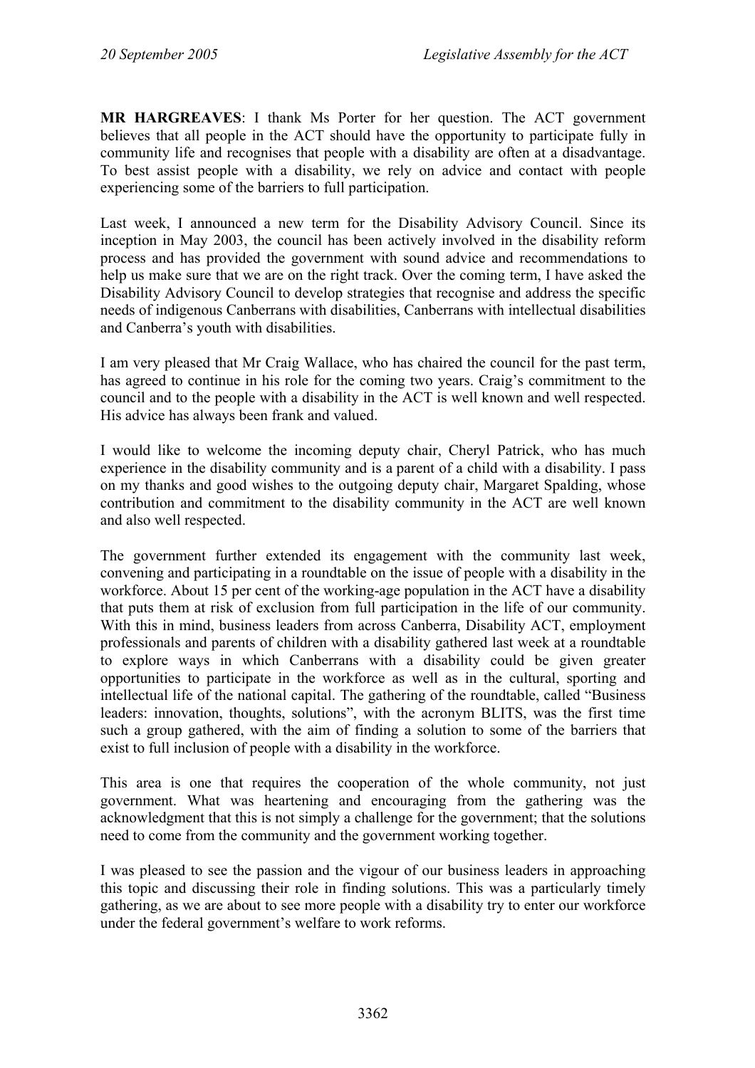**MR HARGREAVES**: I thank Ms Porter for her question. The ACT government believes that all people in the ACT should have the opportunity to participate fully in community life and recognises that people with a disability are often at a disadvantage. To best assist people with a disability, we rely on advice and contact with people experiencing some of the barriers to full participation.

Last week, I announced a new term for the Disability Advisory Council. Since its inception in May 2003, the council has been actively involved in the disability reform process and has provided the government with sound advice and recommendations to help us make sure that we are on the right track. Over the coming term, I have asked the Disability Advisory Council to develop strategies that recognise and address the specific needs of indigenous Canberrans with disabilities, Canberrans with intellectual disabilities and Canberra's youth with disabilities.

I am very pleased that Mr Craig Wallace, who has chaired the council for the past term, has agreed to continue in his role for the coming two years. Craig's commitment to the council and to the people with a disability in the ACT is well known and well respected. His advice has always been frank and valued.

I would like to welcome the incoming deputy chair, Cheryl Patrick, who has much experience in the disability community and is a parent of a child with a disability. I pass on my thanks and good wishes to the outgoing deputy chair, Margaret Spalding, whose contribution and commitment to the disability community in the ACT are well known and also well respected.

The government further extended its engagement with the community last week, convening and participating in a roundtable on the issue of people with a disability in the workforce. About 15 per cent of the working-age population in the ACT have a disability that puts them at risk of exclusion from full participation in the life of our community. With this in mind, business leaders from across Canberra, Disability ACT, employment professionals and parents of children with a disability gathered last week at a roundtable to explore ways in which Canberrans with a disability could be given greater opportunities to participate in the workforce as well as in the cultural, sporting and intellectual life of the national capital. The gathering of the roundtable, called "Business leaders: innovation, thoughts, solutions", with the acronym BLITS, was the first time such a group gathered, with the aim of finding a solution to some of the barriers that exist to full inclusion of people with a disability in the workforce.

This area is one that requires the cooperation of the whole community, not just government. What was heartening and encouraging from the gathering was the acknowledgment that this is not simply a challenge for the government; that the solutions need to come from the community and the government working together.

I was pleased to see the passion and the vigour of our business leaders in approaching this topic and discussing their role in finding solutions. This was a particularly timely gathering, as we are about to see more people with a disability try to enter our workforce under the federal government's welfare to work reforms.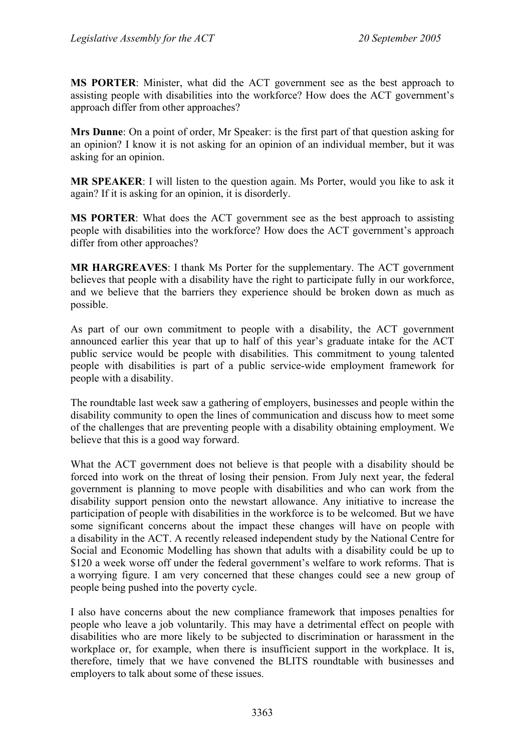**MS PORTER**: Minister, what did the ACT government see as the best approach to assisting people with disabilities into the workforce? How does the ACT government's approach differ from other approaches?

**Mrs Dunne**: On a point of order, Mr Speaker: is the first part of that question asking for an opinion? I know it is not asking for an opinion of an individual member, but it was asking for an opinion.

**MR SPEAKER**: I will listen to the question again. Ms Porter, would you like to ask it again? If it is asking for an opinion, it is disorderly.

**MS PORTER**: What does the ACT government see as the best approach to assisting people with disabilities into the workforce? How does the ACT government's approach differ from other approaches?

**MR HARGREAVES**: I thank Ms Porter for the supplementary. The ACT government believes that people with a disability have the right to participate fully in our workforce, and we believe that the barriers they experience should be broken down as much as possible.

As part of our own commitment to people with a disability, the ACT government announced earlier this year that up to half of this year's graduate intake for the ACT public service would be people with disabilities. This commitment to young talented people with disabilities is part of a public service-wide employment framework for people with a disability.

The roundtable last week saw a gathering of employers, businesses and people within the disability community to open the lines of communication and discuss how to meet some of the challenges that are preventing people with a disability obtaining employment. We believe that this is a good way forward.

What the ACT government does not believe is that people with a disability should be forced into work on the threat of losing their pension. From July next year, the federal government is planning to move people with disabilities and who can work from the disability support pension onto the newstart allowance. Any initiative to increase the participation of people with disabilities in the workforce is to be welcomed. But we have some significant concerns about the impact these changes will have on people with a disability in the ACT. A recently released independent study by the National Centre for Social and Economic Modelling has shown that adults with a disability could be up to $120 a week worse off under the federal government's welfare to work reforms. That is a worrying figure. I am very concerned that these changes could see a new group of people being pushed into the poverty cycle.

I also have concerns about the new compliance framework that imposes penalties for people who leave a job voluntarily. This may have a detrimental effect on people with disabilities who are more likely to be subjected to discrimination or harassment in the workplace or, for example, when there is insufficient support in the workplace. It is, therefore, timely that we have convened the BLITS roundtable with businesses and employers to talk about some of these issues.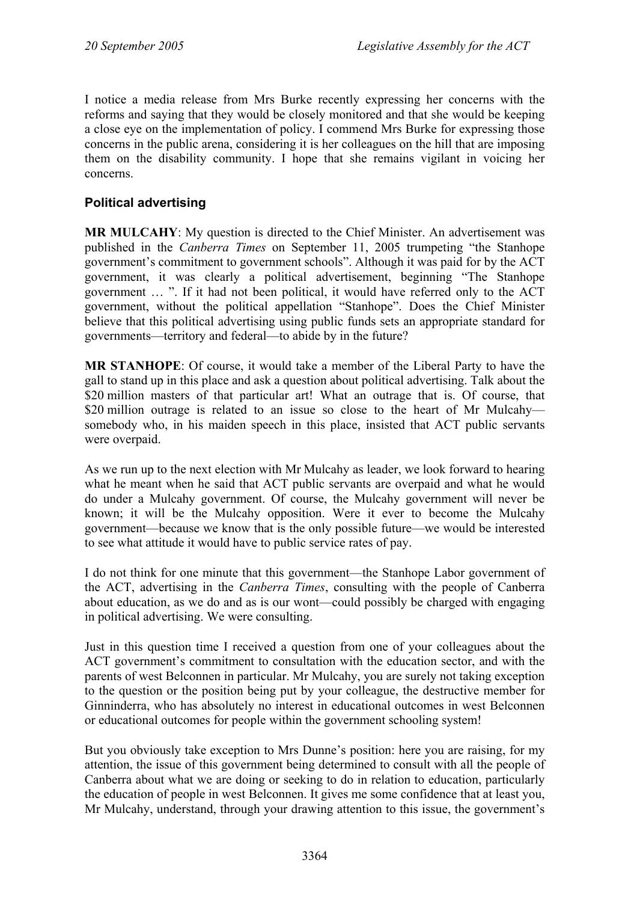I notice a media release from Mrs Burke recently expressing her concerns with the reforms and saying that they would be closely monitored and that she would be keeping a close eye on the implementation of policy. I commend Mrs Burke for expressing those concerns in the public arena, considering it is her colleagues on the hill that are imposing them on the disability community. I hope that she remains vigilant in voicing her concerns.

## Political advertising

**MR MULCAHY**: My question is directed to the Chief Minister. An advertisement was published in the *Canberra Times* on September 11, 2005 trumpeting "the Stanhope government's commitment to government schools". Although it was paid for by the ACT government, it was clearly a political advertisement, beginning "The Stanhope government … ". If it had not been political, it would have referred only to the ACT government, without the political appellation "Stanhope". Does the Chief Minister believe that this political advertising using public funds sets an appropriate standard for governments—territory and federal—to abide by in the future?

**MR STANHOPE**: Of course, it would take a member of the Liberal Party to have the gall to stand up in this place and ask a question about political advertising. Talk about the \$20 million masters of that particular art! What an outrage that is. Of course, that \$20 million outrage is related to an issue so close to the heart of Mr Mulcahy—somebody who, in his maiden speech in this place, insisted that ACT public servants were overpaid.

As we run up to the next election with Mr Mulcahy as leader, we look forward to hearing what he meant when he said that ACT public servants are overpaid and what he would do under a Mulcahy government. Of course, the Mulcahy government will never be known; it will be the Mulcahy opposition. Were it ever to become the Mulcahy government—because we know that is the only possible future—we would be interested to see what attitude it would have to public service rates of pay.

I do not think for one minute that this government—the Stanhope Labor government of the ACT, advertising in the *Canberra Times*, consulting with the people of Canberra about education, as we do and as is our wont—could possibly be charged with engaging in political advertising. We were consulting.

Just in this question time I received a question from one of your colleagues about the ACT government's commitment to consultation with the education sector, and with the parents of west Belconnen in particular. Mr Mulcahy, you are surely not taking exception to the question or the position being put by your colleague, the destructive member for Ginninderra, who has absolutely no interest in educational outcomes in west Belconnen or educational outcomes for people within the government schooling system!

But you obviously take exception to Mrs Dunne's position: here you are raising, for my attention, the issue of this government being determined to consult with all the people of Canberra about what we are doing or seeking to do in relation to education, particularly the education of people in west Belconnen. It gives me some confidence that at least you, Mr Mulcahy, understand, through your drawing attention to this issue, the government's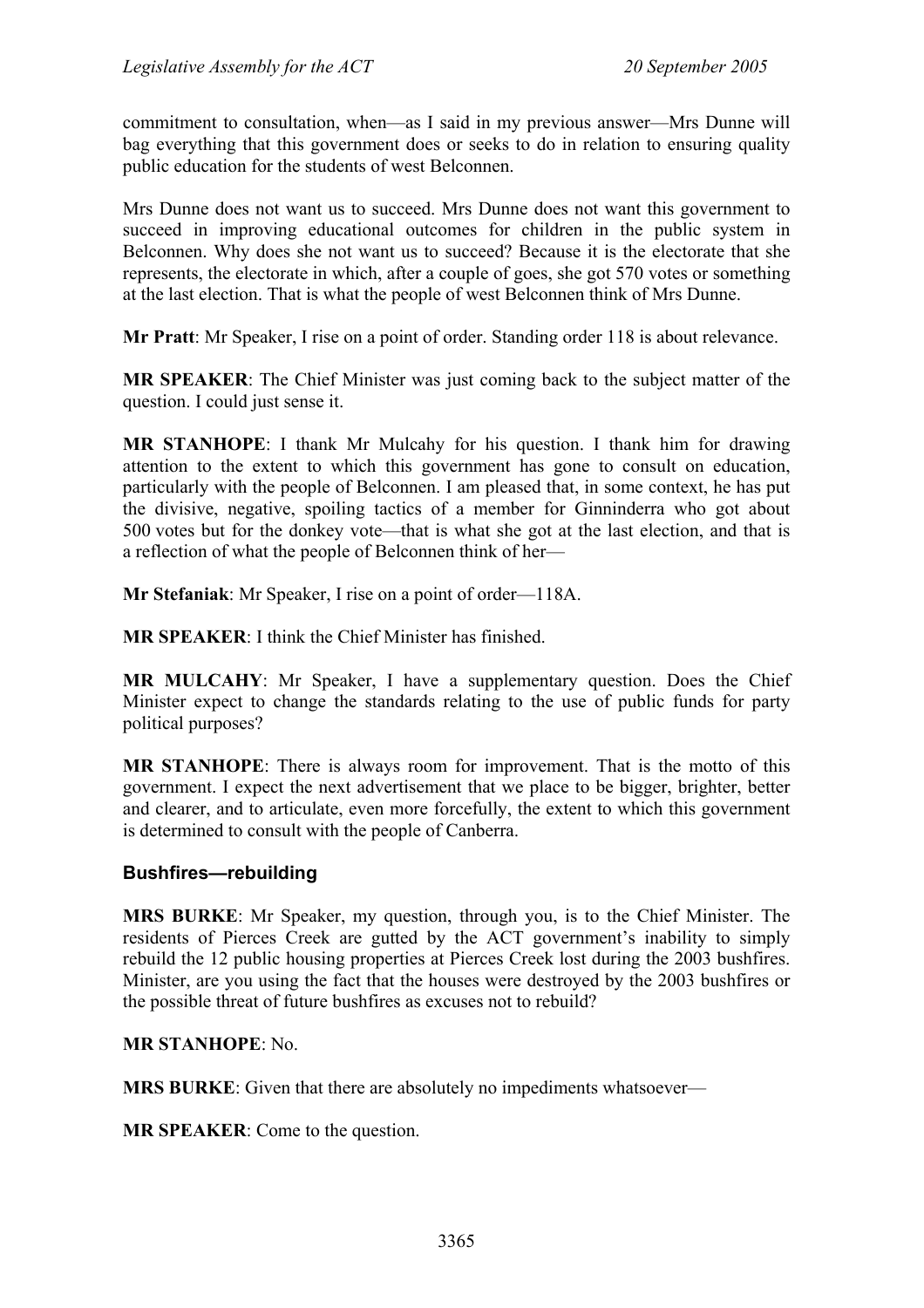commitment to consultation, when—as I said in my previous answer—Mrs Dunne will bag everything that this government does or seeks to do in relation to ensuring quality public education for the students of west Belconnen.

Mrs Dunne does not want us to succeed. Mrs Dunne does not want this government to succeed in improving educational outcomes for children in the public system in Belconnen. Why does she not want us to succeed? Because it is the electorate that she represents, the electorate in which, after a couple of goes, she got 570 votes or something at the last election. That is what the people of west Belconnen think of Mrs Dunne.

**Mr Pratt**: Mr Speaker, I rise on a point of order. Standing order 118 is about relevance.

**MR SPEAKER**: The Chief Minister was just coming back to the subject matter of the question. I could just sense it.

**MR STANHOPE**: I thank Mr Mulcahy for his question. I thank him for drawing attention to the extent to which this government has gone to consult on education, particularly with the people of Belconnen. I am pleased that, in some context, he has put the divisive, negative, spoiling tactics of a member for Ginninderra who got about 500 votes but for the donkey vote—that is what she got at the last election, and that is a reflection of what the people of Belconnen think of her—

**Mr Stefaniak**: Mr Speaker, I rise on a point of order—118A.

**MR SPEAKER**: I think the Chief Minister has finished.

**MR MULCAHY**: Mr Speaker, I have a supplementary question. Does the Chief Minister expect to change the standards relating to the use of public funds for party political purposes?

**MR STANHOPE**: There is always room for improvement. That is the motto of this government. I expect the next advertisement that we place to be bigger, brighter, better and clearer, and to articulate, even more forcefully, the extent to which this government is determined to consult with the people of Canberra.

## Bushfires—rebuilding

**MRS BURKE**: Mr Speaker, my question, through you, is to the Chief Minister. The residents of Pierces Creek are gutted by the ACT government's inability to simply rebuild the 12 public housing properties at Pierces Creek lost during the 2003 bushfires. Minister, are you using the fact that the houses were destroyed by the 2003 bushfires or the possible threat of future bushfires as excuses not to rebuild?

**MR STANHOPE**: No.

**MRS BURKE**: Given that there are absolutely no impediments whatsoever—

**MR SPEAKER**: Come to the question.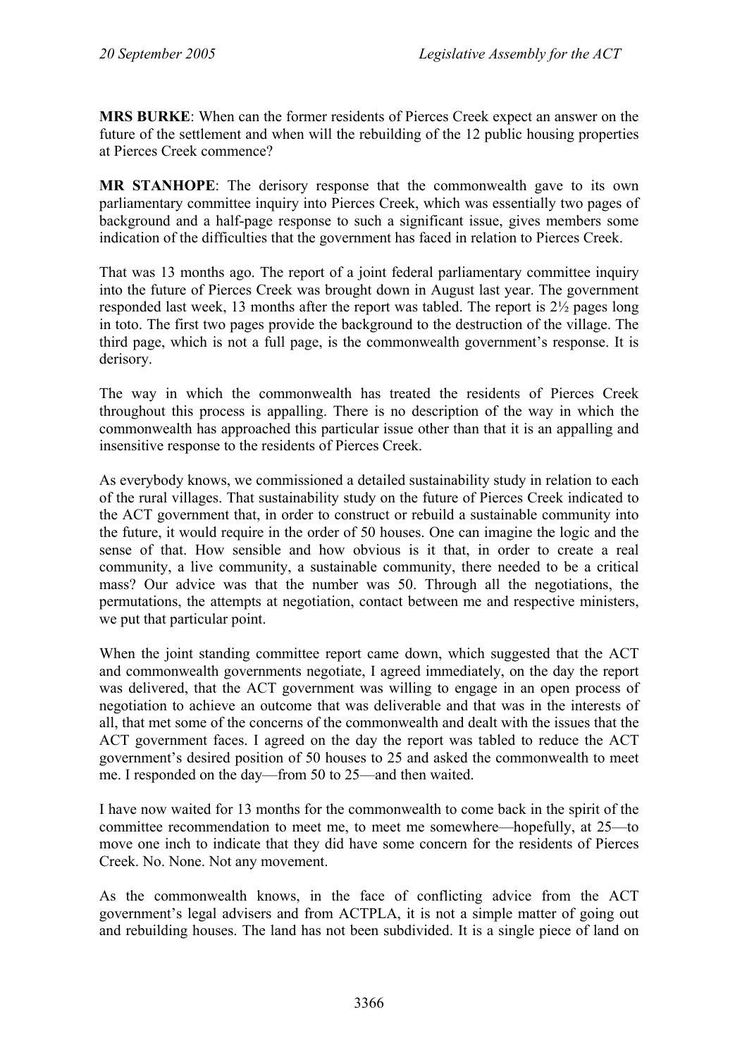**MRS BURKE**: When can the former residents of Pierces Creek expect an answer on the future of the settlement and when will the rebuilding of the 12 public housing properties at Pierces Creek commence?

**MR STANHOPE**: The derisory response that the commonwealth gave to its own parliamentary committee inquiry into Pierces Creek, which was essentially two pages of background and a half-page response to such a significant issue, gives members some indication of the difficulties that the government has faced in relation to Pierces Creek.

That was 13 months ago. The report of a joint federal parliamentary committee inquiry into the future of Pierces Creek was brought down in August last year. The government responded last week, 13 months after the report was tabled. The report is 2½ pages long in toto. The first two pages provide the background to the destruction of the village. The third page, which is not a full page, is the commonwealth government's response. It is derisory.

The way in which the commonwealth has treated the residents of Pierces Creek throughout this process is appalling. There is no description of the way in which the commonwealth has approached this particular issue other than that it is an appalling and insensitive response to the residents of Pierces Creek.

As everybody knows, we commissioned a detailed sustainability study in relation to each of the rural villages. That sustainability study on the future of Pierces Creek indicated to the ACT government that, in order to construct or rebuild a sustainable community into the future, it would require in the order of 50 houses. One can imagine the logic and the sense of that. How sensible and how obvious is it that, in order to create a real community, a live community, a sustainable community, there needed to be a critical mass? Our advice was that the number was 50. Through all the negotiations, the permutations, the attempts at negotiation, contact between me and respective ministers, we put that particular point.

When the joint standing committee report came down, which suggested that the ACT and commonwealth governments negotiate, I agreed immediately, on the day the report was delivered, that the ACT government was willing to engage in an open process of negotiation to achieve an outcome that was deliverable and that was in the interests of all, that met some of the concerns of the commonwealth and dealt with the issues that the ACT government faces. I agreed on the day the report was tabled to reduce the ACT government's desired position of 50 houses to 25 and asked the commonwealth to meet me. I responded on the day—from 50 to 25—and then waited.

I have now waited for 13 months for the commonwealth to come back in the spirit of the committee recommendation to meet me, to meet me somewhere—hopefully, at 25—to move one inch to indicate that they did have some concern for the residents of Pierces Creek. No. None. Not any movement.

As the commonwealth knows, in the face of conflicting advice from the ACT government's legal advisers and from ACTPLA, it is not a simple matter of going out and rebuilding houses. The land has not been subdivided. It is a single piece of land on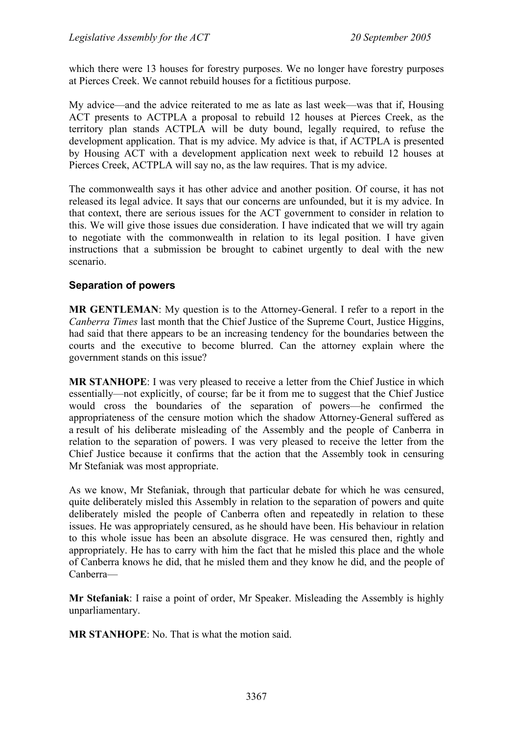which there were 13 houses for forestry purposes. We no longer have forestry purposes at Pierces Creek. We cannot rebuild houses for a fictitious purpose.

My advice—and the advice reiterated to me as late as last week—was that if, Housing ACT presents to ACTPLA a proposal to rebuild 12 houses at Pierces Creek, as the territory plan stands ACTPLA will be duty bound, legally required, to refuse the development application. That is my advice. My advice is that, if ACTPLA is presented by Housing ACT with a development application next week to rebuild 12 houses at Pierces Creek, ACTPLA will say no, as the law requires. That is my advice.

The commonwealth says it has other advice and another position. Of course, it has not released its legal advice. It says that our concerns are unfounded, but it is my advice. In that context, there are serious issues for the ACT government to consider in relation to this. We will give those issues due consideration. I have indicated that we will try again to negotiate with the commonwealth in relation to its legal position. I have given instructions that a submission be brought to cabinet urgently to deal with the new scenario.

### Separation of powers

**MR GENTLEMAN**: My question is to the Attorney-General. I refer to a report in the *Canberra Times* last month that the Chief Justice of the Supreme Court, Justice Higgins, had said that there appears to be an increasing tendency for the boundaries between the courts and the executive to become blurred. Can the attorney explain where the government stands on this issue?

**MR STANHOPE**: I was very pleased to receive a letter from the Chief Justice in which essentially—not explicitly, of course; far be it from me to suggest that the Chief Justice would cross the boundaries of the separation of powers—he confirmed the appropriateness of the censure motion which the shadow Attorney-General suffered as a result of his deliberate misleading of the Assembly and the people of Canberra in relation to the separation of powers. I was very pleased to receive the letter from the Chief Justice because it confirms that the action that the Assembly took in censuring Mr Stefaniak was most appropriate.

As we know, Mr Stefaniak, through that particular debate for which he was censured, quite deliberately misled this Assembly in relation to the separation of powers and quite deliberately misled the people of Canberra often and repeatedly in relation to these issues. He was appropriately censured, as he should have been. His behaviour in relation to this whole issue has been an absolute disgrace. He was censured then, rightly and appropriately. He has to carry with him the fact that he misled this place and the whole of Canberra knows he did, that he misled them and they know he did, and the people of Canberra—

**Mr Stefaniak**: I raise a point of order, Mr Speaker. Misleading the Assembly is highly unparliamentary.

**MR STANHOPE**: No. That is what the motion said.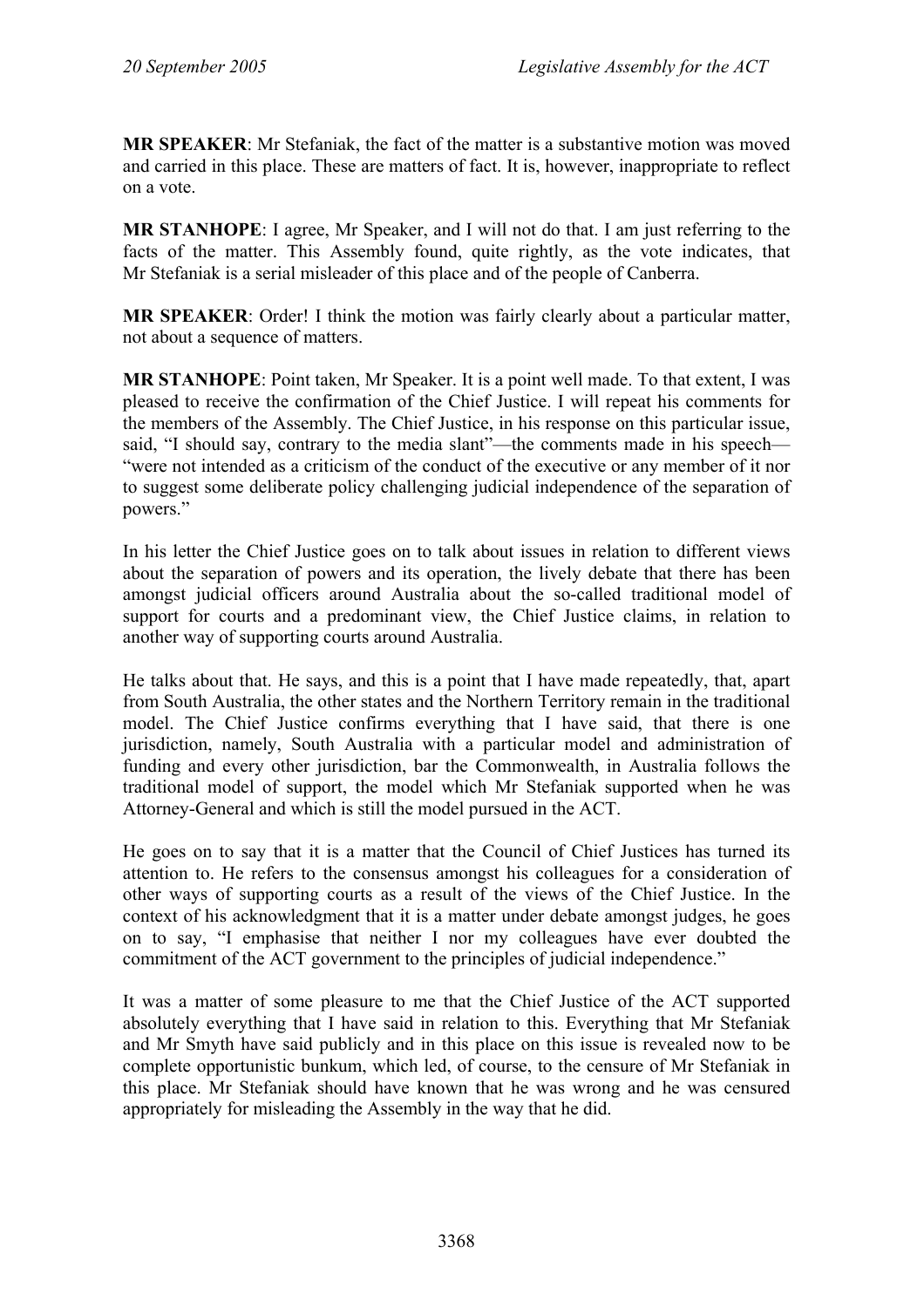**MR SPEAKER**: Mr Stefaniak, the fact of the matter is a substantive motion was moved and carried in this place. These are matters of fact. It is, however, inappropriate to reflect on a vote.

**MR STANHOPE**: I agree, Mr Speaker, and I will not do that. I am just referring to the facts of the matter. This Assembly found, quite rightly, as the vote indicates, that Mr Stefaniak is a serial misleader of this place and of the people of Canberra.

**MR SPEAKER**: Order! I think the motion was fairly clearly about a particular matter, not about a sequence of matters.

**MR STANHOPE**: Point taken, Mr Speaker. It is a point well made. To that extent, I was pleased to receive the confirmation of the Chief Justice. I will repeat his comments for the members of the Assembly. The Chief Justice, in his response on this particular issue, said, "I should say, contrary to the media slant"—the comments made in his speech—"were not intended as a criticism of the conduct of the executive or any member of it nor to suggest some deliberate policy challenging judicial independence of the separation of powers."

In his letter the Chief Justice goes on to talk about issues in relation to different views about the separation of powers and its operation, the lively debate that there has been amongst judicial officers around Australia about the so-called traditional model of support for courts and a predominant view, the Chief Justice claims, in relation to another way of supporting courts around Australia.

He talks about that. He says, and this is a point that I have made repeatedly, that, apart from South Australia, the other states and the Northern Territory remain in the traditional model. The Chief Justice confirms everything that I have said, that there is one jurisdiction, namely, South Australia with a particular model and administration of funding and every other jurisdiction, bar the Commonwealth, in Australia follows the traditional model of support, the model which Mr Stefaniak supported when he was Attorney-General and which is still the model pursued in the ACT.

He goes on to say that it is a matter that the Council of Chief Justices has turned its attention to. He refers to the consensus amongst his colleagues for a consideration of other ways of supporting courts as a result of the views of the Chief Justice. In the context of his acknowledgment that it is a matter under debate amongst judges, he goes on to say, "I emphasise that neither I nor my colleagues have ever doubted the commitment of the ACT government to the principles of judicial independence."

It was a matter of some pleasure to me that the Chief Justice of the ACT supported absolutely everything that I have said in relation to this. Everything that Mr Stefaniak and Mr Smyth have said publicly and in this place on this issue is revealed now to be complete opportunistic bunkum, which led, of course, to the censure of Mr Stefaniak in this place. Mr Stefaniak should have known that he was wrong and he was censured appropriately for misleading the Assembly in the way that he did.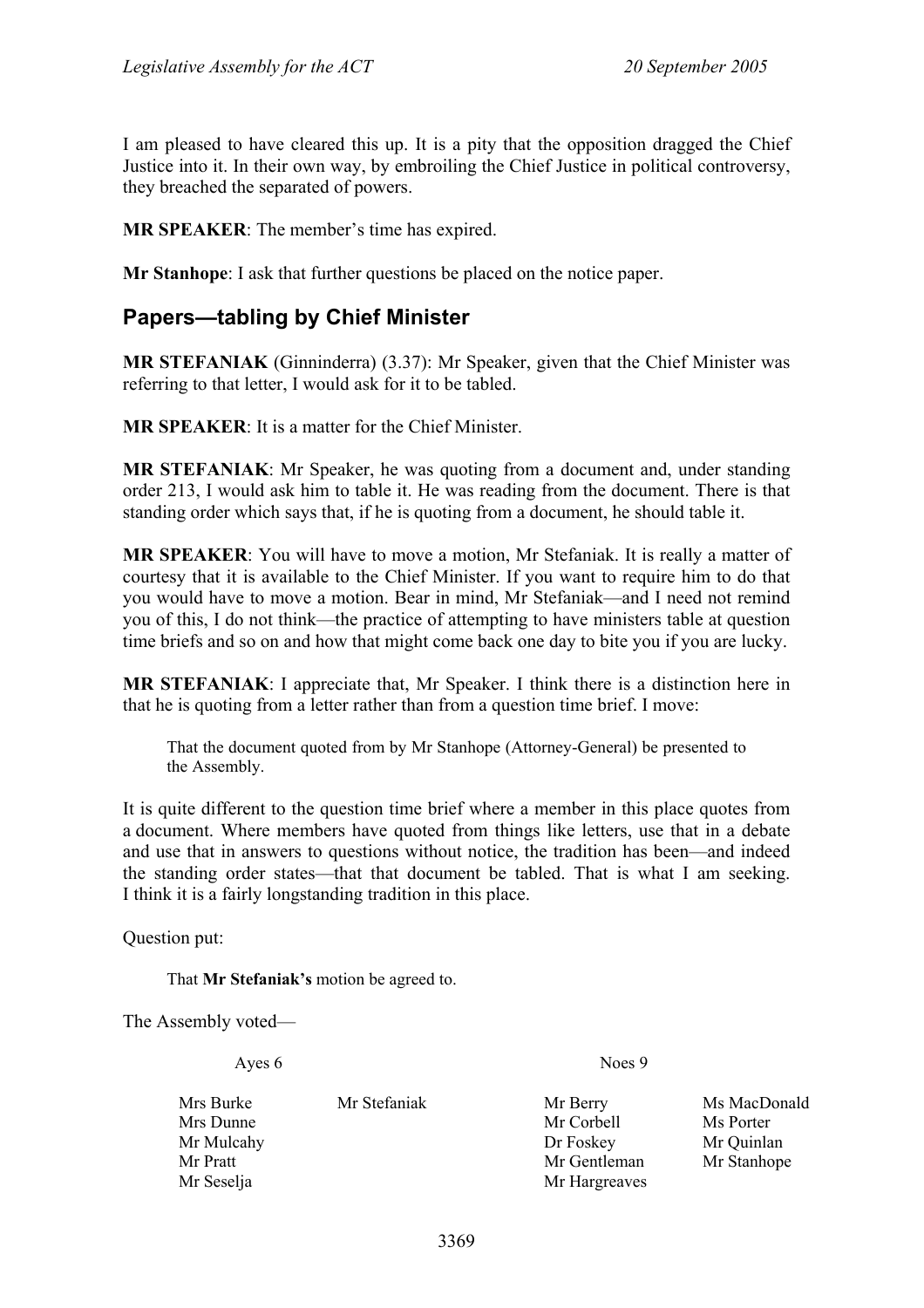I am pleased to have cleared this up. It is a pity that the opposition dragged the Chief Justice into it. In their own way, by embroiling the Chief Justice in political controversy, they breached the separated of powers.

**MR SPEAKER**: The member's time has expired.

**Mr Stanhope**: I ask that further questions be placed on the notice paper.

## Papers—tabling by Chief Minister

**MR STEFANIAK** (Ginninderra) (3.37): Mr Speaker, given that the Chief Minister was referring to that letter, I would ask for it to be tabled.

**MR SPEAKER**: It is a matter for the Chief Minister.

**MR STEFANIAK**: Mr Speaker, he was quoting from a document and, under standing order 213, I would ask him to table it. He was reading from the document. There is that standing order which says that, if he is quoting from a document, he should table it.

**MR SPEAKER**: You will have to move a motion, Mr Stefaniak. It is really a matter of courtesy that it is available to the Chief Minister. If you want to require him to do that you would have to move a motion. Bear in mind, Mr Stefaniak—and I need not remind you of this, I do not think—the practice of attempting to have ministers table at question time briefs and so on and how that might come back one day to bite you if you are lucky.

**MR STEFANIAK**: I appreciate that, Mr Speaker. I think there is a distinction here in that he is quoting from a letter rather than from a question time brief. I move:

> That the document quoted from by Mr Stanhope (Attorney-General) be presented to the Assembly.

It is quite different to the question time brief where a member in this place quotes from a document. Where members have quoted from things like letters, use that in a debate and use that in answers to questions without notice, the tradition has been—and indeed the standing order states—that that document be tabled. That is what I am seeking. I think it is a fairly longstanding tradition in this place.

Question put:

> That **Mr Stefaniak's** motion be agreed to.

The Assembly voted—

| Ayes 6 | | Noes 9 | |
|---|---|---|---|
| Mrs Burke | Mr Stefaniak | Mr Berry | Ms MacDonald |
| Mrs Dunne | | Mr Corbell | Ms Porter |
| Mr Mulcahy | | Dr Foskey | Mr Quinlan |
| Mr Pratt | | Mr Gentleman | Mr Stanhope |
| Mr Seselja | | Mr Hargreaves | |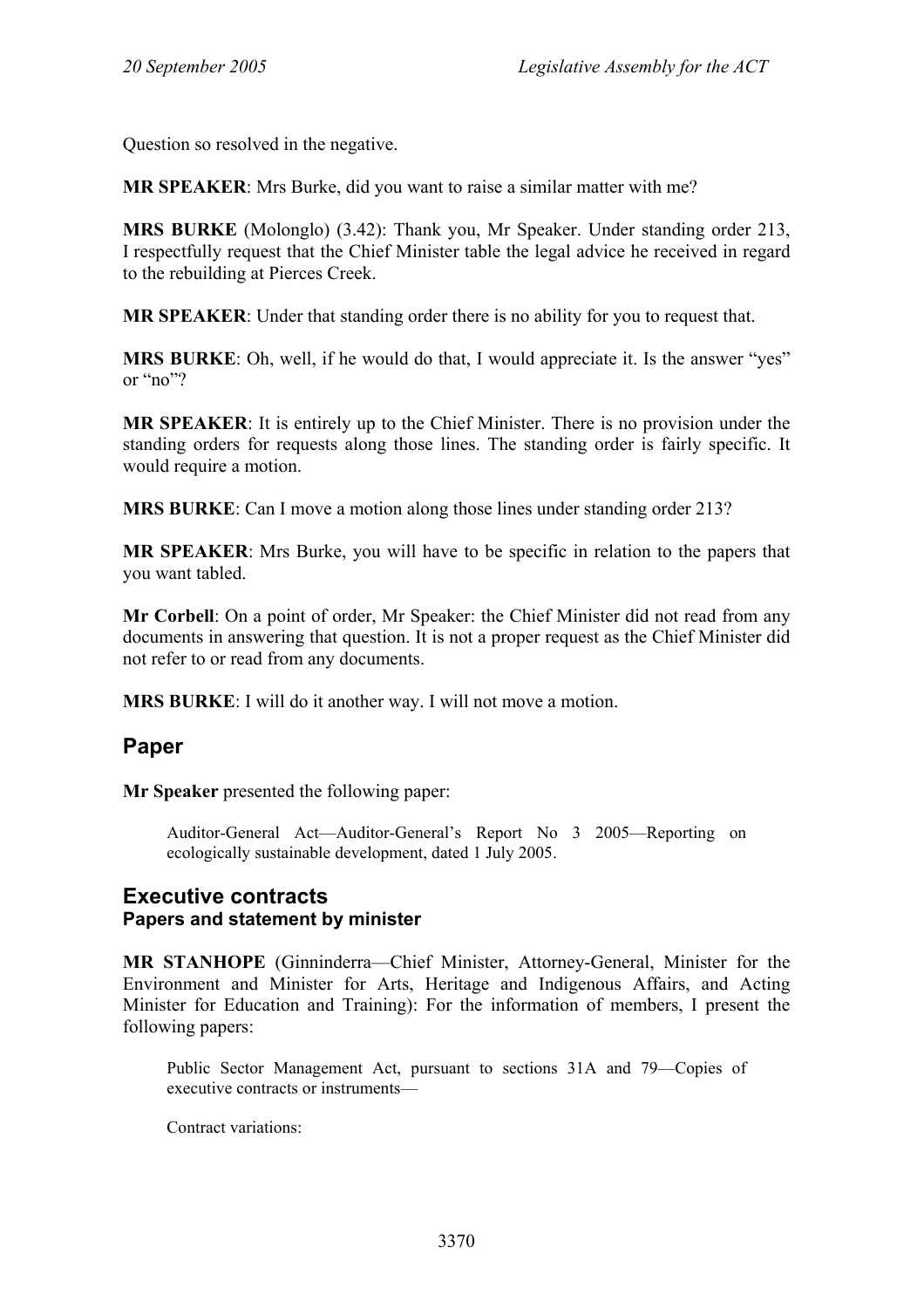Question so resolved in the negative.

**MR SPEAKER**: Mrs Burke, did you want to raise a similar matter with me?

**MRS BURKE** (Molonglo) (3.42): Thank you, Mr Speaker. Under standing order 213, I respectfully request that the Chief Minister table the legal advice he received in regard to the rebuilding at Pierces Creek.

**MR SPEAKER**: Under that standing order there is no ability for you to request that.

**MRS BURKE**: Oh, well, if he would do that, I would appreciate it. Is the answer "yes" or "no"?

**MR SPEAKER**: It is entirely up to the Chief Minister. There is no provision under the standing orders for requests along those lines. The standing order is fairly specific. It would require a motion.

**MRS BURKE**: Can I move a motion along those lines under standing order 213?

**MR SPEAKER**: Mrs Burke, you will have to be specific in relation to the papers that you want tabled.

**Mr Corbell**: On a point of order, Mr Speaker: the Chief Minister did not read from any documents in answering that question. It is not a proper request as the Chief Minister did not refer to or read from any documents.

**MRS BURKE**: I will do it another way. I will not move a motion.

## Paper

**Mr Speaker** presented the following paper:

> Auditor-General Act—Auditor-General's Report No 3 2005—Reporting on ecologically sustainable development, dated 1 July 2005.

## Executive contracts
### Papers and statement by minister

**MR STANHOPE** (Ginninderra—Chief Minister, Attorney-General, Minister for the Environment and Minister for Arts, Heritage and Indigenous Affairs, and Acting Minister for Education and Training): For the information of members, I present the following papers:

> Public Sector Management Act, pursuant to sections 31A and 79—Copies of executive contracts or instruments—
>
> Contract variations: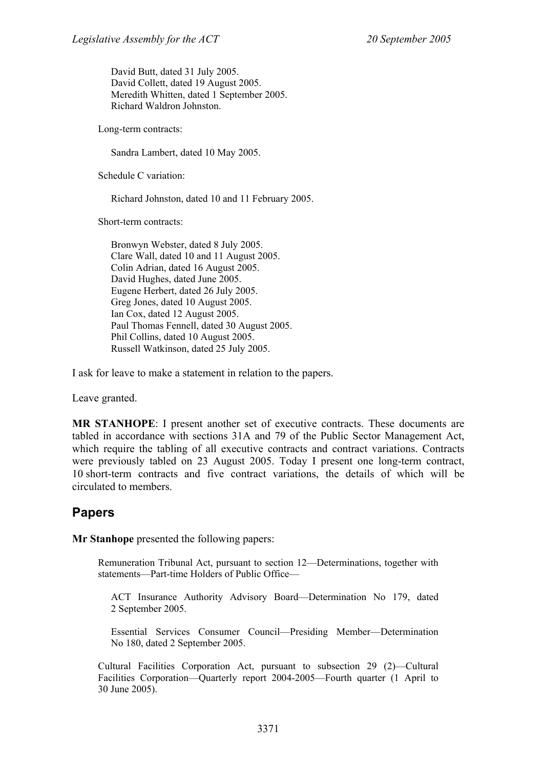David Butt, dated 31 July 2005.
David Collett, dated 19 August 2005.
Meredith Whitten, dated 1 September 2005.
Richard Waldron Johnston.

Long-term contracts:

Sandra Lambert, dated 10 May 2005.

Schedule C variation:

Richard Johnston, dated 10 and 11 February 2005.

Short-term contracts:

Bronwyn Webster, dated 8 July 2005.
Clare Wall, dated 10 and 11 August 2005.
Colin Adrian, dated 16 August 2005.
David Hughes, dated June 2005.
Eugene Herbert, dated 26 July 2005.
Greg Jones, dated 10 August 2005.
Ian Cox, dated 12 August 2005.
Paul Thomas Fennell, dated 30 August 2005.
Phil Collins, dated 10 August 2005.
Russell Watkinson, dated 25 July 2005.

I ask for leave to make a statement in relation to the papers.

Leave granted.

**MR STANHOPE**: I present another set of executive contracts. These documents are tabled in accordance with sections 31A and 79 of the Public Sector Management Act, which require the tabling of all executive contracts and contract variations. Contracts were previously tabled on 23 August 2005. Today I present one long-term contract, 10 short-term contracts and five contract variations, the details of which will be circulated to members.

## Papers

**Mr Stanhope** presented the following papers:

Remuneration Tribunal Act, pursuant to section 12—Determinations, together with statements—Part-time Holders of Public Office—

ACT Insurance Authority Advisory Board—Determination No 179, dated 2 September 2005.

Essential Services Consumer Council—Presiding Member—Determination No 180, dated 2 September 2005.

Cultural Facilities Corporation Act, pursuant to subsection 29 (2)—Cultural Facilities Corporation—Quarterly report 2004-2005—Fourth quarter (1 April to 30 June 2005).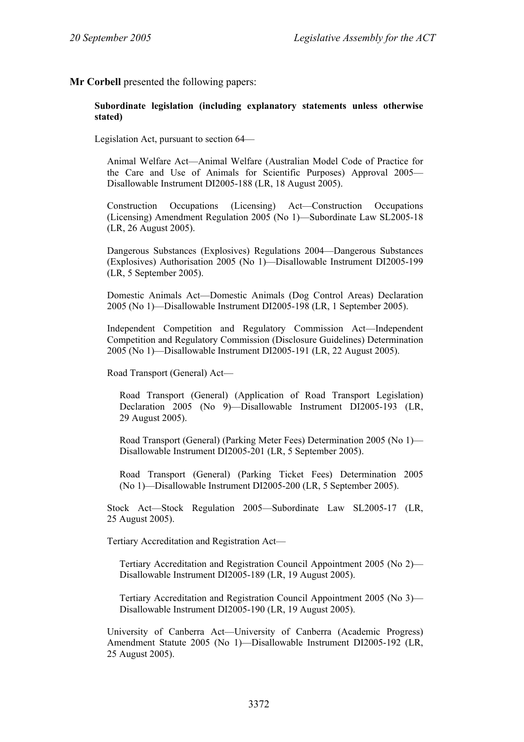**Mr Corbell** presented the following papers:

**Subordinate legislation (including explanatory statements unless otherwise stated)**

Legislation Act, pursuant to section 64—

Animal Welfare Act—Animal Welfare (Australian Model Code of Practice for the Care and Use of Animals for Scientific Purposes) Approval 2005—Disallowable Instrument DI2005-188 (LR, 18 August 2005).

Construction Occupations (Licensing) Act—Construction Occupations (Licensing) Amendment Regulation 2005 (No 1)—Subordinate Law SL2005-18 (LR, 26 August 2005).

Dangerous Substances (Explosives) Regulations 2004—Dangerous Substances (Explosives) Authorisation 2005 (No 1)—Disallowable Instrument DI2005-199 (LR, 5 September 2005).

Domestic Animals Act—Domestic Animals (Dog Control Areas) Declaration 2005 (No 1)—Disallowable Instrument DI2005-198 (LR, 1 September 2005).

Independent Competition and Regulatory Commission Act—Independent Competition and Regulatory Commission (Disclosure Guidelines) Determination 2005 (No 1)—Disallowable Instrument DI2005-191 (LR, 22 August 2005).

Road Transport (General) Act—

Road Transport (General) (Application of Road Transport Legislation) Declaration 2005 (No 9)—Disallowable Instrument DI2005-193 (LR, 29 August 2005).

Road Transport (General) (Parking Meter Fees) Determination 2005 (No 1)—Disallowable Instrument DI2005-201 (LR, 5 September 2005).

Road Transport (General) (Parking Ticket Fees) Determination 2005 (No 1)—Disallowable Instrument DI2005-200 (LR, 5 September 2005).

Stock Act—Stock Regulation 2005—Subordinate Law SL2005-17 (LR, 25 August 2005).

Tertiary Accreditation and Registration Act—

Tertiary Accreditation and Registration Council Appointment 2005 (No 2)—Disallowable Instrument DI2005-189 (LR, 19 August 2005).

Tertiary Accreditation and Registration Council Appointment 2005 (No 3)—Disallowable Instrument DI2005-190 (LR, 19 August 2005).

University of Canberra Act—University of Canberra (Academic Progress) Amendment Statute 2005 (No 1)—Disallowable Instrument DI2005-192 (LR, 25 August 2005).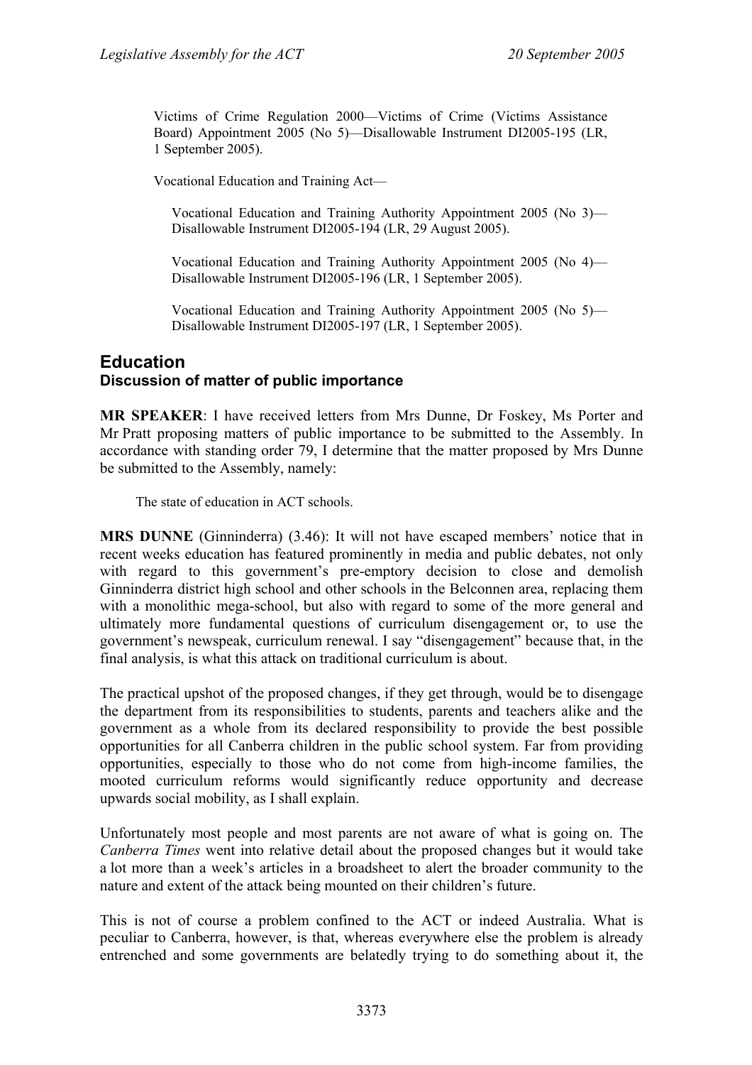Victims of Crime Regulation 2000—Victims of Crime (Victims Assistance Board) Appointment 2005 (No 5)—Disallowable Instrument DI2005-195 (LR, 1 September 2005).

Vocational Education and Training Act—

Vocational Education and Training Authority Appointment 2005 (No 3)—Disallowable Instrument DI2005-194 (LR, 29 August 2005).

Vocational Education and Training Authority Appointment 2005 (No 4)—Disallowable Instrument DI2005-196 (LR, 1 September 2005).

Vocational Education and Training Authority Appointment 2005 (No 5)—Disallowable Instrument DI2005-197 (LR, 1 September 2005).

## Education

### Discussion of matter of public importance

**MR SPEAKER**: I have received letters from Mrs Dunne, Dr Foskey, Ms Porter and Mr Pratt proposing matters of public importance to be submitted to the Assembly. In accordance with standing order 79, I determine that the matter proposed by Mrs Dunne be submitted to the Assembly, namely:

> The state of education in ACT schools.

**MRS DUNNE** (Ginninderra) (3.46): It will not have escaped members' notice that in recent weeks education has featured prominently in media and public debates, not only with regard to this government's pre-emptory decision to close and demolish Ginninderra district high school and other schools in the Belconnen area, replacing them with a monolithic mega-school, but also with regard to some of the more general and ultimately more fundamental questions of curriculum disengagement or, to use the government's newspeak, curriculum renewal. I say "disengagement" because that, in the final analysis, is what this attack on traditional curriculum is about.

The practical upshot of the proposed changes, if they get through, would be to disengage the department from its responsibilities to students, parents and teachers alike and the government as a whole from its declared responsibility to provide the best possible opportunities for all Canberra children in the public school system. Far from providing opportunities, especially to those who do not come from high-income families, the mooted curriculum reforms would significantly reduce opportunity and decrease upwards social mobility, as I shall explain.

Unfortunately most people and most parents are not aware of what is going on. The *Canberra Times* went into relative detail about the proposed changes but it would take a lot more than a week's articles in a broadsheet to alert the broader community to the nature and extent of the attack being mounted on their children's future.

This is not of course a problem confined to the ACT or indeed Australia. What is peculiar to Canberra, however, is that, whereas everywhere else the problem is already entrenched and some governments are belatedly trying to do something about it, the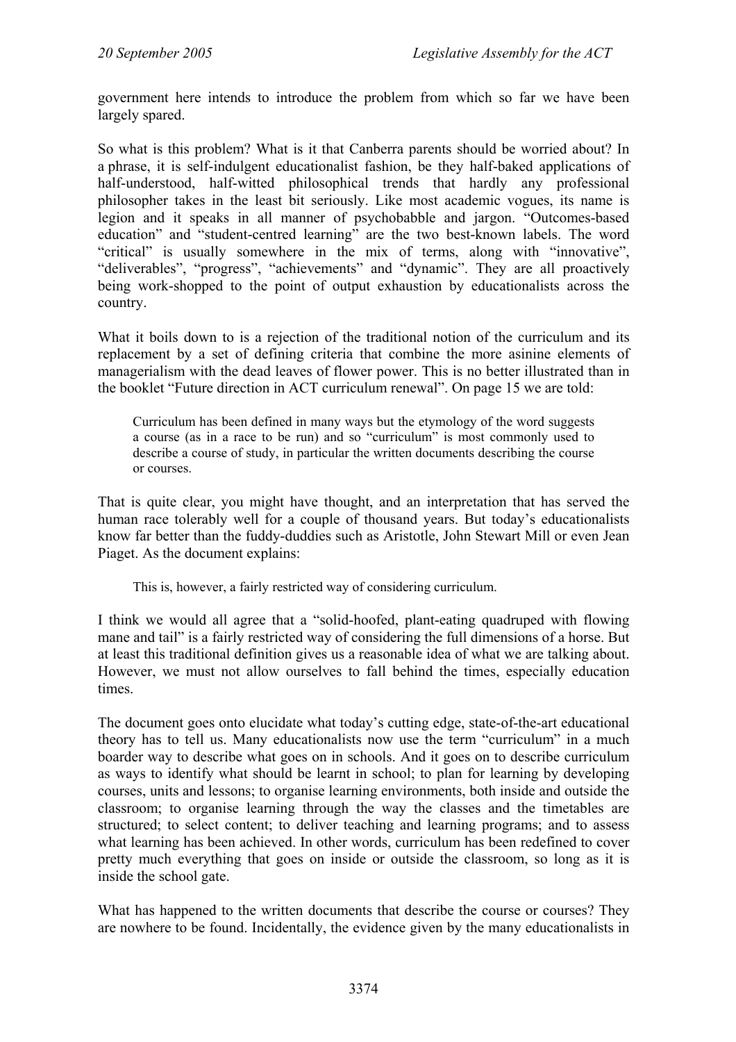government here intends to introduce the problem from which so far we have been largely spared.

So what is this problem? What is it that Canberra parents should be worried about? In a phrase, it is self-indulgent educationalist fashion, be they half-baked applications of half-understood, half-witted philosophical trends that hardly any professional philosopher takes in the least bit seriously. Like most academic vogues, its name is legion and it speaks in all manner of psychobabble and jargon. "Outcomes-based education" and "student-centred learning" are the two best-known labels. The word "critical" is usually somewhere in the mix of terms, along with "innovative", "deliverables", "progress", "achievements" and "dynamic". They are all proactively being work-shopped to the point of output exhaustion by educationalists across the country.

What it boils down to is a rejection of the traditional notion of the curriculum and its replacement by a set of defining criteria that combine the more asinine elements of managerialism with the dead leaves of flower power. This is no better illustrated than in the booklet "Future direction in ACT curriculum renewal". On page 15 we are told:

> Curriculum has been defined in many ways but the etymology of the word suggests a course (as in a race to be run) and so "curriculum" is most commonly used to describe a course of study, in particular the written documents describing the course or courses.

That is quite clear, you might have thought, and an interpretation that has served the human race tolerably well for a couple of thousand years. But today's educationalists know far better than the fuddy-duddies such as Aristotle, John Stewart Mill or even Jean Piaget. As the document explains:

> This is, however, a fairly restricted way of considering curriculum.

I think we would all agree that a "solid-hoofed, plant-eating quadruped with flowing mane and tail" is a fairly restricted way of considering the full dimensions of a horse. But at least this traditional definition gives us a reasonable idea of what we are talking about. However, we must not allow ourselves to fall behind the times, especially education times.

The document goes onto elucidate what today's cutting edge, state-of-the-art educational theory has to tell us. Many educationalists now use the term "curriculum" in a much boarder way to describe what goes on in schools. And it goes on to describe curriculum as ways to identify what should be learnt in school; to plan for learning by developing courses, units and lessons; to organise learning environments, both inside and outside the classroom; to organise learning through the way the classes and the timetables are structured; to select content; to deliver teaching and learning programs; and to assess what learning has been achieved. In other words, curriculum has been redefined to cover pretty much everything that goes on inside or outside the classroom, so long as it is inside the school gate.

What has happened to the written documents that describe the course or courses? They are nowhere to be found. Incidentally, the evidence given by the many educationalists in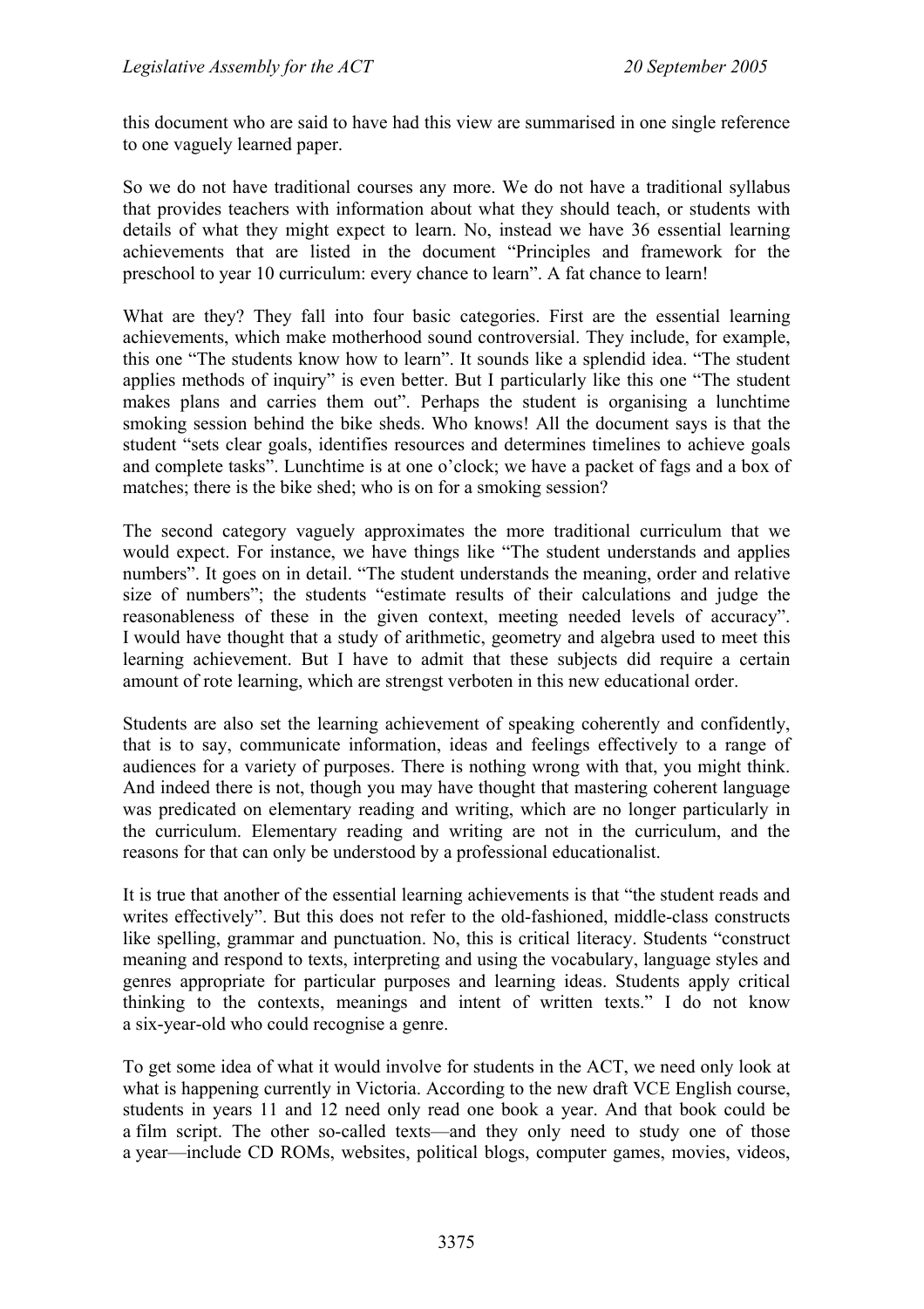this document who are said to have had this view are summarised in one single reference to one vaguely learned paper.

So we do not have traditional courses any more. We do not have a traditional syllabus that provides teachers with information about what they should teach, or students with details of what they might expect to learn. No, instead we have 36 essential learning achievements that are listed in the document "Principles and framework for the preschool to year 10 curriculum: every chance to learn". A fat chance to learn!

What are they? They fall into four basic categories. First are the essential learning achievements, which make motherhood sound controversial. They include, for example, this one "The students know how to learn". It sounds like a splendid idea. "The student applies methods of inquiry" is even better. But I particularly like this one "The student makes plans and carries them out". Perhaps the student is organising a lunchtime smoking session behind the bike sheds. Who knows! All the document says is that the student "sets clear goals, identifies resources and determines timelines to achieve goals and complete tasks". Lunchtime is at one o'clock; we have a packet of fags and a box of matches; there is the bike shed; who is on for a smoking session?

The second category vaguely approximates the more traditional curriculum that we would expect. For instance, we have things like "The student understands and applies numbers". It goes on in detail. "The student understands the meaning, order and relative size of numbers"; the students "estimate results of their calculations and judge the reasonableness of these in the given context, meeting needed levels of accuracy". I would have thought that a study of arithmetic, geometry and algebra used to meet this learning achievement. But I have to admit that these subjects did require a certain amount of rote learning, which are strengst verboten in this new educational order.

Students are also set the learning achievement of speaking coherently and confidently, that is to say, communicate information, ideas and feelings effectively to a range of audiences for a variety of purposes. There is nothing wrong with that, you might think. And indeed there is not, though you may have thought that mastering coherent language was predicated on elementary reading and writing, which are no longer particularly in the curriculum. Elementary reading and writing are not in the curriculum, and the reasons for that can only be understood by a professional educationalist.

It is true that another of the essential learning achievements is that "the student reads and writes effectively". But this does not refer to the old-fashioned, middle-class constructs like spelling, grammar and punctuation. No, this is critical literacy. Students "construct meaning and respond to texts, interpreting and using the vocabulary, language styles and genres appropriate for particular purposes and learning ideas. Students apply critical thinking to the contexts, meanings and intent of written texts." I do not know a six-year-old who could recognise a genre.

To get some idea of what it would involve for students in the ACT, we need only look at what is happening currently in Victoria. According to the new draft VCE English course, students in years 11 and 12 need only read one book a year. And that book could be a film script. The other so-called texts—and they only need to study one of those a year—include CD ROMs, websites, political blogs, computer games, movies, videos,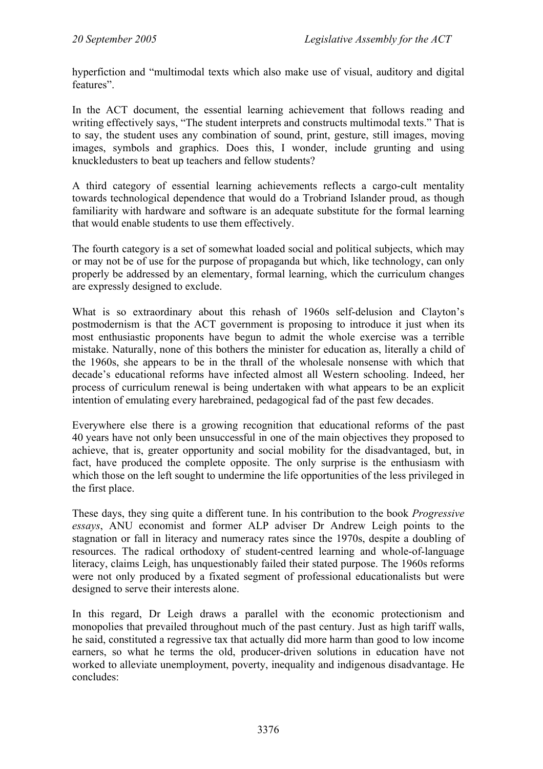hyperfiction and "multimodal texts which also make use of visual, auditory and digital features".

In the ACT document, the essential learning achievement that follows reading and writing effectively says, "The student interprets and constructs multimodal texts." That is to say, the student uses any combination of sound, print, gesture, still images, moving images, symbols and graphics. Does this, I wonder, include grunting and using knuckledusters to beat up teachers and fellow students?

A third category of essential learning achievements reflects a cargo-cult mentality towards technological dependence that would do a Trobriand Islander proud, as though familiarity with hardware and software is an adequate substitute for the formal learning that would enable students to use them effectively.

The fourth category is a set of somewhat loaded social and political subjects, which may or may not be of use for the purpose of propaganda but which, like technology, can only properly be addressed by an elementary, formal learning, which the curriculum changes are expressly designed to exclude.

What is so extraordinary about this rehash of 1960s self-delusion and Clayton's postmodernism is that the ACT government is proposing to introduce it just when its most enthusiastic proponents have begun to admit the whole exercise was a terrible mistake. Naturally, none of this bothers the minister for education as, literally a child of the 1960s, she appears to be in the thrall of the wholesale nonsense with which that decade's educational reforms have infected almost all Western schooling. Indeed, her process of curriculum renewal is being undertaken with what appears to be an explicit intention of emulating every harebrained, pedagogical fad of the past few decades.

Everywhere else there is a growing recognition that educational reforms of the past 40 years have not only been unsuccessful in one of the main objectives they proposed to achieve, that is, greater opportunity and social mobility for the disadvantaged, but, in fact, have produced the complete opposite. The only surprise is the enthusiasm with which those on the left sought to undermine the life opportunities of the less privileged in the first place.

These days, they sing quite a different tune. In his contribution to the book *Progressive essays*, ANU economist and former ALP adviser Dr Andrew Leigh points to the stagnation or fall in literacy and numeracy rates since the 1970s, despite a doubling of resources. The radical orthodoxy of student-centred learning and whole-of-language literacy, claims Leigh, has unquestionably failed their stated purpose. The 1960s reforms were not only produced by a fixated segment of professional educationalists but were designed to serve their interests alone.

In this regard, Dr Leigh draws a parallel with the economic protectionism and monopolies that prevailed throughout much of the past century. Just as high tariff walls, he said, constituted a regressive tax that actually did more harm than good to low income earners, so what he terms the old, producer-driven solutions in education have not worked to alleviate unemployment, poverty, inequality and indigenous disadvantage. He concludes: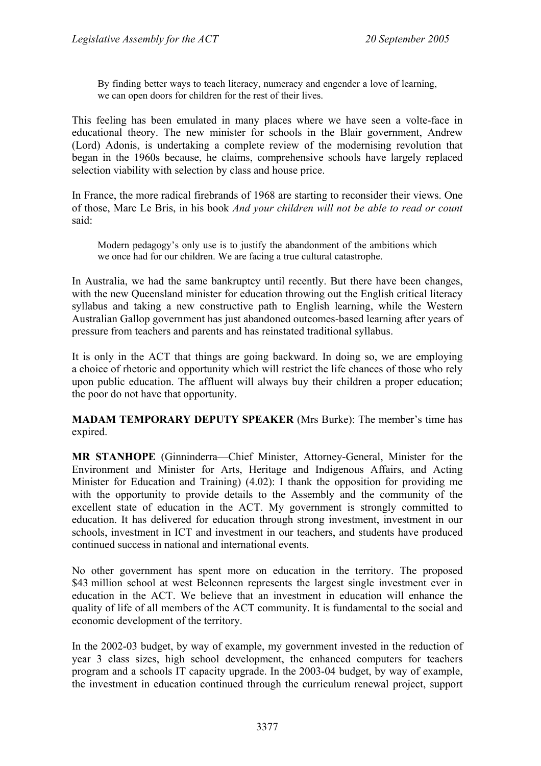> By finding better ways to teach literacy, numeracy and engender a love of learning, we can open doors for children for the rest of their lives.

This feeling has been emulated in many places where we have seen a volte-face in educational theory. The new minister for schools in the Blair government, Andrew (Lord) Adonis, is undertaking a complete review of the modernising revolution that began in the 1960s because, he claims, comprehensive schools have largely replaced selection viability with selection by class and house price.

In France, the more radical firebrands of 1968 are starting to reconsider their views. One of those, Marc Le Bris, in his book *And your children will not be able to read or count* said:

> Modern pedagogy's only use is to justify the abandonment of the ambitions which we once had for our children. We are facing a true cultural catastrophe.

In Australia, we had the same bankruptcy until recently. But there have been changes, with the new Queensland minister for education throwing out the English critical literacy syllabus and taking a new constructive path to English learning, while the Western Australian Gallop government has just abandoned outcomes-based learning after years of pressure from teachers and parents and has reinstated traditional syllabus.

It is only in the ACT that things are going backward. In doing so, we are employing a choice of rhetoric and opportunity which will restrict the life chances of those who rely upon public education. The affluent will always buy their children a proper education; the poor do not have that opportunity.

**MADAM TEMPORARY DEPUTY SPEAKER** (Mrs Burke): The member's time has expired.

**MR STANHOPE** (Ginninderra—Chief Minister, Attorney-General, Minister for the Environment and Minister for Arts, Heritage and Indigenous Affairs, and Acting Minister for Education and Training) (4.02): I thank the opposition for providing me with the opportunity to provide details to the Assembly and the community of the excellent state of education in the ACT. My government is strongly committed to education. It has delivered for education through strong investment, investment in our schools, investment in ICT and investment in our teachers, and students have produced continued success in national and international events.

No other government has spent more on education in the territory. The proposed $43 million school at west Belconnen represents the largest single investment ever in education in the ACT. We believe that an investment in education will enhance the quality of life of all members of the ACT community. It is fundamental to the social and economic development of the territory.

In the 2002-03 budget, by way of example, my government invested in the reduction of year 3 class sizes, high school development, the enhanced computers for teachers program and a schools IT capacity upgrade. In the 2003-04 budget, by way of example, the investment in education continued through the curriculum renewal project, support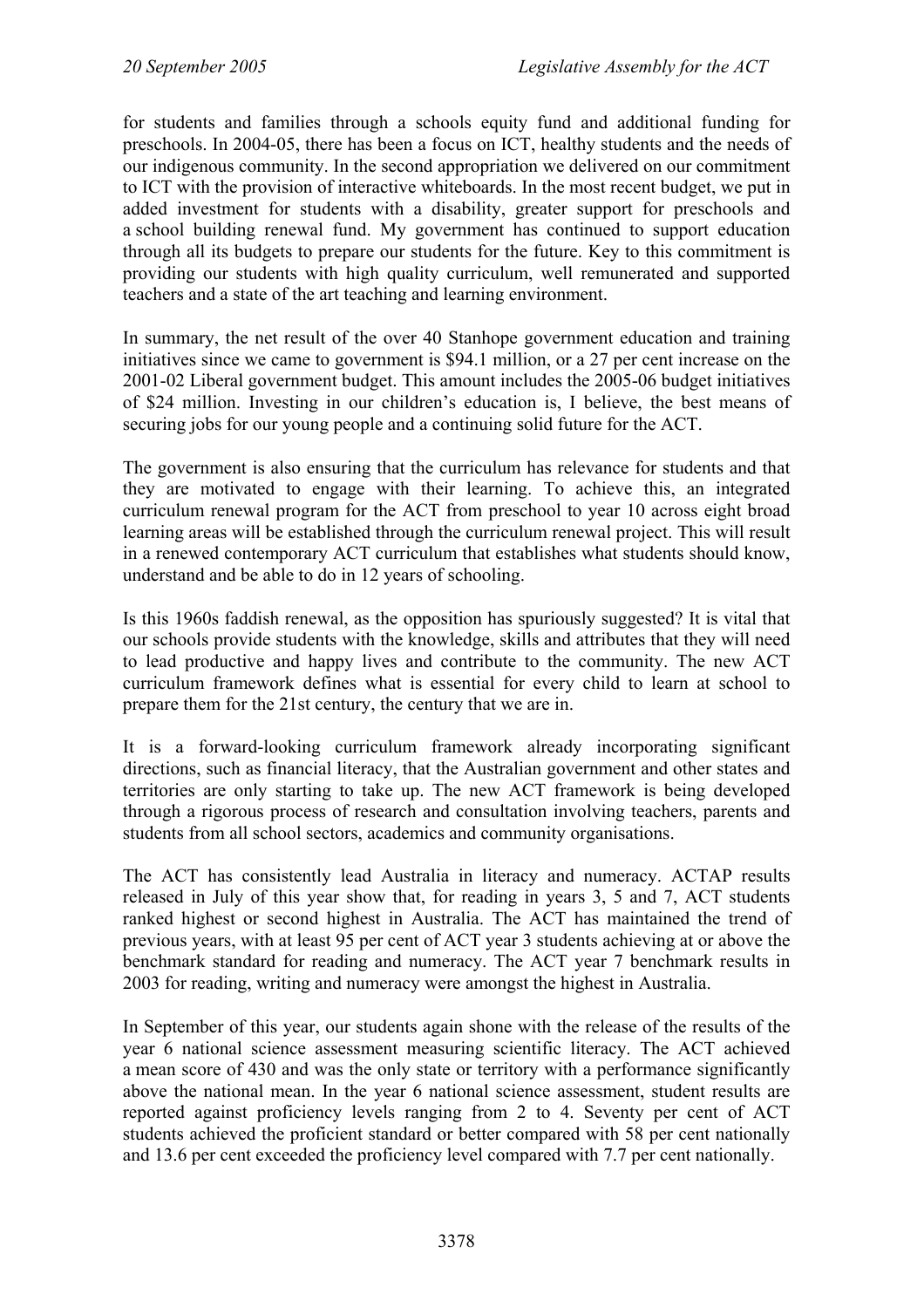for students and families through a schools equity fund and additional funding for preschools. In 2004-05, there has been a focus on ICT, healthy students and the needs of our indigenous community. In the second appropriation we delivered on our commitment to ICT with the provision of interactive whiteboards. In the most recent budget, we put in added investment for students with a disability, greater support for preschools and a school building renewal fund. My government has continued to support education through all its budgets to prepare our students for the future. Key to this commitment is providing our students with high quality curriculum, well remunerated and supported teachers and a state of the art teaching and learning environment.

In summary, the net result of the over 40 Stanhope government education and training initiatives since we came to government is $94.1 million, or a 27 per cent increase on the 2001-02 Liberal government budget. This amount includes the 2005-06 budget initiatives of $24 million. Investing in our children's education is, I believe, the best means of securing jobs for our young people and a continuing solid future for the ACT.

The government is also ensuring that the curriculum has relevance for students and that they are motivated to engage with their learning. To achieve this, an integrated curriculum renewal program for the ACT from preschool to year 10 across eight broad learning areas will be established through the curriculum renewal project. This will result in a renewed contemporary ACT curriculum that establishes what students should know, understand and be able to do in 12 years of schooling.

Is this 1960s faddish renewal, as the opposition has spuriously suggested? It is vital that our schools provide students with the knowledge, skills and attributes that they will need to lead productive and happy lives and contribute to the community. The new ACT curriculum framework defines what is essential for every child to learn at school to prepare them for the 21st century, the century that we are in.

It is a forward-looking curriculum framework already incorporating significant directions, such as financial literacy, that the Australian government and other states and territories are only starting to take up. The new ACT framework is being developed through a rigorous process of research and consultation involving teachers, parents and students from all school sectors, academics and community organisations.

The ACT has consistently lead Australia in literacy and numeracy. ACTAP results released in July of this year show that, for reading in years 3, 5 and 7, ACT students ranked highest or second highest in Australia. The ACT has maintained the trend of previous years, with at least 95 per cent of ACT year 3 students achieving at or above the benchmark standard for reading and numeracy. The ACT year 7 benchmark results in 2003 for reading, writing and numeracy were amongst the highest in Australia.

In September of this year, our students again shone with the release of the results of the year 6 national science assessment measuring scientific literacy. The ACT achieved a mean score of 430 and was the only state or territory with a performance significantly above the national mean. In the year 6 national science assessment, student results are reported against proficiency levels ranging from 2 to 4. Seventy per cent of ACT students achieved the proficient standard or better compared with 58 per cent nationally and 13.6 per cent exceeded the proficiency level compared with 7.7 per cent nationally.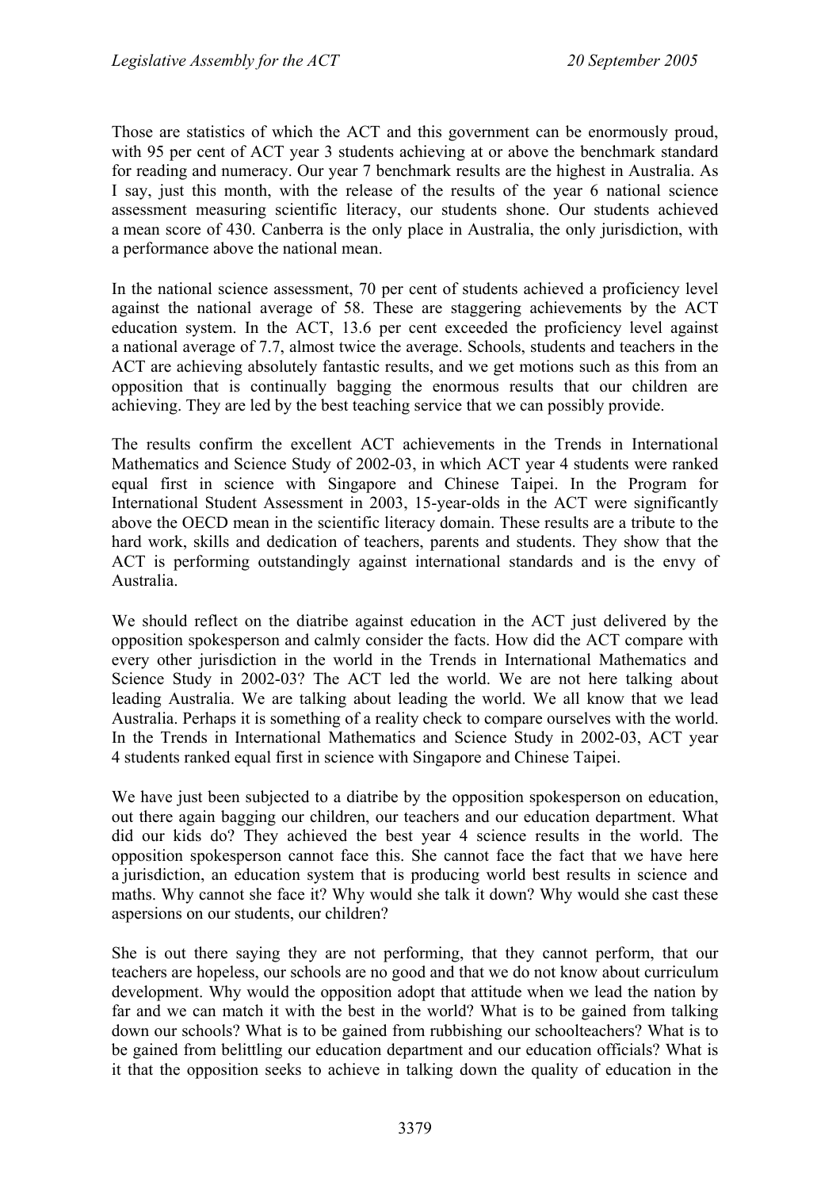Those are statistics of which the ACT and this government can be enormously proud, with 95 per cent of ACT year 3 students achieving at or above the benchmark standard for reading and numeracy. Our year 7 benchmark results are the highest in Australia. As I say, just this month, with the release of the results of the year 6 national science assessment measuring scientific literacy, our students shone. Our students achieved a mean score of 430. Canberra is the only place in Australia, the only jurisdiction, with a performance above the national mean.

In the national science assessment, 70 per cent of students achieved a proficiency level against the national average of 58. These are staggering achievements by the ACT education system. In the ACT, 13.6 per cent exceeded the proficiency level against a national average of 7.7, almost twice the average. Schools, students and teachers in the ACT are achieving absolutely fantastic results, and we get motions such as this from an opposition that is continually bagging the enormous results that our children are achieving. They are led by the best teaching service that we can possibly provide.

The results confirm the excellent ACT achievements in the Trends in International Mathematics and Science Study of 2002-03, in which ACT year 4 students were ranked equal first in science with Singapore and Chinese Taipei. In the Program for International Student Assessment in 2003, 15-year-olds in the ACT were significantly above the OECD mean in the scientific literacy domain. These results are a tribute to the hard work, skills and dedication of teachers, parents and students. They show that the ACT is performing outstandingly against international standards and is the envy of Australia.

We should reflect on the diatribe against education in the ACT just delivered by the opposition spokesperson and calmly consider the facts. How did the ACT compare with every other jurisdiction in the world in the Trends in International Mathematics and Science Study in 2002-03? The ACT led the world. We are not here talking about leading Australia. We are talking about leading the world. We all know that we lead Australia. Perhaps it is something of a reality check to compare ourselves with the world. In the Trends in International Mathematics and Science Study in 2002-03, ACT year 4 students ranked equal first in science with Singapore and Chinese Taipei.

We have just been subjected to a diatribe by the opposition spokesperson on education, out there again bagging our children, our teachers and our education department. What did our kids do? They achieved the best year 4 science results in the world. The opposition spokesperson cannot face this. She cannot face the fact that we have here a jurisdiction, an education system that is producing world best results in science and maths. Why cannot she face it? Why would she talk it down? Why would she cast these aspersions on our students, our children?

She is out there saying they are not performing, that they cannot perform, that our teachers are hopeless, our schools are no good and that we do not know about curriculum development. Why would the opposition adopt that attitude when we lead the nation by far and we can match it with the best in the world? What is to be gained from talking down our schools? What is to be gained from rubbishing our schoolteachers? What is to be gained from belittling our education department and our education officials? What is it that the opposition seeks to achieve in talking down the quality of education in the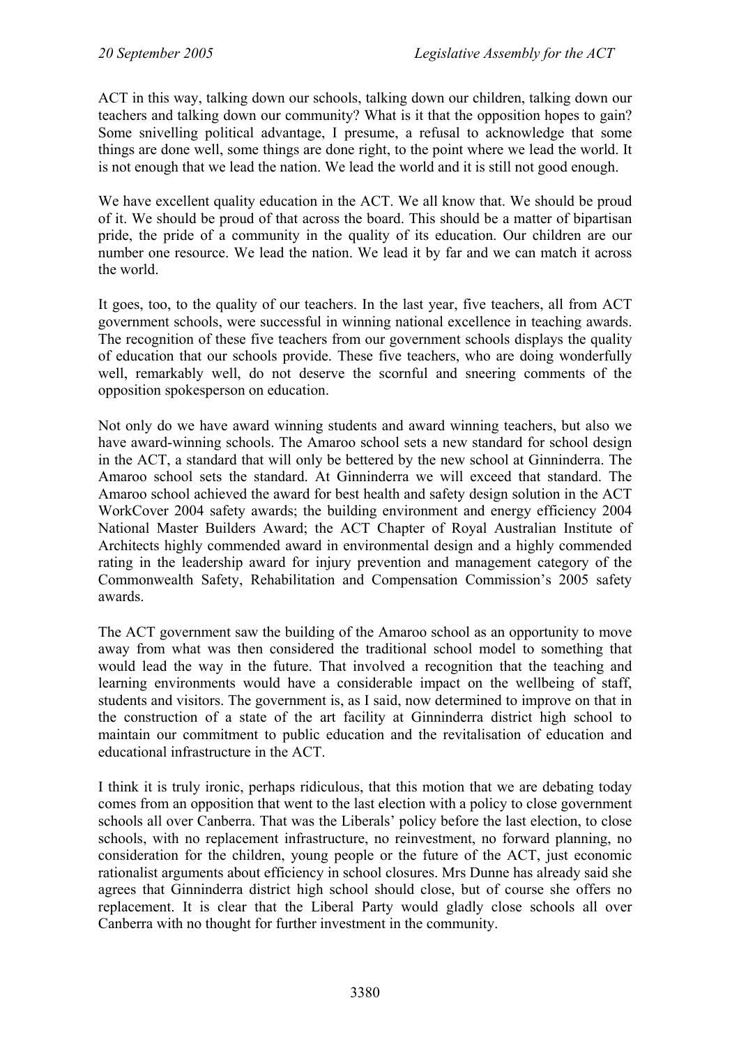ACT in this way, talking down our schools, talking down our children, talking down our teachers and talking down our community? What is it that the opposition hopes to gain? Some snivelling political advantage, I presume, a refusal to acknowledge that some things are done well, some things are done right, to the point where we lead the world. It is not enough that we lead the nation. We lead the world and it is still not good enough.

We have excellent quality education in the ACT. We all know that. We should be proud of it. We should be proud of that across the board. This should be a matter of bipartisan pride, the pride of a community in the quality of its education. Our children are our number one resource. We lead the nation. We lead it by far and we can match it across the world.

It goes, too, to the quality of our teachers. In the last year, five teachers, all from ACT government schools, were successful in winning national excellence in teaching awards. The recognition of these five teachers from our government schools displays the quality of education that our schools provide. These five teachers, who are doing wonderfully well, remarkably well, do not deserve the scornful and sneering comments of the opposition spokesperson on education.

Not only do we have award winning students and award winning teachers, but also we have award-winning schools. The Amaroo school sets a new standard for school design in the ACT, a standard that will only be bettered by the new school at Ginninderra. The Amaroo school sets the standard. At Ginninderra we will exceed that standard. The Amaroo school achieved the award for best health and safety design solution in the ACT WorkCover 2004 safety awards; the building environment and energy efficiency 2004 National Master Builders Award; the ACT Chapter of Royal Australian Institute of Architects highly commended award in environmental design and a highly commended rating in the leadership award for injury prevention and management category of the Commonwealth Safety, Rehabilitation and Compensation Commission's 2005 safety awards.

The ACT government saw the building of the Amaroo school as an opportunity to move away from what was then considered the traditional school model to something that would lead the way in the future. That involved a recognition that the teaching and learning environments would have a considerable impact on the wellbeing of staff, students and visitors. The government is, as I said, now determined to improve on that in the construction of a state of the art facility at Ginninderra district high school to maintain our commitment to public education and the revitalisation of education and educational infrastructure in the ACT.

I think it is truly ironic, perhaps ridiculous, that this motion that we are debating today comes from an opposition that went to the last election with a policy to close government schools all over Canberra. That was the Liberals' policy before the last election, to close schools, with no replacement infrastructure, no reinvestment, no forward planning, no consideration for the children, young people or the future of the ACT, just economic rationalist arguments about efficiency in school closures. Mrs Dunne has already said she agrees that Ginninderra district high school should close, but of course she offers no replacement. It is clear that the Liberal Party would gladly close schools all over Canberra with no thought for further investment in the community.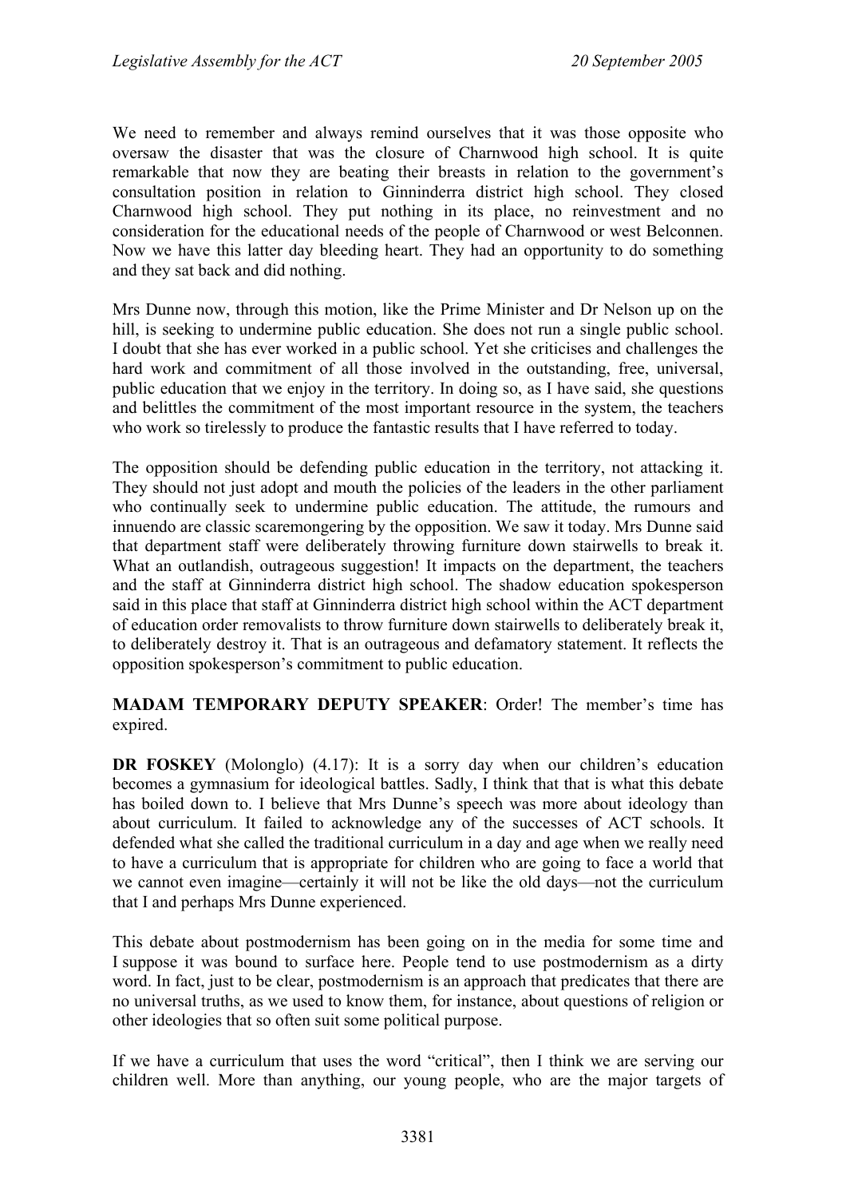We need to remember and always remind ourselves that it was those opposite who oversaw the disaster that was the closure of Charnwood high school. It is quite remarkable that now they are beating their breasts in relation to the government's consultation position in relation to Ginninderra district high school. They closed Charnwood high school. They put nothing in its place, no reinvestment and no consideration for the educational needs of the people of Charnwood or west Belconnen. Now we have this latter day bleeding heart. They had an opportunity to do something and they sat back and did nothing.

Mrs Dunne now, through this motion, like the Prime Minister and Dr Nelson up on the hill, is seeking to undermine public education. She does not run a single public school. I doubt that she has ever worked in a public school. Yet she criticises and challenges the hard work and commitment of all those involved in the outstanding, free, universal, public education that we enjoy in the territory. In doing so, as I have said, she questions and belittles the commitment of the most important resource in the system, the teachers who work so tirelessly to produce the fantastic results that I have referred to today.

The opposition should be defending public education in the territory, not attacking it. They should not just adopt and mouth the policies of the leaders in the other parliament who continually seek to undermine public education. The attitude, the rumours and innuendo are classic scaremongering by the opposition. We saw it today. Mrs Dunne said that department staff were deliberately throwing furniture down stairwells to break it. What an outlandish, outrageous suggestion! It impacts on the department, the teachers and the staff at Ginninderra district high school. The shadow education spokesperson said in this place that staff at Ginninderra district high school within the ACT department of education order removalists to throw furniture down stairwells to deliberately break it, to deliberately destroy it. That is an outrageous and defamatory statement. It reflects the opposition spokesperson's commitment to public education.

**MADAM TEMPORARY DEPUTY SPEAKER**: Order! The member's time has expired.

**DR FOSKEY** (Molonglo) (4.17): It is a sorry day when our children's education becomes a gymnasium for ideological battles. Sadly, I think that that is what this debate has boiled down to. I believe that Mrs Dunne's speech was more about ideology than about curriculum. It failed to acknowledge any of the successes of ACT schools. It defended what she called the traditional curriculum in a day and age when we really need to have a curriculum that is appropriate for children who are going to face a world that we cannot even imagine—certainly it will not be like the old days—not the curriculum that I and perhaps Mrs Dunne experienced.

This debate about postmodernism has been going on in the media for some time and I suppose it was bound to surface here. People tend to use postmodernism as a dirty word. In fact, just to be clear, postmodernism is an approach that predicates that there are no universal truths, as we used to know them, for instance, about questions of religion or other ideologies that so often suit some political purpose.

If we have a curriculum that uses the word "critical", then I think we are serving our children well. More than anything, our young people, who are the major targets of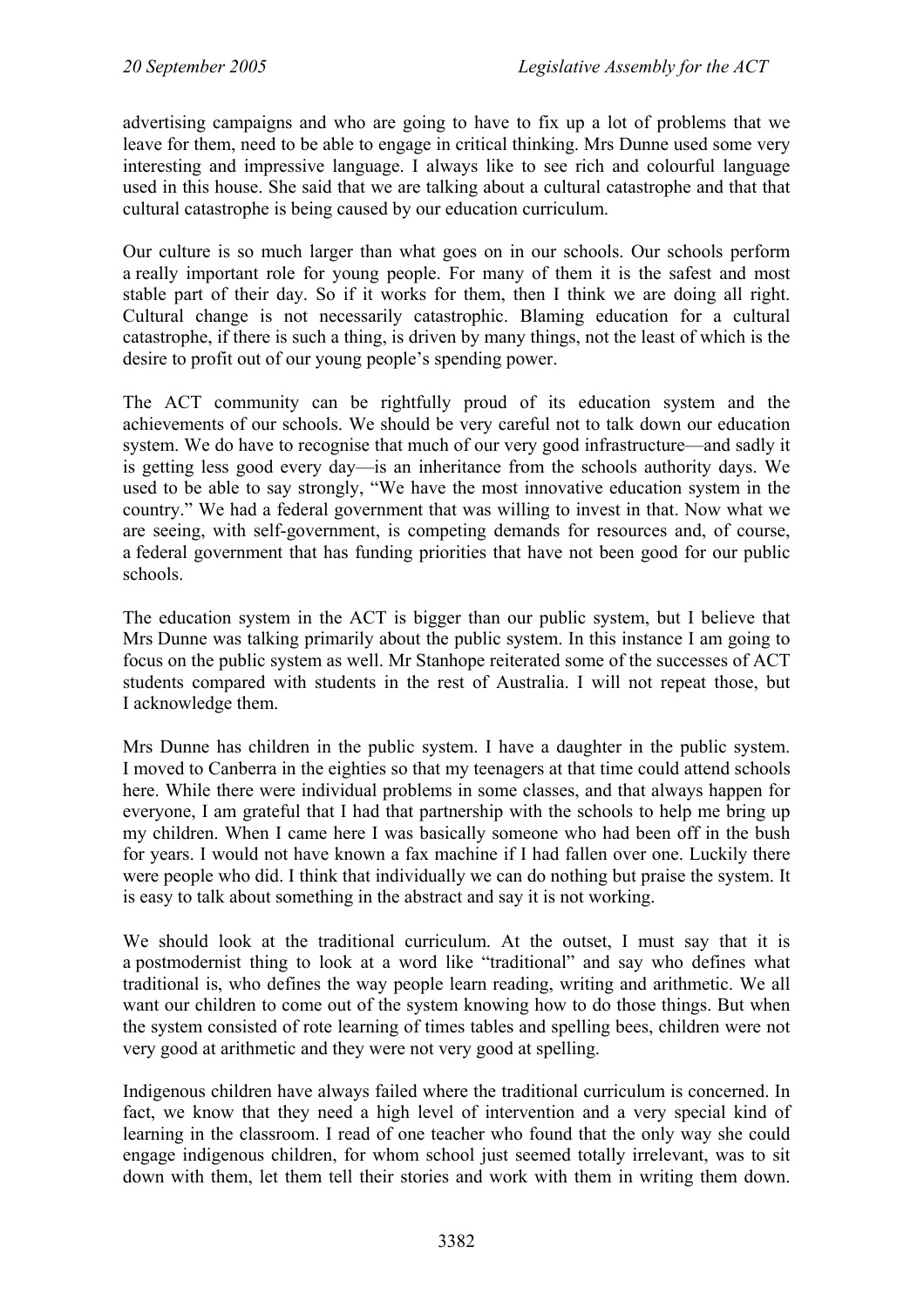advertising campaigns and who are going to have to fix up a lot of problems that we leave for them, need to be able to engage in critical thinking. Mrs Dunne used some very interesting and impressive language. I always like to see rich and colourful language used in this house. She said that we are talking about a cultural catastrophe and that that cultural catastrophe is being caused by our education curriculum.

Our culture is so much larger than what goes on in our schools. Our schools perform a really important role for young people. For many of them it is the safest and most stable part of their day. So if it works for them, then I think we are doing all right. Cultural change is not necessarily catastrophic. Blaming education for a cultural catastrophe, if there is such a thing, is driven by many things, not the least of which is the desire to profit out of our young people's spending power.

The ACT community can be rightfully proud of its education system and the achievements of our schools. We should be very careful not to talk down our education system. We do have to recognise that much of our very good infrastructure—and sadly it is getting less good every day—is an inheritance from the schools authority days. We used to be able to say strongly, "We have the most innovative education system in the country." We had a federal government that was willing to invest in that. Now what we are seeing, with self-government, is competing demands for resources and, of course, a federal government that has funding priorities that have not been good for our public schools.

The education system in the ACT is bigger than our public system, but I believe that Mrs Dunne was talking primarily about the public system. In this instance I am going to focus on the public system as well. Mr Stanhope reiterated some of the successes of ACT students compared with students in the rest of Australia. I will not repeat those, but I acknowledge them.

Mrs Dunne has children in the public system. I have a daughter in the public system. I moved to Canberra in the eighties so that my teenagers at that time could attend schools here. While there were individual problems in some classes, and that always happen for everyone, I am grateful that I had that partnership with the schools to help me bring up my children. When I came here I was basically someone who had been off in the bush for years. I would not have known a fax machine if I had fallen over one. Luckily there were people who did. I think that individually we can do nothing but praise the system. It is easy to talk about something in the abstract and say it is not working.

We should look at the traditional curriculum. At the outset, I must say that it is a postmodernist thing to look at a word like "traditional" and say who defines what traditional is, who defines the way people learn reading, writing and arithmetic. We all want our children to come out of the system knowing how to do those things. But when the system consisted of rote learning of times tables and spelling bees, children were not very good at arithmetic and they were not very good at spelling.

Indigenous children have always failed where the traditional curriculum is concerned. In fact, we know that they need a high level of intervention and a very special kind of learning in the classroom. I read of one teacher who found that the only way she could engage indigenous children, for whom school just seemed totally irrelevant, was to sit down with them, let them tell their stories and work with them in writing them down.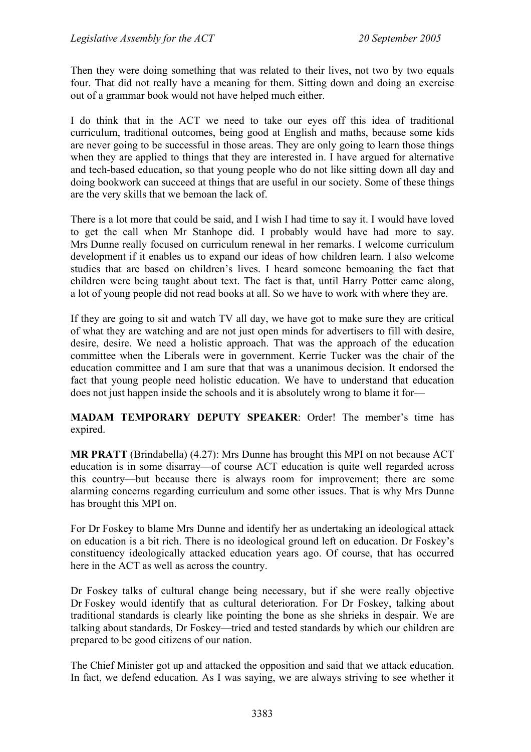Then they were doing something that was related to their lives, not two by two equals four. That did not really have a meaning for them. Sitting down and doing an exercise out of a grammar book would not have helped much either.

I do think that in the ACT we need to take our eyes off this idea of traditional curriculum, traditional outcomes, being good at English and maths, because some kids are never going to be successful in those areas. They are only going to learn those things when they are applied to things that they are interested in. I have argued for alternative and tech-based education, so that young people who do not like sitting down all day and doing bookwork can succeed at things that are useful in our society. Some of these things are the very skills that we bemoan the lack of.

There is a lot more that could be said, and I wish I had time to say it. I would have loved to get the call when Mr Stanhope did. I probably would have had more to say. Mrs Dunne really focused on curriculum renewal in her remarks. I welcome curriculum development if it enables us to expand our ideas of how children learn. I also welcome studies that are based on children's lives. I heard someone bemoaning the fact that children were being taught about text. The fact is that, until Harry Potter came along, a lot of young people did not read books at all. So we have to work with where they are.

If they are going to sit and watch TV all day, we have got to make sure they are critical of what they are watching and are not just open minds for advertisers to fill with desire, desire, desire. We need a holistic approach. That was the approach of the education committee when the Liberals were in government. Kerrie Tucker was the chair of the education committee and I am sure that that was a unanimous decision. It endorsed the fact that young people need holistic education. We have to understand that education does not just happen inside the schools and it is absolutely wrong to blame it for—

**MADAM TEMPORARY DEPUTY SPEAKER**: Order! The member's time has expired.

**MR PRATT** (Brindabella) (4.27): Mrs Dunne has brought this MPI on not because ACT education is in some disarray—of course ACT education is quite well regarded across this country—but because there is always room for improvement; there are some alarming concerns regarding curriculum and some other issues. That is why Mrs Dunne has brought this MPI on.

For Dr Foskey to blame Mrs Dunne and identify her as undertaking an ideological attack on education is a bit rich. There is no ideological ground left on education. Dr Foskey's constituency ideologically attacked education years ago. Of course, that has occurred here in the ACT as well as across the country.

Dr Foskey talks of cultural change being necessary, but if she were really objective Dr Foskey would identify that as cultural deterioration. For Dr Foskey, talking about traditional standards is clearly like pointing the bone as she shrieks in despair. We are talking about standards, Dr Foskey—tried and tested standards by which our children are prepared to be good citizens of our nation.

The Chief Minister got up and attacked the opposition and said that we attack education. In fact, we defend education. As I was saying, we are always striving to see whether it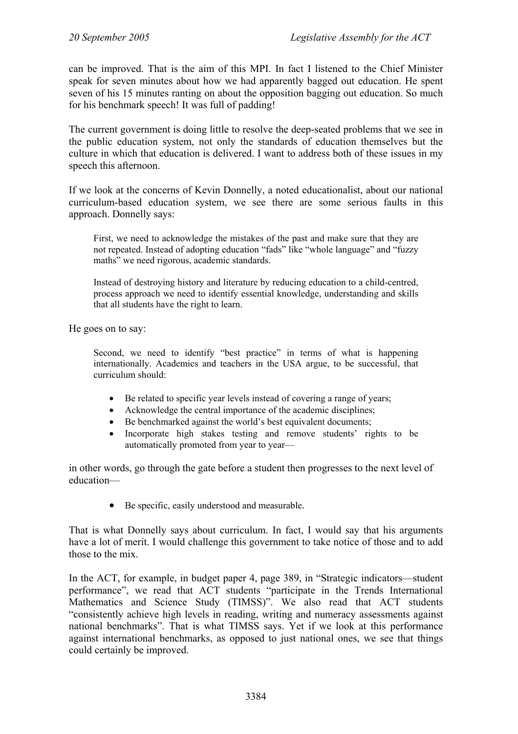can be improved. That is the aim of this MPI. In fact I listened to the Chief Minister speak for seven minutes about how we had apparently bagged out education. He spent seven of his 15 minutes ranting on about the opposition bagging out education. So much for his benchmark speech! It was full of padding!

The current government is doing little to resolve the deep-seated problems that we see in the public education system, not only the standards of education themselves but the culture in which that education is delivered. I want to address both of these issues in my speech this afternoon.

If we look at the concerns of Kevin Donnelly, a noted educationalist, about our national curriculum-based education system, we see there are some serious faults in this approach. Donnelly says:

> First, we need to acknowledge the mistakes of the past and make sure that they are not repeated. Instead of adopting education "fads" like "whole language" and "fuzzy maths" we need rigorous, academic standards.
>
> Instead of destroying history and literature by reducing education to a child-centred, process approach we need to identify essential knowledge, understanding and skills that all students have the right to learn.

He goes on to say:

> Second, we need to identify "best practice" in terms of what is happening internationally. Academics and teachers in the USA argue, to be successful, that curriculum should:
>
> - Be related to specific year levels instead of covering a range of years;
> - Acknowledge the central importance of the academic disciplines;
> - Be benchmarked against the world's best equivalent documents;
> - Incorporate high stakes testing and remove students' rights to be automatically promoted from year to year—

in other words, go through the gate before a student then progresses to the next level of education—

> - Be specific, easily understood and measurable.

That is what Donnelly says about curriculum. In fact, I would say that his arguments have a lot of merit. I would challenge this government to take notice of those and to add those to the mix.

In the ACT, for example, in budget paper 4, page 389, in "Strategic indicators—student performance", we read that ACT students "participate in the Trends International Mathematics and Science Study (TIMSS)". We also read that ACT students "consistently achieve high levels in reading, writing and numeracy assessments against national benchmarks". That is what TIMSS says. Yet if we look at this performance against international benchmarks, as opposed to just national ones, we see that things could certainly be improved.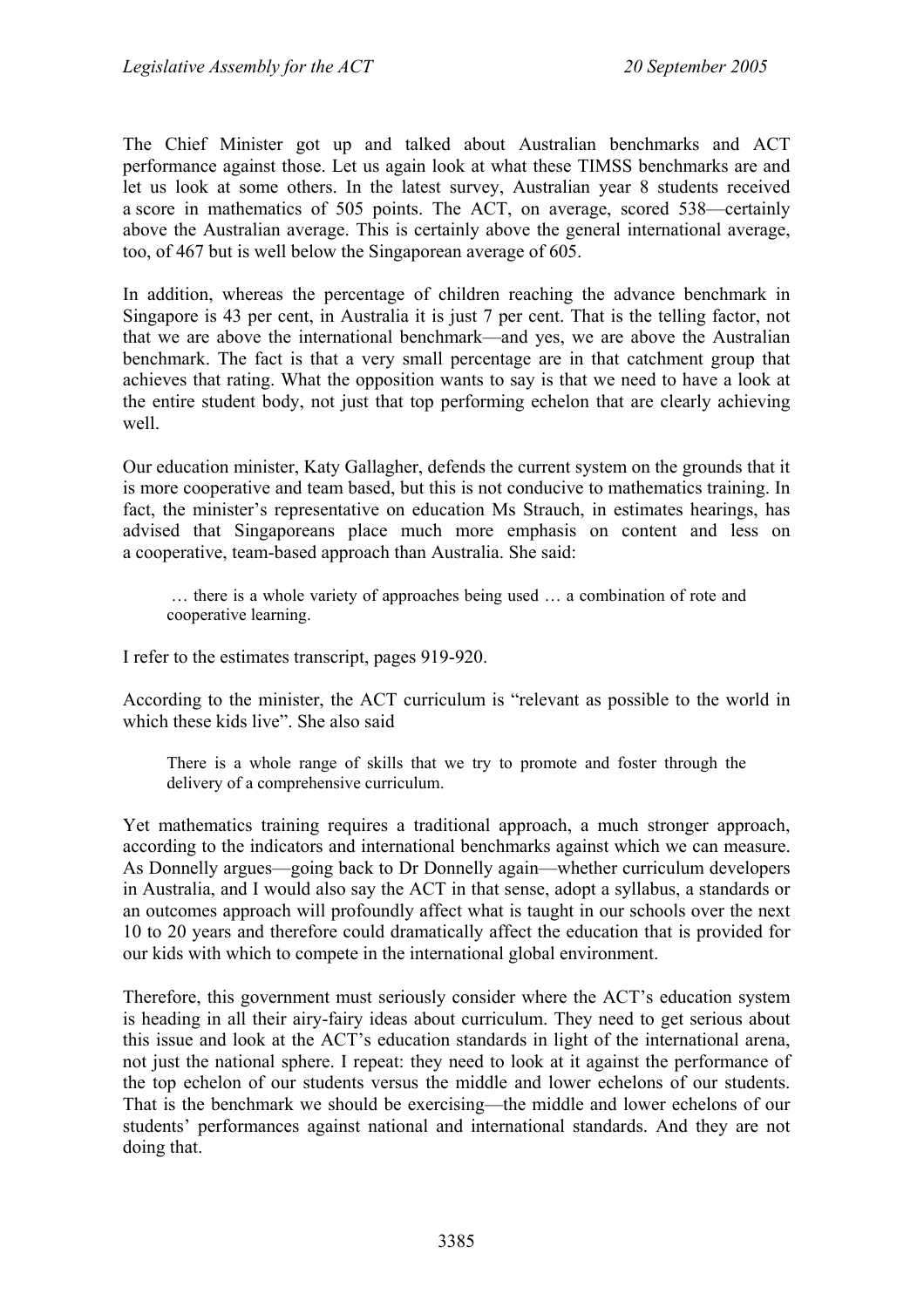The Chief Minister got up and talked about Australian benchmarks and ACT performance against those. Let us again look at what these TIMSS benchmarks are and let us look at some others. In the latest survey, Australian year 8 students received a score in mathematics of 505 points. The ACT, on average, scored 538—certainly above the Australian average. This is certainly above the general international average, too, of 467 but is well below the Singaporean average of 605.

In addition, whereas the percentage of children reaching the advance benchmark in Singapore is 43 per cent, in Australia it is just 7 per cent. That is the telling factor, not that we are above the international benchmark—and yes, we are above the Australian benchmark. The fact is that a very small percentage are in that catchment group that achieves that rating. What the opposition wants to say is that we need to have a look at the entire student body, not just that top performing echelon that are clearly achieving well.

Our education minister, Katy Gallagher, defends the current system on the grounds that it is more cooperative and team based, but this is not conducive to mathematics training. In fact, the minister's representative on education Ms Strauch, in estimates hearings, has advised that Singaporeans place much more emphasis on content and less on a cooperative, team-based approach than Australia. She said:

> … there is a whole variety of approaches being used … a combination of rote and cooperative learning.

I refer to the estimates transcript, pages 919-920.

According to the minister, the ACT curriculum is "relevant as possible to the world in which these kids live". She also said

> There is a whole range of skills that we try to promote and foster through the delivery of a comprehensive curriculum.

Yet mathematics training requires a traditional approach, a much stronger approach, according to the indicators and international benchmarks against which we can measure. As Donnelly argues—going back to Dr Donnelly again—whether curriculum developers in Australia, and I would also say the ACT in that sense, adopt a syllabus, a standards or an outcomes approach will profoundly affect what is taught in our schools over the next 10 to 20 years and therefore could dramatically affect the education that is provided for our kids with which to compete in the international global environment.

Therefore, this government must seriously consider where the ACT's education system is heading in all their airy-fairy ideas about curriculum. They need to get serious about this issue and look at the ACT's education standards in light of the international arena, not just the national sphere. I repeat: they need to look at it against the performance of the top echelon of our students versus the middle and lower echelons of our students. That is the benchmark we should be exercising—the middle and lower echelons of our students' performances against national and international standards. And they are not doing that.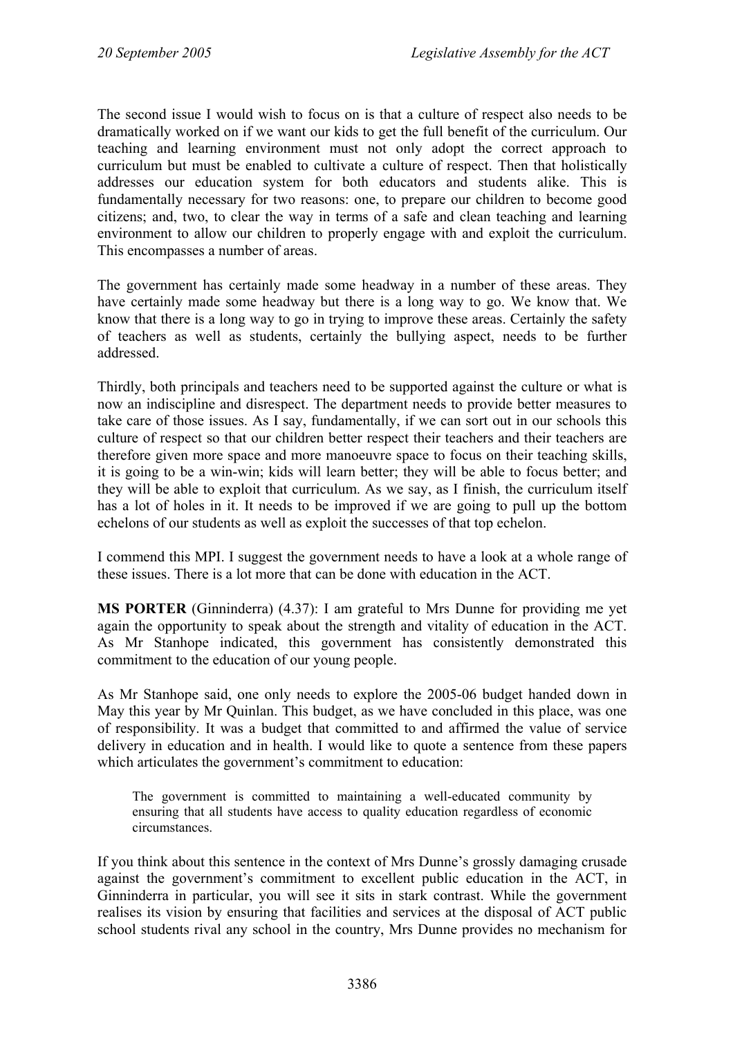The second issue I would wish to focus on is that a culture of respect also needs to be dramatically worked on if we want our kids to get the full benefit of the curriculum. Our teaching and learning environment must not only adopt the correct approach to curriculum but must be enabled to cultivate a culture of respect. Then that holistically addresses our education system for both educators and students alike. This is fundamentally necessary for two reasons: one, to prepare our children to become good citizens; and, two, to clear the way in terms of a safe and clean teaching and learning environment to allow our children to properly engage with and exploit the curriculum. This encompasses a number of areas.

The government has certainly made some headway in a number of these areas. They have certainly made some headway but there is a long way to go. We know that. We know that there is a long way to go in trying to improve these areas. Certainly the safety of teachers as well as students, certainly the bullying aspect, needs to be further addressed.

Thirdly, both principals and teachers need to be supported against the culture or what is now an indiscipline and disrespect. The department needs to provide better measures to take care of those issues. As I say, fundamentally, if we can sort out in our schools this culture of respect so that our children better respect their teachers and their teachers are therefore given more space and more manoeuvre space to focus on their teaching skills, it is going to be a win-win; kids will learn better; they will be able to focus better; and they will be able to exploit that curriculum. As we say, as I finish, the curriculum itself has a lot of holes in it. It needs to be improved if we are going to pull up the bottom echelons of our students as well as exploit the successes of that top echelon.

I commend this MPI. I suggest the government needs to have a look at a whole range of these issues. There is a lot more that can be done with education in the ACT.

**MS PORTER** (Ginninderra) (4.37): I am grateful to Mrs Dunne for providing me yet again the opportunity to speak about the strength and vitality of education in the ACT. As Mr Stanhope indicated, this government has consistently demonstrated this commitment to the education of our young people.

As Mr Stanhope said, one only needs to explore the 2005-06 budget handed down in May this year by Mr Quinlan. This budget, as we have concluded in this place, was one of responsibility. It was a budget that committed to and affirmed the value of service delivery in education and in health. I would like to quote a sentence from these papers which articulates the government's commitment to education:

> The government is committed to maintaining a well-educated community by ensuring that all students have access to quality education regardless of economic circumstances.

If you think about this sentence in the context of Mrs Dunne's grossly damaging crusade against the government's commitment to excellent public education in the ACT, in Ginninderra in particular, you will see it sits in stark contrast. While the government realises its vision by ensuring that facilities and services at the disposal of ACT public school students rival any school in the country, Mrs Dunne provides no mechanism for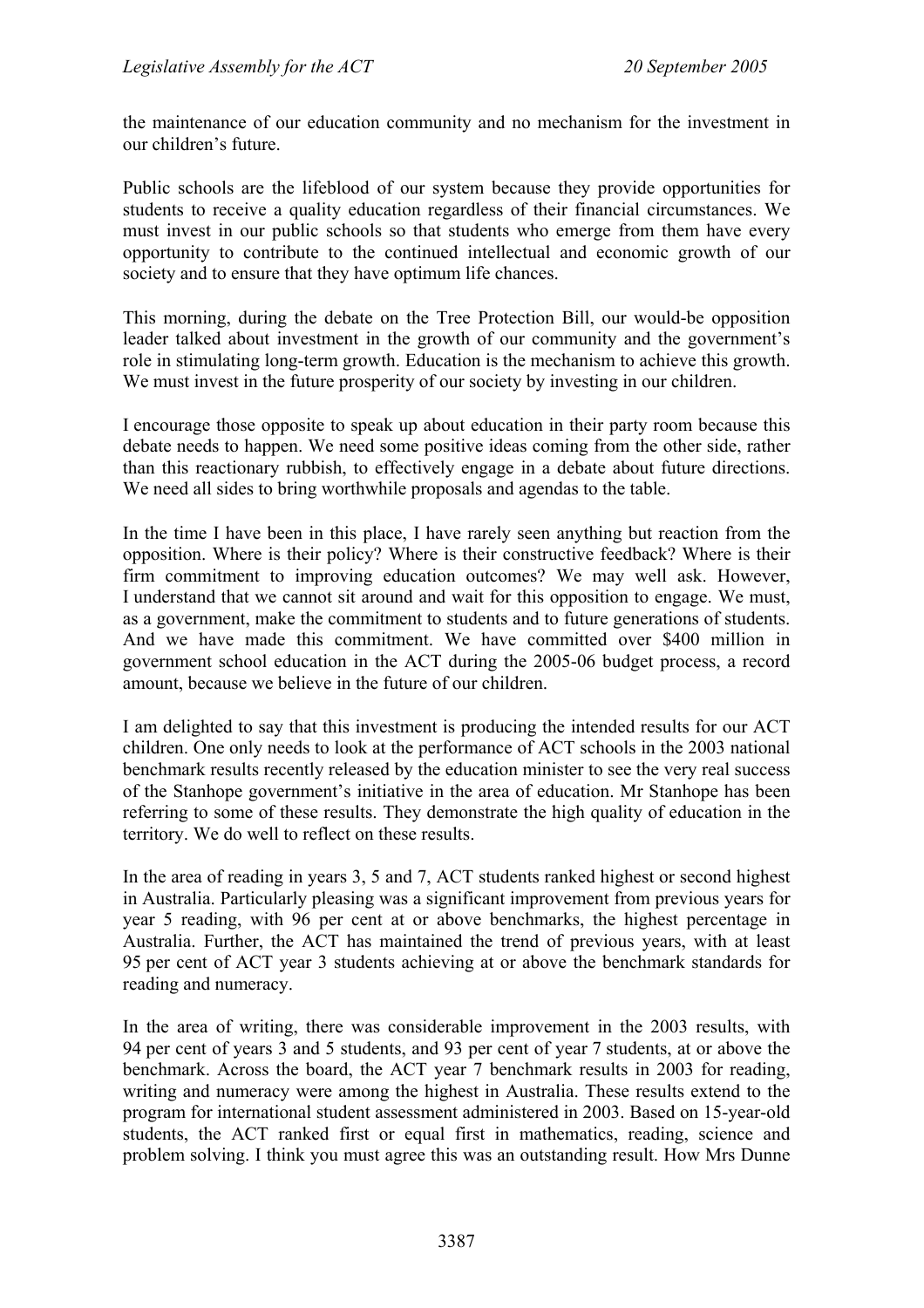the maintenance of our education community and no mechanism for the investment in our children's future.

Public schools are the lifeblood of our system because they provide opportunities for students to receive a quality education regardless of their financial circumstances. We must invest in our public schools so that students who emerge from them have every opportunity to contribute to the continued intellectual and economic growth of our society and to ensure that they have optimum life chances.

This morning, during the debate on the Tree Protection Bill, our would-be opposition leader talked about investment in the growth of our community and the government's role in stimulating long-term growth. Education is the mechanism to achieve this growth. We must invest in the future prosperity of our society by investing in our children.

I encourage those opposite to speak up about education in their party room because this debate needs to happen. We need some positive ideas coming from the other side, rather than this reactionary rubbish, to effectively engage in a debate about future directions. We need all sides to bring worthwhile proposals and agendas to the table.

In the time I have been in this place, I have rarely seen anything but reaction from the opposition. Where is their policy? Where is their constructive feedback? Where is their firm commitment to improving education outcomes? We may well ask. However, I understand that we cannot sit around and wait for this opposition to engage. We must, as a government, make the commitment to students and to future generations of students. And we have made this commitment. We have committed over $400 million in government school education in the ACT during the 2005-06 budget process, a record amount, because we believe in the future of our children.

I am delighted to say that this investment is producing the intended results for our ACT children. One only needs to look at the performance of ACT schools in the 2003 national benchmark results recently released by the education minister to see the very real success of the Stanhope government's initiative in the area of education. Mr Stanhope has been referring to some of these results. They demonstrate the high quality of education in the territory. We do well to reflect on these results.

In the area of reading in years 3, 5 and 7, ACT students ranked highest or second highest in Australia. Particularly pleasing was a significant improvement from previous years for year 5 reading, with 96 per cent at or above benchmarks, the highest percentage in Australia. Further, the ACT has maintained the trend of previous years, with at least 95 per cent of ACT year 3 students achieving at or above the benchmark standards for reading and numeracy.

In the area of writing, there was considerable improvement in the 2003 results, with 94 per cent of years 3 and 5 students, and 93 per cent of year 7 students, at or above the benchmark. Across the board, the ACT year 7 benchmark results in 2003 for reading, writing and numeracy were among the highest in Australia. These results extend to the program for international student assessment administered in 2003. Based on 15-year-old students, the ACT ranked first or equal first in mathematics, reading, science and problem solving. I think you must agree this was an outstanding result. How Mrs Dunne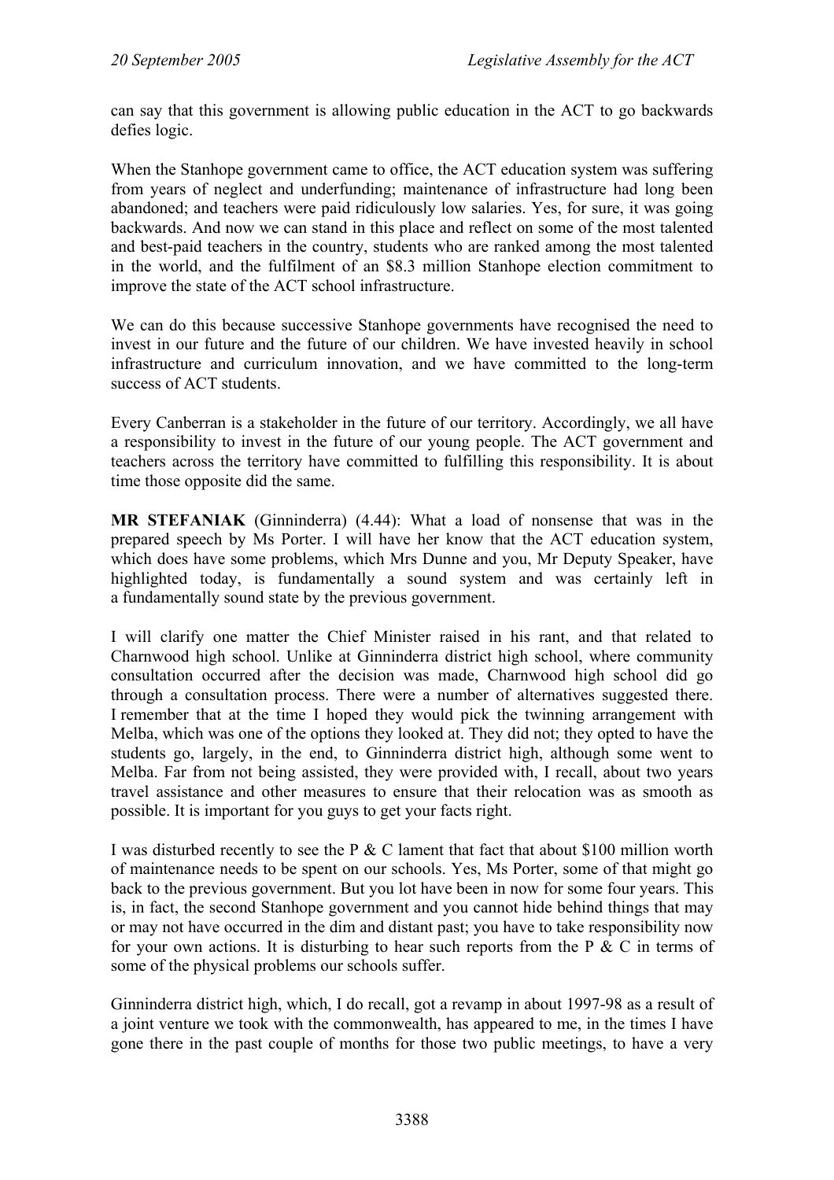can say that this government is allowing public education in the ACT to go backwards defies logic.

When the Stanhope government came to office, the ACT education system was suffering from years of neglect and underfunding; maintenance of infrastructure had long been abandoned; and teachers were paid ridiculously low salaries. Yes, for sure, it was going backwards. And now we can stand in this place and reflect on some of the most talented and best-paid teachers in the country, students who are ranked among the most talented in the world, and the fulfilment of an $8.3 million Stanhope election commitment to improve the state of the ACT school infrastructure.

We can do this because successive Stanhope governments have recognised the need to invest in our future and the future of our children. We have invested heavily in school infrastructure and curriculum innovation, and we have committed to the long-term success of ACT students.

Every Canberran is a stakeholder in the future of our territory. Accordingly, we all have a responsibility to invest in the future of our young people. The ACT government and teachers across the territory have committed to fulfilling this responsibility. It is about time those opposite did the same.

**MR STEFANIAK** (Ginninderra) (4.44): What a load of nonsense that was in the prepared speech by Ms Porter. I will have her know that the ACT education system, which does have some problems, which Mrs Dunne and you, Mr Deputy Speaker, have highlighted today, is fundamentally a sound system and was certainly left in a fundamentally sound state by the previous government.

I will clarify one matter the Chief Minister raised in his rant, and that related to Charnwood high school. Unlike at Ginninderra district high school, where community consultation occurred after the decision was made, Charnwood high school did go through a consultation process. There were a number of alternatives suggested there. I remember that at the time I hoped they would pick the twinning arrangement with Melba, which was one of the options they looked at. They did not; they opted to have the students go, largely, in the end, to Ginninderra district high, although some went to Melba. Far from not being assisted, they were provided with, I recall, about two years travel assistance and other measures to ensure that their relocation was as smooth as possible. It is important for you guys to get your facts right.

I was disturbed recently to see the P & C lament that fact that about $100 million worth of maintenance needs to be spent on our schools. Yes, Ms Porter, some of that might go back to the previous government. But you lot have been in now for some four years. This is, in fact, the second Stanhope government and you cannot hide behind things that may or may not have occurred in the dim and distant past; you have to take responsibility now for your own actions. It is disturbing to hear such reports from the P & C in terms of some of the physical problems our schools suffer.

Ginninderra district high, which, I do recall, got a revamp in about 1997-98 as a result of a joint venture we took with the commonwealth, has appeared to me, in the times I have gone there in the past couple of months for those two public meetings, to have a very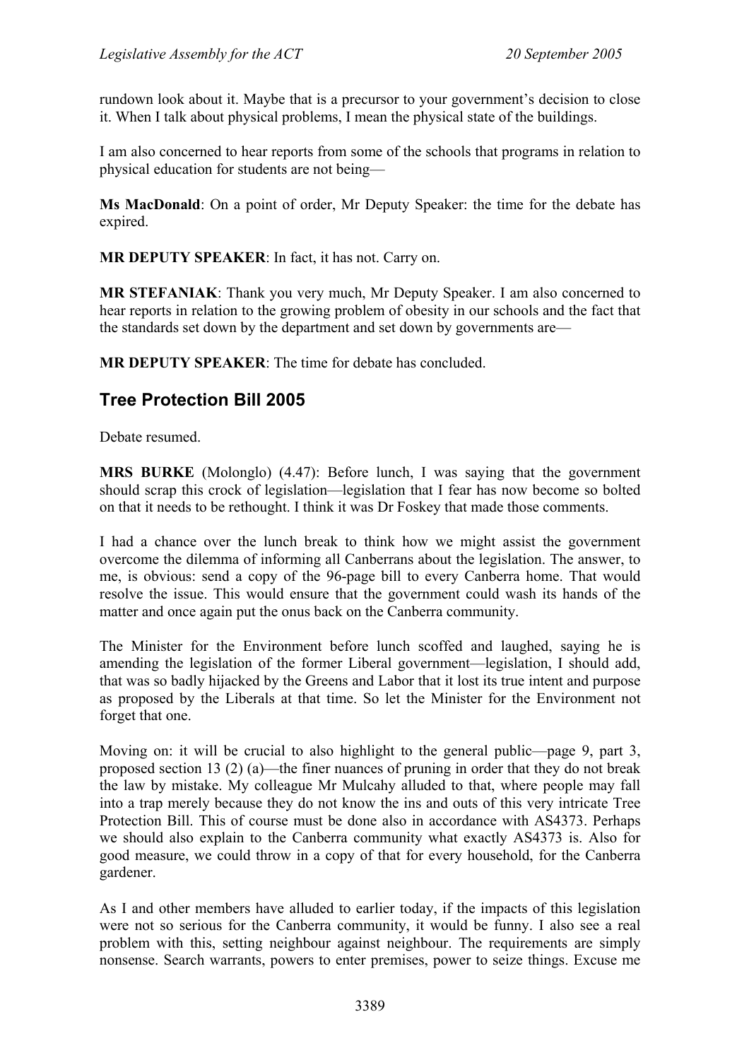rundown look about it. Maybe that is a precursor to your government's decision to close it. When I talk about physical problems, I mean the physical state of the buildings.

I am also concerned to hear reports from some of the schools that programs in relation to physical education for students are not being—

**Ms MacDonald**: On a point of order, Mr Deputy Speaker: the time for the debate has expired.

**MR DEPUTY SPEAKER**: In fact, it has not. Carry on.

**MR STEFANIAK**: Thank you very much, Mr Deputy Speaker. I am also concerned to hear reports in relation to the growing problem of obesity in our schools and the fact that the standards set down by the department and set down by governments are—

**MR DEPUTY SPEAKER**: The time for debate has concluded.

## Tree Protection Bill 2005

Debate resumed.

**MRS BURKE** (Molonglo) (4.47): Before lunch, I was saying that the government should scrap this crock of legislation—legislation that I fear has now become so bolted on that it needs to be rethought. I think it was Dr Foskey that made those comments.

I had a chance over the lunch break to think how we might assist the government overcome the dilemma of informing all Canberrans about the legislation. The answer, to me, is obvious: send a copy of the 96-page bill to every Canberra home. That would resolve the issue. This would ensure that the government could wash its hands of the matter and once again put the onus back on the Canberra community.

The Minister for the Environment before lunch scoffed and laughed, saying he is amending the legislation of the former Liberal government—legislation, I should add, that was so badly hijacked by the Greens and Labor that it lost its true intent and purpose as proposed by the Liberals at that time. So let the Minister for the Environment not forget that one.

Moving on: it will be crucial to also highlight to the general public—page 9, part 3, proposed section 13 (2) (a)—the finer nuances of pruning in order that they do not break the law by mistake. My colleague Mr Mulcahy alluded to that, where people may fall into a trap merely because they do not know the ins and outs of this very intricate Tree Protection Bill. This of course must be done also in accordance with AS4373. Perhaps we should also explain to the Canberra community what exactly AS4373 is. Also for good measure, we could throw in a copy of that for every household, for the Canberra gardener.

As I and other members have alluded to earlier today, if the impacts of this legislation were not so serious for the Canberra community, it would be funny. I also see a real problem with this, setting neighbour against neighbour. The requirements are simply nonsense. Search warrants, powers to enter premises, power to seize things. Excuse me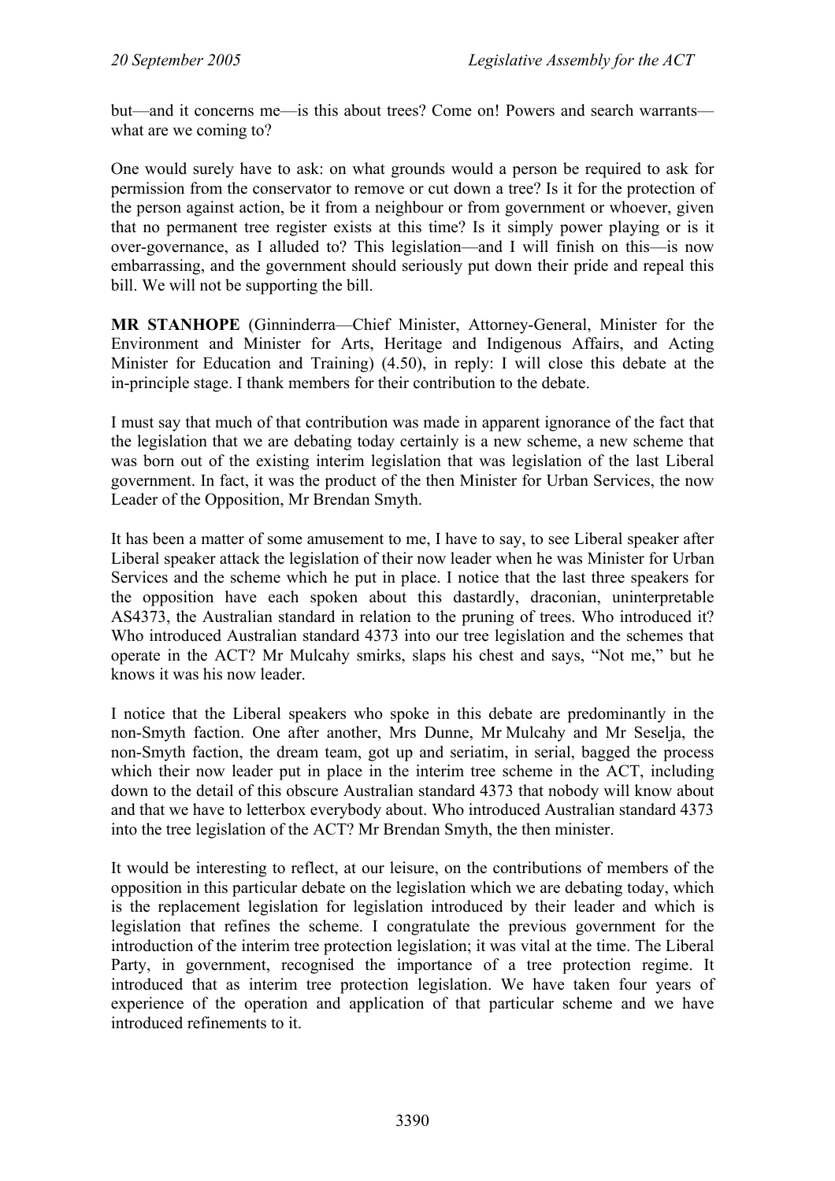but—and it concerns me—is this about trees? Come on! Powers and search warrants—what are we coming to?

One would surely have to ask: on what grounds would a person be required to ask for permission from the conservator to remove or cut down a tree? Is it for the protection of the person against action, be it from a neighbour or from government or whoever, given that no permanent tree register exists at this time? Is it simply power playing or is it over-governance, as I alluded to? This legislation—and I will finish on this—is now embarrassing, and the government should seriously put down their pride and repeal this bill. We will not be supporting the bill.

**MR STANHOPE** (Ginninderra—Chief Minister, Attorney-General, Minister for the Environment and Minister for Arts, Heritage and Indigenous Affairs, and Acting Minister for Education and Training) (4.50), in reply: I will close this debate at the in-principle stage. I thank members for their contribution to the debate.

I must say that much of that contribution was made in apparent ignorance of the fact that the legislation that we are debating today certainly is a new scheme, a new scheme that was born out of the existing interim legislation that was legislation of the last Liberal government. In fact, it was the product of the then Minister for Urban Services, the now Leader of the Opposition, Mr Brendan Smyth.

It has been a matter of some amusement to me, I have to say, to see Liberal speaker after Liberal speaker attack the legislation of their now leader when he was Minister for Urban Services and the scheme which he put in place. I notice that the last three speakers for the opposition have each spoken about this dastardly, draconian, uninterpretable AS4373, the Australian standard in relation to the pruning of trees. Who introduced it? Who introduced Australian standard 4373 into our tree legislation and the schemes that operate in the ACT? Mr Mulcahy smirks, slaps his chest and says, "Not me," but he knows it was his now leader.

I notice that the Liberal speakers who spoke in this debate are predominantly in the non-Smyth faction. One after another, Mrs Dunne, Mr Mulcahy and Mr Seselja, the non-Smyth faction, the dream team, got up and seriatim, in serial, bagged the process which their now leader put in place in the interim tree scheme in the ACT, including down to the detail of this obscure Australian standard 4373 that nobody will know about and that we have to letterbox everybody about. Who introduced Australian standard 4373 into the tree legislation of the ACT? Mr Brendan Smyth, the then minister.

It would be interesting to reflect, at our leisure, on the contributions of members of the opposition in this particular debate on the legislation which we are debating today, which is the replacement legislation for legislation introduced by their leader and which is legislation that refines the scheme. I congratulate the previous government for the introduction of the interim tree protection legislation; it was vital at the time. The Liberal Party, in government, recognised the importance of a tree protection regime. It introduced that as interim tree protection legislation. We have taken four years of experience of the operation and application of that particular scheme and we have introduced refinements to it.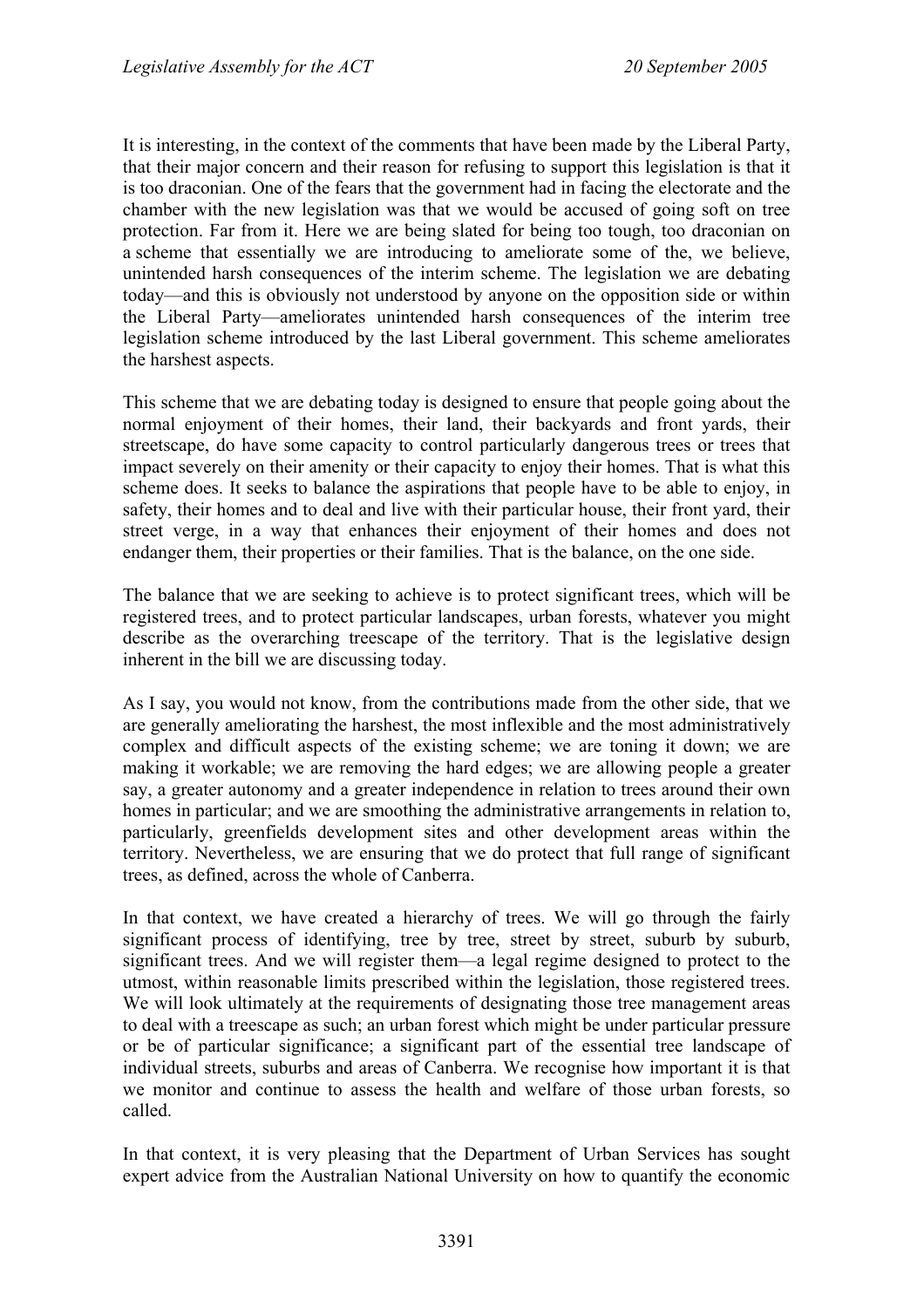It is interesting, in the context of the comments that have been made by the Liberal Party, that their major concern and their reason for refusing to support this legislation is that it is too draconian. One of the fears that the government had in facing the electorate and the chamber with the new legislation was that we would be accused of going soft on tree protection. Far from it. Here we are being slated for being too tough, too draconian on a scheme that essentially we are introducing to ameliorate some of the, we believe, unintended harsh consequences of the interim scheme. The legislation we are debating today—and this is obviously not understood by anyone on the opposition side or within the Liberal Party—ameliorates unintended harsh consequences of the interim tree legislation scheme introduced by the last Liberal government. This scheme ameliorates the harshest aspects.

This scheme that we are debating today is designed to ensure that people going about the normal enjoyment of their homes, their land, their backyards and front yards, their streetscape, do have some capacity to control particularly dangerous trees or trees that impact severely on their amenity or their capacity to enjoy their homes. That is what this scheme does. It seeks to balance the aspirations that people have to be able to enjoy, in safety, their homes and to deal and live with their particular house, their front yard, their street verge, in a way that enhances their enjoyment of their homes and does not endanger them, their properties or their families. That is the balance, on the one side.

The balance that we are seeking to achieve is to protect significant trees, which will be registered trees, and to protect particular landscapes, urban forests, whatever you might describe as the overarching treescape of the territory. That is the legislative design inherent in the bill we are discussing today.

As I say, you would not know, from the contributions made from the other side, that we are generally ameliorating the harshest, the most inflexible and the most administratively complex and difficult aspects of the existing scheme; we are toning it down; we are making it workable; we are removing the hard edges; we are allowing people a greater say, a greater autonomy and a greater independence in relation to trees around their own homes in particular; and we are smoothing the administrative arrangements in relation to, particularly, greenfields development sites and other development areas within the territory. Nevertheless, we are ensuring that we do protect that full range of significant trees, as defined, across the whole of Canberra.

In that context, we have created a hierarchy of trees. We will go through the fairly significant process of identifying, tree by tree, street by street, suburb by suburb, significant trees. And we will register them—a legal regime designed to protect to the utmost, within reasonable limits prescribed within the legislation, those registered trees. We will look ultimately at the requirements of designating those tree management areas to deal with a treescape as such; an urban forest which might be under particular pressure or be of particular significance; a significant part of the essential tree landscape of individual streets, suburbs and areas of Canberra. We recognise how important it is that we monitor and continue to assess the health and welfare of those urban forests, so called.

In that context, it is very pleasing that the Department of Urban Services has sought expert advice from the Australian National University on how to quantify the economic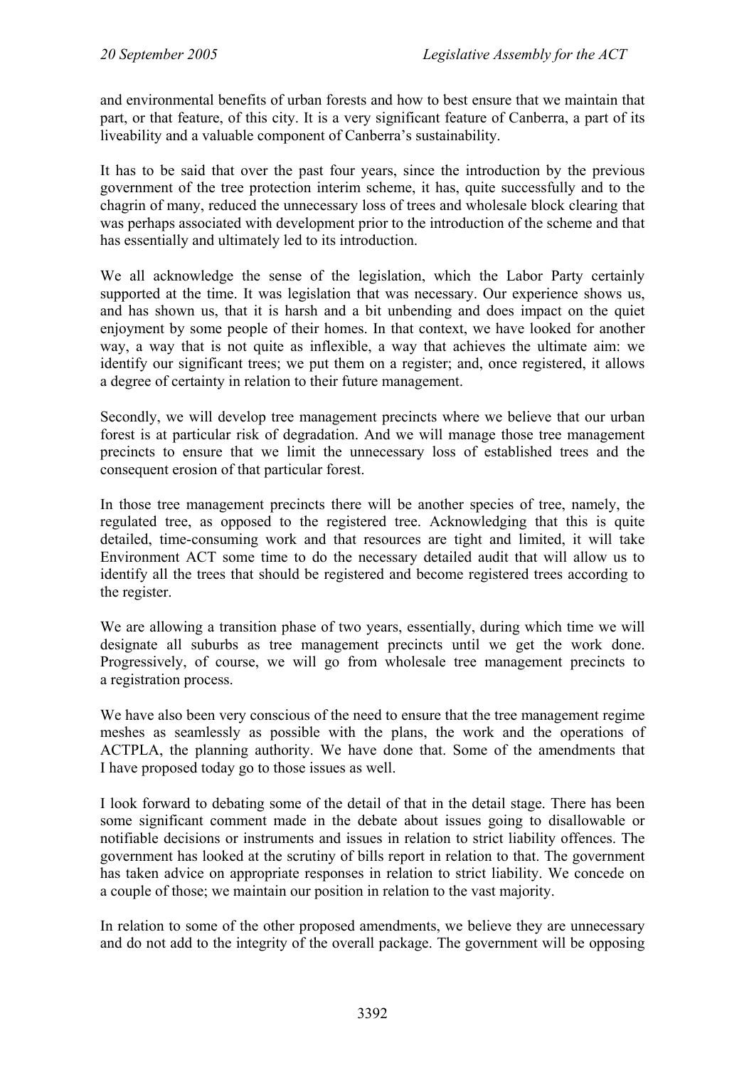and environmental benefits of urban forests and how to best ensure that we maintain that part, or that feature, of this city. It is a very significant feature of Canberra, a part of its liveability and a valuable component of Canberra's sustainability.

It has to be said that over the past four years, since the introduction by the previous government of the tree protection interim scheme, it has, quite successfully and to the chagrin of many, reduced the unnecessary loss of trees and wholesale block clearing that was perhaps associated with development prior to the introduction of the scheme and that has essentially and ultimately led to its introduction.

We all acknowledge the sense of the legislation, which the Labor Party certainly supported at the time. It was legislation that was necessary. Our experience shows us, and has shown us, that it is harsh and a bit unbending and does impact on the quiet enjoyment by some people of their homes. In that context, we have looked for another way, a way that is not quite as inflexible, a way that achieves the ultimate aim: we identify our significant trees; we put them on a register; and, once registered, it allows a degree of certainty in relation to their future management.

Secondly, we will develop tree management precincts where we believe that our urban forest is at particular risk of degradation. And we will manage those tree management precincts to ensure that we limit the unnecessary loss of established trees and the consequent erosion of that particular forest.

In those tree management precincts there will be another species of tree, namely, the regulated tree, as opposed to the registered tree. Acknowledging that this is quite detailed, time-consuming work and that resources are tight and limited, it will take Environment ACT some time to do the necessary detailed audit that will allow us to identify all the trees that should be registered and become registered trees according to the register.

We are allowing a transition phase of two years, essentially, during which time we will designate all suburbs as tree management precincts until we get the work done. Progressively, of course, we will go from wholesale tree management precincts to a registration process.

We have also been very conscious of the need to ensure that the tree management regime meshes as seamlessly as possible with the plans, the work and the operations of ACTPLA, the planning authority. We have done that. Some of the amendments that I have proposed today go to those issues as well.

I look forward to debating some of the detail of that in the detail stage. There has been some significant comment made in the debate about issues going to disallowable or notifiable decisions or instruments and issues in relation to strict liability offences. The government has looked at the scrutiny of bills report in relation to that. The government has taken advice on appropriate responses in relation to strict liability. We concede on a couple of those; we maintain our position in relation to the vast majority.

In relation to some of the other proposed amendments, we believe they are unnecessary and do not add to the integrity of the overall package. The government will be opposing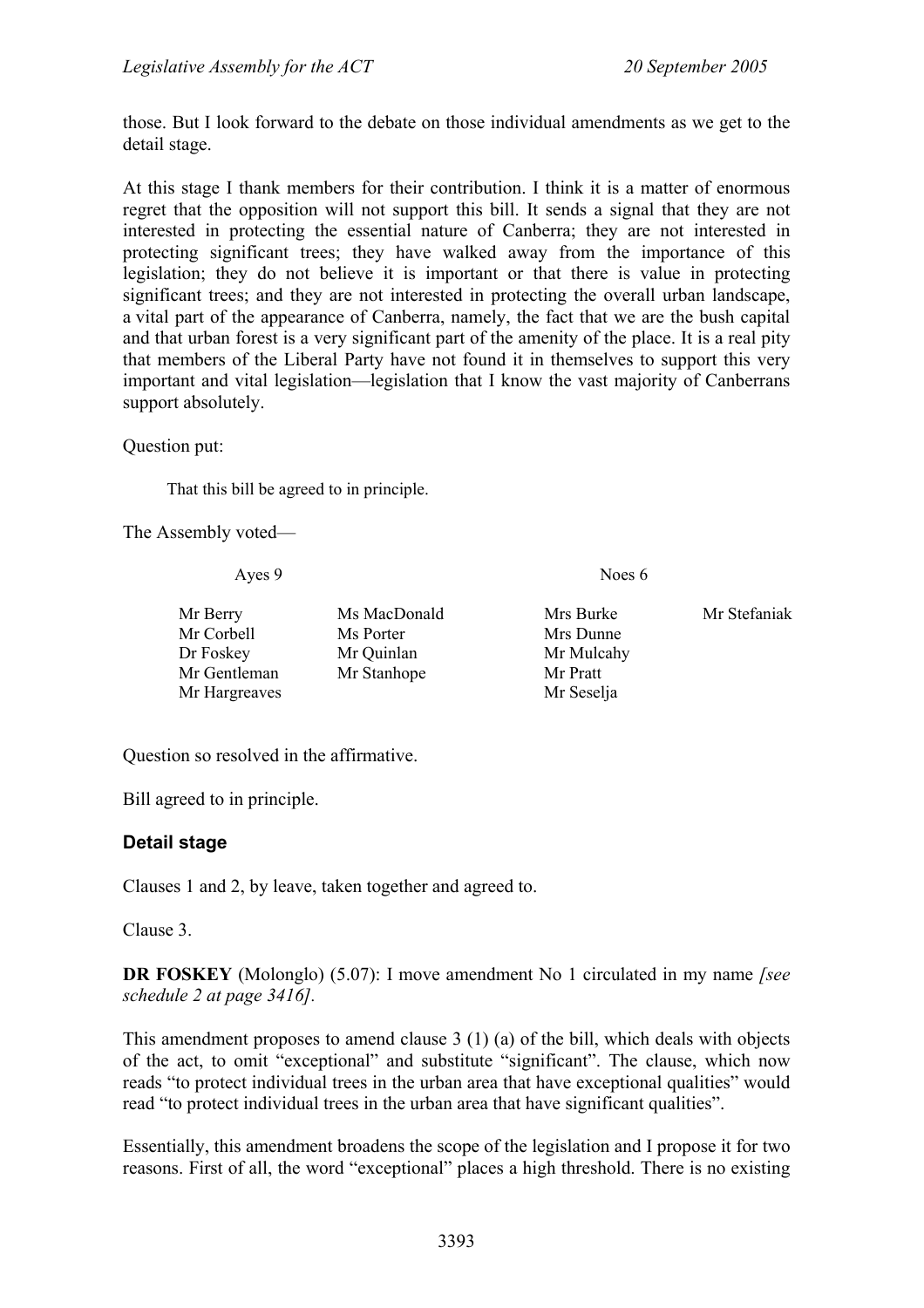those. But I look forward to the debate on those individual amendments as we get to the detail stage.

At this stage I thank members for their contribution. I think it is a matter of enormous regret that the opposition will not support this bill. It sends a signal that they are not interested in protecting the essential nature of Canberra; they are not interested in protecting significant trees; they have walked away from the importance of this legislation; they do not believe it is important or that there is value in protecting significant trees; and they are not interested in protecting the overall urban landscape, a vital part of the appearance of Canberra, namely, the fact that we are the bush capital and that urban forest is a very significant part of the amenity of the place. It is a real pity that members of the Liberal Party have not found it in themselves to support this very important and vital legislation—legislation that I know the vast majority of Canberrans support absolutely.

Question put:

> That this bill be agreed to in principle.

The Assembly voted—

| Ayes 9 | | Noes 6 | |
|---|---|---|---|
| Mr Berry | Ms MacDonald | Mrs Burke | Mr Stefaniak |
| Mr Corbell | Ms Porter | Mrs Dunne | |
| Dr Foskey | Mr Quinlan | Mr Mulcahy | |
| Mr Gentleman | Mr Stanhope | Mr Pratt | |
| Mr Hargreaves | | Mr Seselja | |

Question so resolved in the affirmative.

Bill agreed to in principle.

### Detail stage

Clauses 1 and 2, by leave, taken together and agreed to.

Clause 3.

**DR FOSKEY** (Molonglo) (5.07): I move amendment No 1 circulated in my name *[see schedule 2 at page 3416]*.

This amendment proposes to amend clause 3 (1) (a) of the bill, which deals with objects of the act, to omit "exceptional" and substitute "significant". The clause, which now reads "to protect individual trees in the urban area that have exceptional qualities" would read "to protect individual trees in the urban area that have significant qualities".

Essentially, this amendment broadens the scope of the legislation and I propose it for two reasons. First of all, the word "exceptional" places a high threshold. There is no existing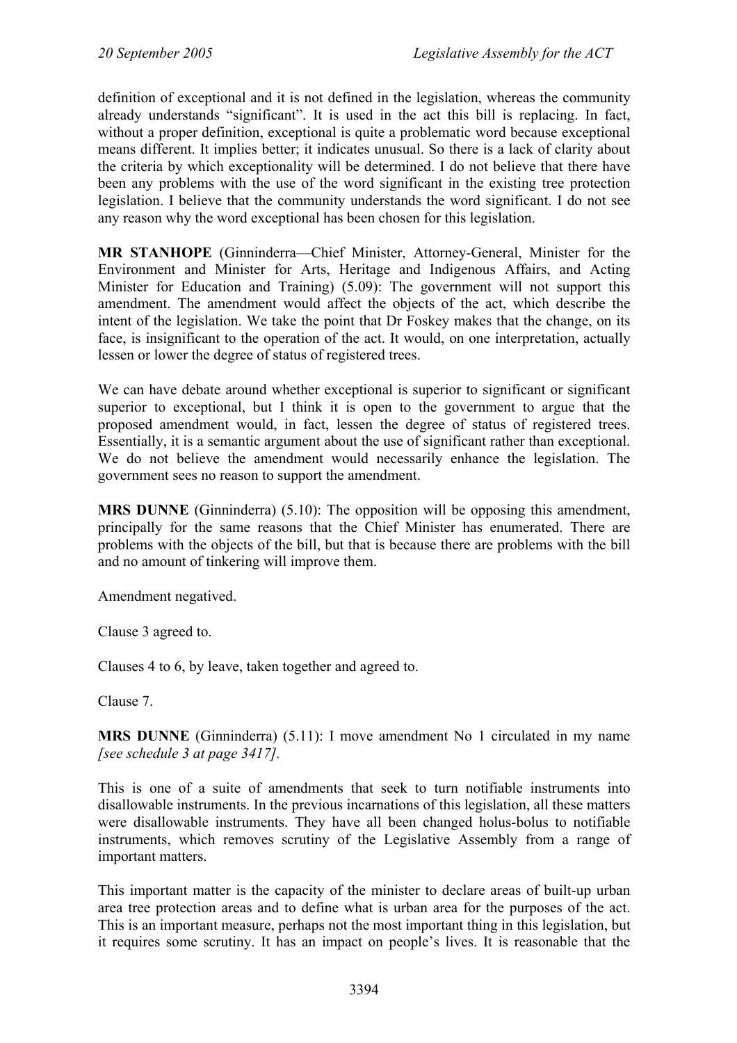definition of exceptional and it is not defined in the legislation, whereas the community already understands "significant". It is used in the act this bill is replacing. In fact, without a proper definition, exceptional is quite a problematic word because exceptional means different. It implies better; it indicates unusual. So there is a lack of clarity about the criteria by which exceptionality will be determined. I do not believe that there have been any problems with the use of the word significant in the existing tree protection legislation. I believe that the community understands the word significant. I do not see any reason why the word exceptional has been chosen for this legislation.

**MR STANHOPE** (Ginninderra—Chief Minister, Attorney-General, Minister for the Environment and Minister for Arts, Heritage and Indigenous Affairs, and Acting Minister for Education and Training) (5.09): The government will not support this amendment. The amendment would affect the objects of the act, which describe the intent of the legislation. We take the point that Dr Foskey makes that the change, on its face, is insignificant to the operation of the act. It would, on one interpretation, actually lessen or lower the degree of status of registered trees.

We can have debate around whether exceptional is superior to significant or significant superior to exceptional, but I think it is open to the government to argue that the proposed amendment would, in fact, lessen the degree of status of registered trees. Essentially, it is a semantic argument about the use of significant rather than exceptional. We do not believe the amendment would necessarily enhance the legislation. The government sees no reason to support the amendment.

**MRS DUNNE** (Ginninderra) (5.10): The opposition will be opposing this amendment, principally for the same reasons that the Chief Minister has enumerated. There are problems with the objects of the bill, but that is because there are problems with the bill and no amount of tinkering will improve them.

Amendment negatived.

Clause 3 agreed to.

Clauses 4 to 6, by leave, taken together and agreed to.

Clause 7.

**MRS DUNNE** (Ginninderra) (5.11): I move amendment No 1 circulated in my name *[see schedule 3 at page 3417].*

This is one of a suite of amendments that seek to turn notifiable instruments into disallowable instruments. In the previous incarnations of this legislation, all these matters were disallowable instruments. They have all been changed holus-bolus to notifiable instruments, which removes scrutiny of the Legislative Assembly from a range of important matters.

This important matter is the capacity of the minister to declare areas of built-up urban area tree protection areas and to define what is urban area for the purposes of the act. This is an important measure, perhaps not the most important thing in this legislation, but it requires some scrutiny. It has an impact on people's lives. It is reasonable that the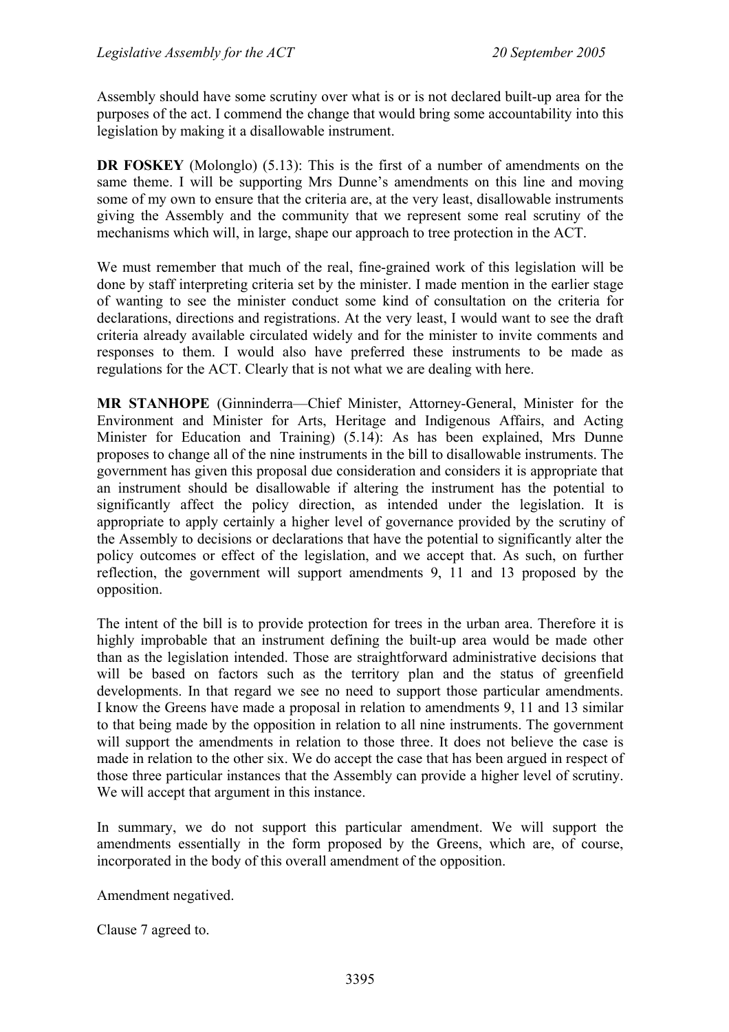Assembly should have some scrutiny over what is or is not declared built-up area for the purposes of the act. I commend the change that would bring some accountability into this legislation by making it a disallowable instrument.

**DR FOSKEY** (Molonglo) (5.13): This is the first of a number of amendments on the same theme. I will be supporting Mrs Dunne's amendments on this line and moving some of my own to ensure that the criteria are, at the very least, disallowable instruments giving the Assembly and the community that we represent some real scrutiny of the mechanisms which will, in large, shape our approach to tree protection in the ACT.

We must remember that much of the real, fine-grained work of this legislation will be done by staff interpreting criteria set by the minister. I made mention in the earlier stage of wanting to see the minister conduct some kind of consultation on the criteria for declarations, directions and registrations. At the very least, I would want to see the draft criteria already available circulated widely and for the minister to invite comments and responses to them. I would also have preferred these instruments to be made as regulations for the ACT. Clearly that is not what we are dealing with here.

**MR STANHOPE** (Ginninderra—Chief Minister, Attorney-General, Minister for the Environment and Minister for Arts, Heritage and Indigenous Affairs, and Acting Minister for Education and Training) (5.14): As has been explained, Mrs Dunne proposes to change all of the nine instruments in the bill to disallowable instruments. The government has given this proposal due consideration and considers it is appropriate that an instrument should be disallowable if altering the instrument has the potential to significantly affect the policy direction, as intended under the legislation. It is appropriate to apply certainly a higher level of governance provided by the scrutiny of the Assembly to decisions or declarations that have the potential to significantly alter the policy outcomes or effect of the legislation, and we accept that. As such, on further reflection, the government will support amendments 9, 11 and 13 proposed by the opposition.

The intent of the bill is to provide protection for trees in the urban area. Therefore it is highly improbable that an instrument defining the built-up area would be made other than as the legislation intended. Those are straightforward administrative decisions that will be based on factors such as the territory plan and the status of greenfield developments. In that regard we see no need to support those particular amendments. I know the Greens have made a proposal in relation to amendments 9, 11 and 13 similar to that being made by the opposition in relation to all nine instruments. The government will support the amendments in relation to those three. It does not believe the case is made in relation to the other six. We do accept the case that has been argued in respect of those three particular instances that the Assembly can provide a higher level of scrutiny. We will accept that argument in this instance.

In summary, we do not support this particular amendment. We will support the amendments essentially in the form proposed by the Greens, which are, of course, incorporated in the body of this overall amendment of the opposition.

Amendment negatived.

Clause 7 agreed to.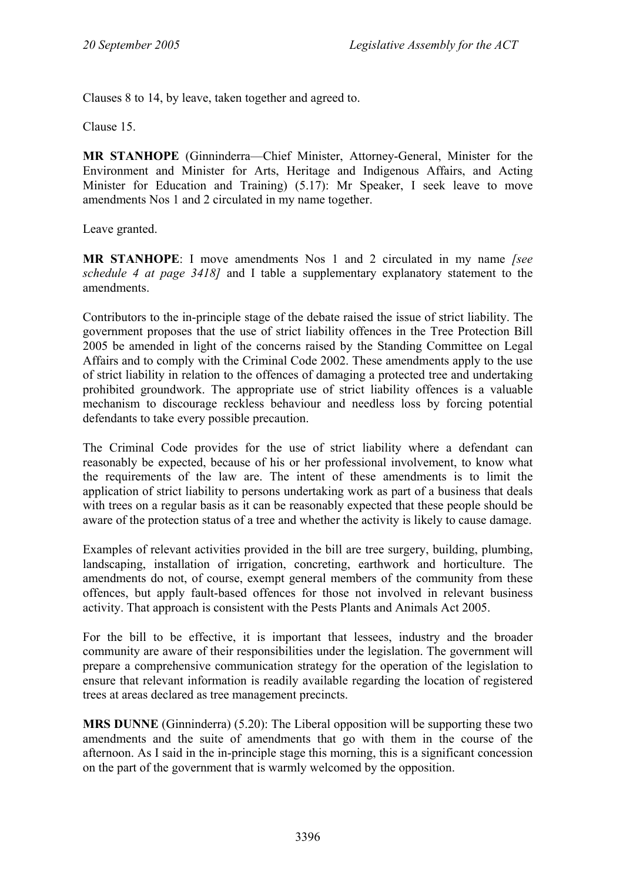Clauses 8 to 14, by leave, taken together and agreed to.

Clause 15.

**MR STANHOPE** (Ginninderra—Chief Minister, Attorney-General, Minister for the Environment and Minister for Arts, Heritage and Indigenous Affairs, and Acting Minister for Education and Training) (5.17): Mr Speaker, I seek leave to move amendments Nos 1 and 2 circulated in my name together.

Leave granted.

**MR STANHOPE**: I move amendments Nos 1 and 2 circulated in my name *[see schedule 4 at page 3418]* and I table a supplementary explanatory statement to the amendments.

Contributors to the in-principle stage of the debate raised the issue of strict liability. The government proposes that the use of strict liability offences in the Tree Protection Bill 2005 be amended in light of the concerns raised by the Standing Committee on Legal Affairs and to comply with the Criminal Code 2002. These amendments apply to the use of strict liability in relation to the offences of damaging a protected tree and undertaking prohibited groundwork. The appropriate use of strict liability offences is a valuable mechanism to discourage reckless behaviour and needless loss by forcing potential defendants to take every possible precaution.

The Criminal Code provides for the use of strict liability where a defendant can reasonably be expected, because of his or her professional involvement, to know what the requirements of the law are. The intent of these amendments is to limit the application of strict liability to persons undertaking work as part of a business that deals with trees on a regular basis as it can be reasonably expected that these people should be aware of the protection status of a tree and whether the activity is likely to cause damage.

Examples of relevant activities provided in the bill are tree surgery, building, plumbing, landscaping, installation of irrigation, concreting, earthwork and horticulture. The amendments do not, of course, exempt general members of the community from these offences, but apply fault-based offences for those not involved in relevant business activity. That approach is consistent with the Pests Plants and Animals Act 2005.

For the bill to be effective, it is important that lessees, industry and the broader community are aware of their responsibilities under the legislation. The government will prepare a comprehensive communication strategy for the operation of the legislation to ensure that relevant information is readily available regarding the location of registered trees at areas declared as tree management precincts.

**MRS DUNNE** (Ginninderra) (5.20): The Liberal opposition will be supporting these two amendments and the suite of amendments that go with them in the course of the afternoon. As I said in the in-principle stage this morning, this is a significant concession on the part of the government that is warmly welcomed by the opposition.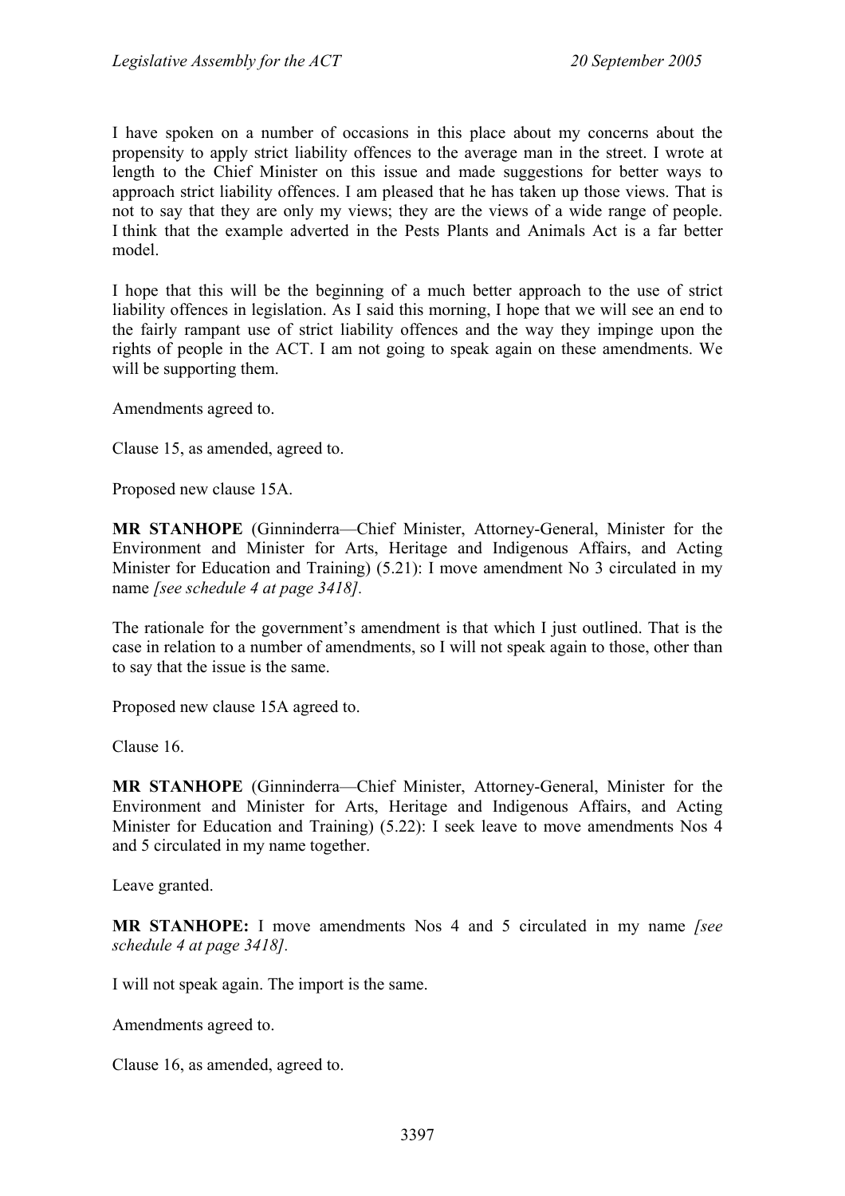I have spoken on a number of occasions in this place about my concerns about the propensity to apply strict liability offences to the average man in the street. I wrote at length to the Chief Minister on this issue and made suggestions for better ways to approach strict liability offences. I am pleased that he has taken up those views. That is not to say that they are only my views; they are the views of a wide range of people. I think that the example adverted in the Pests Plants and Animals Act is a far better model.

I hope that this will be the beginning of a much better approach to the use of strict liability offences in legislation. As I said this morning, I hope that we will see an end to the fairly rampant use of strict liability offences and the way they impinge upon the rights of people in the ACT. I am not going to speak again on these amendments. We will be supporting them.

Amendments agreed to.

Clause 15, as amended, agreed to.

Proposed new clause 15A.

**MR STANHOPE** (Ginninderra—Chief Minister, Attorney-General, Minister for the Environment and Minister for Arts, Heritage and Indigenous Affairs, and Acting Minister for Education and Training) (5.21): I move amendment No 3 circulated in my name *[see schedule 4 at page 3418].*

The rationale for the government's amendment is that which I just outlined. That is the case in relation to a number of amendments, so I will not speak again to those, other than to say that the issue is the same.

Proposed new clause 15A agreed to.

Clause 16.

**MR STANHOPE** (Ginninderra—Chief Minister, Attorney-General, Minister for the Environment and Minister for Arts, Heritage and Indigenous Affairs, and Acting Minister for Education and Training) (5.22): I seek leave to move amendments Nos 4 and 5 circulated in my name together.

Leave granted.

**MR STANHOPE:** I move amendments Nos 4 and 5 circulated in my name *[see schedule 4 at page 3418].*

I will not speak again. The import is the same.

Amendments agreed to.

Clause 16, as amended, agreed to.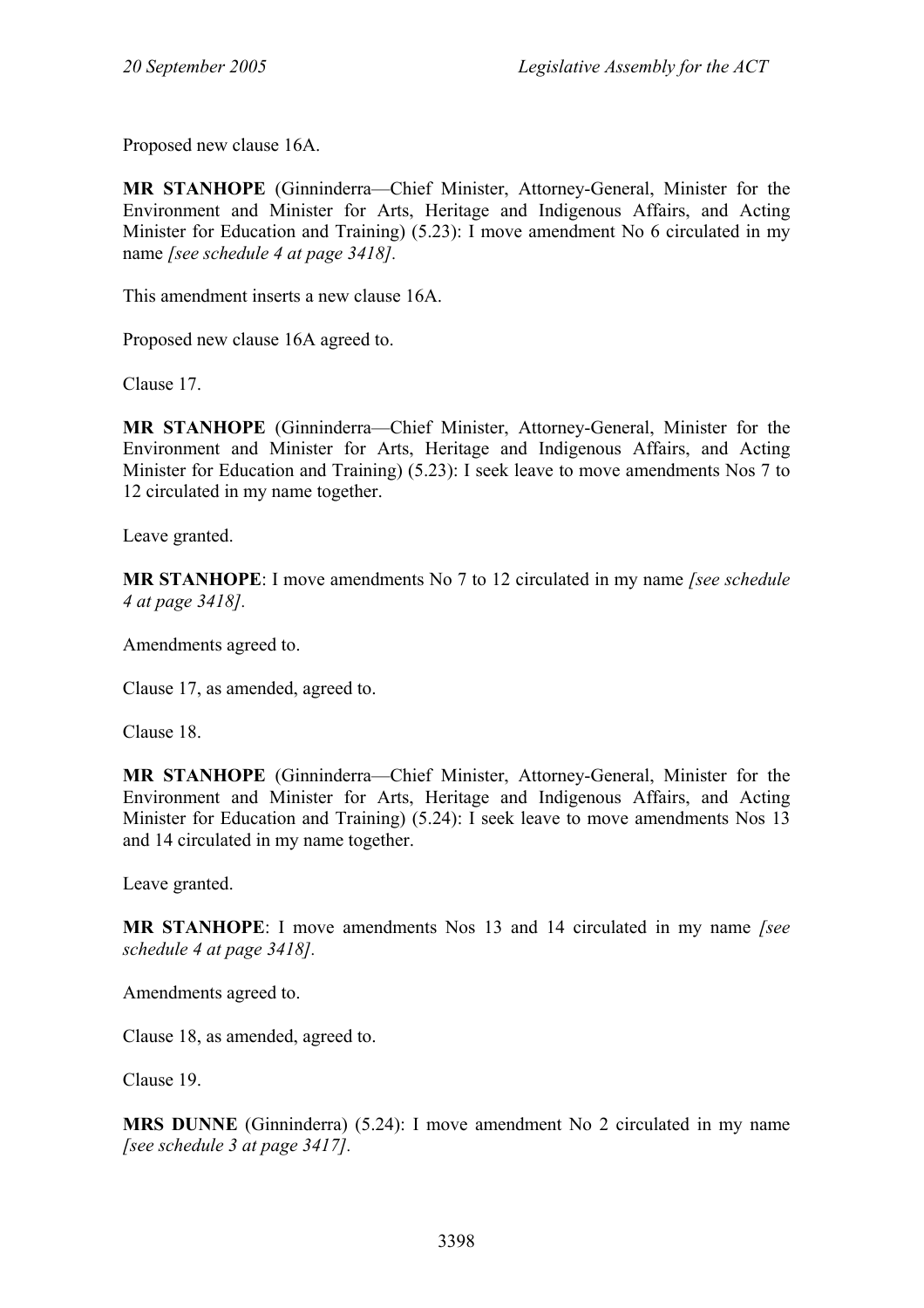Proposed new clause 16A.

**MR STANHOPE** (Ginninderra—Chief Minister, Attorney-General, Minister for the Environment and Minister for Arts, Heritage and Indigenous Affairs, and Acting Minister for Education and Training) (5.23): I move amendment No 6 circulated in my name *[see schedule 4 at page 3418].*

This amendment inserts a new clause 16A.

Proposed new clause 16A agreed to.

Clause 17.

**MR STANHOPE** (Ginninderra—Chief Minister, Attorney-General, Minister for the Environment and Minister for Arts, Heritage and Indigenous Affairs, and Acting Minister for Education and Training) (5.23): I seek leave to move amendments Nos 7 to 12 circulated in my name together.

Leave granted.

**MR STANHOPE**: I move amendments No 7 to 12 circulated in my name *[see schedule 4 at page 3418].*

Amendments agreed to.

Clause 17, as amended, agreed to.

Clause 18.

**MR STANHOPE** (Ginninderra—Chief Minister, Attorney-General, Minister for the Environment and Minister for Arts, Heritage and Indigenous Affairs, and Acting Minister for Education and Training) (5.24): I seek leave to move amendments Nos 13 and 14 circulated in my name together.

Leave granted.

**MR STANHOPE**: I move amendments Nos 13 and 14 circulated in my name *[see schedule 4 at page 3418].*

Amendments agreed to.

Clause 18, as amended, agreed to.

Clause 19.

**MRS DUNNE** (Ginninderra) (5.24): I move amendment No 2 circulated in my name *[see schedule 3 at page 3417].*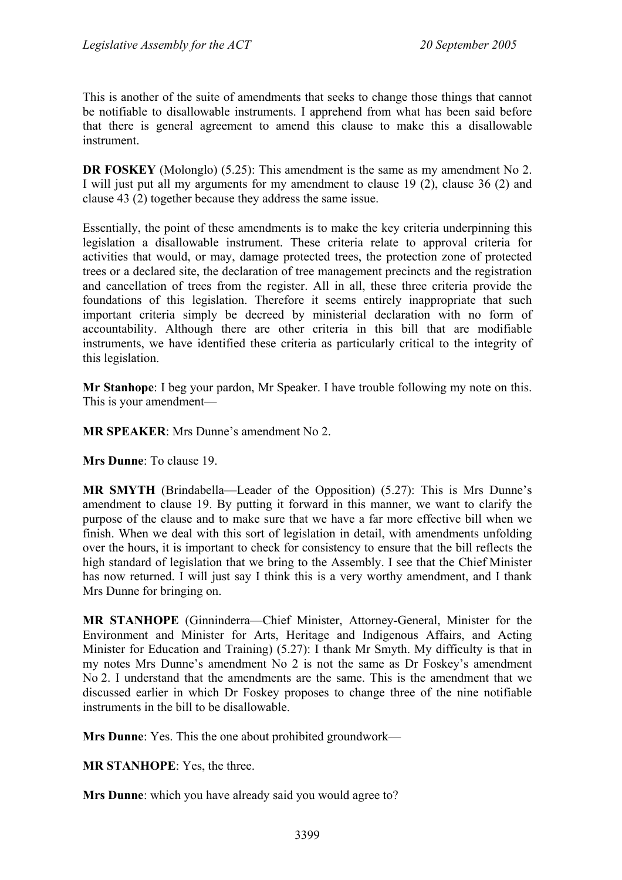This is another of the suite of amendments that seeks to change those things that cannot be notifiable to disallowable instruments. I apprehend from what has been said before that there is general agreement to amend this clause to make this a disallowable instrument.

**DR FOSKEY** (Molonglo) (5.25): This amendment is the same as my amendment No 2. I will just put all my arguments for my amendment to clause 19 (2), clause 36 (2) and clause 43 (2) together because they address the same issue.

Essentially, the point of these amendments is to make the key criteria underpinning this legislation a disallowable instrument. These criteria relate to approval criteria for activities that would, or may, damage protected trees, the protection zone of protected trees or a declared site, the declaration of tree management precincts and the registration and cancellation of trees from the register. All in all, these three criteria provide the foundations of this legislation. Therefore it seems entirely inappropriate that such important criteria simply be decreed by ministerial declaration with no form of accountability. Although there are other criteria in this bill that are modifiable instruments, we have identified these criteria as particularly critical to the integrity of this legislation.

**Mr Stanhope**: I beg your pardon, Mr Speaker. I have trouble following my note on this. This is your amendment—

**MR SPEAKER**: Mrs Dunne's amendment No 2.

**Mrs Dunne**: To clause 19.

**MR SMYTH** (Brindabella—Leader of the Opposition) (5.27): This is Mrs Dunne's amendment to clause 19. By putting it forward in this manner, we want to clarify the purpose of the clause and to make sure that we have a far more effective bill when we finish. When we deal with this sort of legislation in detail, with amendments unfolding over the hours, it is important to check for consistency to ensure that the bill reflects the high standard of legislation that we bring to the Assembly. I see that the Chief Minister has now returned. I will just say I think this is a very worthy amendment, and I thank Mrs Dunne for bringing on.

**MR STANHOPE** (Ginninderra—Chief Minister, Attorney-General, Minister for the Environment and Minister for Arts, Heritage and Indigenous Affairs, and Acting Minister for Education and Training) (5.27): I thank Mr Smyth. My difficulty is that in my notes Mrs Dunne's amendment No 2 is not the same as Dr Foskey's amendment No 2. I understand that the amendments are the same. This is the amendment that we discussed earlier in which Dr Foskey proposes to change three of the nine notifiable instruments in the bill to be disallowable.

**Mrs Dunne**: Yes. This the one about prohibited groundwork—

**MR STANHOPE**: Yes, the three.

**Mrs Dunne**: which you have already said you would agree to?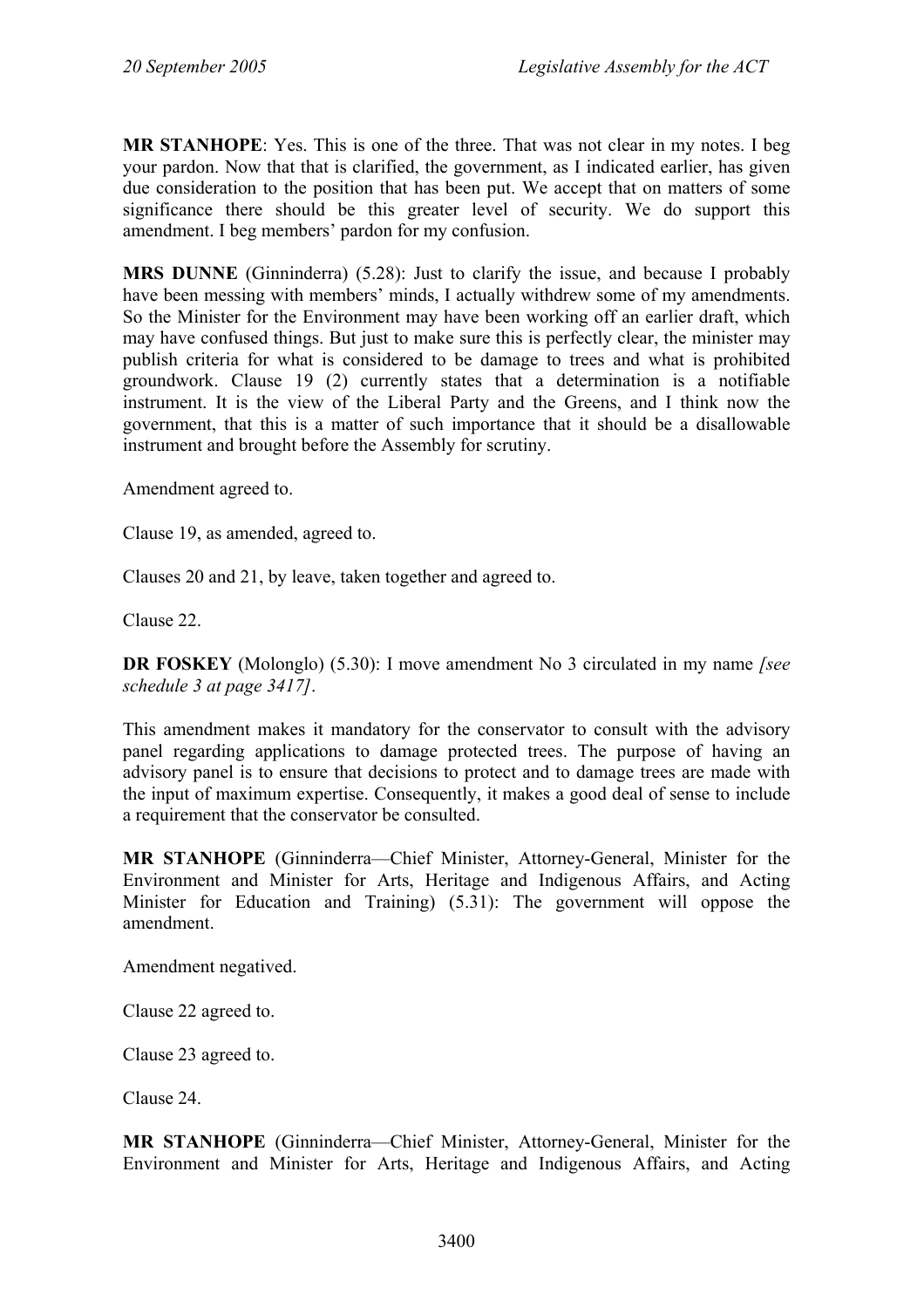**MR STANHOPE**: Yes. This is one of the three. That was not clear in my notes. I beg your pardon. Now that that is clarified, the government, as I indicated earlier, has given due consideration to the position that has been put. We accept that on matters of some significance there should be this greater level of security. We do support this amendment. I beg members' pardon for my confusion.

**MRS DUNNE** (Ginninderra) (5.28): Just to clarify the issue, and because I probably have been messing with members' minds, I actually withdrew some of my amendments. So the Minister for the Environment may have been working off an earlier draft, which may have confused things. But just to make sure this is perfectly clear, the minister may publish criteria for what is considered to be damage to trees and what is prohibited groundwork. Clause 19 (2) currently states that a determination is a notifiable instrument. It is the view of the Liberal Party and the Greens, and I think now the government, that this is a matter of such importance that it should be a disallowable instrument and brought before the Assembly for scrutiny.

Amendment agreed to.

Clause 19, as amended, agreed to.

Clauses 20 and 21, by leave, taken together and agreed to.

Clause 22.

**DR FOSKEY** (Molonglo) (5.30): I move amendment No 3 circulated in my name *[see schedule 3 at page 3417]*.

This amendment makes it mandatory for the conservator to consult with the advisory panel regarding applications to damage protected trees. The purpose of having an advisory panel is to ensure that decisions to protect and to damage trees are made with the input of maximum expertise. Consequently, it makes a good deal of sense to include a requirement that the conservator be consulted.

**MR STANHOPE** (Ginninderra—Chief Minister, Attorney-General, Minister for the Environment and Minister for Arts, Heritage and Indigenous Affairs, and Acting Minister for Education and Training) (5.31): The government will oppose the amendment.

Amendment negatived.

Clause 22 agreed to.

Clause 23 agreed to.

Clause 24.

**MR STANHOPE** (Ginninderra—Chief Minister, Attorney-General, Minister for the Environment and Minister for Arts, Heritage and Indigenous Affairs, and Acting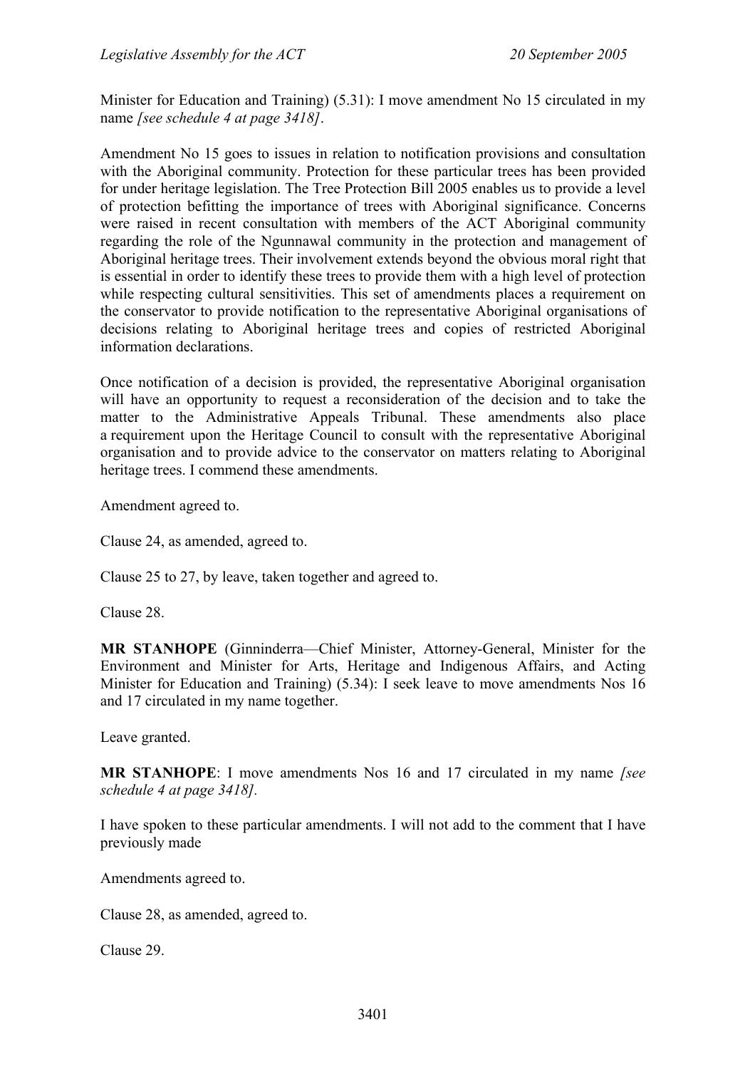Minister for Education and Training) (5.31): I move amendment No 15 circulated in my name *[see schedule 4 at page 3418]*.

Amendment No 15 goes to issues in relation to notification provisions and consultation with the Aboriginal community. Protection for these particular trees has been provided for under heritage legislation. The Tree Protection Bill 2005 enables us to provide a level of protection befitting the importance of trees with Aboriginal significance. Concerns were raised in recent consultation with members of the ACT Aboriginal community regarding the role of the Ngunnawal community in the protection and management of Aboriginal heritage trees. Their involvement extends beyond the obvious moral right that is essential in order to identify these trees to provide them with a high level of protection while respecting cultural sensitivities. This set of amendments places a requirement on the conservator to provide notification to the representative Aboriginal organisations of decisions relating to Aboriginal heritage trees and copies of restricted Aboriginal information declarations.

Once notification of a decision is provided, the representative Aboriginal organisation will have an opportunity to request a reconsideration of the decision and to take the matter to the Administrative Appeals Tribunal. These amendments also place a requirement upon the Heritage Council to consult with the representative Aboriginal organisation and to provide advice to the conservator on matters relating to Aboriginal heritage trees. I commend these amendments.

Amendment agreed to.

Clause 24, as amended, agreed to.

Clause 25 to 27, by leave, taken together and agreed to.

Clause 28.

**MR STANHOPE** (Ginninderra—Chief Minister, Attorney-General, Minister for the Environment and Minister for Arts, Heritage and Indigenous Affairs, and Acting Minister for Education and Training) (5.34): I seek leave to move amendments Nos 16 and 17 circulated in my name together.

Leave granted.

**MR STANHOPE**: I move amendments Nos 16 and 17 circulated in my name *[see schedule 4 at page 3418].*

I have spoken to these particular amendments. I will not add to the comment that I have previously made

Amendments agreed to.

Clause 28, as amended, agreed to.

Clause 29.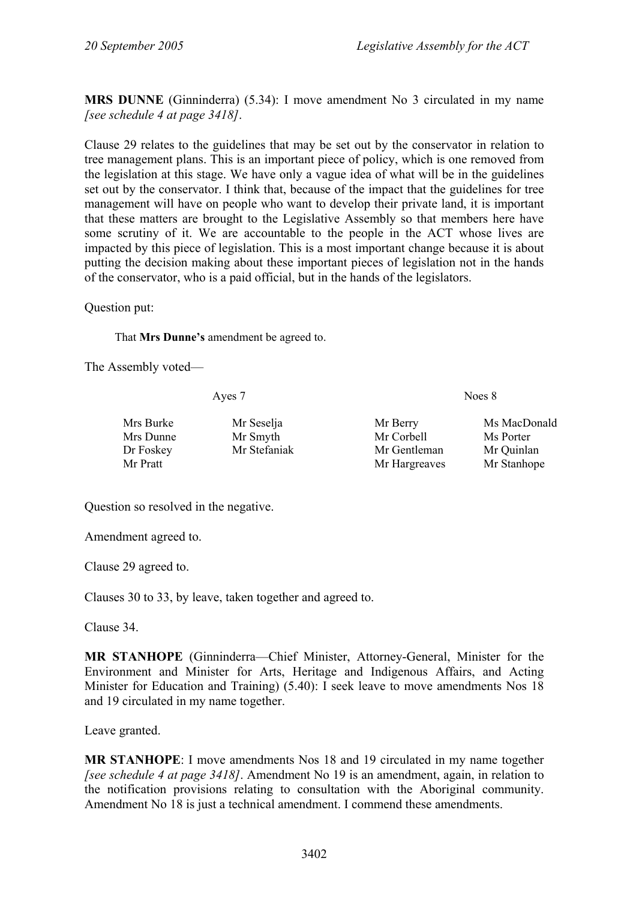**MRS DUNNE** (Ginninderra) (5.34): I move amendment No 3 circulated in my name *[see schedule 4 at page 3418]*.

Clause 29 relates to the guidelines that may be set out by the conservator in relation to tree management plans. This is an important piece of policy, which is one removed from the legislation at this stage. We have only a vague idea of what will be in the guidelines set out by the conservator. I think that, because of the impact that the guidelines for tree management will have on people who want to develop their private land, it is important that these matters are brought to the Legislative Assembly so that members here have some scrutiny of it. We are accountable to the people in the ACT whose lives are impacted by this piece of legislation. This is a most important change because it is about putting the decision making about these important pieces of legislation not in the hands of the conservator, who is a paid official, but in the hands of the legislators.

Question put:

> That **Mrs Dunne's** amendment be agreed to.

The Assembly voted—

| Ayes 7 | | Noes 8 | |
|---|---|---|---|
| Mrs Burke | Mr Seselja | Mr Berry | Ms MacDonald |
| Mrs Dunne | Mr Smyth | Mr Corbell | Ms Porter |
| Dr Foskey | Mr Stefaniak | Mr Gentleman | Mr Quinlan |
| Mr Pratt | | Mr Hargreaves | Mr Stanhope |

Question so resolved in the negative.

Amendment agreed to.

Clause 29 agreed to.

Clauses 30 to 33, by leave, taken together and agreed to.

Clause 34.

**MR STANHOPE** (Ginninderra—Chief Minister, Attorney-General, Minister for the Environment and Minister for Arts, Heritage and Indigenous Affairs, and Acting Minister for Education and Training) (5.40): I seek leave to move amendments Nos 18 and 19 circulated in my name together.

Leave granted.

**MR STANHOPE**: I move amendments Nos 18 and 19 circulated in my name together *[see schedule 4 at page 3418]*. Amendment No 19 is an amendment, again, in relation to the notification provisions relating to consultation with the Aboriginal community. Amendment No 18 is just a technical amendment. I commend these amendments.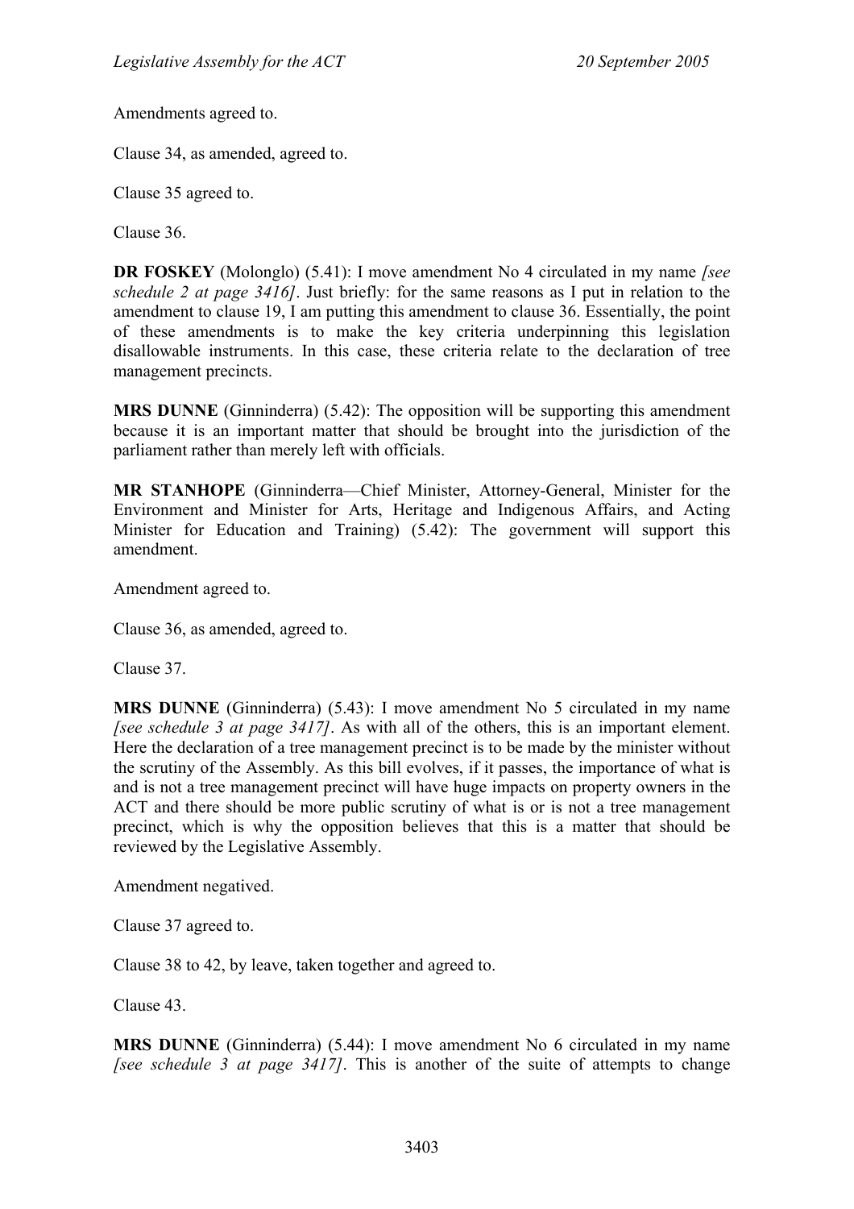Amendments agreed to.

Clause 34, as amended, agreed to.

Clause 35 agreed to.

Clause 36.

**DR FOSKEY** (Molonglo) (5.41): I move amendment No 4 circulated in my name *[see schedule 2 at page 3416]*. Just briefly: for the same reasons as I put in relation to the amendment to clause 19, I am putting this amendment to clause 36. Essentially, the point of these amendments is to make the key criteria underpinning this legislation disallowable instruments. In this case, these criteria relate to the declaration of tree management precincts.

**MRS DUNNE** (Ginninderra) (5.42): The opposition will be supporting this amendment because it is an important matter that should be brought into the jurisdiction of the parliament rather than merely left with officials.

**MR STANHOPE** (Ginninderra—Chief Minister, Attorney-General, Minister for the Environment and Minister for Arts, Heritage and Indigenous Affairs, and Acting Minister for Education and Training) (5.42): The government will support this amendment.

Amendment agreed to.

Clause 36, as amended, agreed to.

Clause 37.

**MRS DUNNE** (Ginninderra) (5.43): I move amendment No 5 circulated in my name *[see schedule 3 at page 3417]*. As with all of the others, this is an important element. Here the declaration of a tree management precinct is to be made by the minister without the scrutiny of the Assembly. As this bill evolves, if it passes, the importance of what is and is not a tree management precinct will have huge impacts on property owners in the ACT and there should be more public scrutiny of what is or is not a tree management precinct, which is why the opposition believes that this is a matter that should be reviewed by the Legislative Assembly.

Amendment negatived.

Clause 37 agreed to.

Clause 38 to 42, by leave, taken together and agreed to.

Clause 43.

**MRS DUNNE** (Ginninderra) (5.44): I move amendment No 6 circulated in my name *[see schedule 3 at page 3417]*. This is another of the suite of attempts to change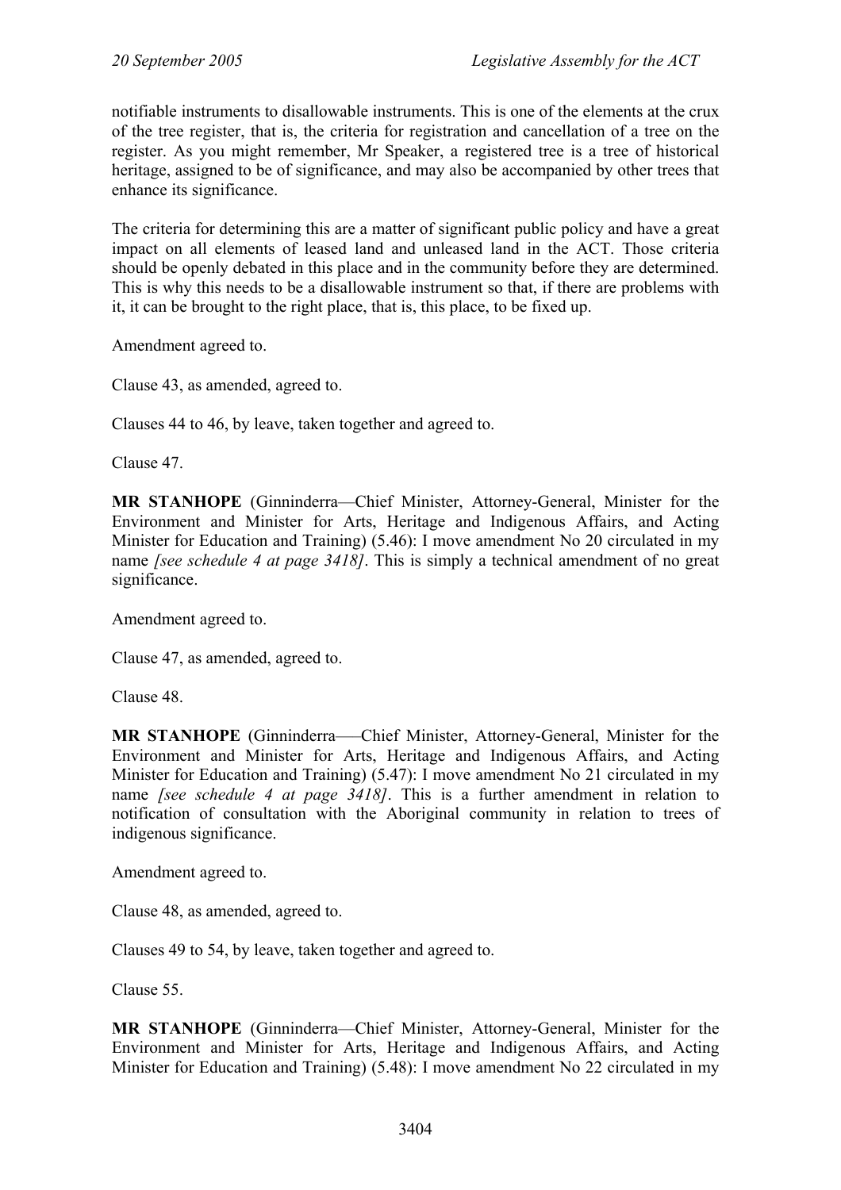notifiable instruments to disallowable instruments. This is one of the elements at the crux of the tree register, that is, the criteria for registration and cancellation of a tree on the register. As you might remember, Mr Speaker, a registered tree is a tree of historical heritage, assigned to be of significance, and may also be accompanied by other trees that enhance its significance.

The criteria for determining this are a matter of significant public policy and have a great impact on all elements of leased land and unleased land in the ACT. Those criteria should be openly debated in this place and in the community before they are determined. This is why this needs to be a disallowable instrument so that, if there are problems with it, it can be brought to the right place, that is, this place, to be fixed up.

Amendment agreed to.

Clause 43, as amended, agreed to.

Clauses 44 to 46, by leave, taken together and agreed to.

Clause 47.

**MR STANHOPE** (Ginninderra—Chief Minister, Attorney-General, Minister for the Environment and Minister for Arts, Heritage and Indigenous Affairs, and Acting Minister for Education and Training) (5.46): I move amendment No 20 circulated in my name *[see schedule 4 at page 3418]*. This is simply a technical amendment of no great significance.

Amendment agreed to.

Clause 47, as amended, agreed to.

Clause 48.

**MR STANHOPE** (Ginninderra—–Chief Minister, Attorney-General, Minister for the Environment and Minister for Arts, Heritage and Indigenous Affairs, and Acting Minister for Education and Training) (5.47): I move amendment No 21 circulated in my name *[see schedule 4 at page 3418]*. This is a further amendment in relation to notification of consultation with the Aboriginal community in relation to trees of indigenous significance.

Amendment agreed to.

Clause 48, as amended, agreed to.

Clauses 49 to 54, by leave, taken together and agreed to.

Clause 55.

**MR STANHOPE** (Ginninderra—Chief Minister, Attorney-General, Minister for the Environment and Minister for Arts, Heritage and Indigenous Affairs, and Acting Minister for Education and Training) (5.48): I move amendment No 22 circulated in my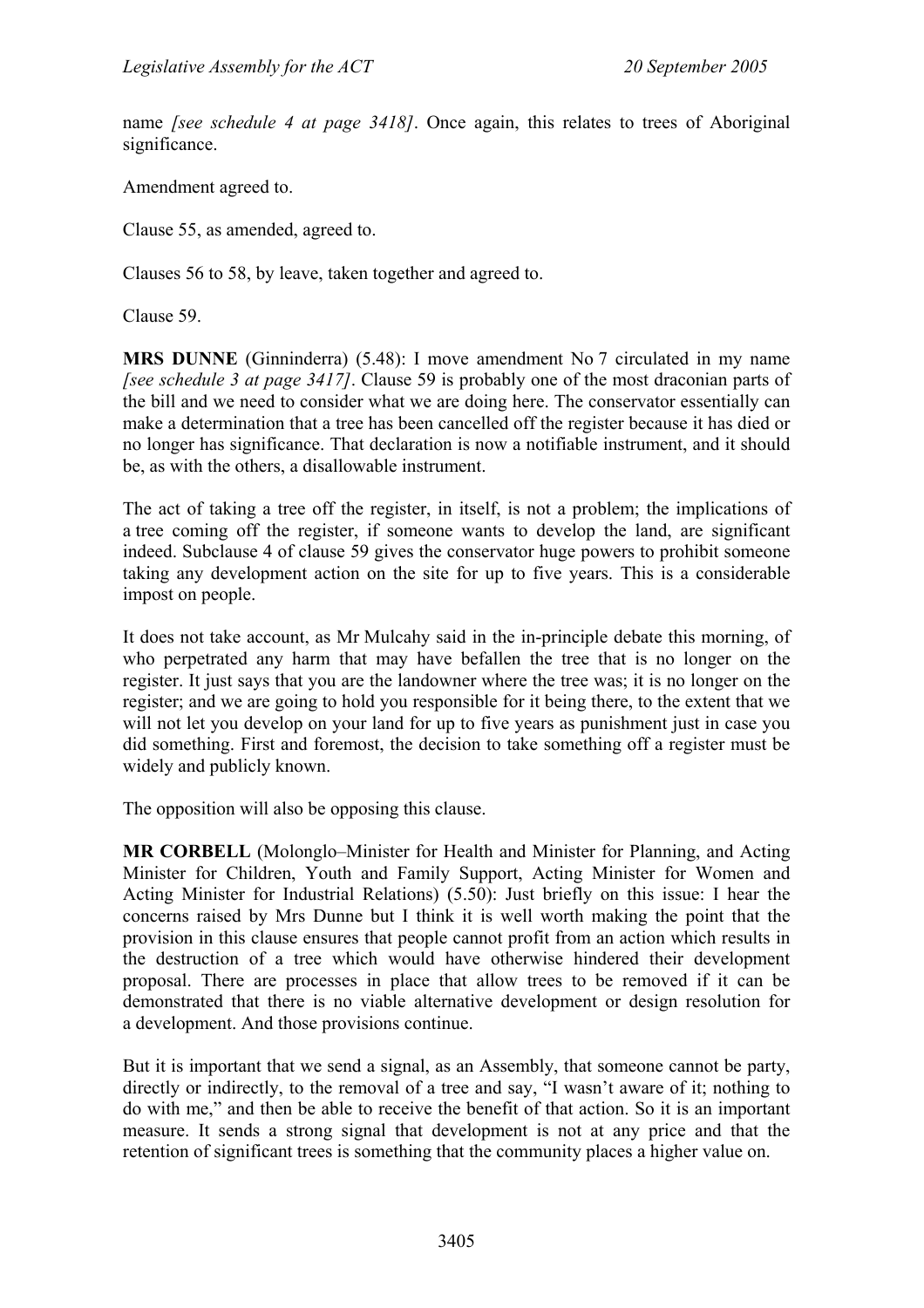name *[see schedule 4 at page 3418]*. Once again, this relates to trees of Aboriginal significance.

Amendment agreed to.

Clause 55, as amended, agreed to.

Clauses 56 to 58, by leave, taken together and agreed to.

Clause 59.

**MRS DUNNE** (Ginninderra) (5.48): I move amendment No 7 circulated in my name *[see schedule 3 at page 3417]*. Clause 59 is probably one of the most draconian parts of the bill and we need to consider what we are doing here. The conservator essentially can make a determination that a tree has been cancelled off the register because it has died or no longer has significance. That declaration is now a notifiable instrument, and it should be, as with the others, a disallowable instrument.

The act of taking a tree off the register, in itself, is not a problem; the implications of a tree coming off the register, if someone wants to develop the land, are significant indeed. Subclause 4 of clause 59 gives the conservator huge powers to prohibit someone taking any development action on the site for up to five years. This is a considerable impost on people.

It does not take account, as Mr Mulcahy said in the in-principle debate this morning, of who perpetrated any harm that may have befallen the tree that is no longer on the register. It just says that you are the landowner where the tree was; it is no longer on the register; and we are going to hold you responsible for it being there, to the extent that we will not let you develop on your land for up to five years as punishment just in case you did something. First and foremost, the decision to take something off a register must be widely and publicly known.

The opposition will also be opposing this clause.

**MR CORBELL** (Molonglo–Minister for Health and Minister for Planning, and Acting Minister for Children, Youth and Family Support, Acting Minister for Women and Acting Minister for Industrial Relations) (5.50): Just briefly on this issue: I hear the concerns raised by Mrs Dunne but I think it is well worth making the point that the provision in this clause ensures that people cannot profit from an action which results in the destruction of a tree which would have otherwise hindered their development proposal. There are processes in place that allow trees to be removed if it can be demonstrated that there is no viable alternative development or design resolution for a development. And those provisions continue.

But it is important that we send a signal, as an Assembly, that someone cannot be party, directly or indirectly, to the removal of a tree and say, "I wasn't aware of it; nothing to do with me," and then be able to receive the benefit of that action. So it is an important measure. It sends a strong signal that development is not at any price and that the retention of significant trees is something that the community places a higher value on.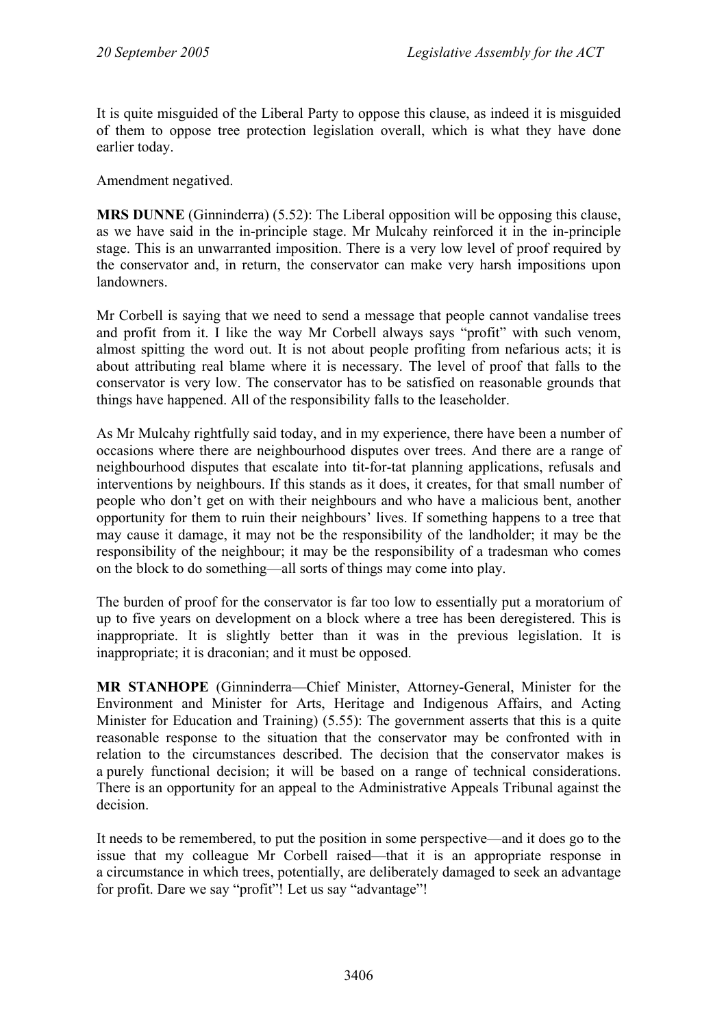It is quite misguided of the Liberal Party to oppose this clause, as indeed it is misguided of them to oppose tree protection legislation overall, which is what they have done earlier today.

Amendment negatived.

**MRS DUNNE** (Ginninderra) (5.52): The Liberal opposition will be opposing this clause, as we have said in the in-principle stage. Mr Mulcahy reinforced it in the in-principle stage. This is an unwarranted imposition. There is a very low level of proof required by the conservator and, in return, the conservator can make very harsh impositions upon landowners.

Mr Corbell is saying that we need to send a message that people cannot vandalise trees and profit from it. I like the way Mr Corbell always says "profit" with such venom, almost spitting the word out. It is not about people profiting from nefarious acts; it is about attributing real blame where it is necessary. The level of proof that falls to the conservator is very low. The conservator has to be satisfied on reasonable grounds that things have happened. All of the responsibility falls to the leaseholder.

As Mr Mulcahy rightfully said today, and in my experience, there have been a number of occasions where there are neighbourhood disputes over trees. And there are a range of neighbourhood disputes that escalate into tit-for-tat planning applications, refusals and interventions by neighbours. If this stands as it does, it creates, for that small number of people who don't get on with their neighbours and who have a malicious bent, another opportunity for them to ruin their neighbours' lives. If something happens to a tree that may cause it damage, it may not be the responsibility of the landholder; it may be the responsibility of the neighbour; it may be the responsibility of a tradesman who comes on the block to do something—all sorts of things may come into play.

The burden of proof for the conservator is far too low to essentially put a moratorium of up to five years on development on a block where a tree has been deregistered. This is inappropriate. It is slightly better than it was in the previous legislation. It is inappropriate; it is draconian; and it must be opposed.

**MR STANHOPE** (Ginninderra—Chief Minister, Attorney-General, Minister for the Environment and Minister for Arts, Heritage and Indigenous Affairs, and Acting Minister for Education and Training) (5.55): The government asserts that this is a quite reasonable response to the situation that the conservator may be confronted with in relation to the circumstances described. The decision that the conservator makes is a purely functional decision; it will be based on a range of technical considerations. There is an opportunity for an appeal to the Administrative Appeals Tribunal against the decision.

It needs to be remembered, to put the position in some perspective—and it does go to the issue that my colleague Mr Corbell raised—that it is an appropriate response in a circumstance in which trees, potentially, are deliberately damaged to seek an advantage for profit. Dare we say "profit"! Let us say "advantage"!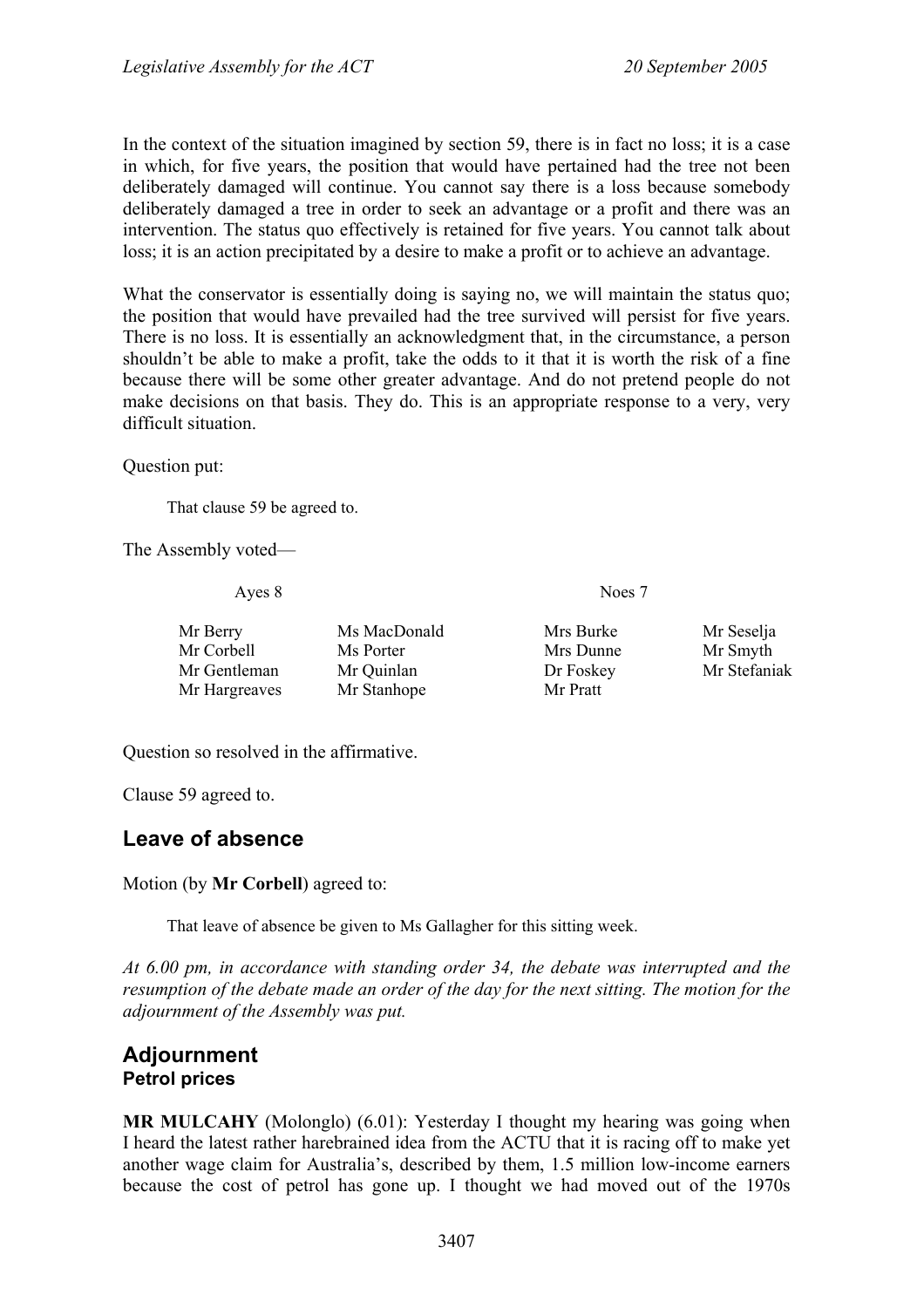In the context of the situation imagined by section 59, there is in fact no loss; it is a case in which, for five years, the position that would have pertained had the tree not been deliberately damaged will continue. You cannot say there is a loss because somebody deliberately damaged a tree in order to seek an advantage or a profit and there was an intervention. The status quo effectively is retained for five years. You cannot talk about loss; it is an action precipitated by a desire to make a profit or to achieve an advantage.

What the conservator is essentially doing is saying no, we will maintain the status quo; the position that would have prevailed had the tree survived will persist for five years. There is no loss. It is essentially an acknowledgment that, in the circumstance, a person shouldn't be able to make a profit, take the odds to it that it is worth the risk of a fine because there will be some other greater advantage. And do not pretend people do not make decisions on that basis. They do. This is an appropriate response to a very, very difficult situation.

Question put:

> That clause 59 be agreed to.

The Assembly voted—

| Ayes 8 | | Noes 7 | |
|---|---|---|---|
| Mr Berry | Ms MacDonald | Mrs Burke | Mr Seselja |
| Mr Corbell | Ms Porter | Mrs Dunne | Mr Smyth |
| Mr Gentleman | Mr Quinlan | Dr Foskey | Mr Stefaniak |
| Mr Hargreaves | Mr Stanhope | Mr Pratt | |

Question so resolved in the affirmative.

Clause 59 agreed to.

## Leave of absence

Motion (by **Mr Corbell**) agreed to:

> That leave of absence be given to Ms Gallagher for this sitting week.

*At 6.00 pm, in accordance with standing order 34, the debate was interrupted and the resumption of the debate made an order of the day for the next sitting. The motion for the adjournment of the Assembly was put.*

## Adjournment

### Petrol prices

**MR MULCAHY** (Molonglo) (6.01): Yesterday I thought my hearing was going when I heard the latest rather harebrained idea from the ACTU that it is racing off to make yet another wage claim for Australia's, described by them, 1.5 million low-income earners because the cost of petrol has gone up. I thought we had moved out of the 1970s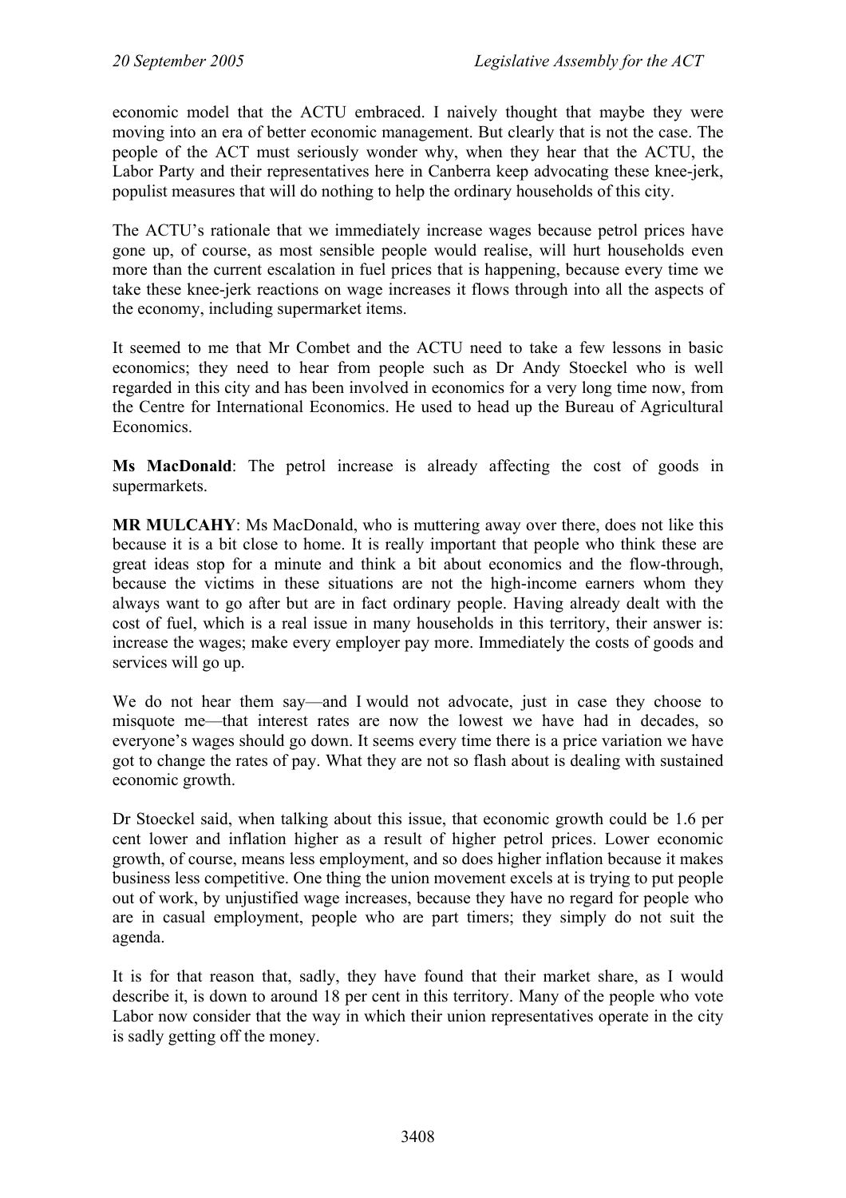economic model that the ACTU embraced. I naively thought that maybe they were moving into an era of better economic management. But clearly that is not the case. The people of the ACT must seriously wonder why, when they hear that the ACTU, the Labor Party and their representatives here in Canberra keep advocating these knee-jerk, populist measures that will do nothing to help the ordinary households of this city.

The ACTU's rationale that we immediately increase wages because petrol prices have gone up, of course, as most sensible people would realise, will hurt households even more than the current escalation in fuel prices that is happening, because every time we take these knee-jerk reactions on wage increases it flows through into all the aspects of the economy, including supermarket items.

It seemed to me that Mr Combet and the ACTU need to take a few lessons in basic economics; they need to hear from people such as Dr Andy Stoeckel who is well regarded in this city and has been involved in economics for a very long time now, from the Centre for International Economics. He used to head up the Bureau of Agricultural Economics.

**Ms MacDonald**: The petrol increase is already affecting the cost of goods in supermarkets.

**MR MULCAHY**: Ms MacDonald, who is muttering away over there, does not like this because it is a bit close to home. It is really important that people who think these are great ideas stop for a minute and think a bit about economics and the flow-through, because the victims in these situations are not the high-income earners whom they always want to go after but are in fact ordinary people. Having already dealt with the cost of fuel, which is a real issue in many households in this territory, their answer is: increase the wages; make every employer pay more. Immediately the costs of goods and services will go up.

We do not hear them say—and I would not advocate, just in case they choose to misquote me—that interest rates are now the lowest we have had in decades, so everyone's wages should go down. It seems every time there is a price variation we have got to change the rates of pay. What they are not so flash about is dealing with sustained economic growth.

Dr Stoeckel said, when talking about this issue, that economic growth could be 1.6 per cent lower and inflation higher as a result of higher petrol prices. Lower economic growth, of course, means less employment, and so does higher inflation because it makes business less competitive. One thing the union movement excels at is trying to put people out of work, by unjustified wage increases, because they have no regard for people who are in casual employment, people who are part timers; they simply do not suit the agenda.

It is for that reason that, sadly, they have found that their market share, as I would describe it, is down to around 18 per cent in this territory. Many of the people who vote Labor now consider that the way in which their union representatives operate in the city is sadly getting off the money.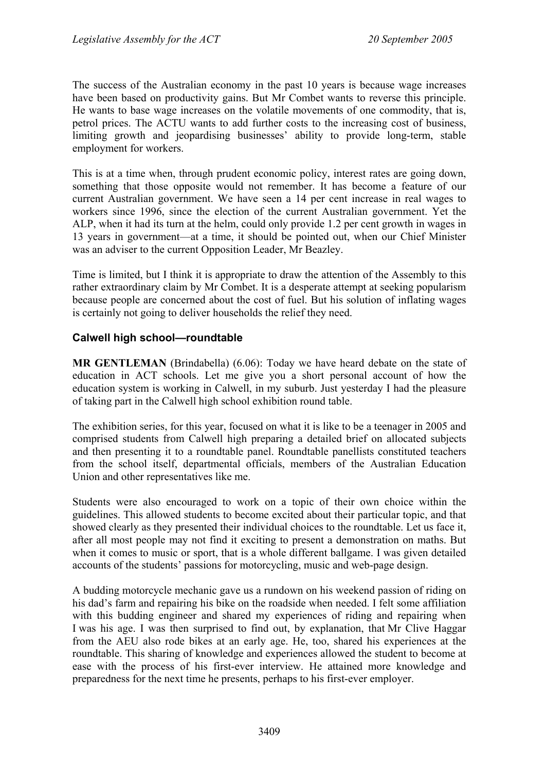The success of the Australian economy in the past 10 years is because wage increases have been based on productivity gains. But Mr Combet wants to reverse this principle. He wants to base wage increases on the volatile movements of one commodity, that is, petrol prices. The ACTU wants to add further costs to the increasing cost of business, limiting growth and jeopardising businesses' ability to provide long-term, stable employment for workers.

This is at a time when, through prudent economic policy, interest rates are going down, something that those opposite would not remember. It has become a feature of our current Australian government. We have seen a 14 per cent increase in real wages to workers since 1996, since the election of the current Australian government. Yet the ALP, when it had its turn at the helm, could only provide 1.2 per cent growth in wages in 13 years in government—at a time, it should be pointed out, when our Chief Minister was an adviser to the current Opposition Leader, Mr Beazley.

Time is limited, but I think it is appropriate to draw the attention of the Assembly to this rather extraordinary claim by Mr Combet. It is a desperate attempt at seeking popularism because people are concerned about the cost of fuel. But his solution of inflating wages is certainly not going to deliver households the relief they need.

### Calwell high school—roundtable

**MR GENTLEMAN** (Brindabella) (6.06): Today we have heard debate on the state of education in ACT schools. Let me give you a short personal account of how the education system is working in Calwell, in my suburb. Just yesterday I had the pleasure of taking part in the Calwell high school exhibition round table.

The exhibition series, for this year, focused on what it is like to be a teenager in 2005 and comprised students from Calwell high preparing a detailed brief on allocated subjects and then presenting it to a roundtable panel. Roundtable panellists constituted teachers from the school itself, departmental officials, members of the Australian Education Union and other representatives like me.

Students were also encouraged to work on a topic of their own choice within the guidelines. This allowed students to become excited about their particular topic, and that showed clearly as they presented their individual choices to the roundtable. Let us face it, after all most people may not find it exciting to present a demonstration on maths. But when it comes to music or sport, that is a whole different ballgame. I was given detailed accounts of the students' passions for motorcycling, music and web-page design.

A budding motorcycle mechanic gave us a rundown on his weekend passion of riding on his dad's farm and repairing his bike on the roadside when needed. I felt some affiliation with this budding engineer and shared my experiences of riding and repairing when I was his age. I was then surprised to find out, by explanation, that Mr Clive Haggar from the AEU also rode bikes at an early age. He, too, shared his experiences at the roundtable. This sharing of knowledge and experiences allowed the student to become at ease with the process of his first-ever interview. He attained more knowledge and preparedness for the next time he presents, perhaps to his first-ever employer.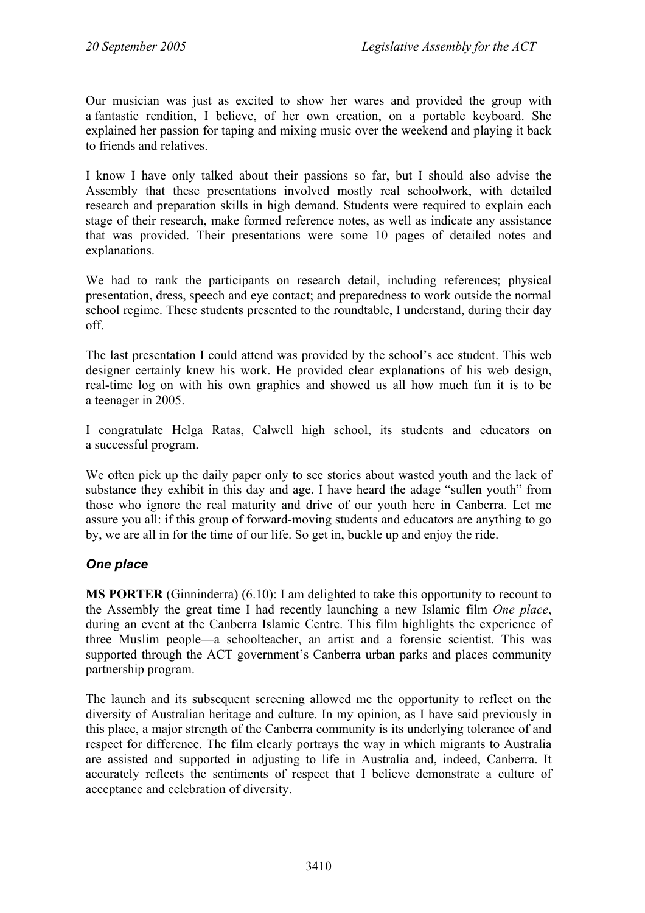Our musician was just as excited to show her wares and provided the group with a fantastic rendition, I believe, of her own creation, on a portable keyboard. She explained her passion for taping and mixing music over the weekend and playing it back to friends and relatives.

I know I have only talked about their passions so far, but I should also advise the Assembly that these presentations involved mostly real schoolwork, with detailed research and preparation skills in high demand. Students were required to explain each stage of their research, make formed reference notes, as well as indicate any assistance that was provided. Their presentations were some 10 pages of detailed notes and explanations.

We had to rank the participants on research detail, including references; physical presentation, dress, speech and eye contact; and preparedness to work outside the normal school regime. These students presented to the roundtable, I understand, during their day off.

The last presentation I could attend was provided by the school's ace student. This web designer certainly knew his work. He provided clear explanations of his web design, real-time log on with his own graphics and showed us all how much fun it is to be a teenager in 2005.

I congratulate Helga Ratas, Calwell high school, its students and educators on a successful program.

We often pick up the daily paper only to see stories about wasted youth and the lack of substance they exhibit in this day and age. I have heard the adage "sullen youth" from those who ignore the real maturity and drive of our youth here in Canberra. Let me assure you all: if this group of forward-moving students and educators are anything to go by, we are all in for the time of our life. So get in, buckle up and enjoy the ride.

## *One place*

**MS PORTER** (Ginninderra) (6.10): I am delighted to take this opportunity to recount to the Assembly the great time I had recently launching a new Islamic film *One place*, during an event at the Canberra Islamic Centre. This film highlights the experience of three Muslim people—a schoolteacher, an artist and a forensic scientist. This was supported through the ACT government's Canberra urban parks and places community partnership program.

The launch and its subsequent screening allowed me the opportunity to reflect on the diversity of Australian heritage and culture. In my opinion, as I have said previously in this place, a major strength of the Canberra community is its underlying tolerance of and respect for difference. The film clearly portrays the way in which migrants to Australia are assisted and supported in adjusting to life in Australia and, indeed, Canberra. It accurately reflects the sentiments of respect that I believe demonstrate a culture of acceptance and celebration of diversity.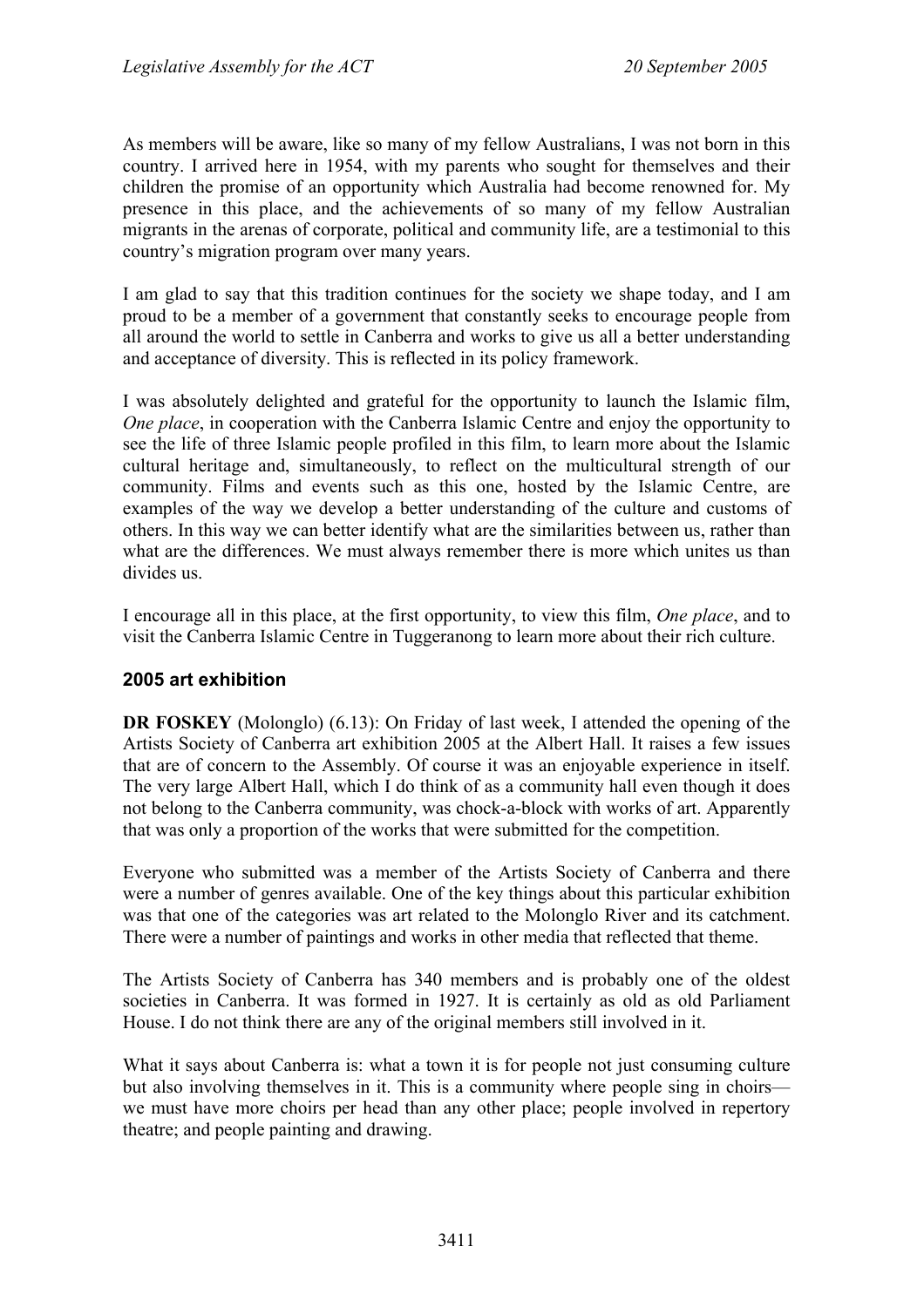As members will be aware, like so many of my fellow Australians, I was not born in this country. I arrived here in 1954, with my parents who sought for themselves and their children the promise of an opportunity which Australia had become renowned for. My presence in this place, and the achievements of so many of my fellow Australian migrants in the arenas of corporate, political and community life, are a testimonial to this country's migration program over many years.

I am glad to say that this tradition continues for the society we shape today, and I am proud to be a member of a government that constantly seeks to encourage people from all around the world to settle in Canberra and works to give us all a better understanding and acceptance of diversity. This is reflected in its policy framework.

I was absolutely delighted and grateful for the opportunity to launch the Islamic film, *One place*, in cooperation with the Canberra Islamic Centre and enjoy the opportunity to see the life of three Islamic people profiled in this film, to learn more about the Islamic cultural heritage and, simultaneously, to reflect on the multicultural strength of our community. Films and events such as this one, hosted by the Islamic Centre, are examples of the way we develop a better understanding of the culture and customs of others. In this way we can better identify what are the similarities between us, rather than what are the differences. We must always remember there is more which unites us than divides us.

I encourage all in this place, at the first opportunity, to view this film, *One place*, and to visit the Canberra Islamic Centre in Tuggeranong to learn more about their rich culture.

## 2005 art exhibition

**DR FOSKEY** (Molonglo) (6.13): On Friday of last week, I attended the opening of the Artists Society of Canberra art exhibition 2005 at the Albert Hall. It raises a few issues that are of concern to the Assembly. Of course it was an enjoyable experience in itself. The very large Albert Hall, which I do think of as a community hall even though it does not belong to the Canberra community, was chock-a-block with works of art. Apparently that was only a proportion of the works that were submitted for the competition.

Everyone who submitted was a member of the Artists Society of Canberra and there were a number of genres available. One of the key things about this particular exhibition was that one of the categories was art related to the Molonglo River and its catchment. There were a number of paintings and works in other media that reflected that theme.

The Artists Society of Canberra has 340 members and is probably one of the oldest societies in Canberra. It was formed in 1927. It is certainly as old as old Parliament House. I do not think there are any of the original members still involved in it.

What it says about Canberra is: what a town it is for people not just consuming culture but also involving themselves in it. This is a community where people sing in choirs—we must have more choirs per head than any other place; people involved in repertory theatre; and people painting and drawing.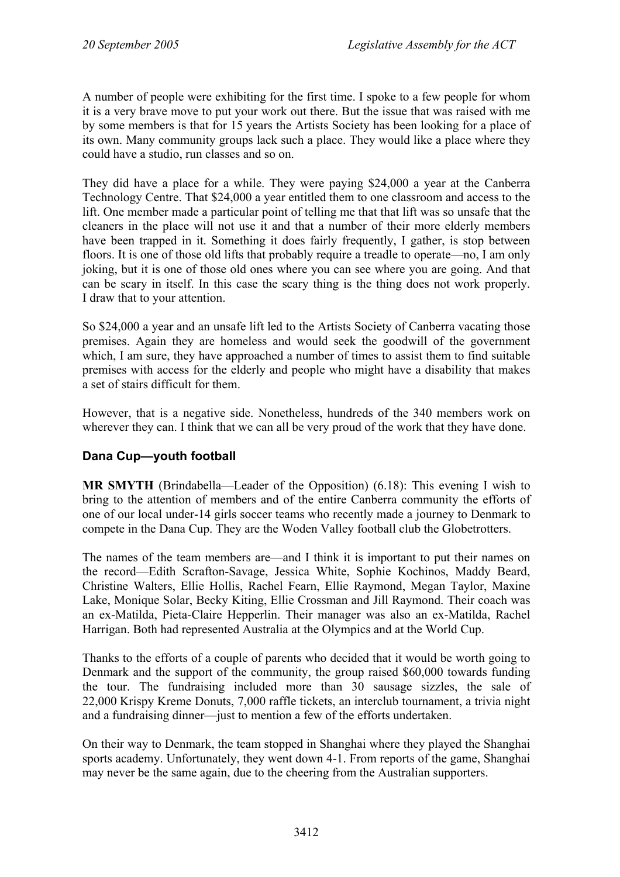A number of people were exhibiting for the first time. I spoke to a few people for whom it is a very brave move to put your work out there. But the issue that was raised with me by some members is that for 15 years the Artists Society has been looking for a place of its own. Many community groups lack such a place. They would like a place where they could have a studio, run classes and so on.

They did have a place for a while. They were paying $24,000 a year at the Canberra Technology Centre. That $24,000 a year entitled them to one classroom and access to the lift. One member made a particular point of telling me that that lift was so unsafe that the cleaners in the place will not use it and that a number of their more elderly members have been trapped in it. Something it does fairly frequently, I gather, is stop between floors. It is one of those old lifts that probably require a treadle to operate—no, I am only joking, but it is one of those old ones where you can see where you are going. And that can be scary in itself. In this case the scary thing is the thing does not work properly. I draw that to your attention.

So $24,000 a year and an unsafe lift led to the Artists Society of Canberra vacating those premises. Again they are homeless and would seek the goodwill of the government which, I am sure, they have approached a number of times to assist them to find suitable premises with access for the elderly and people who might have a disability that makes a set of stairs difficult for them.

However, that is a negative side. Nonetheless, hundreds of the 340 members work on wherever they can. I think that we can all be very proud of the work that they have done.

## Dana Cup—youth football

**MR SMYTH** (Brindabella—Leader of the Opposition) (6.18): This evening I wish to bring to the attention of members and of the entire Canberra community the efforts of one of our local under-14 girls soccer teams who recently made a journey to Denmark to compete in the Dana Cup. They are the Woden Valley football club the Globetrotters.

The names of the team members are—and I think it is important to put their names on the record—Edith Scrafton-Savage, Jessica White, Sophie Kochinos, Maddy Beard, Christine Walters, Ellie Hollis, Rachel Fearn, Ellie Raymond, Megan Taylor, Maxine Lake, Monique Solar, Becky Kiting, Ellie Crossman and Jill Raymond. Their coach was an ex-Matilda, Pieta-Claire Hepperlin. Their manager was also an ex-Matilda, Rachel Harrigan. Both had represented Australia at the Olympics and at the World Cup.

Thanks to the efforts of a couple of parents who decided that it would be worth going to Denmark and the support of the community, the group raised $60,000 towards funding the tour. The fundraising included more than 30 sausage sizzles, the sale of 22,000 Krispy Kreme Donuts, 7,000 raffle tickets, an interclub tournament, a trivia night and a fundraising dinner—just to mention a few of the efforts undertaken.

On their way to Denmark, the team stopped in Shanghai where they played the Shanghai sports academy. Unfortunately, they went down 4-1. From reports of the game, Shanghai may never be the same again, due to the cheering from the Australian supporters.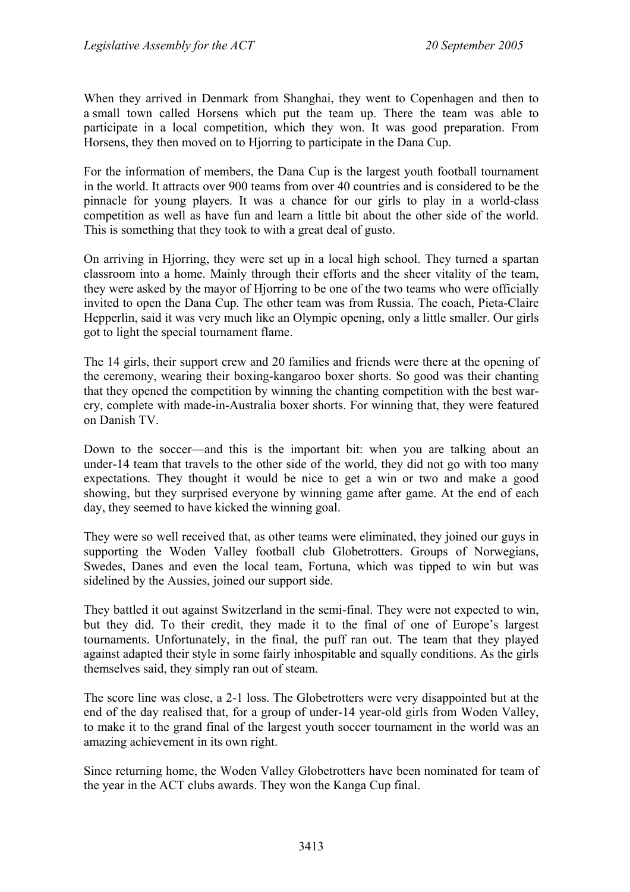When they arrived in Denmark from Shanghai, they went to Copenhagen and then to a small town called Horsens which put the team up. There the team was able to participate in a local competition, which they won. It was good preparation. From Horsens, they then moved on to Hjorring to participate in the Dana Cup.

For the information of members, the Dana Cup is the largest youth football tournament in the world. It attracts over 900 teams from over 40 countries and is considered to be the pinnacle for young players. It was a chance for our girls to play in a world-class competition as well as have fun and learn a little bit about the other side of the world. This is something that they took to with a great deal of gusto.

On arriving in Hjorring, they were set up in a local high school. They turned a spartan classroom into a home. Mainly through their efforts and the sheer vitality of the team, they were asked by the mayor of Hjorring to be one of the two teams who were officially invited to open the Dana Cup. The other team was from Russia. The coach, Pieta-Claire Hepperlin, said it was very much like an Olympic opening, only a little smaller. Our girls got to light the special tournament flame.

The 14 girls, their support crew and 20 families and friends were there at the opening of the ceremony, wearing their boxing-kangaroo boxer shorts. So good was their chanting that they opened the competition by winning the chanting competition with the best war-cry, complete with made-in-Australia boxer shorts. For winning that, they were featured on Danish TV.

Down to the soccer—and this is the important bit: when you are talking about an under-14 team that travels to the other side of the world, they did not go with too many expectations. They thought it would be nice to get a win or two and make a good showing, but they surprised everyone by winning game after game. At the end of each day, they seemed to have kicked the winning goal.

They were so well received that, as other teams were eliminated, they joined our guys in supporting the Woden Valley football club Globetrotters. Groups of Norwegians, Swedes, Danes and even the local team, Fortuna, which was tipped to win but was sidelined by the Aussies, joined our support side.

They battled it out against Switzerland in the semi-final. They were not expected to win, but they did. To their credit, they made it to the final of one of Europe's largest tournaments. Unfortunately, in the final, the puff ran out. The team that they played against adapted their style in some fairly inhospitable and squally conditions. As the girls themselves said, they simply ran out of steam.

The score line was close, a 2-1 loss. The Globetrotters were very disappointed but at the end of the day realised that, for a group of under-14 year-old girls from Woden Valley, to make it to the grand final of the largest youth soccer tournament in the world was an amazing achievement in its own right.

Since returning home, the Woden Valley Globetrotters have been nominated for team of the year in the ACT clubs awards. They won the Kanga Cup final.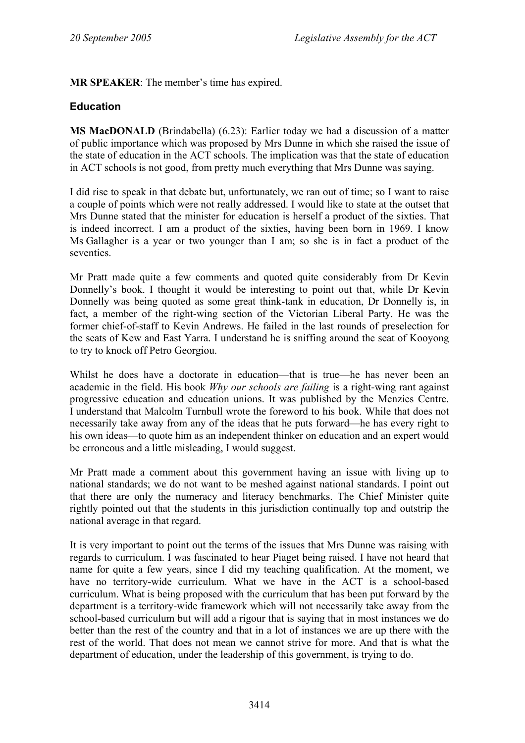**MR SPEAKER**: The member's time has expired.

## Education

**MS MacDONALD** (Brindabella) (6.23): Earlier today we had a discussion of a matter of public importance which was proposed by Mrs Dunne in which she raised the issue of the state of education in the ACT schools. The implication was that the state of education in ACT schools is not good, from pretty much everything that Mrs Dunne was saying.

I did rise to speak in that debate but, unfortunately, we ran out of time; so I want to raise a couple of points which were not really addressed. I would like to state at the outset that Mrs Dunne stated that the minister for education is herself a product of the sixties. That is indeed incorrect. I am a product of the sixties, having been born in 1969. I know Ms Gallagher is a year or two younger than I am; so she is in fact a product of the seventies.

Mr Pratt made quite a few comments and quoted quite considerably from Dr Kevin Donnelly's book. I thought it would be interesting to point out that, while Dr Kevin Donnelly was being quoted as some great think-tank in education, Dr Donnelly is, in fact, a member of the right-wing section of the Victorian Liberal Party. He was the former chief-of-staff to Kevin Andrews. He failed in the last rounds of preselection for the seats of Kew and East Yarra. I understand he is sniffing around the seat of Kooyong to try to knock off Petro Georgiou.

Whilst he does have a doctorate in education—that is true—he has never been an academic in the field. His book *Why our schools are failing* is a right-wing rant against progressive education and education unions. It was published by the Menzies Centre. I understand that Malcolm Turnbull wrote the foreword to his book. While that does not necessarily take away from any of the ideas that he puts forward—he has every right to his own ideas—to quote him as an independent thinker on education and an expert would be erroneous and a little misleading, I would suggest.

Mr Pratt made a comment about this government having an issue with living up to national standards; we do not want to be meshed against national standards. I point out that there are only the numeracy and literacy benchmarks. The Chief Minister quite rightly pointed out that the students in this jurisdiction continually top and outstrip the national average in that regard.

It is very important to point out the terms of the issues that Mrs Dunne was raising with regards to curriculum. I was fascinated to hear Piaget being raised. I have not heard that name for quite a few years, since I did my teaching qualification. At the moment, we have no territory-wide curriculum. What we have in the ACT is a school-based curriculum. What is being proposed with the curriculum that has been put forward by the department is a territory-wide framework which will not necessarily take away from the school-based curriculum but will add a rigour that is saying that in most instances we do better than the rest of the country and that in a lot of instances we are up there with the rest of the world. That does not mean we cannot strive for more. And that is what the department of education, under the leadership of this government, is trying to do.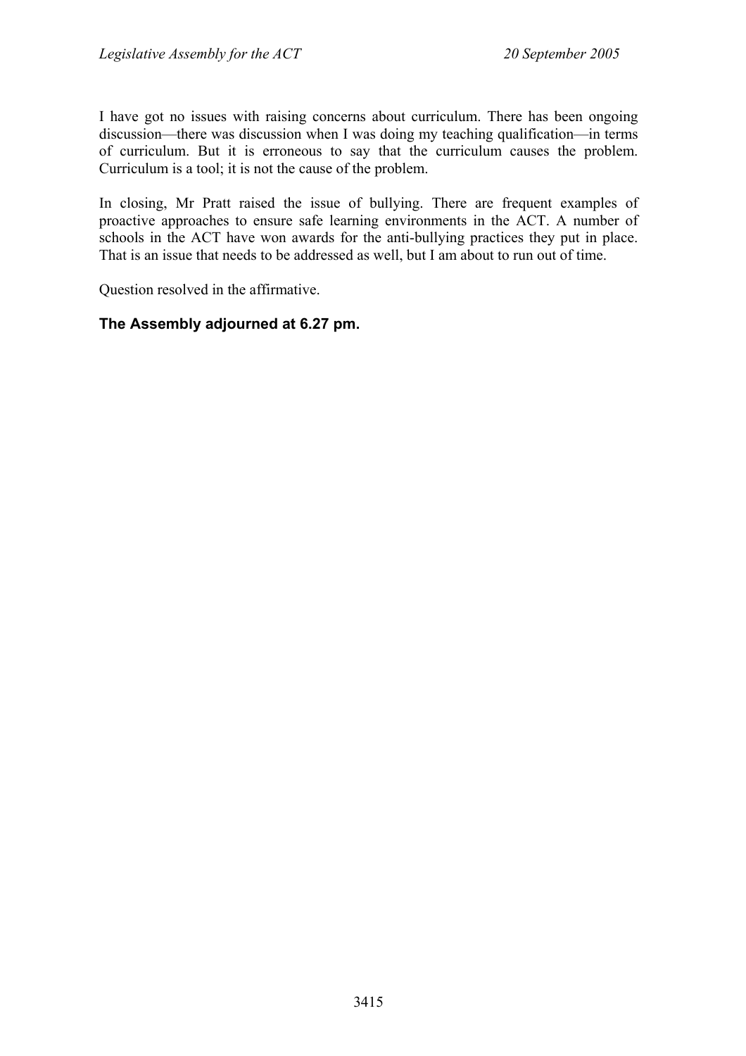I have got no issues with raising concerns about curriculum. There has been ongoing discussion—there was discussion when I was doing my teaching qualification—in terms of curriculum. But it is erroneous to say that the curriculum causes the problem. Curriculum is a tool; it is not the cause of the problem.

In closing, Mr Pratt raised the issue of bullying. There are frequent examples of proactive approaches to ensure safe learning environments in the ACT. A number of schools in the ACT have won awards for the anti-bullying practices they put in place. That is an issue that needs to be addressed as well, but I am about to run out of time.

Question resolved in the affirmative.

**The Assembly adjourned at 6.27 pm.**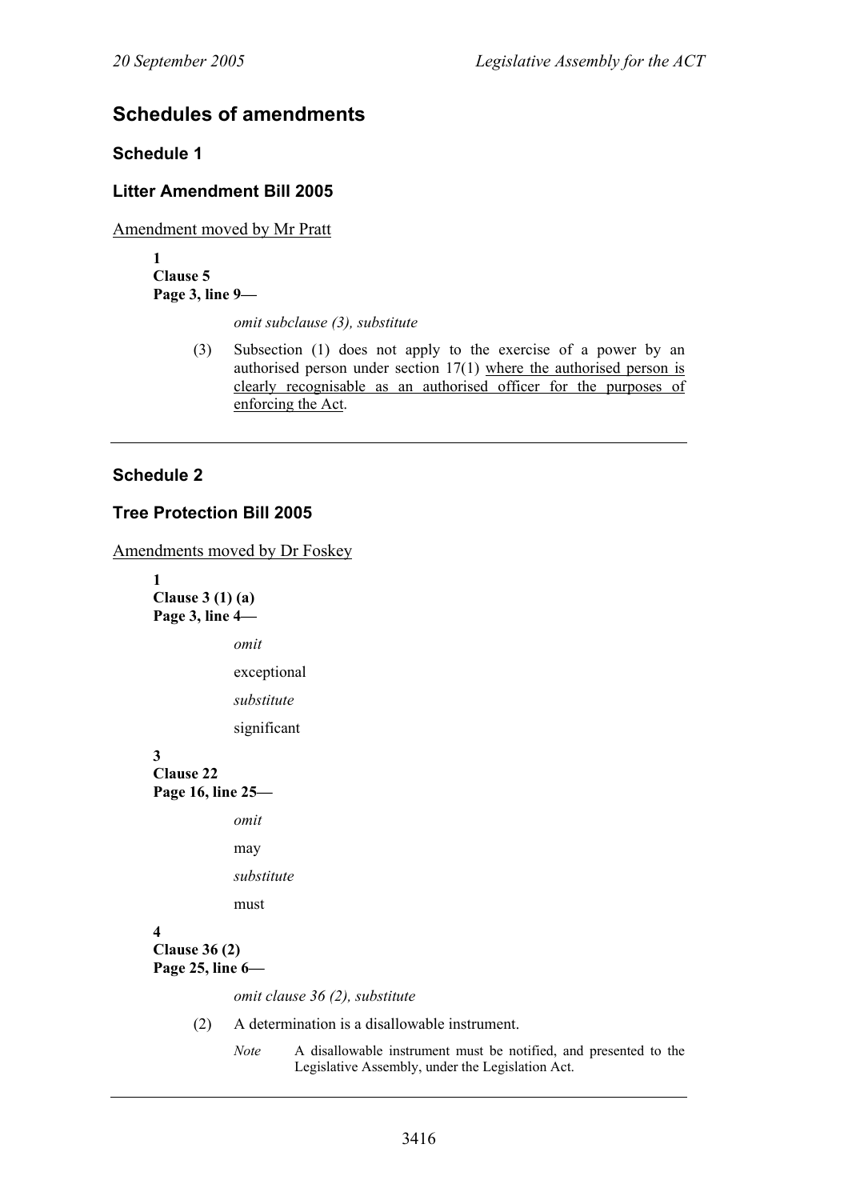## Schedules of amendments

### Schedule 1

### Litter Amendment Bill 2005

Amendment moved by Mr Pratt

**1**
**Clause 5**
**Page 3, line 9—**

*omit subclause (3), substitute*

(3) Subsection (1) does not apply to the exercise of a power by an authorised person under section 17(1) where the authorised person is clearly recognisable as an authorised officer for the purposes of enforcing the Act.

---

### Schedule 2

### Tree Protection Bill 2005

Amendments moved by Dr Foskey

**1**
**Clause 3 (1) (a)**
**Page 3, line 4—**

*omit*

exceptional

*substitute*

significant

**3**
**Clause 22**
**Page 16, line 25—**

*omit*

may

*substitute*

must

**4**
**Clause 36 (2)**
**Page 25, line 6—**

*omit clause 36 (2), substitute*

(2) A determination is a disallowable instrument.

*Note* A disallowable instrument must be notified, and presented to the Legislative Assembly, under the Legislation Act.

---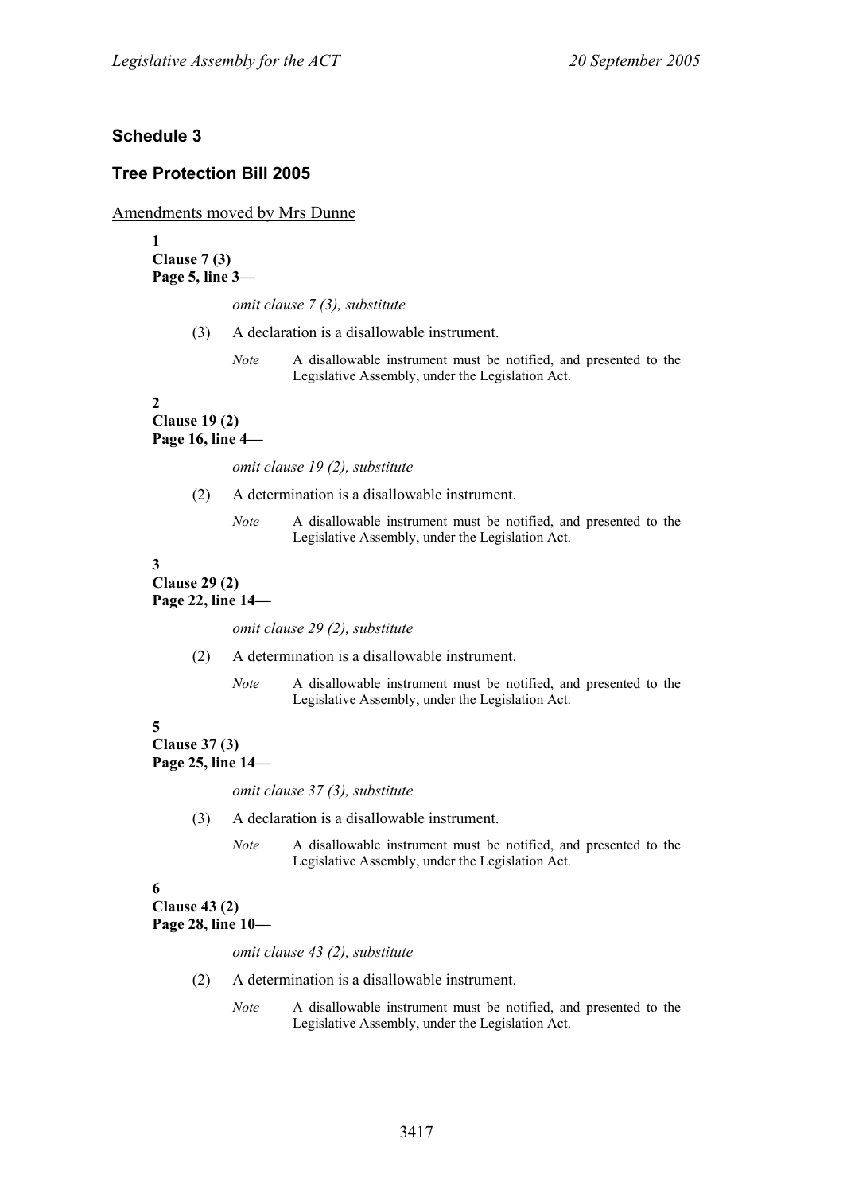## Schedule 3

## Tree Protection Bill 2005

Amendments moved by Mrs Dunne

**1**
**Clause 7 (3)**
**Page 5, line 3—**

*omit clause 7 (3), substitute*

(3) A declaration is a disallowable instrument.

*Note* A disallowable instrument must be notified, and presented to the Legislative Assembly, under the Legislation Act.

**2**
**Clause 19 (2)**
**Page 16, line 4—**

*omit clause 19 (2), substitute*

(2) A determination is a disallowable instrument.

*Note* A disallowable instrument must be notified, and presented to the Legislative Assembly, under the Legislation Act.

**3**
**Clause 29 (2)**
**Page 22, line 14—**

*omit clause 29 (2), substitute*

(2) A determination is a disallowable instrument.

*Note* A disallowable instrument must be notified, and presented to the Legislative Assembly, under the Legislation Act.

**5**
**Clause 37 (3)**
**Page 25, line 14—**

*omit clause 37 (3), substitute*

(3) A declaration is a disallowable instrument.

*Note* A disallowable instrument must be notified, and presented to the Legislative Assembly, under the Legislation Act.

**6**
**Clause 43 (2)**
**Page 28, line 10—**

*omit clause 43 (2), substitute*

(2) A determination is a disallowable instrument.

*Note* A disallowable instrument must be notified, and presented to the Legislative Assembly, under the Legislation Act.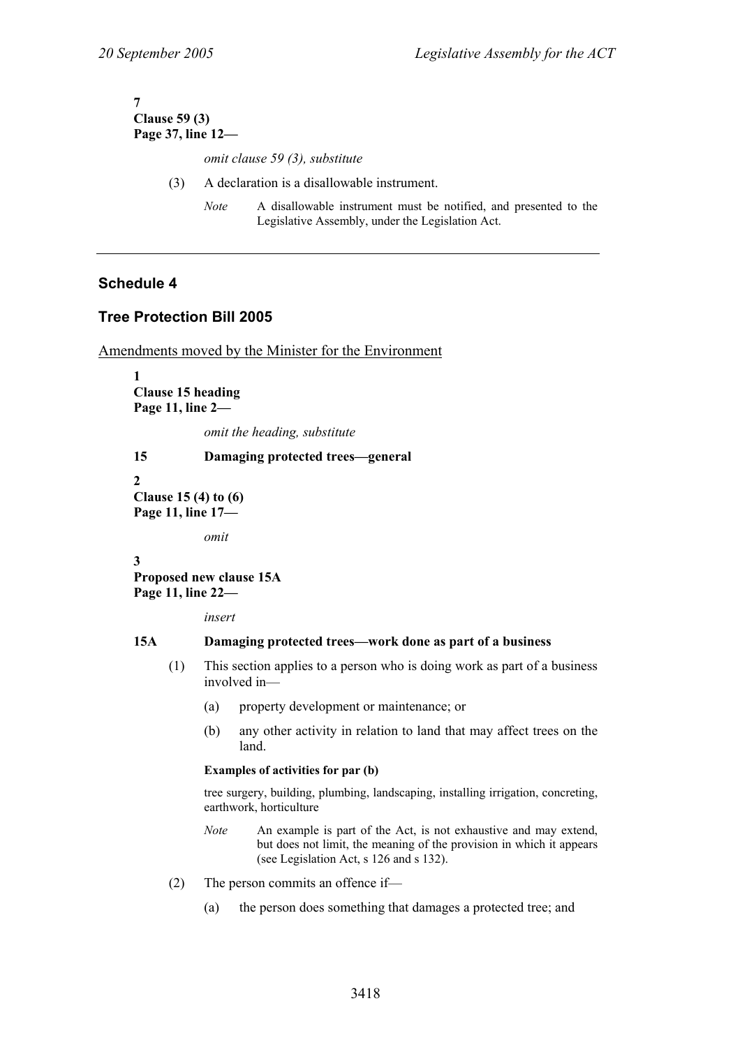**7**
**Clause 59 (3)**
**Page 37, line 12—**

*omit clause 59 (3), substitute*

(3) A declaration is a disallowable instrument.

*Note* A disallowable instrument must be notified, and presented to the Legislative Assembly, under the Legislation Act.

---

## Schedule 4

## Tree Protection Bill 2005

Amendments moved by the Minister for the Environment

**1**
**Clause 15 heading**
**Page 11, line 2—**

*omit the heading, substitute*

**15 Damaging protected trees—general**

**2**
**Clause 15 (4) to (6)**
**Page 11, line 17—**

*omit*

**3**
**Proposed new clause 15A**
**Page 11, line 22—**

*insert*

**15A Damaging protected trees—work done as part of a business**

(1) This section applies to a person who is doing work as part of a business involved in—

(a) property development or maintenance; or

(b) any other activity in relation to land that may affect trees on the land.

**Examples of activities for par (b)**

tree surgery, building, plumbing, landscaping, installing irrigation, concreting, earthwork, horticulture

*Note* An example is part of the Act, is not exhaustive and may extend, but does not limit, the meaning of the provision in which it appears (see Legislation Act, s 126 and s 132).

(2) The person commits an offence if—

(a) the person does something that damages a protected tree; and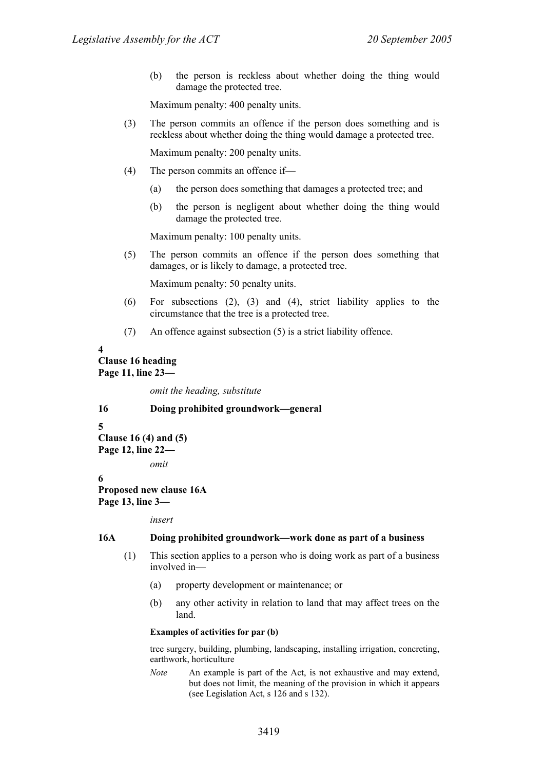(b) the person is reckless about whether doing the thing would damage the protected tree.

Maximum penalty: 400 penalty units.

(3) The person commits an offence if the person does something and is reckless about whether doing the thing would damage a protected tree.

Maximum penalty: 200 penalty units.

(4) The person commits an offence if—

(a) the person does something that damages a protected tree; and

(b) the person is negligent about whether doing the thing would damage the protected tree.

Maximum penalty: 100 penalty units.

(5) The person commits an offence if the person does something that damages, or is likely to damage, a protected tree.

Maximum penalty: 50 penalty units.

(6) For subsections (2), (3) and (4), strict liability applies to the circumstance that the tree is a protected tree.

(7) An offence against subsection (5) is a strict liability offence.

**4**
**Clause 16 heading**
**Page 11, line 23—**

*omit the heading, substitute*

**16 Doing prohibited groundwork—general**

**5**
**Clause 16 (4) and (5)**
**Page 12, line 22—**

*omit*

**6**
**Proposed new clause 16A**
**Page 13, line 3—**

*insert*

**16A Doing prohibited groundwork—work done as part of a business**

(1) This section applies to a person who is doing work as part of a business involved in—

(a) property development or maintenance; or

(b) any other activity in relation to land that may affect trees on the land.

**Examples of activities for par (b)**

tree surgery, building, plumbing, landscaping, installing irrigation, concreting, earthwork, horticulture

*Note* An example is part of the Act, is not exhaustive and may extend, but does not limit, the meaning of the provision in which it appears (see Legislation Act, s 126 and s 132).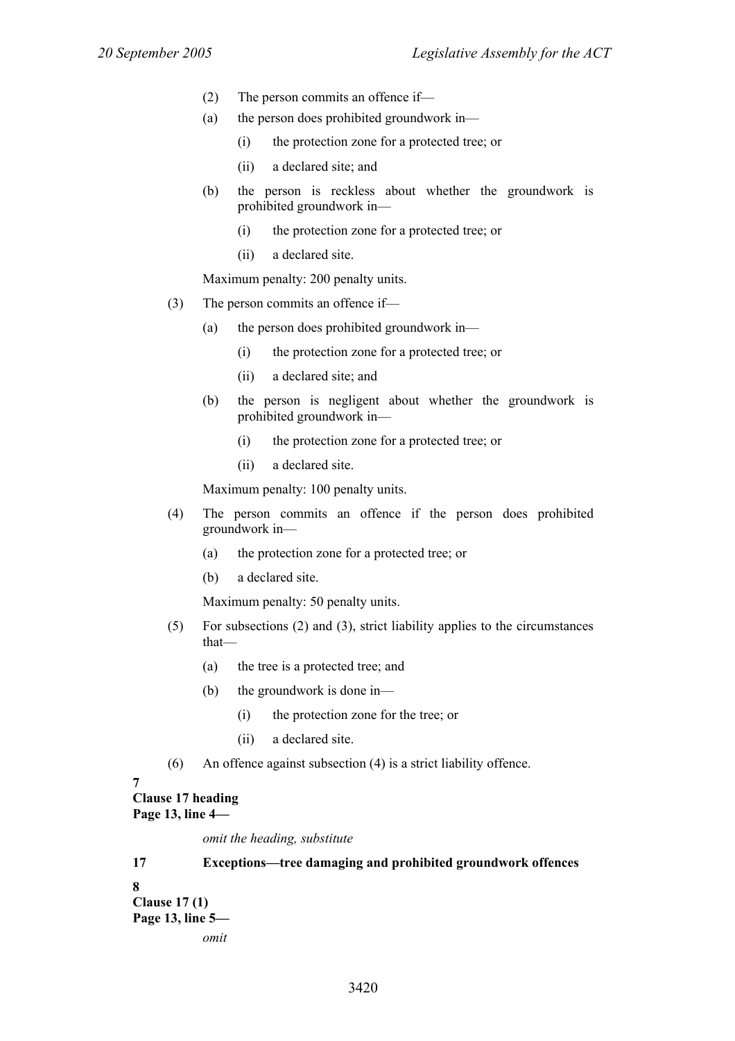(2) The person commits an offence if—

(a) the person does prohibited groundwork in—

(i) the protection zone for a protected tree; or

(ii) a declared site; and

(b) the person is reckless about whether the groundwork is prohibited groundwork in—

(i) the protection zone for a protected tree; or

(ii) a declared site.

Maximum penalty: 200 penalty units.

(3) The person commits an offence if—

(a) the person does prohibited groundwork in—

(i) the protection zone for a protected tree; or

(ii) a declared site; and

(b) the person is negligent about whether the groundwork is prohibited groundwork in—

(i) the protection zone for a protected tree; or

(ii) a declared site.

Maximum penalty: 100 penalty units.

(4) The person commits an offence if the person does prohibited groundwork in—

(a) the protection zone for a protected tree; or

(b) a declared site.

Maximum penalty: 50 penalty units.

(5) For subsections (2) and (3), strict liability applies to the circumstances that—

(a) the tree is a protected tree; and

(b) the groundwork is done in—

(i) the protection zone for the tree; or

(ii) a declared site.

(6) An offence against subsection (4) is a strict liability offence.

**7**
**Clause 17 heading**
**Page 13, line 4—**

*omit the heading, substitute*

**17 Exceptions—tree damaging and prohibited groundwork offences**

**8**
**Clause 17 (1)**
**Page 13, line 5—**

*omit*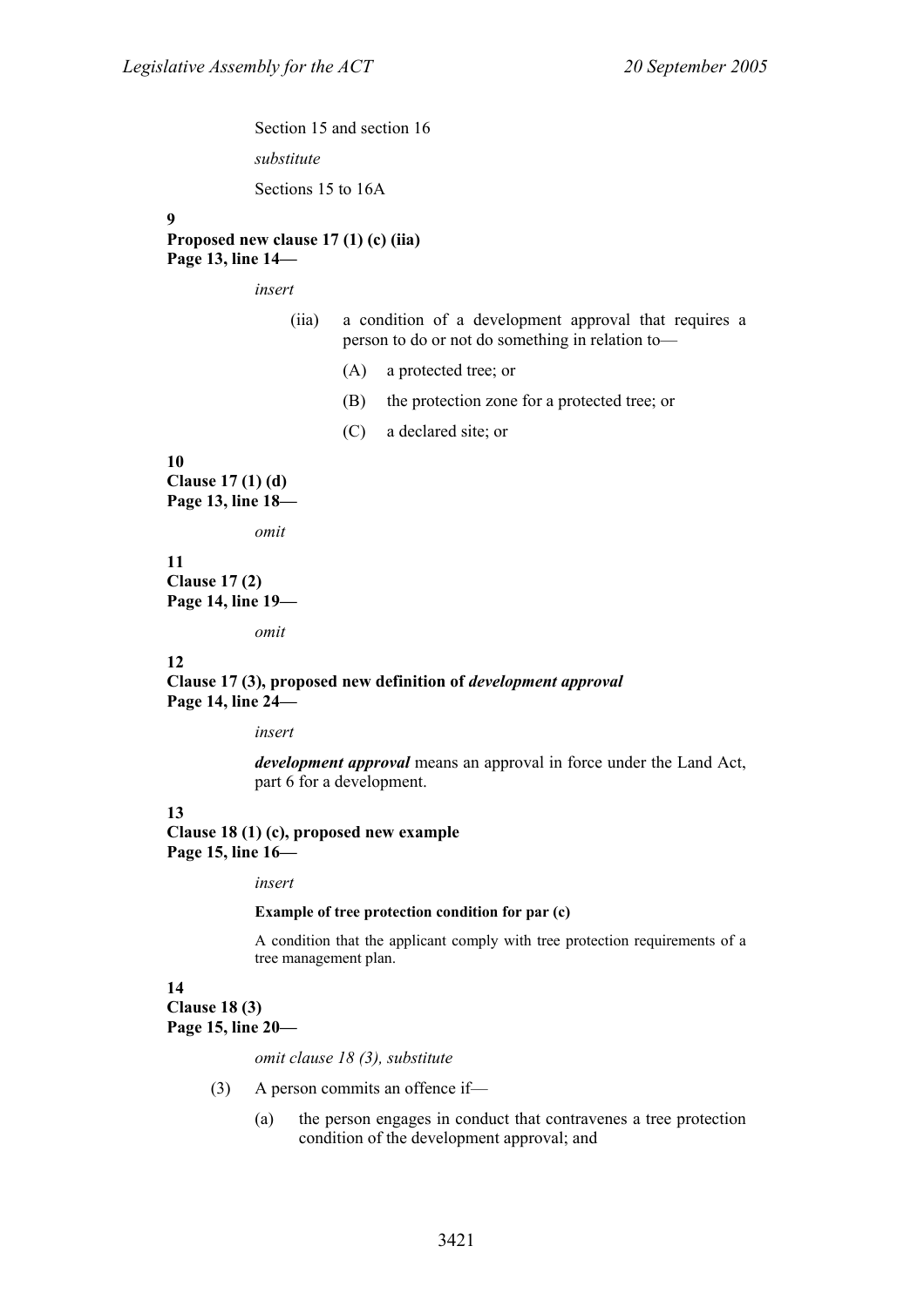Section 15 and section 16

*substitute*

Sections 15 to 16A

**9**
**Proposed new clause 17 (1) (c) (iia)**
**Page 13, line 14—**

*insert*

(iia) a condition of a development approval that requires a person to do or not do something in relation to—

(A) a protected tree; or

(B) the protection zone for a protected tree; or

(C) a declared site; or

**10**
**Clause 17 (1) (d)**
**Page 13, line 18—**

*omit*

**11**
**Clause 17 (2)**
**Page 14, line 19—**

*omit*

**12**
**Clause 17 (3), proposed new definition of *development approval***
**Page 14, line 24—**

*insert*

***development approval*** means an approval in force under the Land Act, part 6 for a development.

**13**
**Clause 18 (1) (c), proposed new example**
**Page 15, line 16—**

*insert*

**Example of tree protection condition for par (c)**

A condition that the applicant comply with tree protection requirements of a tree management plan.

**14**
**Clause 18 (3)**
**Page 15, line 20—**

*omit clause 18 (3), substitute*

(3) A person commits an offence if—

(a) the person engages in conduct that contravenes a tree protection condition of the development approval; and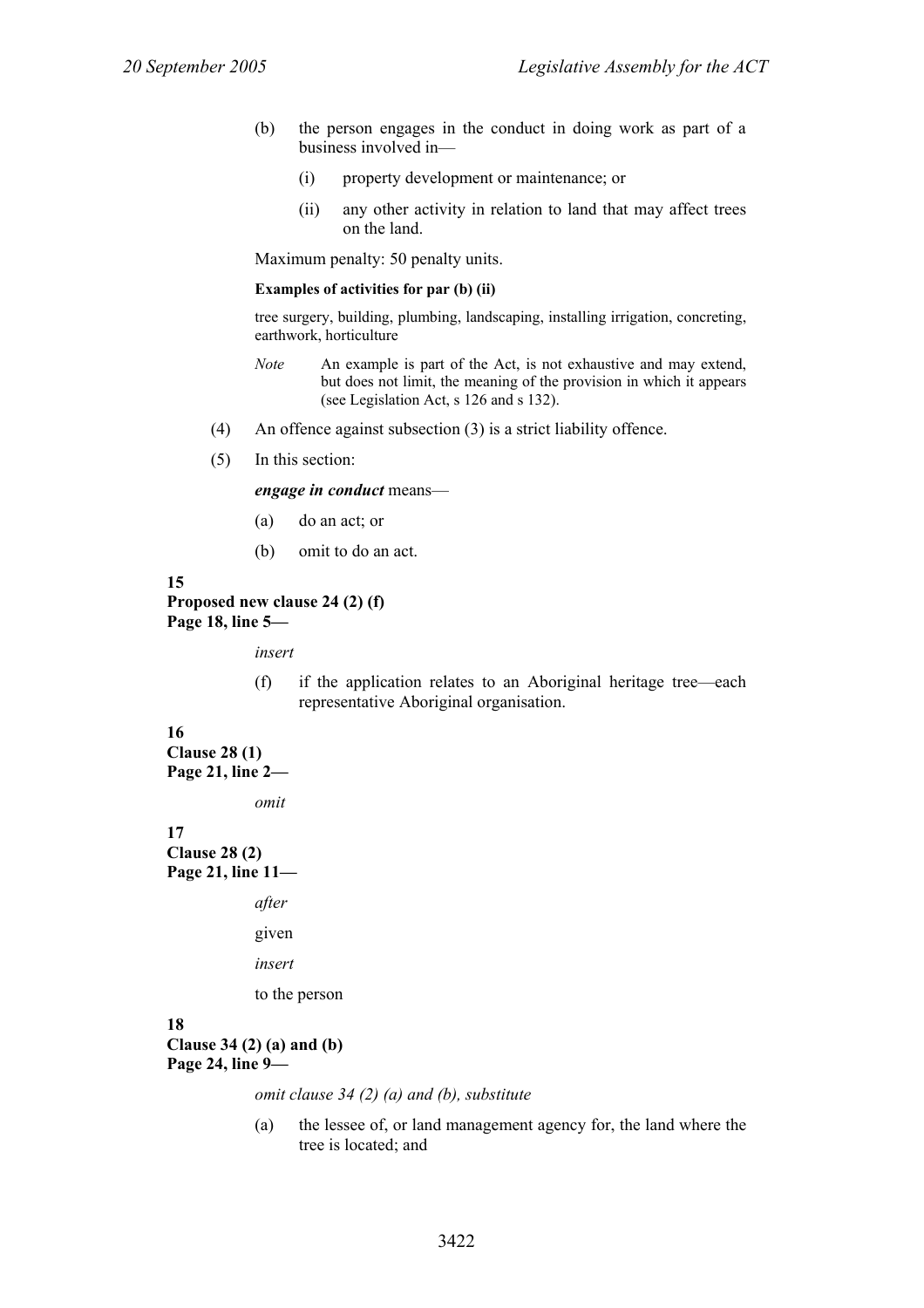(b) the person engages in the conduct in doing work as part of a business involved in—

(i) property development or maintenance; or

(ii) any other activity in relation to land that may affect trees on the land.

Maximum penalty: 50 penalty units.

**Examples of activities for par (b) (ii)**

tree surgery, building, plumbing, landscaping, installing irrigation, concreting, earthwork, horticulture

*Note* An example is part of the Act, is not exhaustive and may extend, but does not limit, the meaning of the provision in which it appears (see Legislation Act, s 126 and s 132).

(4) An offence against subsection (3) is a strict liability offence.

(5) In this section:

***engage in conduct*** means—

(a) do an act; or

(b) omit to do an act.

**15**
**Proposed new clause 24 (2) (f)**
**Page 18, line 5—**

*insert*

(f) if the application relates to an Aboriginal heritage tree—each representative Aboriginal organisation.

**16**
**Clause 28 (1)**
**Page 21, line 2—**

*omit*

**17**
**Clause 28 (2)**
**Page 21, line 11—**

*after*

given

*insert*

to the person

**18**
**Clause 34 (2) (a) and (b)**
**Page 24, line 9—**

*omit clause 34 (2) (a) and (b), substitute*

(a) the lessee of, or land management agency for, the land where the tree is located; and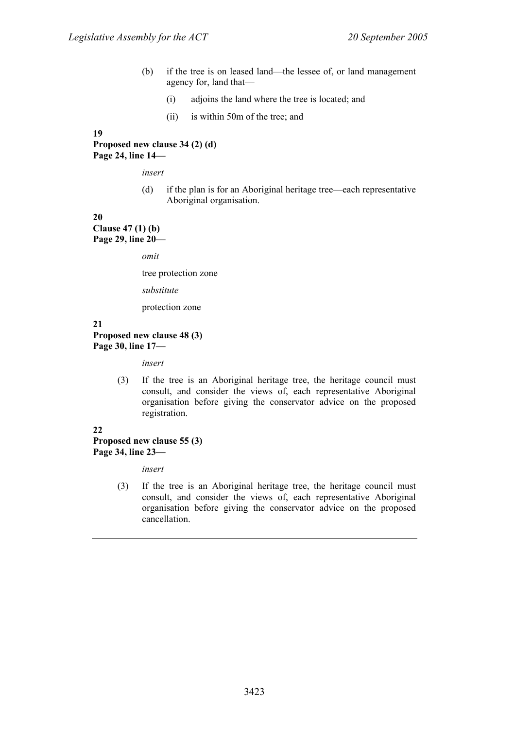(b) if the tree is on leased land—the lessee of, or land management agency for, land that—

(i) adjoins the land where the tree is located; and

(ii) is within 50m of the tree; and

**19**
**Proposed new clause 34 (2) (d)**
**Page 24, line 14—**

*insert*

(d) if the plan is for an Aboriginal heritage tree—each representative Aboriginal organisation.

**20**
**Clause 47 (1) (b)**
**Page 29, line 20—**

*omit*

tree protection zone

*substitute*

protection zone

**21**
**Proposed new clause 48 (3)**
**Page 30, line 17—**

*insert*

(3) If the tree is an Aboriginal heritage tree, the heritage council must consult, and consider the views of, each representative Aboriginal organisation before giving the conservator advice on the proposed registration.

**22**
**Proposed new clause 55 (3)**
**Page 34, line 23—**

*insert*

(3) If the tree is an Aboriginal heritage tree, the heritage council must consult, and consider the views of, each representative Aboriginal organisation before giving the conservator advice on the proposed cancellation.